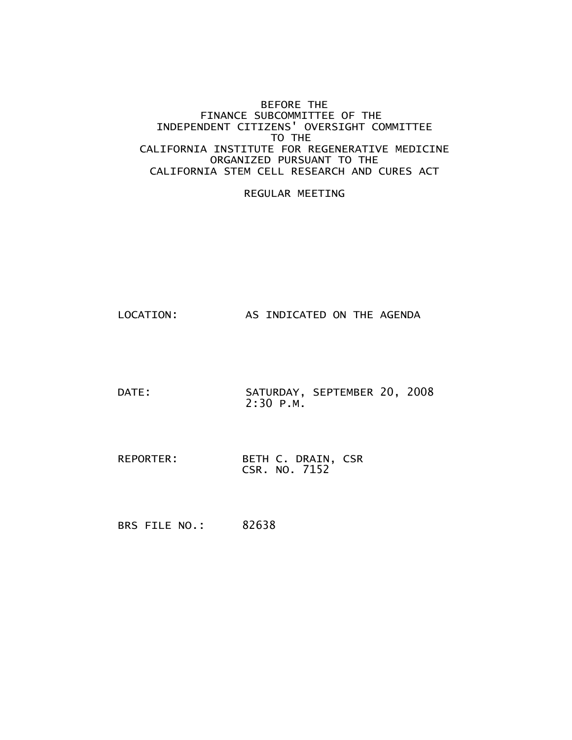BEFORE THE
FINANCE SUBCOMMITTEE OF THE
INDEPENDENT CITIZENS' OVERSIGHT COMMITTEE
TO THE
CALIFORNIA INSTITUTE FOR REGENERATIVE MEDICINE
ORGANIZED PURSUANT TO THE
CALIFORNIA STEM CELL RESEARCH AND CURES ACT

REGULAR MEETING

LOCATION: AS INDICATED ON THE AGENDA

DATE: SATURDAY, SEPTEMBER 20, 2008
2:30 P.M.

REPORTER: BETH C. DRAIN, CSR
CSR. NO. 7152

BRS FILE NO.: 82638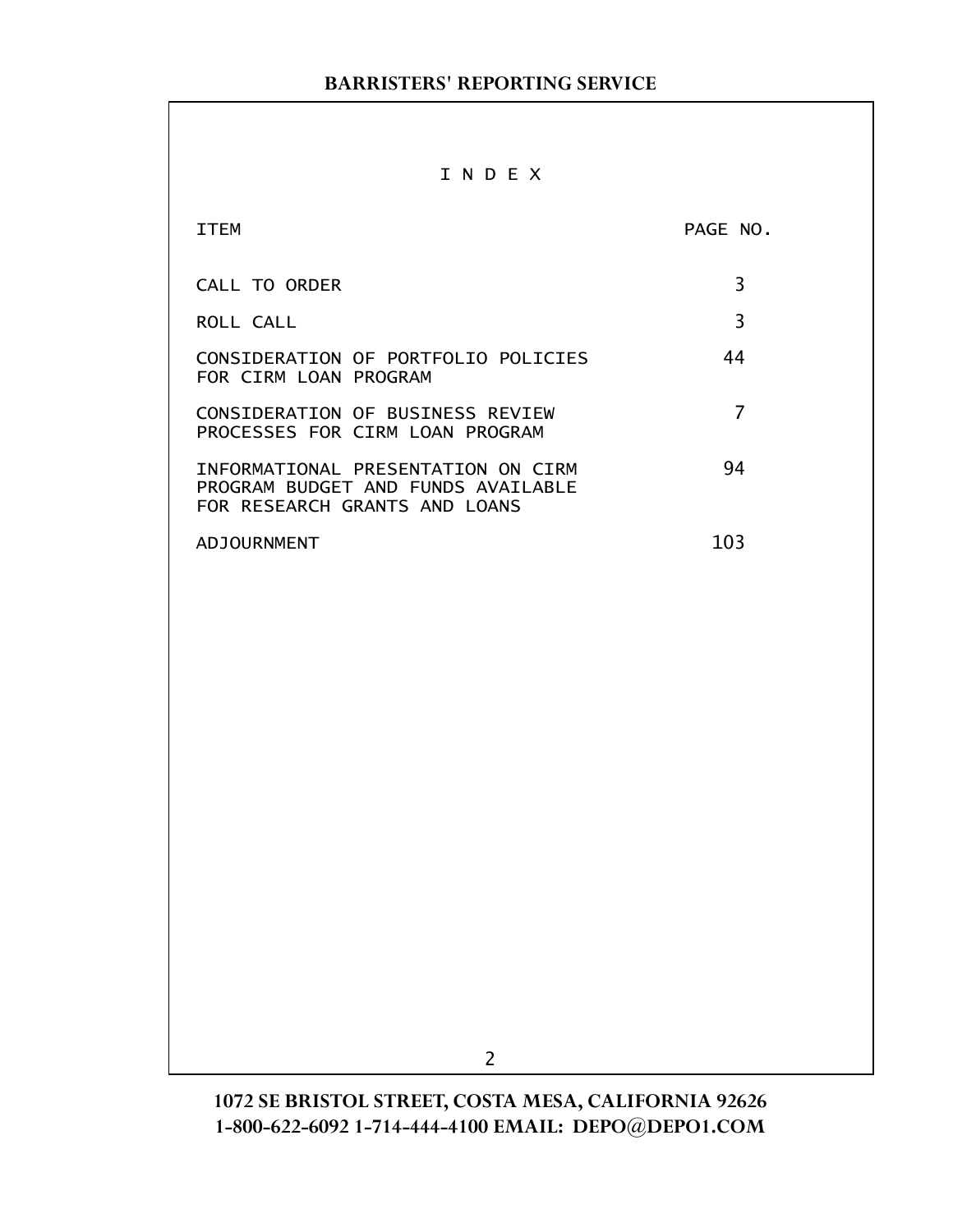# I N D E X

| ITEM | PAGE NO. |
|---|---|
| CALL TO ORDER | 3 |
| ROLL CALL | 3 |
| CONSIDERATION OF PORTFOLIO POLICIES FOR CIRM LOAN PROGRAM | 44 |
| CONSIDERATION OF BUSINESS REVIEW PROCESSES FOR CIRM LOAN PROGRAM | 7 |
| INFORMATIONAL PRESENTATION ON CIRM PROGRAM BUDGET AND FUNDS AVAILABLE FOR RESEARCH GRANTS AND LOANS | 94 |
| ADJOURNMENT | 103 |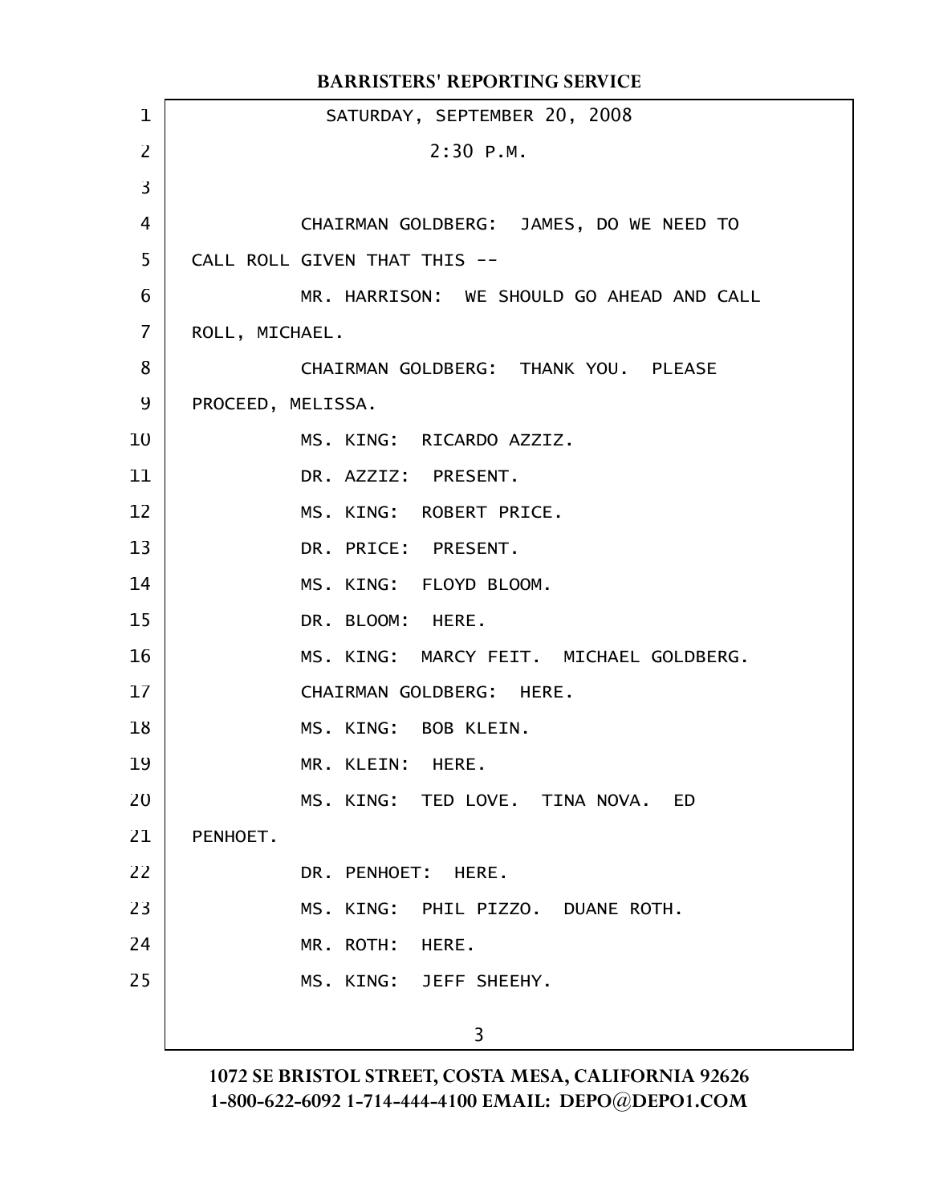SATURDAY, SEPTEMBER 20, 2008

2:30 P.M.

CHAIRMAN GOLDBERG: JAMES, DO WE NEED TO CALL ROLL GIVEN THAT THIS --

MR. HARRISON: WE SHOULD GO AHEAD AND CALL ROLL, MICHAEL.

CHAIRMAN GOLDBERG: THANK YOU. PLEASE PROCEED, MELISSA.

MS. KING: RICARDO AZZIZ.

DR. AZZIZ: PRESENT.

MS. KING: ROBERT PRICE.

DR. PRICE: PRESENT.

MS. KING: FLOYD BLOOM.

DR. BLOOM: HERE.

MS. KING: MARCY FEIT. MICHAEL GOLDBERG.

CHAIRMAN GOLDBERG: HERE.

MS. KING: BOB KLEIN.

MR. KLEIN: HERE.

MS. KING: TED LOVE. TINA NOVA. ED PENHOET.

DR. PENHOET: HERE.

MS. KING: PHIL PIZZO. DUANE ROTH.

MR. ROTH: HERE.

MS. KING: JEFF SHEEHY.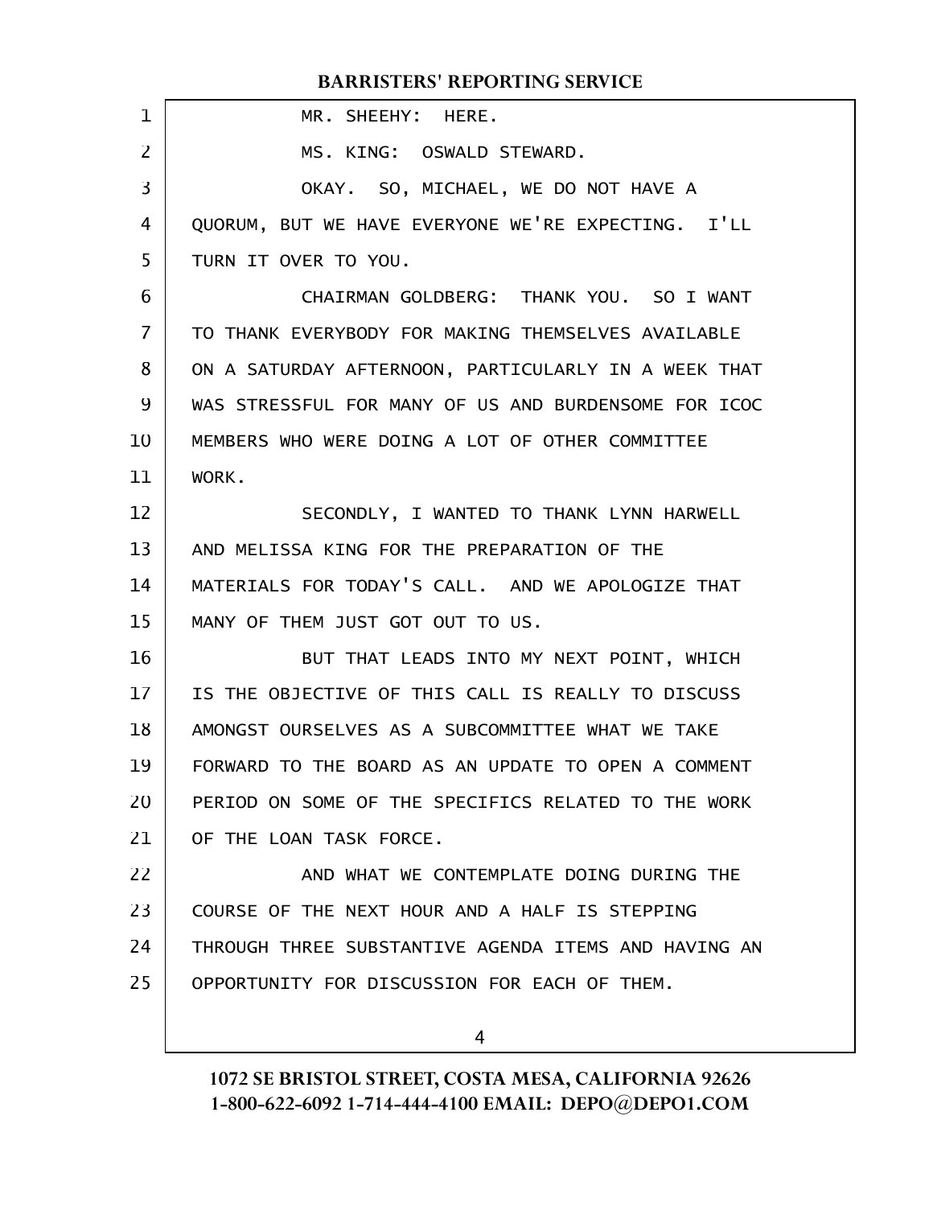MR. SHEEHY: HERE.

MS. KING: OSWALD STEWARD.

OKAY. SO, MICHAEL, WE DO NOT HAVE A QUORUM, BUT WE HAVE EVERYONE WE'RE EXPECTING. I'LL TURN IT OVER TO YOU.

CHAIRMAN GOLDBERG: THANK YOU. SO I WANT TO THANK EVERYBODY FOR MAKING THEMSELVES AVAILABLE ON A SATURDAY AFTERNOON, PARTICULARLY IN A WEEK THAT WAS STRESSFUL FOR MANY OF US AND BURDENSOME FOR ICOC MEMBERS WHO WERE DOING A LOT OF OTHER COMMITTEE WORK.

SECONDLY, I WANTED TO THANK LYNN HARWELL AND MELISSA KING FOR THE PREPARATION OF THE MATERIALS FOR TODAY'S CALL. AND WE APOLOGIZE THAT MANY OF THEM JUST GOT OUT TO US.

BUT THAT LEADS INTO MY NEXT POINT, WHICH IS THE OBJECTIVE OF THIS CALL IS REALLY TO DISCUSS AMONGST OURSELVES AS A SUBCOMMITTEE WHAT WE TAKE FORWARD TO THE BOARD AS AN UPDATE TO OPEN A COMMENT PERIOD ON SOME OF THE SPECIFICS RELATED TO THE WORK OF THE LOAN TASK FORCE.

AND WHAT WE CONTEMPLATE DOING DURING THE COURSE OF THE NEXT HOUR AND A HALF IS STEPPING THROUGH THREE SUBSTANTIVE AGENDA ITEMS AND HAVING AN OPPORTUNITY FOR DISCUSSION FOR EACH OF THEM.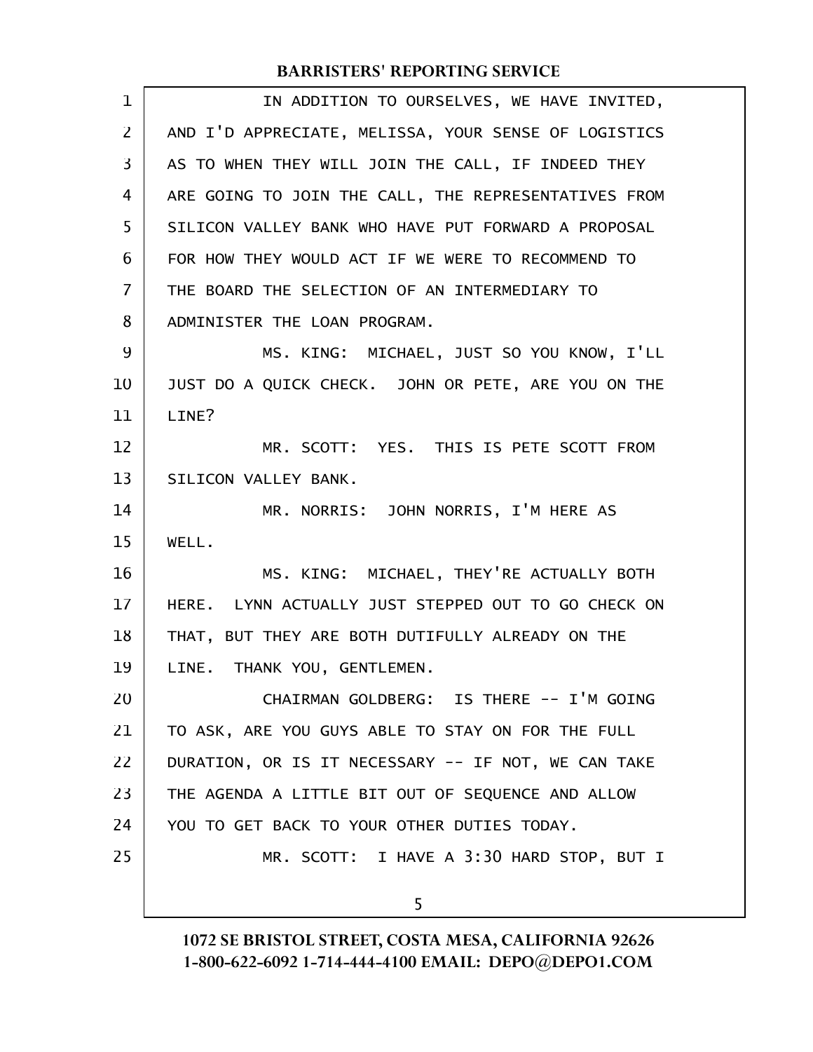IN ADDITION TO OURSELVES, WE HAVE INVITED, AND I'D APPRECIATE, MELISSA, YOUR SENSE OF LOGISTICS AS TO WHEN THEY WILL JOIN THE CALL, IF INDEED THEY ARE GOING TO JOIN THE CALL, THE REPRESENTATIVES FROM SILICON VALLEY BANK WHO HAVE PUT FORWARD A PROPOSAL FOR HOW THEY WOULD ACT IF WE WERE TO RECOMMEND TO THE BOARD THE SELECTION OF AN INTERMEDIARY TO ADMINISTER THE LOAN PROGRAM.

MS. KING: MICHAEL, JUST SO YOU KNOW, I'LL JUST DO A QUICK CHECK. JOHN OR PETE, ARE YOU ON THE LINE?

MR. SCOTT: YES. THIS IS PETE SCOTT FROM SILICON VALLEY BANK.

MR. NORRIS: JOHN NORRIS, I'M HERE AS WELL.

MS. KING: MICHAEL, THEY'RE ACTUALLY BOTH HERE. LYNN ACTUALLY JUST STEPPED OUT TO GO CHECK ON THAT, BUT THEY ARE BOTH DUTIFULLY ALREADY ON THE LINE. THANK YOU, GENTLEMEN.

CHAIRMAN GOLDBERG: IS THERE -- I'M GOING TO ASK, ARE YOU GUYS ABLE TO STAY ON FOR THE FULL DURATION, OR IS IT NECESSARY -- IF NOT, WE CAN TAKE THE AGENDA A LITTLE BIT OUT OF SEQUENCE AND ALLOW YOU TO GET BACK TO YOUR OTHER DUTIES TODAY.

MR. SCOTT: I HAVE A 3:30 HARD STOP, BUT I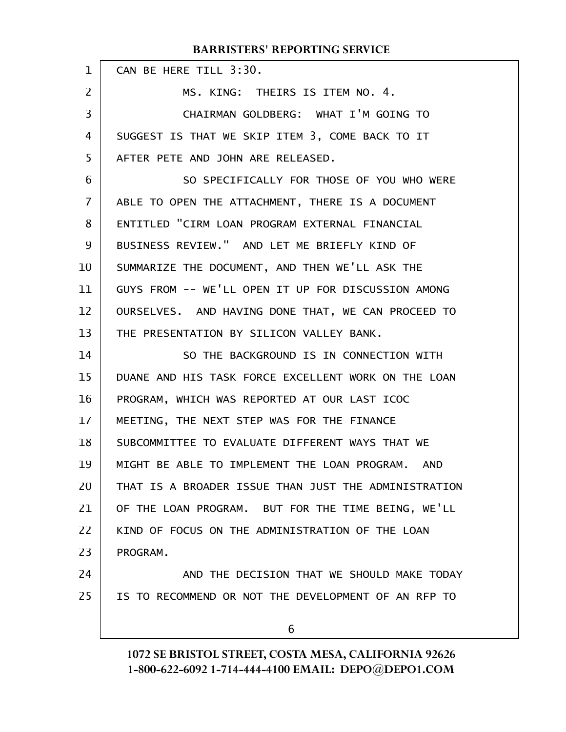CAN BE HERE TILL 3:30.

MS. KING: THEIRS IS ITEM NO. 4.

CHAIRMAN GOLDBERG: WHAT I'M GOING TO SUGGEST IS THAT WE SKIP ITEM 3, COME BACK TO IT AFTER PETE AND JOHN ARE RELEASED.

SO SPECIFICALLY FOR THOSE OF YOU WHO WERE ABLE TO OPEN THE ATTACHMENT, THERE IS A DOCUMENT ENTITLED "CIRM LOAN PROGRAM EXTERNAL FINANCIAL BUSINESS REVIEW." AND LET ME BRIEFLY KIND OF SUMMARIZE THE DOCUMENT, AND THEN WE'LL ASK THE GUYS FROM -- WE'LL OPEN IT UP FOR DISCUSSION AMONG OURSELVES. AND HAVING DONE THAT, WE CAN PROCEED TO THE PRESENTATION BY SILICON VALLEY BANK.

SO THE BACKGROUND IS IN CONNECTION WITH DUANE AND HIS TASK FORCE EXCELLENT WORK ON THE LOAN PROGRAM, WHICH WAS REPORTED AT OUR LAST ICOC MEETING, THE NEXT STEP WAS FOR THE FINANCE SUBCOMMITTEE TO EVALUATE DIFFERENT WAYS THAT WE MIGHT BE ABLE TO IMPLEMENT THE LOAN PROGRAM. AND THAT IS A BROADER ISSUE THAN JUST THE ADMINISTRATION OF THE LOAN PROGRAM. BUT FOR THE TIME BEING, WE'LL KIND OF FOCUS ON THE ADMINISTRATION OF THE LOAN PROGRAM.

AND THE DECISION THAT WE SHOULD MAKE TODAY IS TO RECOMMEND OR NOT THE DEVELOPMENT OF AN RFP TO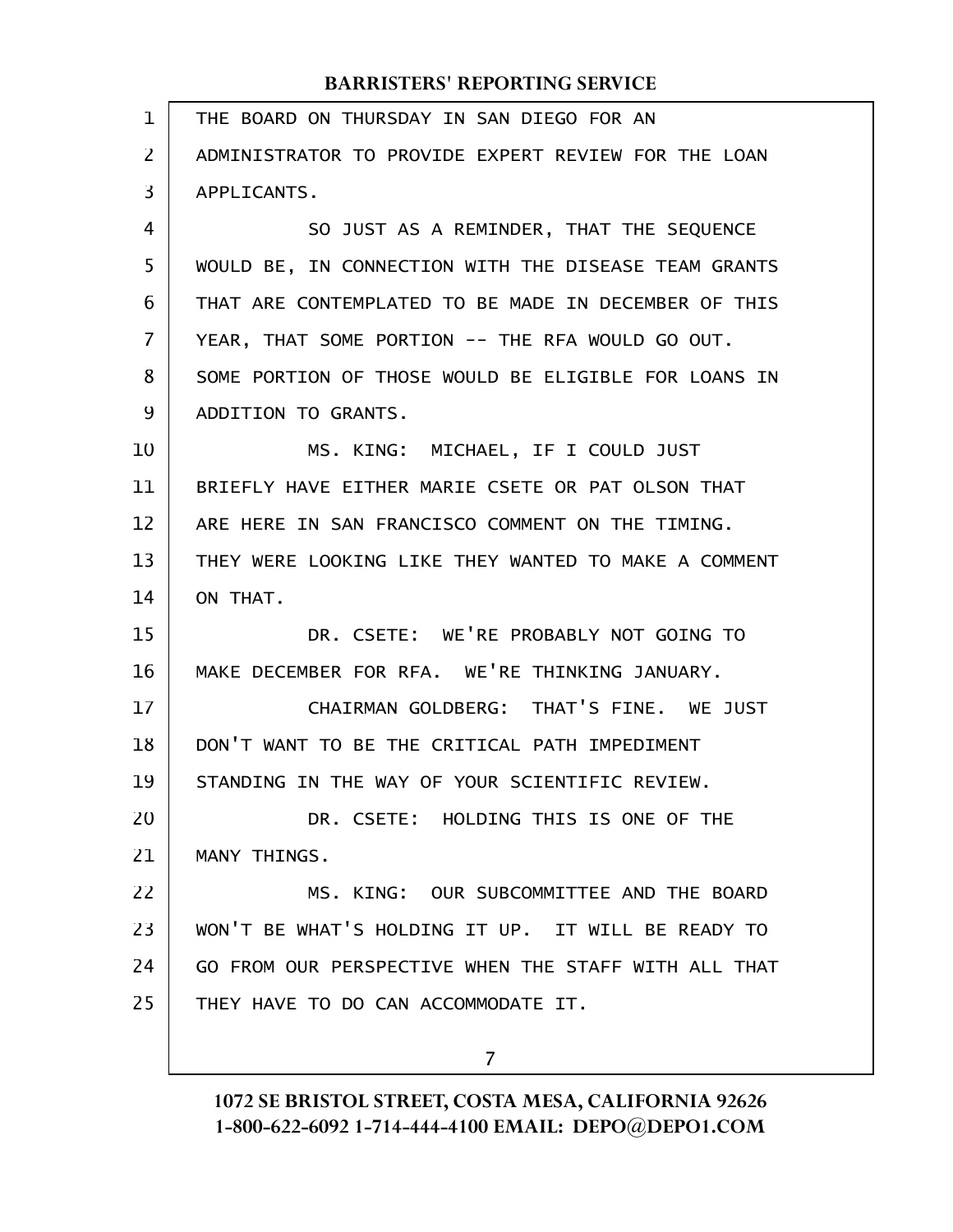THE BOARD ON THURSDAY IN SAN DIEGO FOR AN ADMINISTRATOR TO PROVIDE EXPERT REVIEW FOR THE LOAN APPLICANTS.

SO JUST AS A REMINDER, THAT THE SEQUENCE WOULD BE, IN CONNECTION WITH THE DISEASE TEAM GRANTS THAT ARE CONTEMPLATED TO BE MADE IN DECEMBER OF THIS YEAR, THAT SOME PORTION -- THE RFA WOULD GO OUT. SOME PORTION OF THOSE WOULD BE ELIGIBLE FOR LOANS IN ADDITION TO GRANTS.

MS. KING: MICHAEL, IF I COULD JUST BRIEFLY HAVE EITHER MARIE CSETE OR PAT OLSON THAT ARE HERE IN SAN FRANCISCO COMMENT ON THE TIMING. THEY WERE LOOKING LIKE THEY WANTED TO MAKE A COMMENT ON THAT.

DR. CSETE: WE'RE PROBABLY NOT GOING TO MAKE DECEMBER FOR RFA. WE'RE THINKING JANUARY.

CHAIRMAN GOLDBERG: THAT'S FINE. WE JUST DON'T WANT TO BE THE CRITICAL PATH IMPEDIMENT STANDING IN THE WAY OF YOUR SCIENTIFIC REVIEW.

DR. CSETE: HOLDING THIS IS ONE OF THE MANY THINGS.

MS. KING: OUR SUBCOMMITTEE AND THE BOARD WON'T BE WHAT'S HOLDING IT UP. IT WILL BE READY TO GO FROM OUR PERSPECTIVE WHEN THE STAFF WITH ALL THAT THEY HAVE TO DO CAN ACCOMMODATE IT.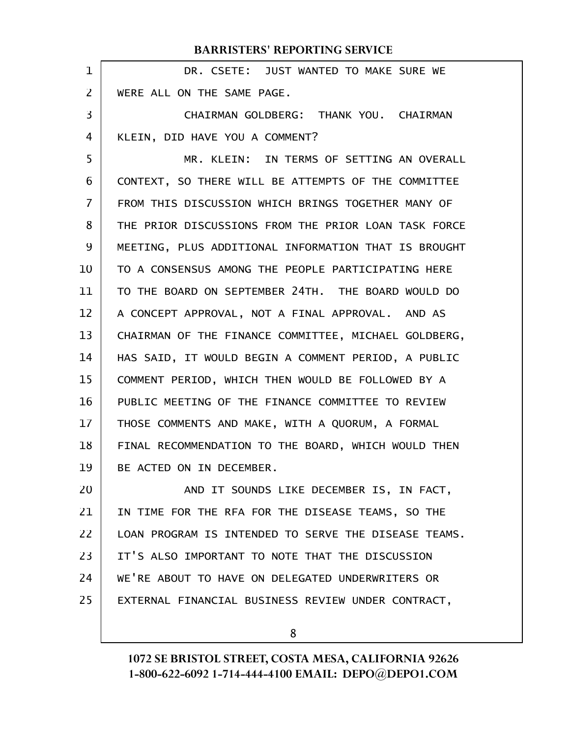DR. CSETE: JUST WANTED TO MAKE SURE WE WERE ALL ON THE SAME PAGE.

CHAIRMAN GOLDBERG: THANK YOU. CHAIRMAN KLEIN, DID HAVE YOU A COMMENT?

MR. KLEIN: IN TERMS OF SETTING AN OVERALL CONTEXT, SO THERE WILL BE ATTEMPTS OF THE COMMITTEE FROM THIS DISCUSSION WHICH BRINGS TOGETHER MANY OF THE PRIOR DISCUSSIONS FROM THE PRIOR LOAN TASK FORCE MEETING, PLUS ADDITIONAL INFORMATION THAT IS BROUGHT TO A CONSENSUS AMONG THE PEOPLE PARTICIPATING HERE TO THE BOARD ON SEPTEMBER 24TH. THE BOARD WOULD DO A CONCEPT APPROVAL, NOT A FINAL APPROVAL. AND AS CHAIRMAN OF THE FINANCE COMMITTEE, MICHAEL GOLDBERG, HAS SAID, IT WOULD BEGIN A COMMENT PERIOD, A PUBLIC COMMENT PERIOD, WHICH THEN WOULD BE FOLLOWED BY A PUBLIC MEETING OF THE FINANCE COMMITTEE TO REVIEW THOSE COMMENTS AND MAKE, WITH A QUORUM, A FORMAL FINAL RECOMMENDATION TO THE BOARD, WHICH WOULD THEN BE ACTED ON IN DECEMBER.

AND IT SOUNDS LIKE DECEMBER IS, IN FACT, IN TIME FOR THE RFA FOR THE DISEASE TEAMS, SO THE LOAN PROGRAM IS INTENDED TO SERVE THE DISEASE TEAMS. IT'S ALSO IMPORTANT TO NOTE THAT THE DISCUSSION WE'RE ABOUT TO HAVE ON DELEGATED UNDERWRITERS OR EXTERNAL FINANCIAL BUSINESS REVIEW UNDER CONTRACT,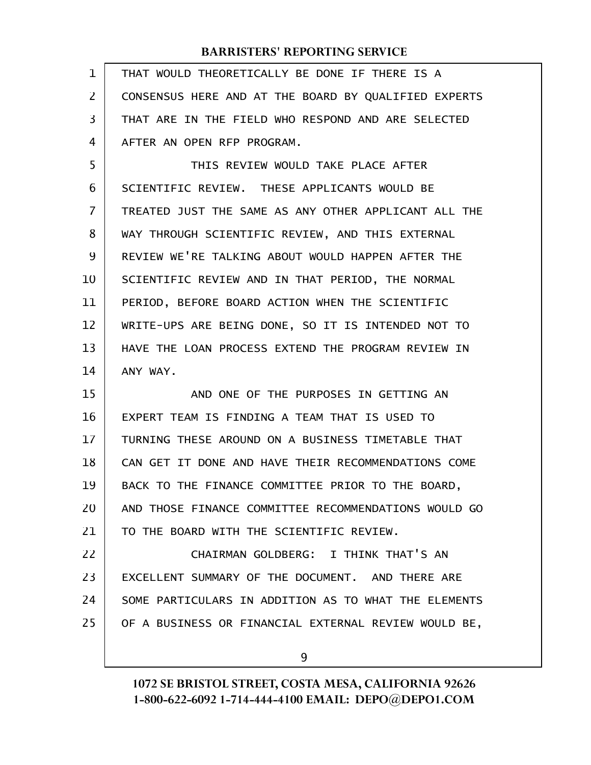THAT WOULD THEORETICALLY BE DONE IF THERE IS A CONSENSUS HERE AND AT THE BOARD BY QUALIFIED EXPERTS THAT ARE IN THE FIELD WHO RESPOND AND ARE SELECTED AFTER AN OPEN RFP PROGRAM.

THIS REVIEW WOULD TAKE PLACE AFTER SCIENTIFIC REVIEW. THESE APPLICANTS WOULD BE TREATED JUST THE SAME AS ANY OTHER APPLICANT ALL THE WAY THROUGH SCIENTIFIC REVIEW, AND THIS EXTERNAL REVIEW WE'RE TALKING ABOUT WOULD HAPPEN AFTER THE SCIENTIFIC REVIEW AND IN THAT PERIOD, THE NORMAL PERIOD, BEFORE BOARD ACTION WHEN THE SCIENTIFIC WRITE-UPS ARE BEING DONE, SO IT IS INTENDED NOT TO HAVE THE LOAN PROCESS EXTEND THE PROGRAM REVIEW IN ANY WAY.

AND ONE OF THE PURPOSES IN GETTING AN EXPERT TEAM IS FINDING A TEAM THAT IS USED TO TURNING THESE AROUND ON A BUSINESS TIMETABLE THAT CAN GET IT DONE AND HAVE THEIR RECOMMENDATIONS COME BACK TO THE FINANCE COMMITTEE PRIOR TO THE BOARD, AND THOSE FINANCE COMMITTEE RECOMMENDATIONS WOULD GO TO THE BOARD WITH THE SCIENTIFIC REVIEW.

CHAIRMAN GOLDBERG: I THINK THAT'S AN EXCELLENT SUMMARY OF THE DOCUMENT. AND THERE ARE SOME PARTICULARS IN ADDITION AS TO WHAT THE ELEMENTS OF A BUSINESS OR FINANCIAL EXTERNAL REVIEW WOULD BE,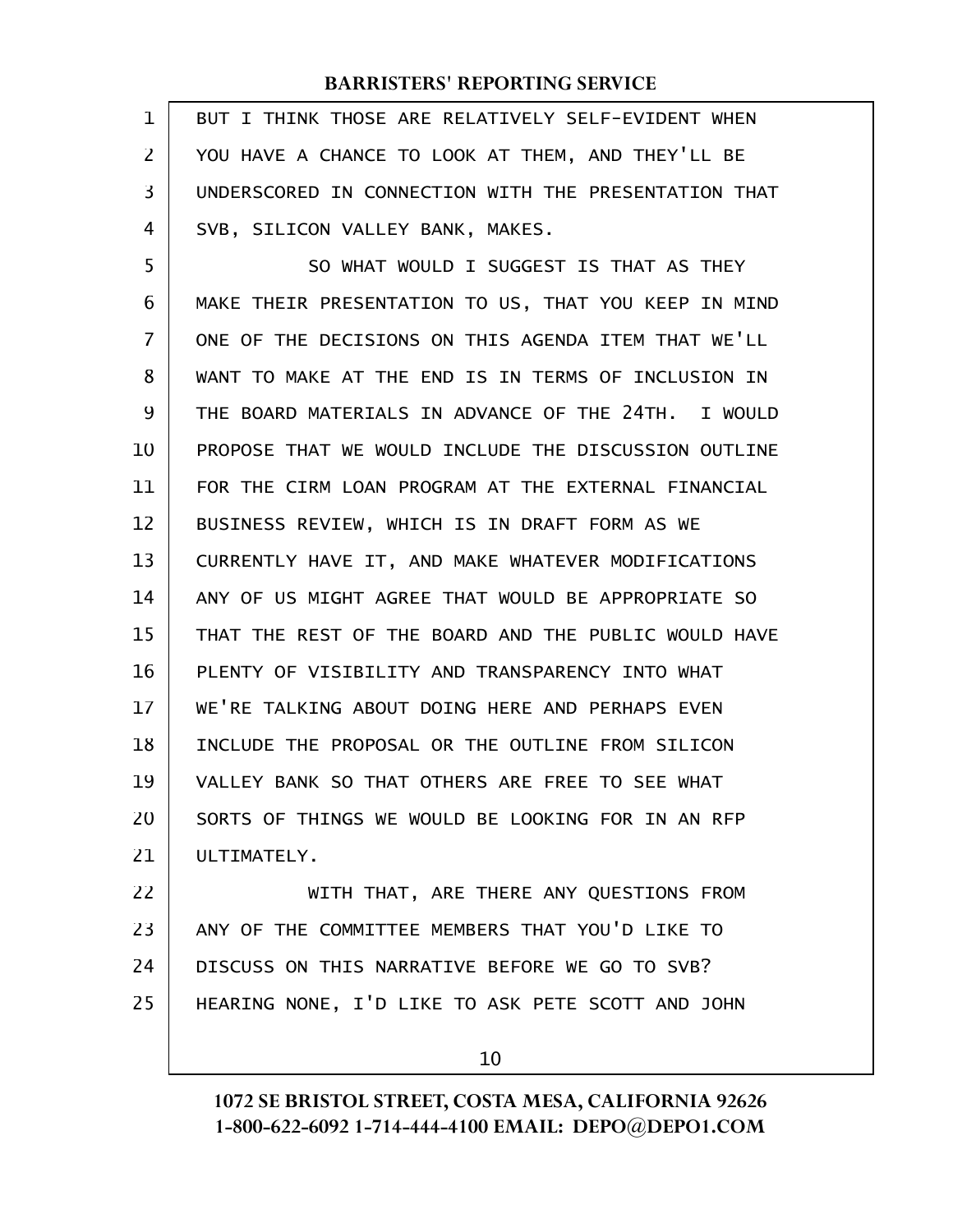BUT I THINK THOSE ARE RELATIVELY SELF-EVIDENT WHEN YOU HAVE A CHANCE TO LOOK AT THEM, AND THEY'LL BE UNDERSCORED IN CONNECTION WITH THE PRESENTATION THAT SVB, SILICON VALLEY BANK, MAKES.

SO WHAT WOULD I SUGGEST IS THAT AS THEY MAKE THEIR PRESENTATION TO US, THAT YOU KEEP IN MIND ONE OF THE DECISIONS ON THIS AGENDA ITEM THAT WE'LL WANT TO MAKE AT THE END IS IN TERMS OF INCLUSION IN THE BOARD MATERIALS IN ADVANCE OF THE 24TH. I WOULD PROPOSE THAT WE WOULD INCLUDE THE DISCUSSION OUTLINE FOR THE CIRM LOAN PROGRAM AT THE EXTERNAL FINANCIAL BUSINESS REVIEW, WHICH IS IN DRAFT FORM AS WE CURRENTLY HAVE IT, AND MAKE WHATEVER MODIFICATIONS ANY OF US MIGHT AGREE THAT WOULD BE APPROPRIATE SO THAT THE REST OF THE BOARD AND THE PUBLIC WOULD HAVE PLENTY OF VISIBILITY AND TRANSPARENCY INTO WHAT WE'RE TALKING ABOUT DOING HERE AND PERHAPS EVEN INCLUDE THE PROPOSAL OR THE OUTLINE FROM SILICON VALLEY BANK SO THAT OTHERS ARE FREE TO SEE WHAT SORTS OF THINGS WE WOULD BE LOOKING FOR IN AN RFP ULTIMATELY.

WITH THAT, ARE THERE ANY QUESTIONS FROM ANY OF THE COMMITTEE MEMBERS THAT YOU'D LIKE TO DISCUSS ON THIS NARRATIVE BEFORE WE GO TO SVB? HEARING NONE, I'D LIKE TO ASK PETE SCOTT AND JOHN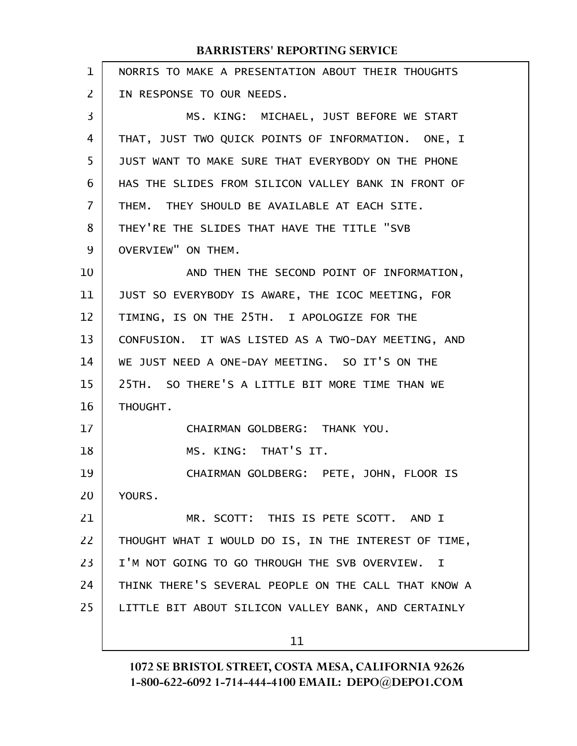NORRIS TO MAKE A PRESENTATION ABOUT THEIR THOUGHTS IN RESPONSE TO OUR NEEDS.

MS. KING: MICHAEL, JUST BEFORE WE START THAT, JUST TWO QUICK POINTS OF INFORMATION. ONE, I JUST WANT TO MAKE SURE THAT EVERYBODY ON THE PHONE HAS THE SLIDES FROM SILICON VALLEY BANK IN FRONT OF THEM. THEY SHOULD BE AVAILABLE AT EACH SITE. THEY'RE THE SLIDES THAT HAVE THE TITLE "SVB OVERVIEW" ON THEM.

AND THEN THE SECOND POINT OF INFORMATION, JUST SO EVERYBODY IS AWARE, THE ICOC MEETING, FOR TIMING, IS ON THE 25TH. I APOLOGIZE FOR THE CONFUSION. IT WAS LISTED AS A TWO-DAY MEETING, AND WE JUST NEED A ONE-DAY MEETING. SO IT'S ON THE 25TH. SO THERE'S A LITTLE BIT MORE TIME THAN WE THOUGHT.

CHAIRMAN GOLDBERG: THANK YOU.

MS. KING: THAT'S IT.

CHAIRMAN GOLDBERG: PETE, JOHN, FLOOR IS YOURS.

MR. SCOTT: THIS IS PETE SCOTT. AND I THOUGHT WHAT I WOULD DO IS, IN THE INTEREST OF TIME, I'M NOT GOING TO GO THROUGH THE SVB OVERVIEW. I THINK THERE'S SEVERAL PEOPLE ON THE CALL THAT KNOW A LITTLE BIT ABOUT SILICON VALLEY BANK, AND CERTAINLY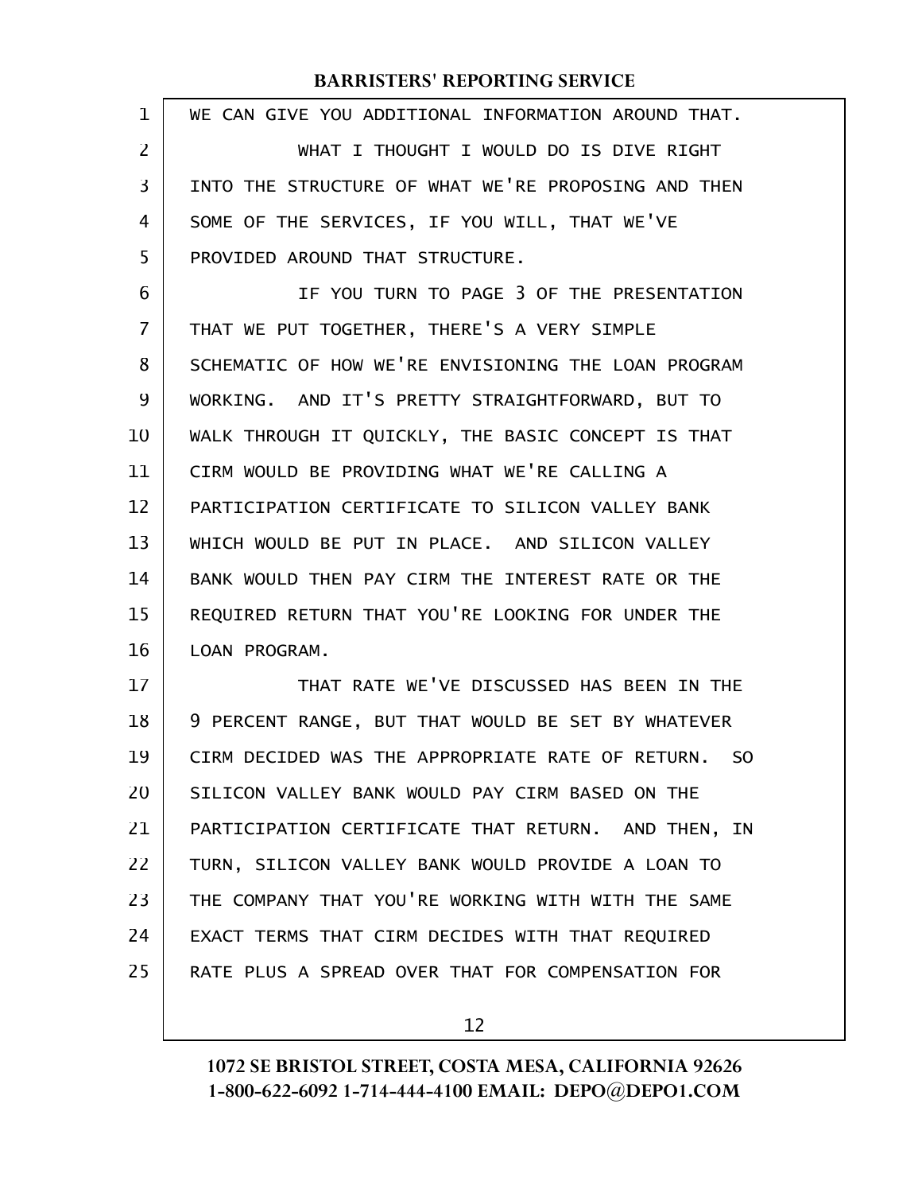WE CAN GIVE YOU ADDITIONAL INFORMATION AROUND THAT.

WHAT I THOUGHT I WOULD DO IS DIVE RIGHT INTO THE STRUCTURE OF WHAT WE'RE PROPOSING AND THEN SOME OF THE SERVICES, IF YOU WILL, THAT WE'VE PROVIDED AROUND THAT STRUCTURE.

IF YOU TURN TO PAGE 3 OF THE PRESENTATION THAT WE PUT TOGETHER, THERE'S A VERY SIMPLE SCHEMATIC OF HOW WE'RE ENVISIONING THE LOAN PROGRAM WORKING. AND IT'S PRETTY STRAIGHTFORWARD, BUT TO WALK THROUGH IT QUICKLY, THE BASIC CONCEPT IS THAT CIRM WOULD BE PROVIDING WHAT WE'RE CALLING A PARTICIPATION CERTIFICATE TO SILICON VALLEY BANK WHICH WOULD BE PUT IN PLACE. AND SILICON VALLEY BANK WOULD THEN PAY CIRM THE INTEREST RATE OR THE REQUIRED RETURN THAT YOU'RE LOOKING FOR UNDER THE LOAN PROGRAM.

THAT RATE WE'VE DISCUSSED HAS BEEN IN THE 9 PERCENT RANGE, BUT THAT WOULD BE SET BY WHATEVER CIRM DECIDED WAS THE APPROPRIATE RATE OF RETURN. SO SILICON VALLEY BANK WOULD PAY CIRM BASED ON THE PARTICIPATION CERTIFICATE THAT RETURN. AND THEN, IN TURN, SILICON VALLEY BANK WOULD PROVIDE A LOAN TO THE COMPANY THAT YOU'RE WORKING WITH WITH THE SAME EXACT TERMS THAT CIRM DECIDES WITH THAT REQUIRED RATE PLUS A SPREAD OVER THAT FOR COMPENSATION FOR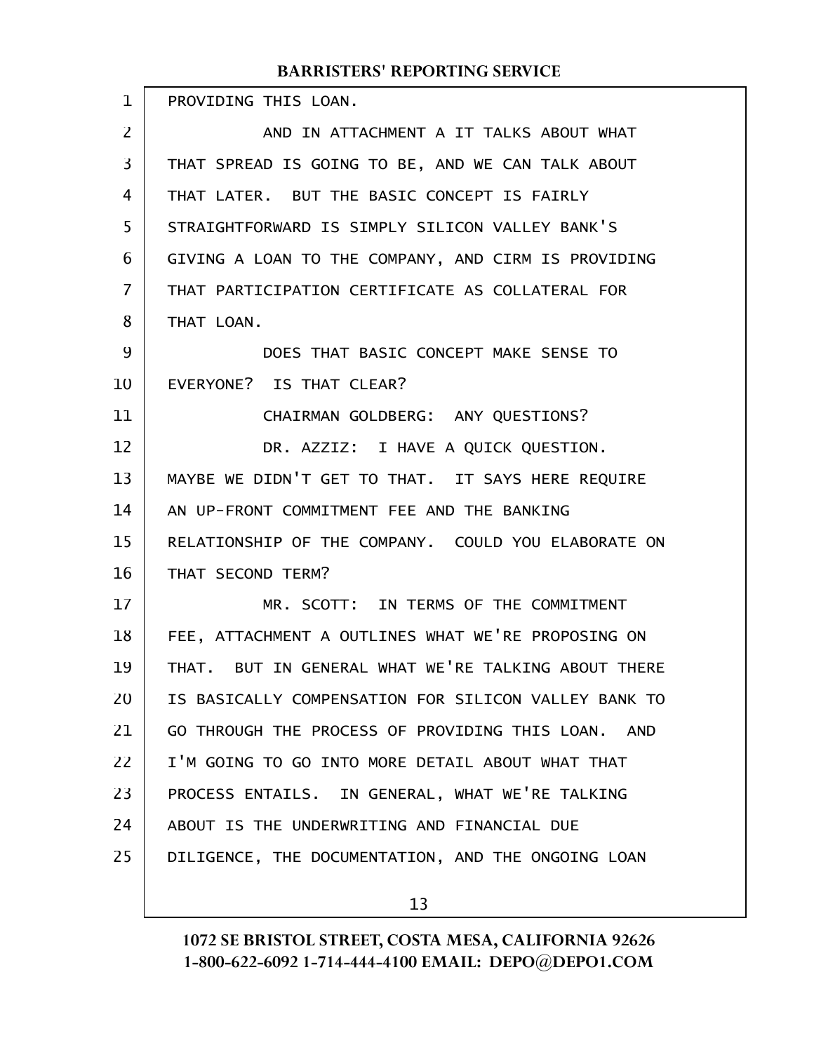PROVIDING THIS LOAN.

AND IN ATTACHMENT A IT TALKS ABOUT WHAT THAT SPREAD IS GOING TO BE, AND WE CAN TALK ABOUT THAT LATER. BUT THE BASIC CONCEPT IS FAIRLY STRAIGHTFORWARD IS SIMPLY SILICON VALLEY BANK'S GIVING A LOAN TO THE COMPANY, AND CIRM IS PROVIDING THAT PARTICIPATION CERTIFICATE AS COLLATERAL FOR THAT LOAN.

DOES THAT BASIC CONCEPT MAKE SENSE TO EVERYONE? IS THAT CLEAR?

CHAIRMAN GOLDBERG: ANY QUESTIONS?

DR. AZZIZ: I HAVE A QUICK QUESTION. MAYBE WE DIDN'T GET TO THAT. IT SAYS HERE REQUIRE AN UP-FRONT COMMITMENT FEE AND THE BANKING RELATIONSHIP OF THE COMPANY. COULD YOU ELABORATE ON THAT SECOND TERM?

MR. SCOTT: IN TERMS OF THE COMMITMENT FEE, ATTACHMENT A OUTLINES WHAT WE'RE PROPOSING ON THAT. BUT IN GENERAL WHAT WE'RE TALKING ABOUT THERE IS BASICALLY COMPENSATION FOR SILICON VALLEY BANK TO GO THROUGH THE PROCESS OF PROVIDING THIS LOAN. AND I'M GOING TO GO INTO MORE DETAIL ABOUT WHAT THAT PROCESS ENTAILS. IN GENERAL, WHAT WE'RE TALKING ABOUT IS THE UNDERWRITING AND FINANCIAL DUE DILIGENCE, THE DOCUMENTATION, AND THE ONGOING LOAN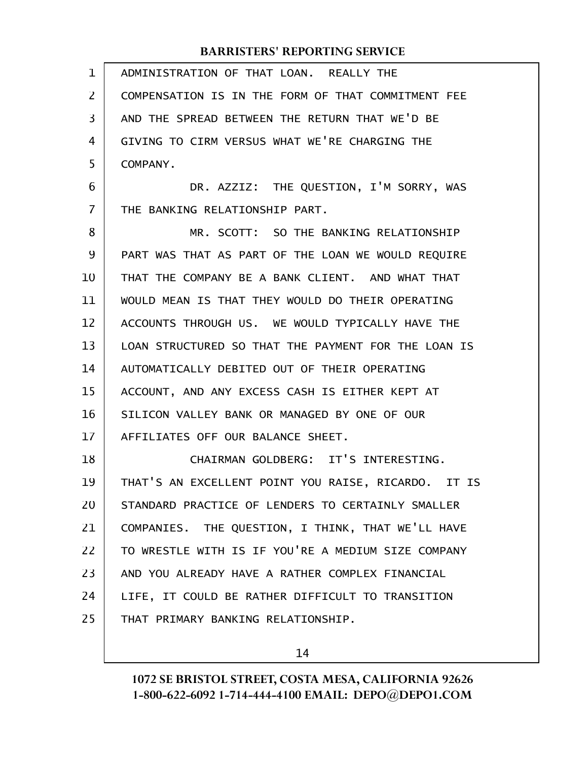ADMINISTRATION OF THAT LOAN. REALLY THE COMPENSATION IS IN THE FORM OF THAT COMMITMENT FEE AND THE SPREAD BETWEEN THE RETURN THAT WE'D BE GIVING TO CIRM VERSUS WHAT WE'RE CHARGING THE COMPANY.

DR. AZZIZ: THE QUESTION, I'M SORRY, WAS THE BANKING RELATIONSHIP PART.

MR. SCOTT: SO THE BANKING RELATIONSHIP PART WAS THAT AS PART OF THE LOAN WE WOULD REQUIRE THAT THE COMPANY BE A BANK CLIENT. AND WHAT THAT WOULD MEAN IS THAT THEY WOULD DO THEIR OPERATING ACCOUNTS THROUGH US. WE WOULD TYPICALLY HAVE THE LOAN STRUCTURED SO THAT THE PAYMENT FOR THE LOAN IS AUTOMATICALLY DEBITED OUT OF THEIR OPERATING ACCOUNT, AND ANY EXCESS CASH IS EITHER KEPT AT SILICON VALLEY BANK OR MANAGED BY ONE OF OUR AFFILIATES OFF OUR BALANCE SHEET.

CHAIRMAN GOLDBERG: IT'S INTERESTING. THAT'S AN EXCELLENT POINT YOU RAISE, RICARDO. IT IS STANDARD PRACTICE OF LENDERS TO CERTAINLY SMALLER COMPANIES. THE QUESTION, I THINK, THAT WE'LL HAVE TO WRESTLE WITH IS IF YOU'RE A MEDIUM SIZE COMPANY AND YOU ALREADY HAVE A RATHER COMPLEX FINANCIAL LIFE, IT COULD BE RATHER DIFFICULT TO TRANSITION THAT PRIMARY BANKING RELATIONSHIP.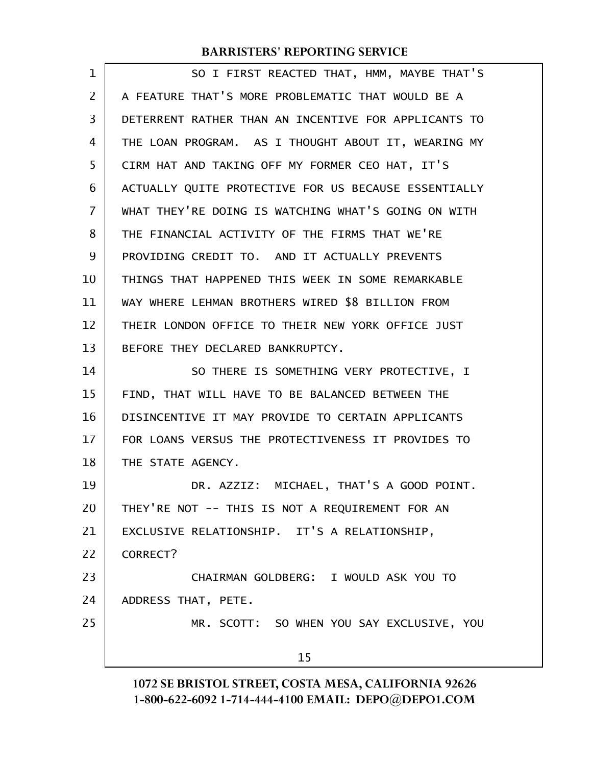SO I FIRST REACTED THAT, HMM, MAYBE THAT'S A FEATURE THAT'S MORE PROBLEMATIC THAT WOULD BE A DETERRENT RATHER THAN AN INCENTIVE FOR APPLICANTS TO THE LOAN PROGRAM. AS I THOUGHT ABOUT IT, WEARING MY CIRM HAT AND TAKING OFF MY FORMER CEO HAT, IT'S ACTUALLY QUITE PROTECTIVE FOR US BECAUSE ESSENTIALLY WHAT THEY'RE DOING IS WATCHING WHAT'S GOING ON WITH THE FINANCIAL ACTIVITY OF THE FIRMS THAT WE'RE PROVIDING CREDIT TO. AND IT ACTUALLY PREVENTS THINGS THAT HAPPENED THIS WEEK IN SOME REMARKABLE WAY WHERE LEHMAN BROTHERS WIRED $8 BILLION FROM THEIR LONDON OFFICE TO THEIR NEW YORK OFFICE JUST BEFORE THEY DECLARED BANKRUPTCY.

SO THERE IS SOMETHING VERY PROTECTIVE, I FIND, THAT WILL HAVE TO BE BALANCED BETWEEN THE DISINCENTIVE IT MAY PROVIDE TO CERTAIN APPLICANTS FOR LOANS VERSUS THE PROTECTIVENESS IT PROVIDES TO THE STATE AGENCY.

DR. AZZIZ: MICHAEL, THAT'S A GOOD POINT. THEY'RE NOT -- THIS IS NOT A REQUIREMENT FOR AN EXCLUSIVE RELATIONSHIP. IT'S A RELATIONSHIP, CORRECT?

CHAIRMAN GOLDBERG: I WOULD ASK YOU TO ADDRESS THAT, PETE.

MR. SCOTT: SO WHEN YOU SAY EXCLUSIVE, YOU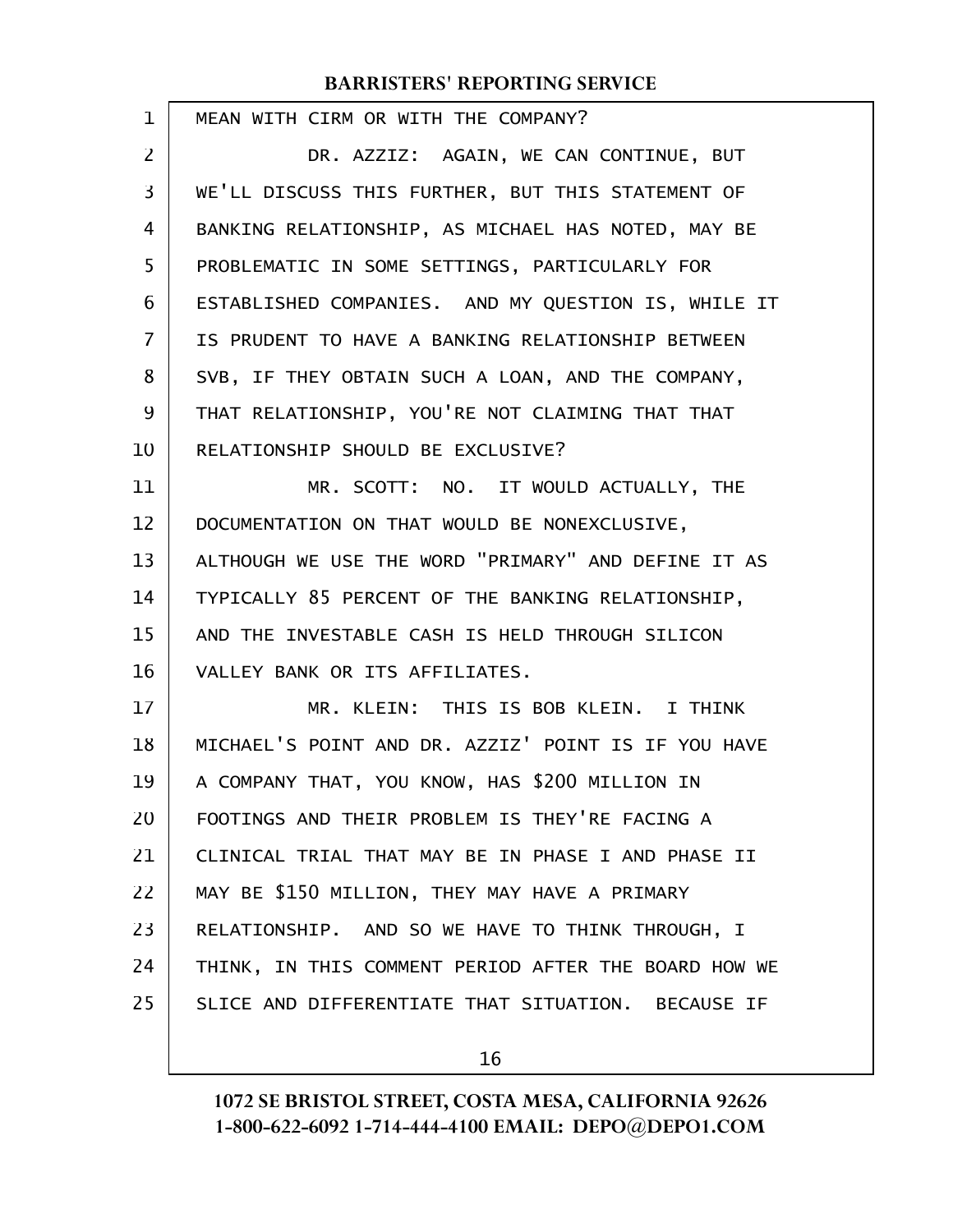MEAN WITH CIRM OR WITH THE COMPANY?

DR. AZZIZ: AGAIN, WE CAN CONTINUE, BUT WE'LL DISCUSS THIS FURTHER, BUT THIS STATEMENT OF BANKING RELATIONSHIP, AS MICHAEL HAS NOTED, MAY BE PROBLEMATIC IN SOME SETTINGS, PARTICULARLY FOR ESTABLISHED COMPANIES. AND MY QUESTION IS, WHILE IT IS PRUDENT TO HAVE A BANKING RELATIONSHIP BETWEEN SVB, IF THEY OBTAIN SUCH A LOAN, AND THE COMPANY, THAT RELATIONSHIP, YOU'RE NOT CLAIMING THAT THAT RELATIONSHIP SHOULD BE EXCLUSIVE?

MR. SCOTT: NO. IT WOULD ACTUALLY, THE DOCUMENTATION ON THAT WOULD BE NONEXCLUSIVE, ALTHOUGH WE USE THE WORD "PRIMARY" AND DEFINE IT AS TYPICALLY 85 PERCENT OF THE BANKING RELATIONSHIP, AND THE INVESTABLE CASH IS HELD THROUGH SILICON VALLEY BANK OR ITS AFFILIATES.

MR. KLEIN: THIS IS BOB KLEIN. I THINK MICHAEL'S POINT AND DR. AZZIZ' POINT IS IF YOU HAVE A COMPANY THAT, YOU KNOW, HAS $200 MILLION IN FOOTINGS AND THEIR PROBLEM IS THEY'RE FACING A CLINICAL TRIAL THAT MAY BE IN PHASE I AND PHASE II MAY BE $150 MILLION, THEY MAY HAVE A PRIMARY RELATIONSHIP. AND SO WE HAVE TO THINK THROUGH, I THINK, IN THIS COMMENT PERIOD AFTER THE BOARD HOW WE SLICE AND DIFFERENTIATE THAT SITUATION. BECAUSE IF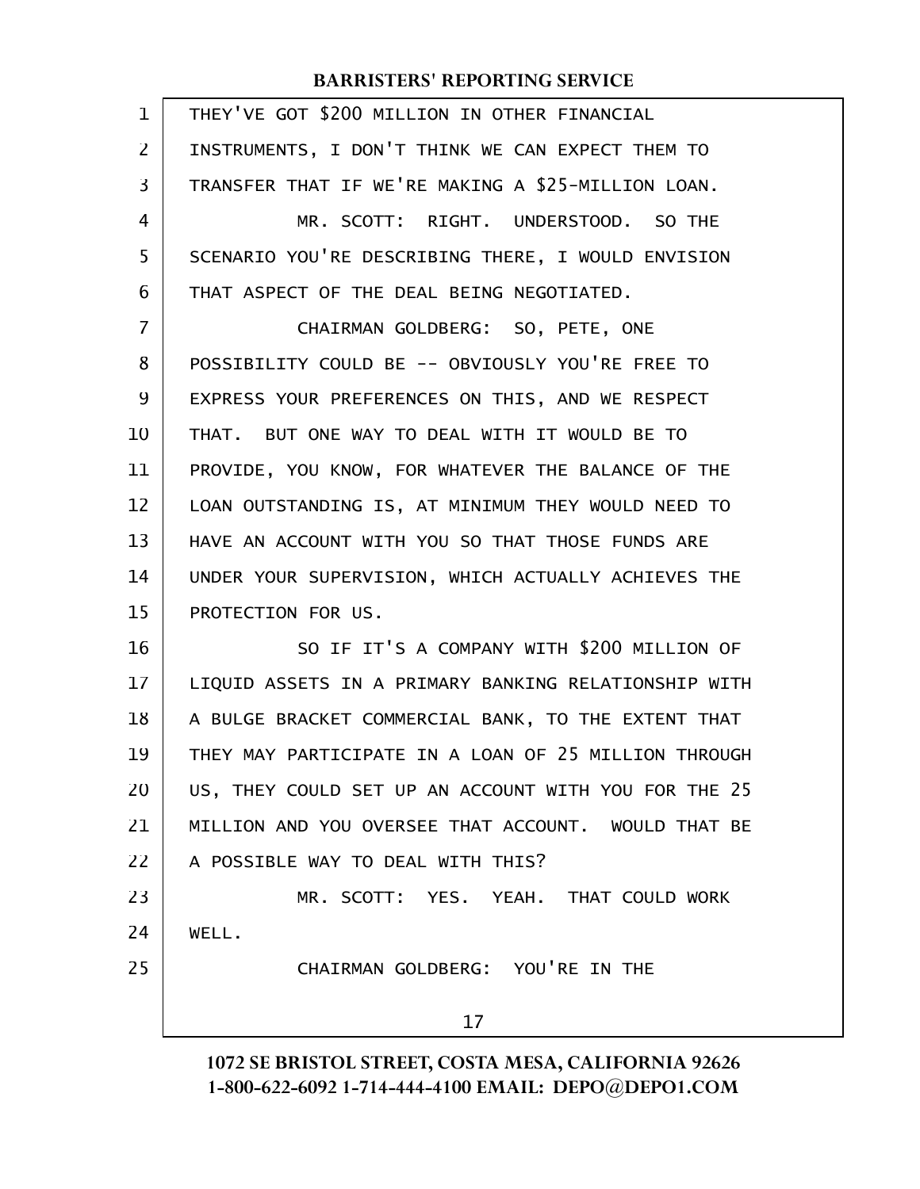THEY'VE GOT $200 MILLION IN OTHER FINANCIAL INSTRUMENTS, I DON'T THINK WE CAN EXPECT THEM TO TRANSFER THAT IF WE'RE MAKING A $25-MILLION LOAN.

MR. SCOTT: RIGHT. UNDERSTOOD. SO THE SCENARIO YOU'RE DESCRIBING THERE, I WOULD ENVISION THAT ASPECT OF THE DEAL BEING NEGOTIATED.

CHAIRMAN GOLDBERG: SO, PETE, ONE POSSIBILITY COULD BE -- OBVIOUSLY YOU'RE FREE TO EXPRESS YOUR PREFERENCES ON THIS, AND WE RESPECT THAT. BUT ONE WAY TO DEAL WITH IT WOULD BE TO PROVIDE, YOU KNOW, FOR WHATEVER THE BALANCE OF THE LOAN OUTSTANDING IS, AT MINIMUM THEY WOULD NEED TO HAVE AN ACCOUNT WITH YOU SO THAT THOSE FUNDS ARE UNDER YOUR SUPERVISION, WHICH ACTUALLY ACHIEVES THE PROTECTION FOR US.

SO IF IT'S A COMPANY WITH $200 MILLION OF LIQUID ASSETS IN A PRIMARY BANKING RELATIONSHIP WITH A BULGE BRACKET COMMERCIAL BANK, TO THE EXTENT THAT THEY MAY PARTICIPATE IN A LOAN OF 25 MILLION THROUGH US, THEY COULD SET UP AN ACCOUNT WITH YOU FOR THE 25 MILLION AND YOU OVERSEE THAT ACCOUNT. WOULD THAT BE A POSSIBLE WAY TO DEAL WITH THIS?

MR. SCOTT: YES. YEAH. THAT COULD WORK WELL.

CHAIRMAN GOLDBERG: YOU'RE IN THE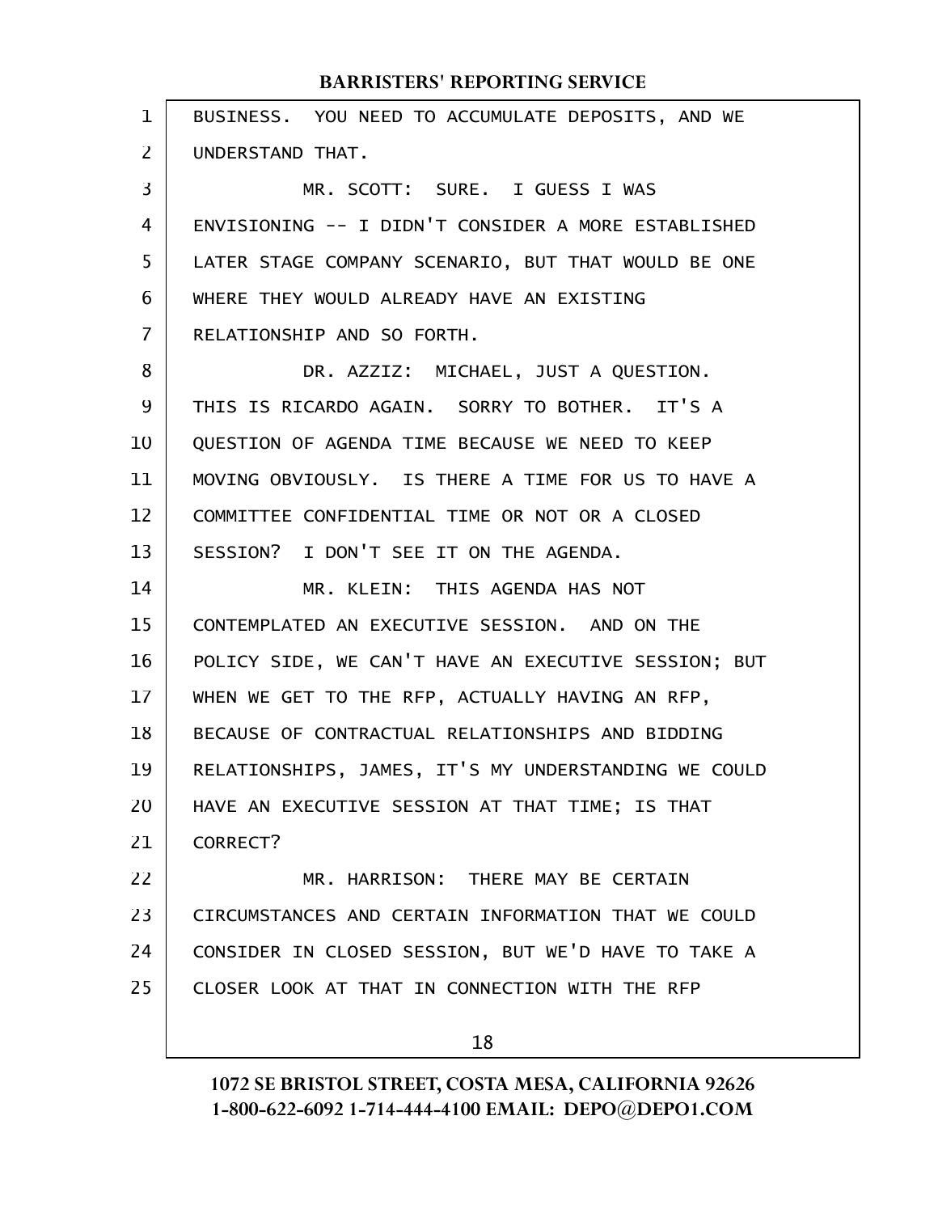BUSINESS. YOU NEED TO ACCUMULATE DEPOSITS, AND WE UNDERSTAND THAT.

MR. SCOTT: SURE. I GUESS I WAS ENVISIONING -- I DIDN'T CONSIDER A MORE ESTABLISHED LATER STAGE COMPANY SCENARIO, BUT THAT WOULD BE ONE WHERE THEY WOULD ALREADY HAVE AN EXISTING RELATIONSHIP AND SO FORTH.

DR. AZZIZ: MICHAEL, JUST A QUESTION. THIS IS RICARDO AGAIN. SORRY TO BOTHER. IT'S A QUESTION OF AGENDA TIME BECAUSE WE NEED TO KEEP MOVING OBVIOUSLY. IS THERE A TIME FOR US TO HAVE A COMMITTEE CONFIDENTIAL TIME OR NOT OR A CLOSED SESSION? I DON'T SEE IT ON THE AGENDA.

MR. KLEIN: THIS AGENDA HAS NOT CONTEMPLATED AN EXECUTIVE SESSION. AND ON THE POLICY SIDE, WE CAN'T HAVE AN EXECUTIVE SESSION; BUT WHEN WE GET TO THE RFP, ACTUALLY HAVING AN RFP, BECAUSE OF CONTRACTUAL RELATIONSHIPS AND BIDDING RELATIONSHIPS, JAMES, IT'S MY UNDERSTANDING WE COULD HAVE AN EXECUTIVE SESSION AT THAT TIME; IS THAT CORRECT?

MR. HARRISON: THERE MAY BE CERTAIN CIRCUMSTANCES AND CERTAIN INFORMATION THAT WE COULD CONSIDER IN CLOSED SESSION, BUT WE'D HAVE TO TAKE A CLOSER LOOK AT THAT IN CONNECTION WITH THE RFP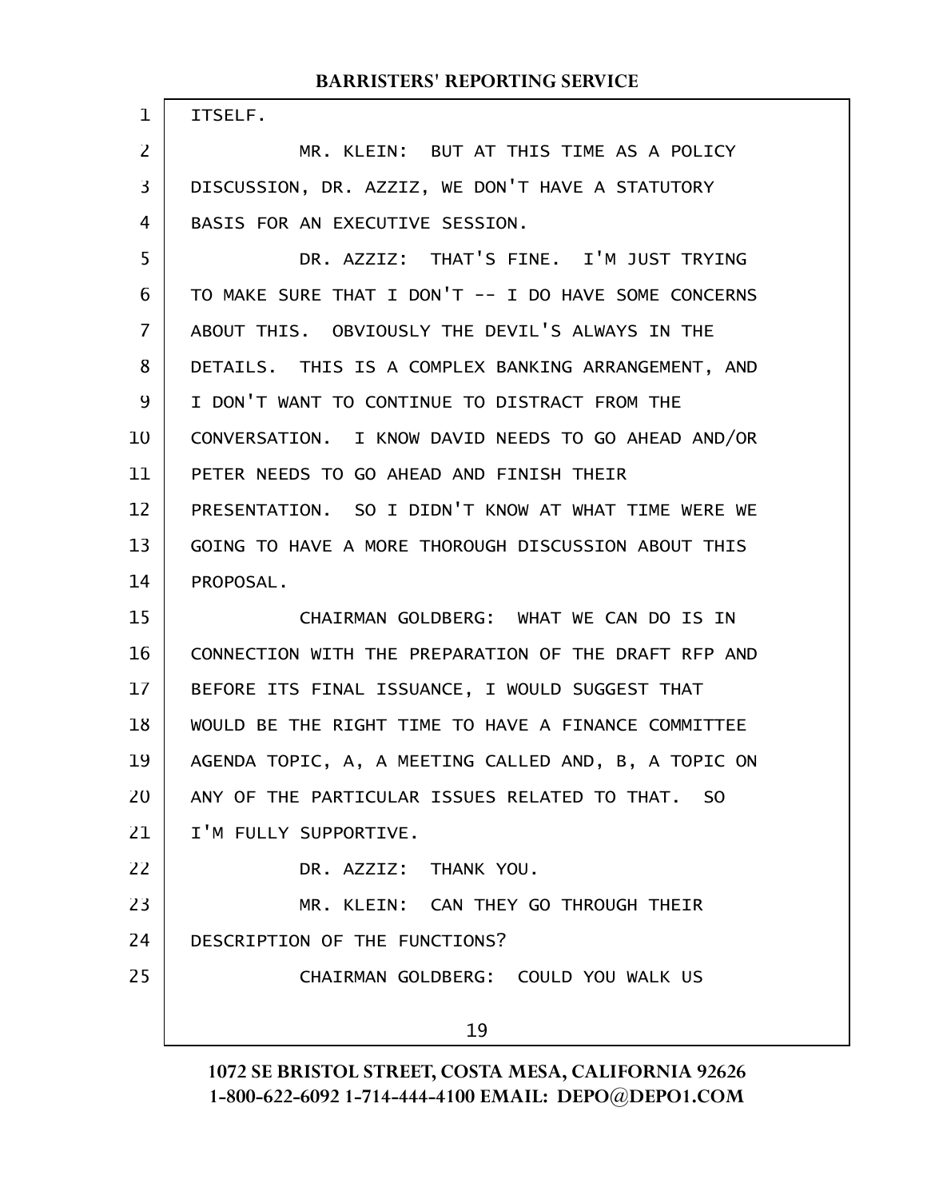ITSELF.

MR. KLEIN: BUT AT THIS TIME AS A POLICY DISCUSSION, DR. AZZIZ, WE DON'T HAVE A STATUTORY BASIS FOR AN EXECUTIVE SESSION.

DR. AZZIZ: THAT'S FINE. I'M JUST TRYING TO MAKE SURE THAT I DON'T -- I DO HAVE SOME CONCERNS ABOUT THIS. OBVIOUSLY THE DEVIL'S ALWAYS IN THE DETAILS. THIS IS A COMPLEX BANKING ARRANGEMENT, AND I DON'T WANT TO CONTINUE TO DISTRACT FROM THE CONVERSATION. I KNOW DAVID NEEDS TO GO AHEAD AND/OR PETER NEEDS TO GO AHEAD AND FINISH THEIR PRESENTATION. SO I DIDN'T KNOW AT WHAT TIME WERE WE GOING TO HAVE A MORE THOROUGH DISCUSSION ABOUT THIS PROPOSAL.

CHAIRMAN GOLDBERG: WHAT WE CAN DO IS IN CONNECTION WITH THE PREPARATION OF THE DRAFT RFP AND BEFORE ITS FINAL ISSUANCE, I WOULD SUGGEST THAT WOULD BE THE RIGHT TIME TO HAVE A FINANCE COMMITTEE AGENDA TOPIC, A, A MEETING CALLED AND, B, A TOPIC ON ANY OF THE PARTICULAR ISSUES RELATED TO THAT. SO I'M FULLY SUPPORTIVE.

DR. AZZIZ: THANK YOU.

MR. KLEIN: CAN THEY GO THROUGH THEIR DESCRIPTION OF THE FUNCTIONS?

CHAIRMAN GOLDBERG: COULD YOU WALK US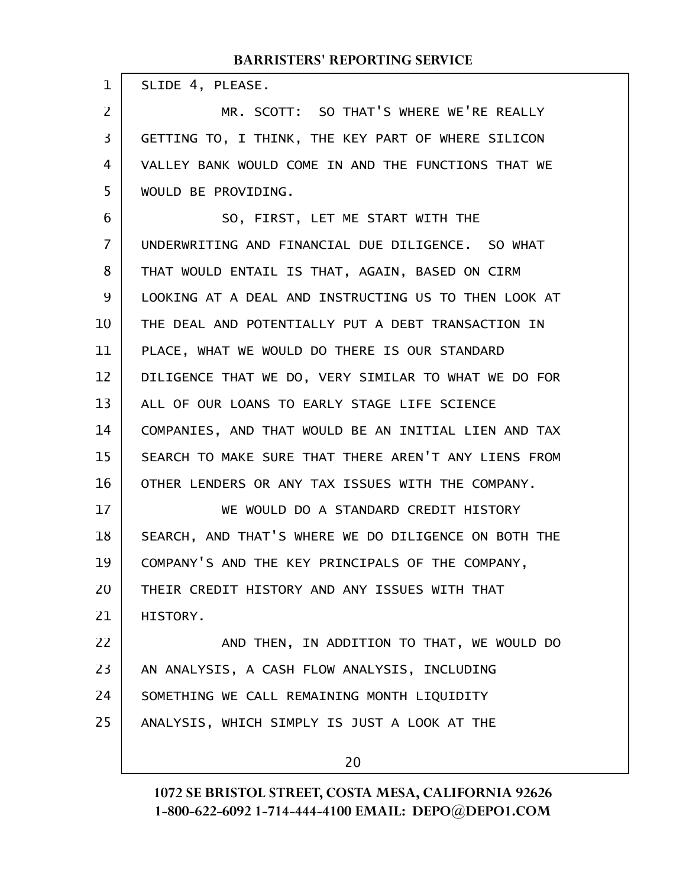SLIDE 4, PLEASE.

MR. SCOTT: SO THAT'S WHERE WE'RE REALLY GETTING TO, I THINK, THE KEY PART OF WHERE SILICON VALLEY BANK WOULD COME IN AND THE FUNCTIONS THAT WE WOULD BE PROVIDING.

SO, FIRST, LET ME START WITH THE UNDERWRITING AND FINANCIAL DUE DILIGENCE. SO WHAT THAT WOULD ENTAIL IS THAT, AGAIN, BASED ON CIRM LOOKING AT A DEAL AND INSTRUCTING US TO THEN LOOK AT THE DEAL AND POTENTIALLY PUT A DEBT TRANSACTION IN PLACE, WHAT WE WOULD DO THERE IS OUR STANDARD DILIGENCE THAT WE DO, VERY SIMILAR TO WHAT WE DO FOR ALL OF OUR LOANS TO EARLY STAGE LIFE SCIENCE COMPANIES, AND THAT WOULD BE AN INITIAL LIEN AND TAX SEARCH TO MAKE SURE THAT THERE AREN'T ANY LIENS FROM OTHER LENDERS OR ANY TAX ISSUES WITH THE COMPANY.

WE WOULD DO A STANDARD CREDIT HISTORY SEARCH, AND THAT'S WHERE WE DO DILIGENCE ON BOTH THE COMPANY'S AND THE KEY PRINCIPALS OF THE COMPANY, THEIR CREDIT HISTORY AND ANY ISSUES WITH THAT HISTORY.

AND THEN, IN ADDITION TO THAT, WE WOULD DO AN ANALYSIS, A CASH FLOW ANALYSIS, INCLUDING SOMETHING WE CALL REMAINING MONTH LIQUIDITY ANALYSIS, WHICH SIMPLY IS JUST A LOOK AT THE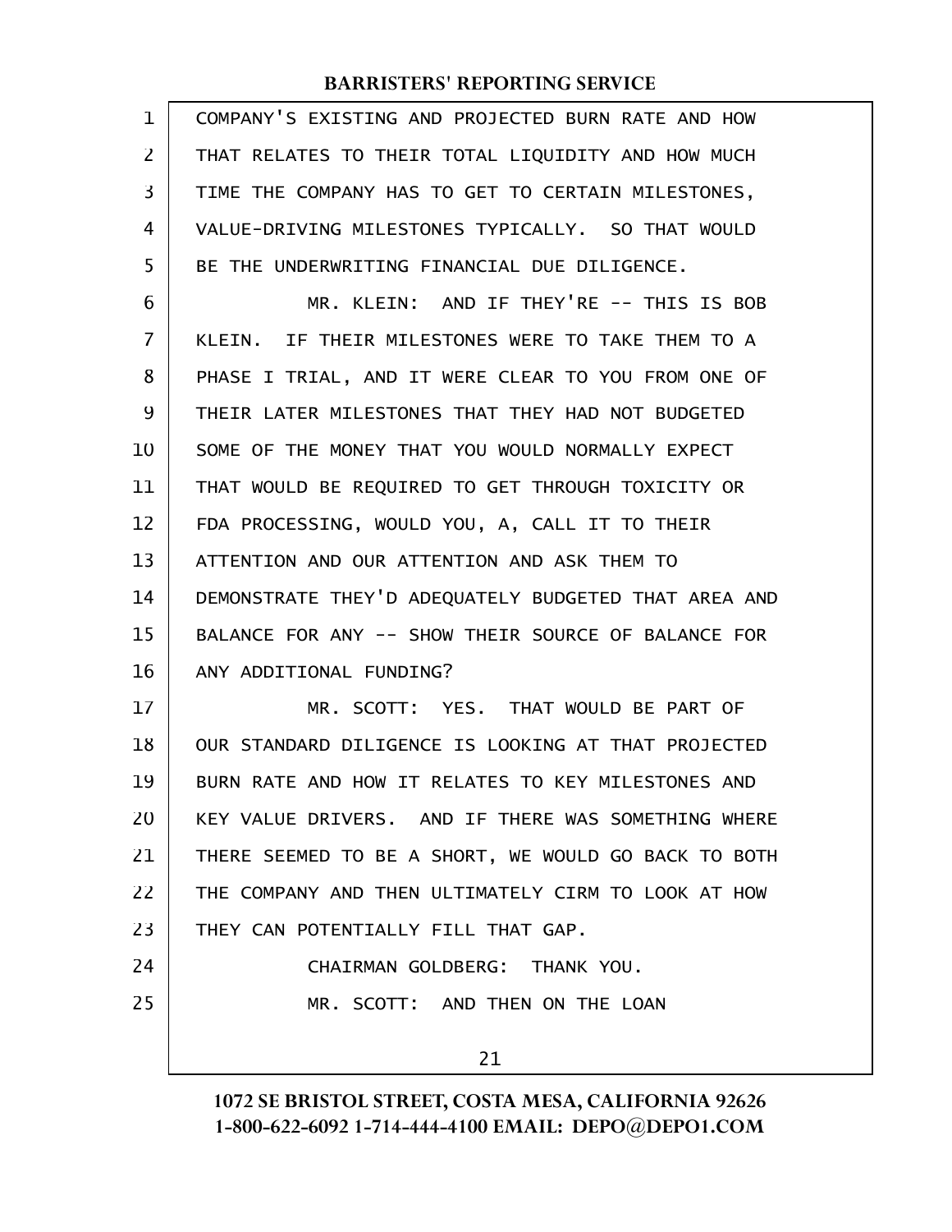COMPANY'S EXISTING AND PROJECTED BURN RATE AND HOW THAT RELATES TO THEIR TOTAL LIQUIDITY AND HOW MUCH TIME THE COMPANY HAS TO GET TO CERTAIN MILESTONES, VALUE-DRIVING MILESTONES TYPICALLY. SO THAT WOULD BE THE UNDERWRITING FINANCIAL DUE DILIGENCE.

MR. KLEIN: AND IF THEY'RE -- THIS IS BOB KLEIN. IF THEIR MILESTONES WERE TO TAKE THEM TO A PHASE I TRIAL, AND IT WERE CLEAR TO YOU FROM ONE OF THEIR LATER MILESTONES THAT THEY HAD NOT BUDGETED SOME OF THE MONEY THAT YOU WOULD NORMALLY EXPECT THAT WOULD BE REQUIRED TO GET THROUGH TOXICITY OR FDA PROCESSING, WOULD YOU, A, CALL IT TO THEIR ATTENTION AND OUR ATTENTION AND ASK THEM TO DEMONSTRATE THEY'D ADEQUATELY BUDGETED THAT AREA AND BALANCE FOR ANY -- SHOW THEIR SOURCE OF BALANCE FOR ANY ADDITIONAL FUNDING?

MR. SCOTT: YES. THAT WOULD BE PART OF OUR STANDARD DILIGENCE IS LOOKING AT THAT PROJECTED BURN RATE AND HOW IT RELATES TO KEY MILESTONES AND KEY VALUE DRIVERS. AND IF THERE WAS SOMETHING WHERE THERE SEEMED TO BE A SHORT, WE WOULD GO BACK TO BOTH THE COMPANY AND THEN ULTIMATELY CIRM TO LOOK AT HOW THEY CAN POTENTIALLY FILL THAT GAP.

CHAIRMAN GOLDBERG: THANK YOU.

MR. SCOTT: AND THEN ON THE LOAN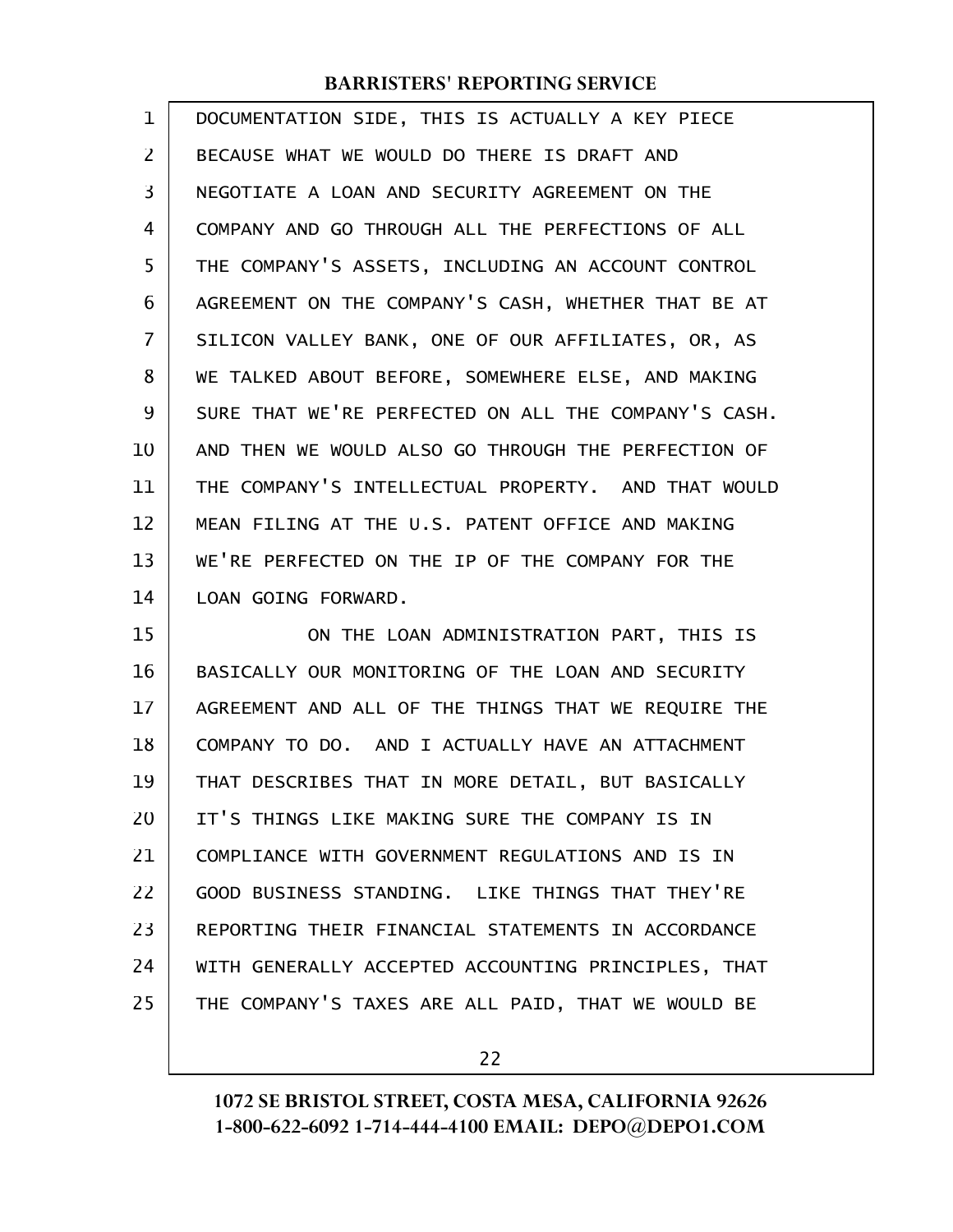DOCUMENTATION SIDE, THIS IS ACTUALLY A KEY PIECE BECAUSE WHAT WE WOULD DO THERE IS DRAFT AND NEGOTIATE A LOAN AND SECURITY AGREEMENT ON THE COMPANY AND GO THROUGH ALL THE PERFECTIONS OF ALL THE COMPANY'S ASSETS, INCLUDING AN ACCOUNT CONTROL AGREEMENT ON THE COMPANY'S CASH, WHETHER THAT BE AT SILICON VALLEY BANK, ONE OF OUR AFFILIATES, OR, AS WE TALKED ABOUT BEFORE, SOMEWHERE ELSE, AND MAKING SURE THAT WE'RE PERFECTED ON ALL THE COMPANY'S CASH. AND THEN WE WOULD ALSO GO THROUGH THE PERFECTION OF THE COMPANY'S INTELLECTUAL PROPERTY. AND THAT WOULD MEAN FILING AT THE U.S. PATENT OFFICE AND MAKING WE'RE PERFECTED ON THE IP OF THE COMPANY FOR THE LOAN GOING FORWARD.

ON THE LOAN ADMINISTRATION PART, THIS IS BASICALLY OUR MONITORING OF THE LOAN AND SECURITY AGREEMENT AND ALL OF THE THINGS THAT WE REQUIRE THE COMPANY TO DO. AND I ACTUALLY HAVE AN ATTACHMENT THAT DESCRIBES THAT IN MORE DETAIL, BUT BASICALLY IT'S THINGS LIKE MAKING SURE THE COMPANY IS IN COMPLIANCE WITH GOVERNMENT REGULATIONS AND IS IN GOOD BUSINESS STANDING. LIKE THINGS THAT THEY'RE REPORTING THEIR FINANCIAL STATEMENTS IN ACCORDANCE WITH GENERALLY ACCEPTED ACCOUNTING PRINCIPLES, THAT THE COMPANY'S TAXES ARE ALL PAID, THAT WE WOULD BE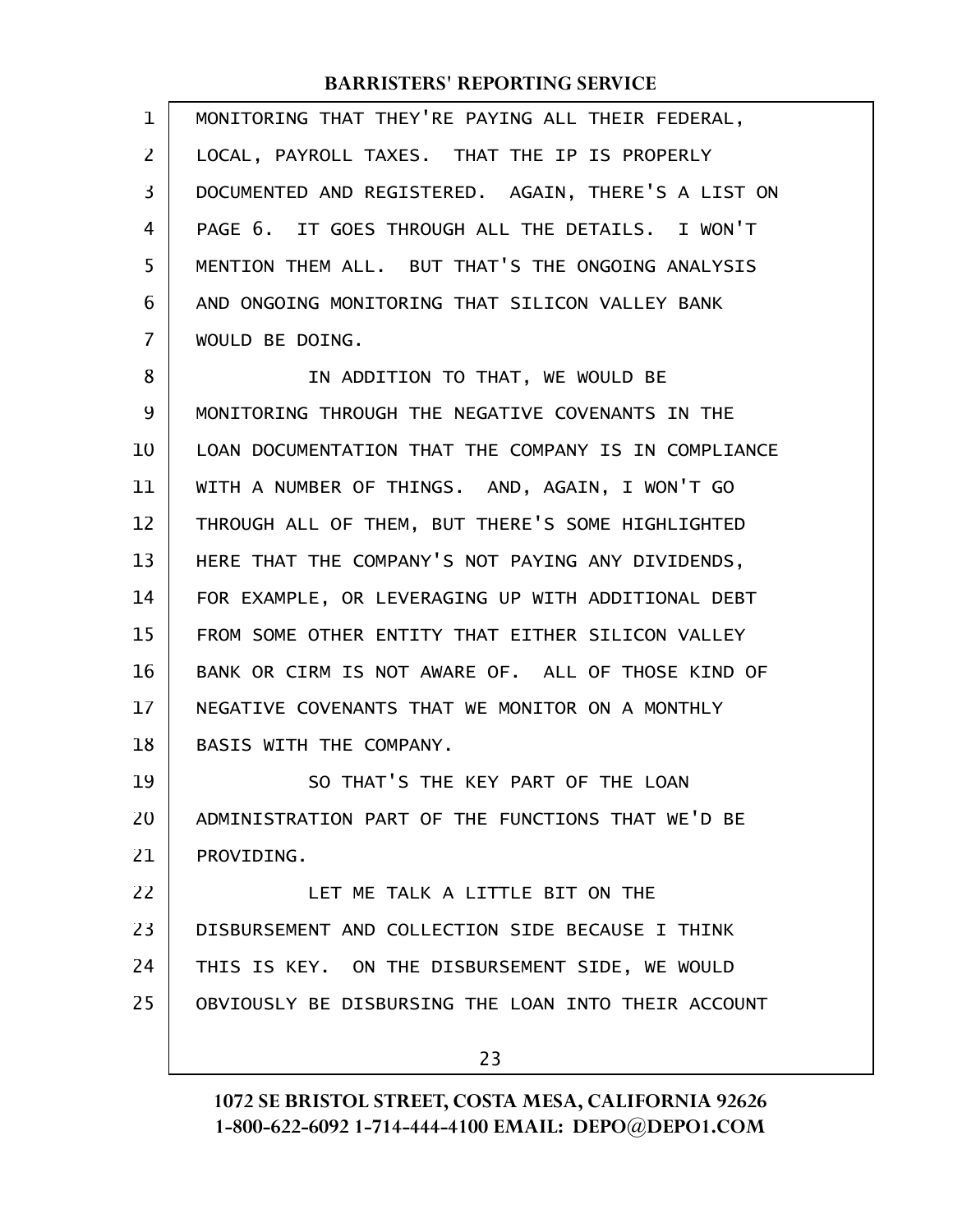MONITORING THAT THEY'RE PAYING ALL THEIR FEDERAL, LOCAL, PAYROLL TAXES. THAT THE IP IS PROPERLY DOCUMENTED AND REGISTERED. AGAIN, THERE'S A LIST ON PAGE 6. IT GOES THROUGH ALL THE DETAILS. I WON'T MENTION THEM ALL. BUT THAT'S THE ONGOING ANALYSIS AND ONGOING MONITORING THAT SILICON VALLEY BANK WOULD BE DOING.

IN ADDITION TO THAT, WE WOULD BE MONITORING THROUGH THE NEGATIVE COVENANTS IN THE LOAN DOCUMENTATION THAT THE COMPANY IS IN COMPLIANCE WITH A NUMBER OF THINGS. AND, AGAIN, I WON'T GO THROUGH ALL OF THEM, BUT THERE'S SOME HIGHLIGHTED HERE THAT THE COMPANY'S NOT PAYING ANY DIVIDENDS, FOR EXAMPLE, OR LEVERAGING UP WITH ADDITIONAL DEBT FROM SOME OTHER ENTITY THAT EITHER SILICON VALLEY BANK OR CIRM IS NOT AWARE OF. ALL OF THOSE KIND OF NEGATIVE COVENANTS THAT WE MONITOR ON A MONTHLY BASIS WITH THE COMPANY.

SO THAT'S THE KEY PART OF THE LOAN ADMINISTRATION PART OF THE FUNCTIONS THAT WE'D BE PROVIDING.

LET ME TALK A LITTLE BIT ON THE DISBURSEMENT AND COLLECTION SIDE BECAUSE I THINK THIS IS KEY. ON THE DISBURSEMENT SIDE, WE WOULD OBVIOUSLY BE DISBURSING THE LOAN INTO THEIR ACCOUNT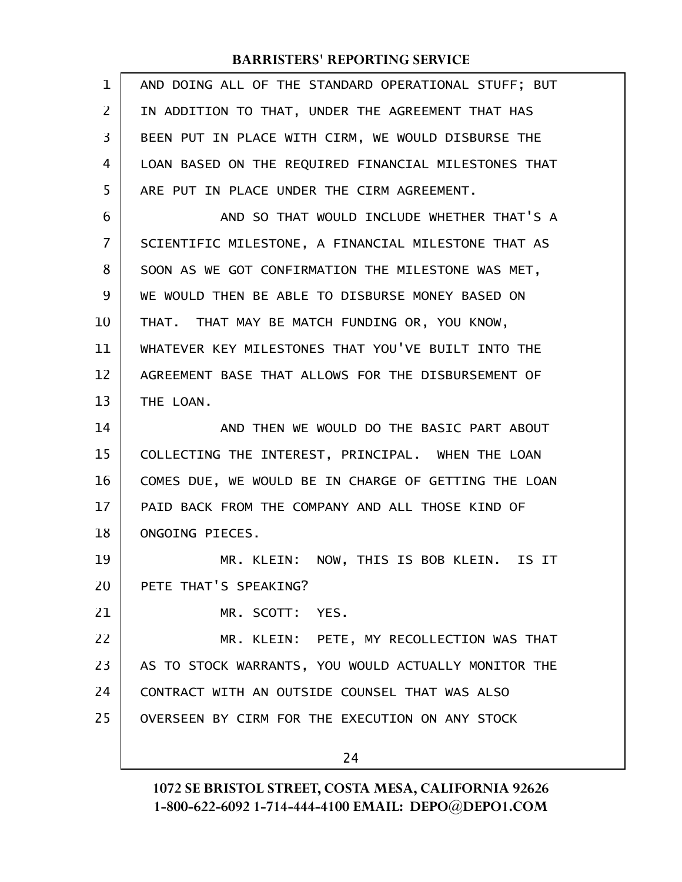AND DOING ALL OF THE STANDARD OPERATIONAL STUFF; BUT IN ADDITION TO THAT, UNDER THE AGREEMENT THAT HAS BEEN PUT IN PLACE WITH CIRM, WE WOULD DISBURSE THE LOAN BASED ON THE REQUIRED FINANCIAL MILESTONES THAT ARE PUT IN PLACE UNDER THE CIRM AGREEMENT.

AND SO THAT WOULD INCLUDE WHETHER THAT'S A SCIENTIFIC MILESTONE, A FINANCIAL MILESTONE THAT AS SOON AS WE GOT CONFIRMATION THE MILESTONE WAS MET, WE WOULD THEN BE ABLE TO DISBURSE MONEY BASED ON THAT. THAT MAY BE MATCH FUNDING OR, YOU KNOW, WHATEVER KEY MILESTONES THAT YOU'VE BUILT INTO THE AGREEMENT BASE THAT ALLOWS FOR THE DISBURSEMENT OF THE LOAN.

AND THEN WE WOULD DO THE BASIC PART ABOUT COLLECTING THE INTEREST, PRINCIPAL. WHEN THE LOAN COMES DUE, WE WOULD BE IN CHARGE OF GETTING THE LOAN PAID BACK FROM THE COMPANY AND ALL THOSE KIND OF ONGOING PIECES.

MR. KLEIN: NOW, THIS IS BOB KLEIN. IS IT PETE THAT'S SPEAKING?

MR. SCOTT: YES.

MR. KLEIN: PETE, MY RECOLLECTION WAS THAT AS TO STOCK WARRANTS, YOU WOULD ACTUALLY MONITOR THE CONTRACT WITH AN OUTSIDE COUNSEL THAT WAS ALSO OVERSEEN BY CIRM FOR THE EXECUTION ON ANY STOCK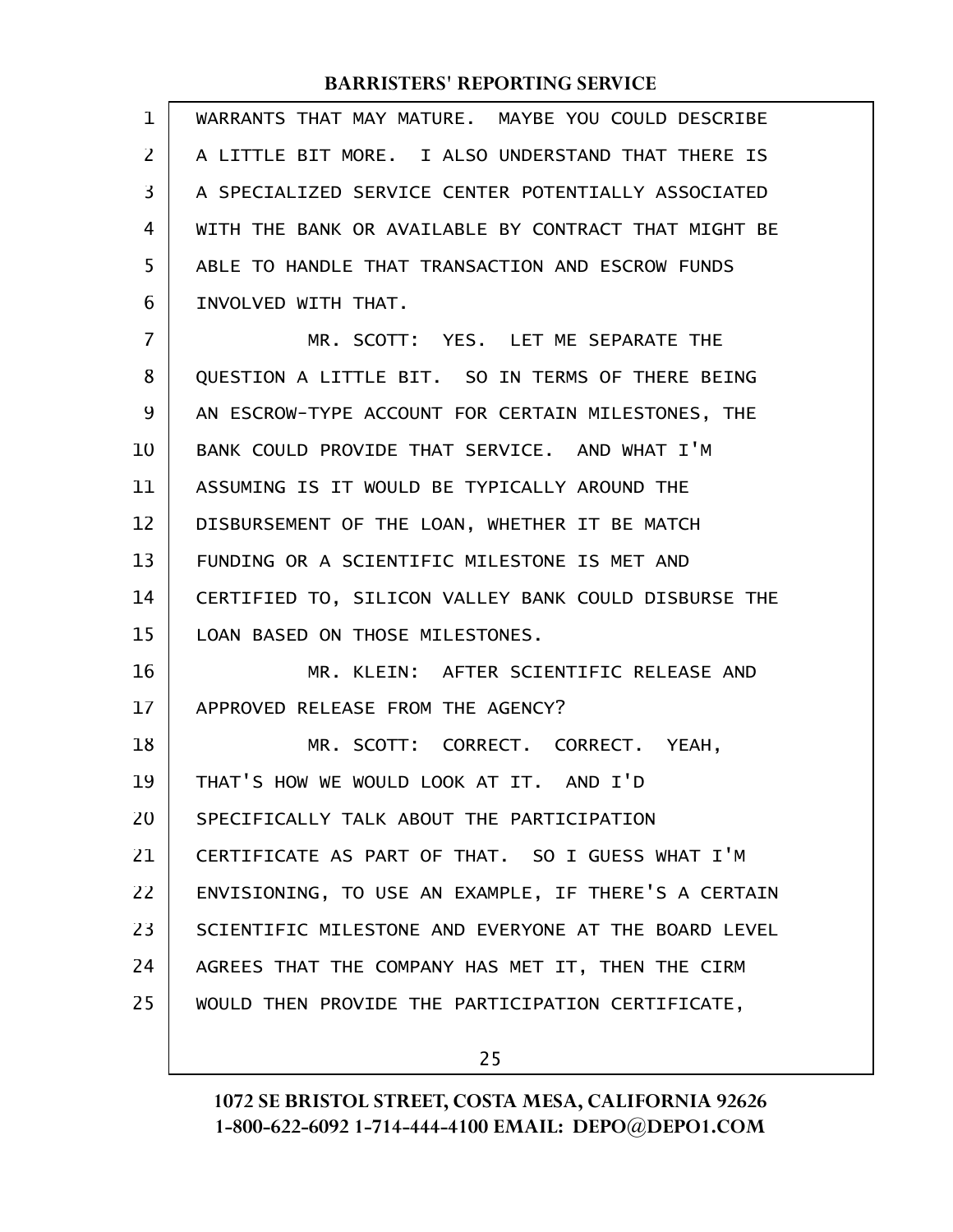WARRANTS THAT MAY MATURE. MAYBE YOU COULD DESCRIBE A LITTLE BIT MORE. I ALSO UNDERSTAND THAT THERE IS A SPECIALIZED SERVICE CENTER POTENTIALLY ASSOCIATED WITH THE BANK OR AVAILABLE BY CONTRACT THAT MIGHT BE ABLE TO HANDLE THAT TRANSACTION AND ESCROW FUNDS INVOLVED WITH THAT.

MR. SCOTT: YES. LET ME SEPARATE THE QUESTION A LITTLE BIT. SO IN TERMS OF THERE BEING AN ESCROW-TYPE ACCOUNT FOR CERTAIN MILESTONES, THE BANK COULD PROVIDE THAT SERVICE. AND WHAT I'M ASSUMING IS IT WOULD BE TYPICALLY AROUND THE DISBURSEMENT OF THE LOAN, WHETHER IT BE MATCH FUNDING OR A SCIENTIFIC MILESTONE IS MET AND CERTIFIED TO, SILICON VALLEY BANK COULD DISBURSE THE LOAN BASED ON THOSE MILESTONES.

MR. KLEIN: AFTER SCIENTIFIC RELEASE AND APPROVED RELEASE FROM THE AGENCY?

MR. SCOTT: CORRECT. CORRECT. YEAH, THAT'S HOW WE WOULD LOOK AT IT. AND I'D SPECIFICALLY TALK ABOUT THE PARTICIPATION CERTIFICATE AS PART OF THAT. SO I GUESS WHAT I'M ENVISIONING, TO USE AN EXAMPLE, IF THERE'S A CERTAIN SCIENTIFIC MILESTONE AND EVERYONE AT THE BOARD LEVEL AGREES THAT THE COMPANY HAS MET IT, THEN THE CIRM WOULD THEN PROVIDE THE PARTICIPATION CERTIFICATE,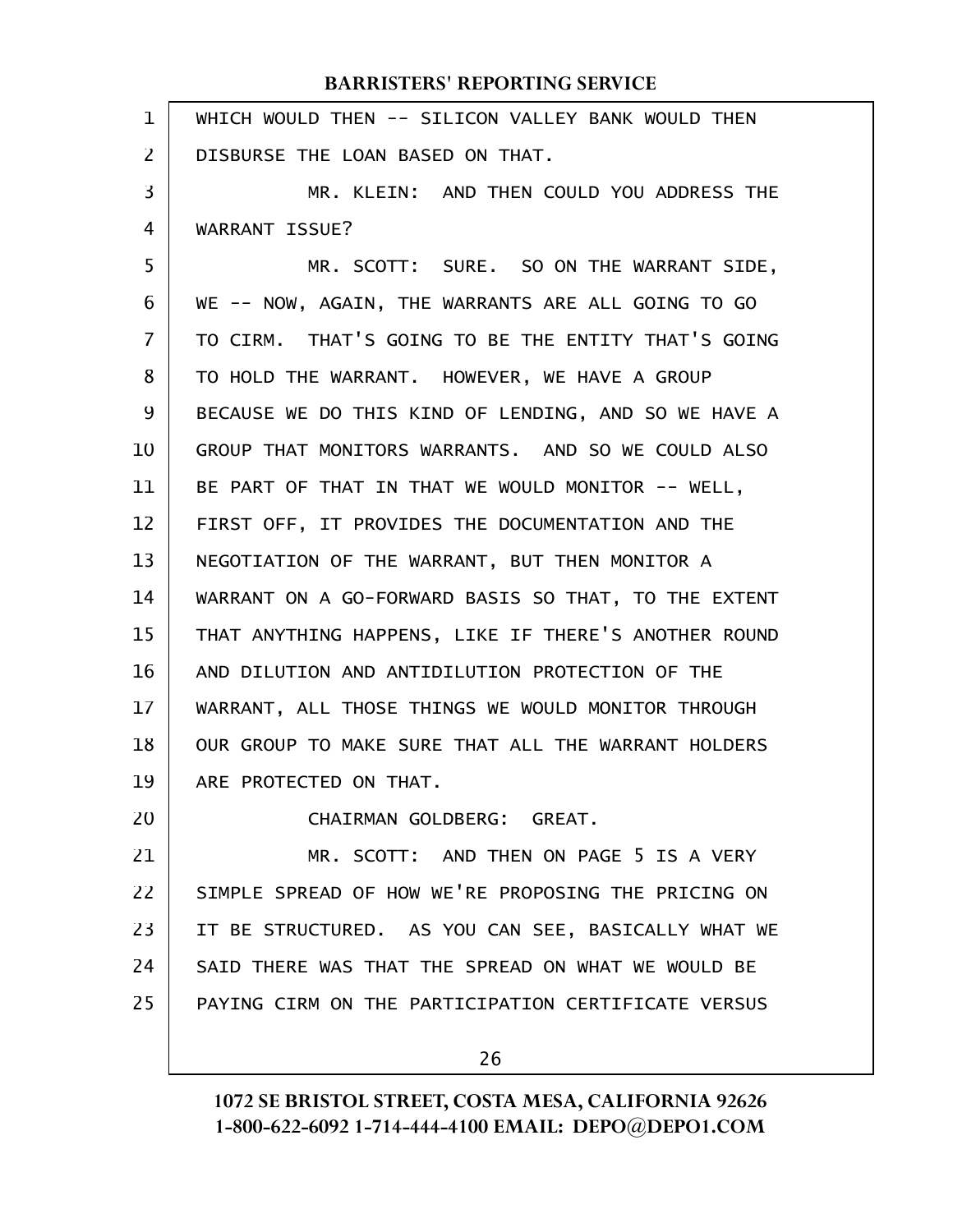WHICH WOULD THEN -- SILICON VALLEY BANK WOULD THEN DISBURSE THE LOAN BASED ON THAT.

MR. KLEIN: AND THEN COULD YOU ADDRESS THE WARRANT ISSUE?

MR. SCOTT: SURE. SO ON THE WARRANT SIDE, WE -- NOW, AGAIN, THE WARRANTS ARE ALL GOING TO GO TO CIRM. THAT'S GOING TO BE THE ENTITY THAT'S GOING TO HOLD THE WARRANT. HOWEVER, WE HAVE A GROUP BECAUSE WE DO THIS KIND OF LENDING, AND SO WE HAVE A GROUP THAT MONITORS WARRANTS. AND SO WE COULD ALSO BE PART OF THAT IN THAT WE WOULD MONITOR -- WELL, FIRST OFF, IT PROVIDES THE DOCUMENTATION AND THE NEGOTIATION OF THE WARRANT, BUT THEN MONITOR A WARRANT ON A GO-FORWARD BASIS SO THAT, TO THE EXTENT THAT ANYTHING HAPPENS, LIKE IF THERE'S ANOTHER ROUND AND DILUTION AND ANTIDILUTION PROTECTION OF THE WARRANT, ALL THOSE THINGS WE WOULD MONITOR THROUGH OUR GROUP TO MAKE SURE THAT ALL THE WARRANT HOLDERS ARE PROTECTED ON THAT.

CHAIRMAN GOLDBERG: GREAT.

MR. SCOTT: AND THEN ON PAGE 5 IS A VERY SIMPLE SPREAD OF HOW WE'RE PROPOSING THE PRICING ON IT BE STRUCTURED. AS YOU CAN SEE, BASICALLY WHAT WE SAID THERE WAS THAT THE SPREAD ON WHAT WE WOULD BE PAYING CIRM ON THE PARTICIPATION CERTIFICATE VERSUS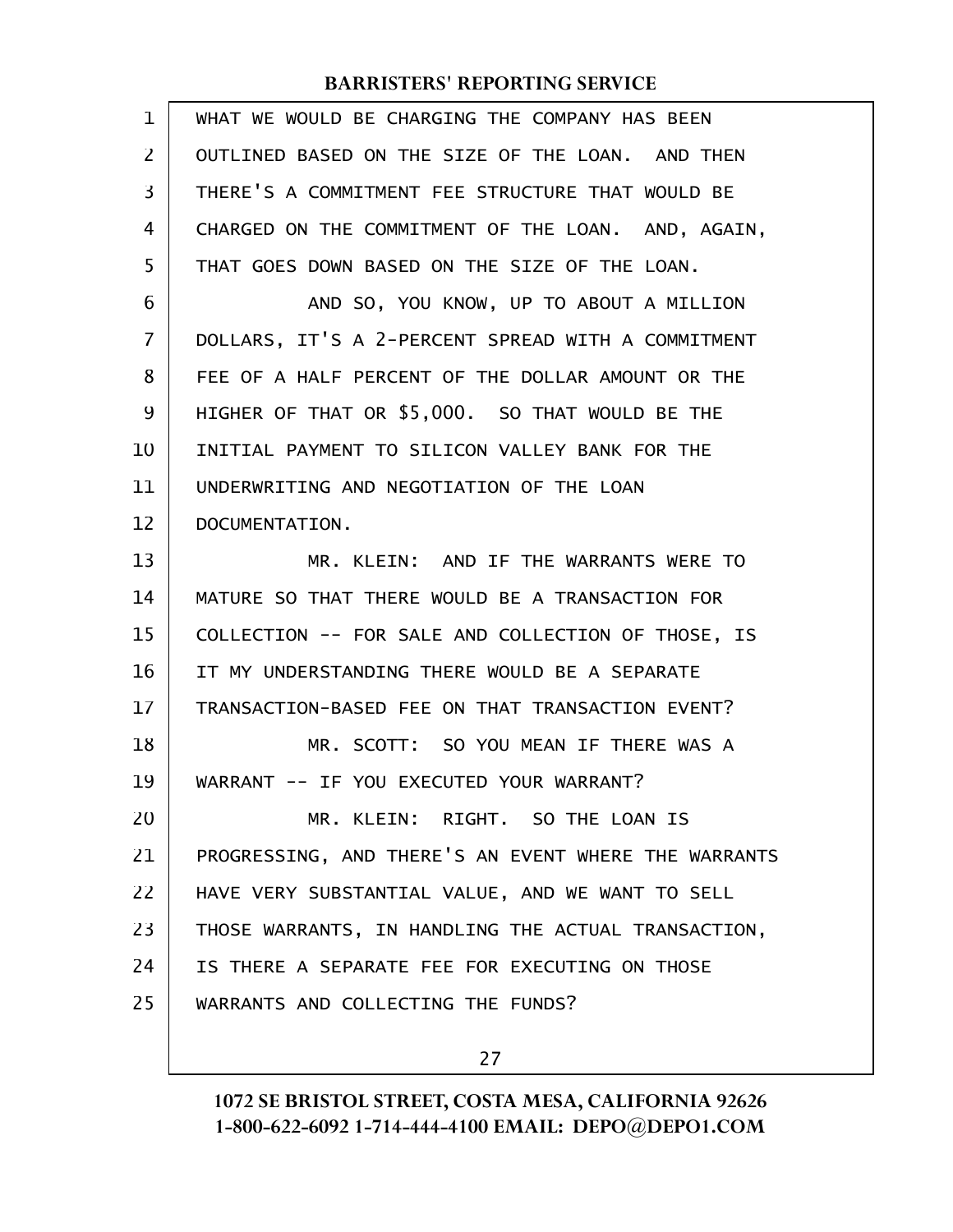WHAT WE WOULD BE CHARGING THE COMPANY HAS BEEN OUTLINED BASED ON THE SIZE OF THE LOAN. AND THEN THERE'S A COMMITMENT FEE STRUCTURE THAT WOULD BE CHARGED ON THE COMMITMENT OF THE LOAN. AND, AGAIN, THAT GOES DOWN BASED ON THE SIZE OF THE LOAN.

AND SO, YOU KNOW, UP TO ABOUT A MILLION DOLLARS, IT'S A 2-PERCENT SPREAD WITH A COMMITMENT FEE OF A HALF PERCENT OF THE DOLLAR AMOUNT OR THE HIGHER OF THAT OR $5,000. SO THAT WOULD BE THE INITIAL PAYMENT TO SILICON VALLEY BANK FOR THE UNDERWRITING AND NEGOTIATION OF THE LOAN DOCUMENTATION.

MR. KLEIN: AND IF THE WARRANTS WERE TO MATURE SO THAT THERE WOULD BE A TRANSACTION FOR COLLECTION -- FOR SALE AND COLLECTION OF THOSE, IS IT MY UNDERSTANDING THERE WOULD BE A SEPARATE TRANSACTION-BASED FEE ON THAT TRANSACTION EVENT?

MR. SCOTT: SO YOU MEAN IF THERE WAS A WARRANT -- IF YOU EXECUTED YOUR WARRANT?

MR. KLEIN: RIGHT. SO THE LOAN IS PROGRESSING, AND THERE'S AN EVENT WHERE THE WARRANTS HAVE VERY SUBSTANTIAL VALUE, AND WE WANT TO SELL THOSE WARRANTS, IN HANDLING THE ACTUAL TRANSACTION, IS THERE A SEPARATE FEE FOR EXECUTING ON THOSE WARRANTS AND COLLECTING THE FUNDS?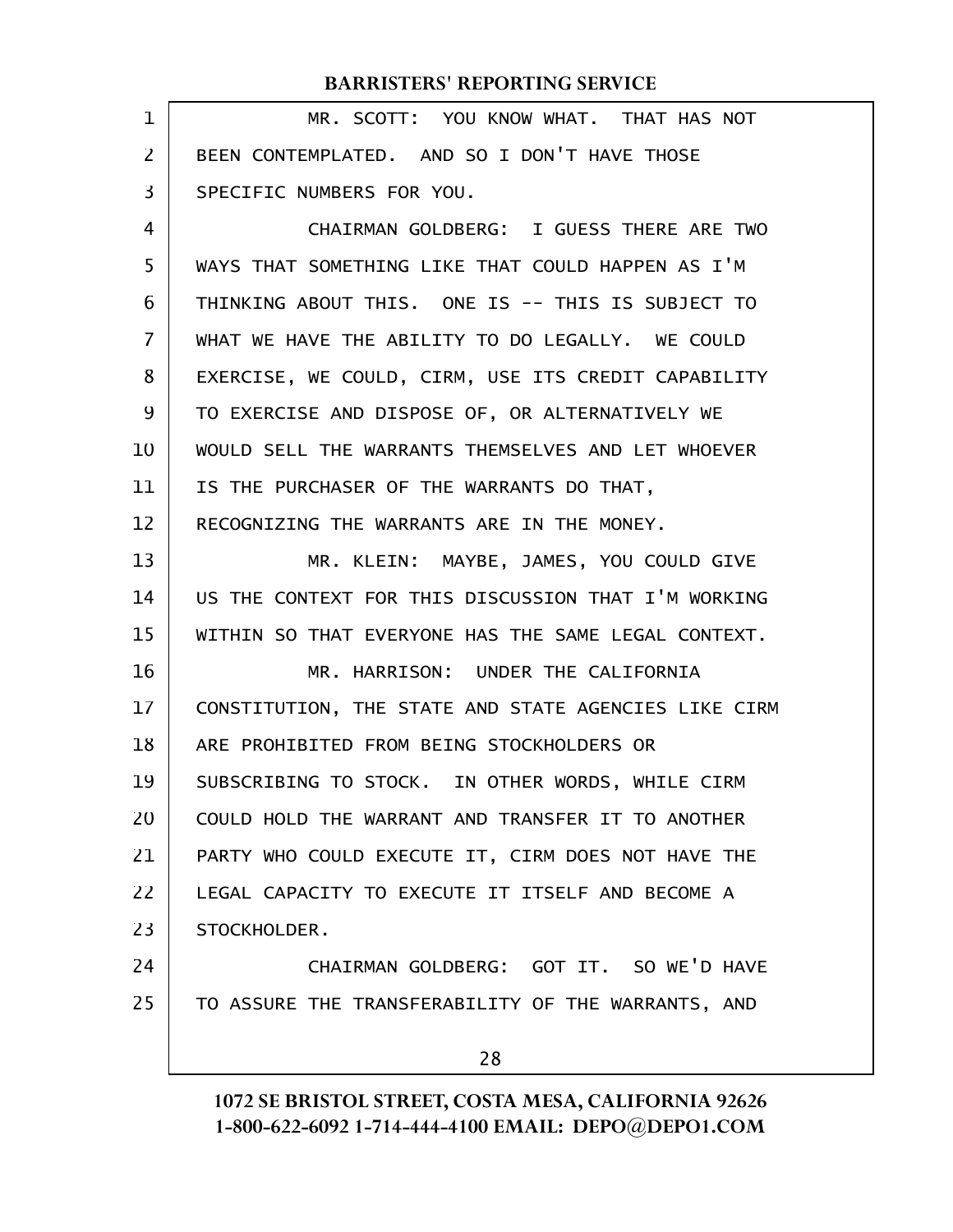MR. SCOTT: YOU KNOW WHAT. THAT HAS NOT BEEN CONTEMPLATED. AND SO I DON'T HAVE THOSE SPECIFIC NUMBERS FOR YOU.

CHAIRMAN GOLDBERG: I GUESS THERE ARE TWO WAYS THAT SOMETHING LIKE THAT COULD HAPPEN AS I'M THINKING ABOUT THIS. ONE IS -- THIS IS SUBJECT TO WHAT WE HAVE THE ABILITY TO DO LEGALLY. WE COULD EXERCISE, WE COULD, CIRM, USE ITS CREDIT CAPABILITY TO EXERCISE AND DISPOSE OF, OR ALTERNATIVELY WE WOULD SELL THE WARRANTS THEMSELVES AND LET WHOEVER IS THE PURCHASER OF THE WARRANTS DO THAT, RECOGNIZING THE WARRANTS ARE IN THE MONEY.

MR. KLEIN: MAYBE, JAMES, YOU COULD GIVE US THE CONTEXT FOR THIS DISCUSSION THAT I'M WORKING WITHIN SO THAT EVERYONE HAS THE SAME LEGAL CONTEXT.

MR. HARRISON: UNDER THE CALIFORNIA CONSTITUTION, THE STATE AND STATE AGENCIES LIKE CIRM ARE PROHIBITED FROM BEING STOCKHOLDERS OR SUBSCRIBING TO STOCK. IN OTHER WORDS, WHILE CIRM COULD HOLD THE WARRANT AND TRANSFER IT TO ANOTHER PARTY WHO COULD EXECUTE IT, CIRM DOES NOT HAVE THE LEGAL CAPACITY TO EXECUTE IT ITSELF AND BECOME A STOCKHOLDER.

CHAIRMAN GOLDBERG: GOT IT. SO WE'D HAVE TO ASSURE THE TRANSFERABILITY OF THE WARRANTS, AND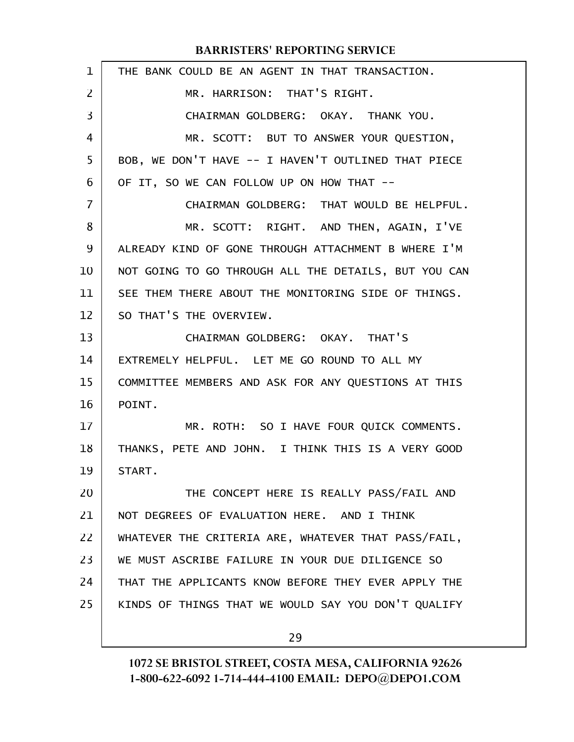THE BANK COULD BE AN AGENT IN THAT TRANSACTION.

MR. HARRISON: THAT'S RIGHT.

CHAIRMAN GOLDBERG: OKAY. THANK YOU.

MR. SCOTT: BUT TO ANSWER YOUR QUESTION, BOB, WE DON'T HAVE -- I HAVEN'T OUTLINED THAT PIECE OF IT, SO WE CAN FOLLOW UP ON HOW THAT --

CHAIRMAN GOLDBERG: THAT WOULD BE HELPFUL.

MR. SCOTT: RIGHT. AND THEN, AGAIN, I'VE ALREADY KIND OF GONE THROUGH ATTACHMENT B WHERE I'M NOT GOING TO GO THROUGH ALL THE DETAILS, BUT YOU CAN SEE THEM THERE ABOUT THE MONITORING SIDE OF THINGS. SO THAT'S THE OVERVIEW.

CHAIRMAN GOLDBERG: OKAY. THAT'S EXTREMELY HELPFUL. LET ME GO ROUND TO ALL MY COMMITTEE MEMBERS AND ASK FOR ANY QUESTIONS AT THIS POINT.

MR. ROTH: SO I HAVE FOUR QUICK COMMENTS. THANKS, PETE AND JOHN. I THINK THIS IS A VERY GOOD START.

THE CONCEPT HERE IS REALLY PASS/FAIL AND NOT DEGREES OF EVALUATION HERE. AND I THINK WHATEVER THE CRITERIA ARE, WHATEVER THAT PASS/FAIL, WE MUST ASCRIBE FAILURE IN YOUR DUE DILIGENCE SO THAT THE APPLICANTS KNOW BEFORE THEY EVER APPLY THE KINDS OF THINGS THAT WE WOULD SAY YOU DON'T QUALIFY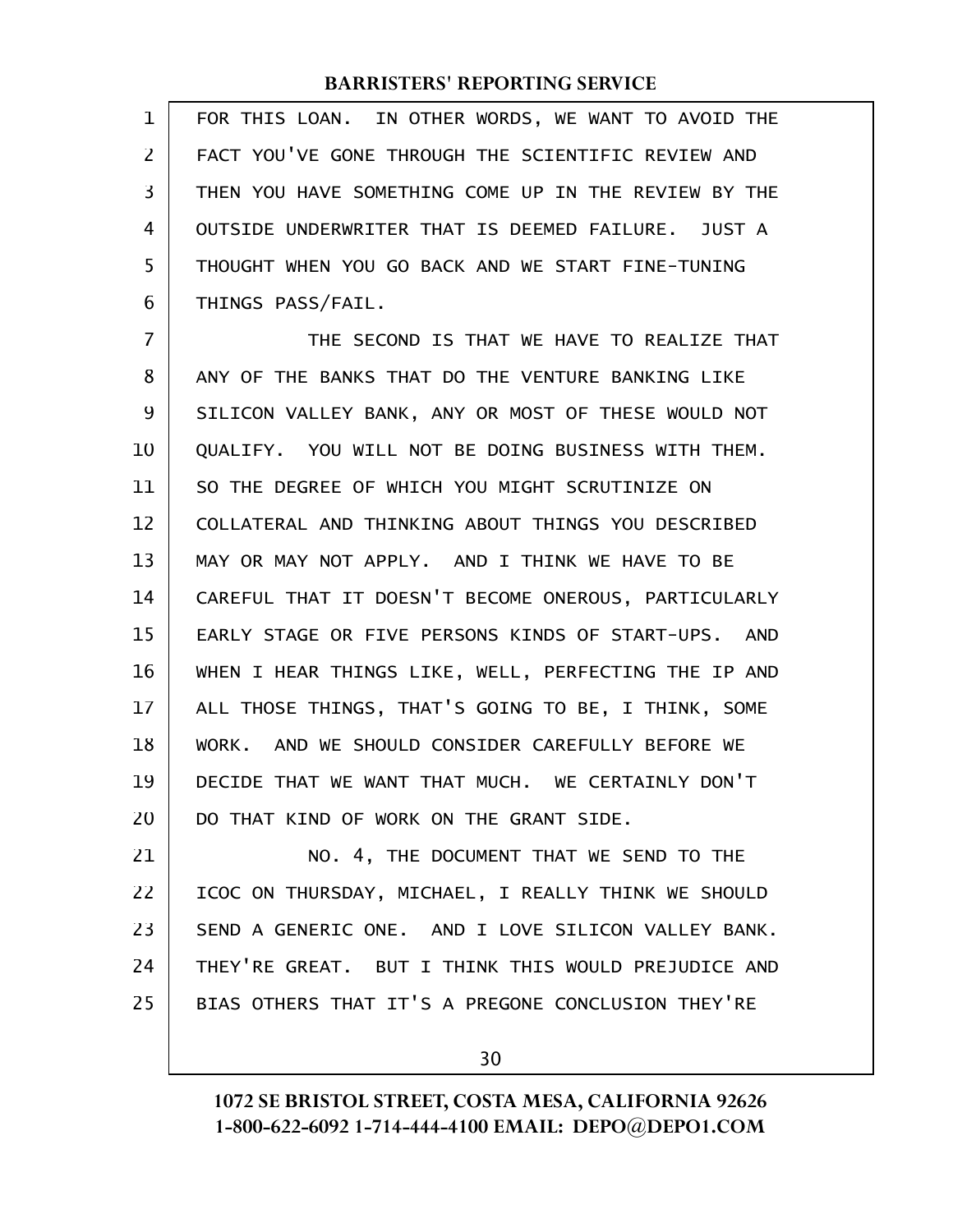FOR THIS LOAN. IN OTHER WORDS, WE WANT TO AVOID THE FACT YOU'VE GONE THROUGH THE SCIENTIFIC REVIEW AND THEN YOU HAVE SOMETHING COME UP IN THE REVIEW BY THE OUTSIDE UNDERWRITER THAT IS DEEMED FAILURE. JUST A THOUGHT WHEN YOU GO BACK AND WE START FINE-TUNING THINGS PASS/FAIL.

THE SECOND IS THAT WE HAVE TO REALIZE THAT ANY OF THE BANKS THAT DO THE VENTURE BANKING LIKE SILICON VALLEY BANK, ANY OR MOST OF THESE WOULD NOT QUALIFY. YOU WILL NOT BE DOING BUSINESS WITH THEM. SO THE DEGREE OF WHICH YOU MIGHT SCRUTINIZE ON COLLATERAL AND THINKING ABOUT THINGS YOU DESCRIBED MAY OR MAY NOT APPLY. AND I THINK WE HAVE TO BE CAREFUL THAT IT DOESN'T BECOME ONEROUS, PARTICULARLY EARLY STAGE OR FIVE PERSONS KINDS OF START-UPS. AND WHEN I HEAR THINGS LIKE, WELL, PERFECTING THE IP AND ALL THOSE THINGS, THAT'S GOING TO BE, I THINK, SOME WORK. AND WE SHOULD CONSIDER CAREFULLY BEFORE WE DECIDE THAT WE WANT THAT MUCH. WE CERTAINLY DON'T DO THAT KIND OF WORK ON THE GRANT SIDE.

NO. 4, THE DOCUMENT THAT WE SEND TO THE ICOC ON THURSDAY, MICHAEL, I REALLY THINK WE SHOULD SEND A GENERIC ONE. AND I LOVE SILICON VALLEY BANK. THEY'RE GREAT. BUT I THINK THIS WOULD PREJUDICE AND BIAS OTHERS THAT IT'S A PREGONE CONCLUSION THEY'RE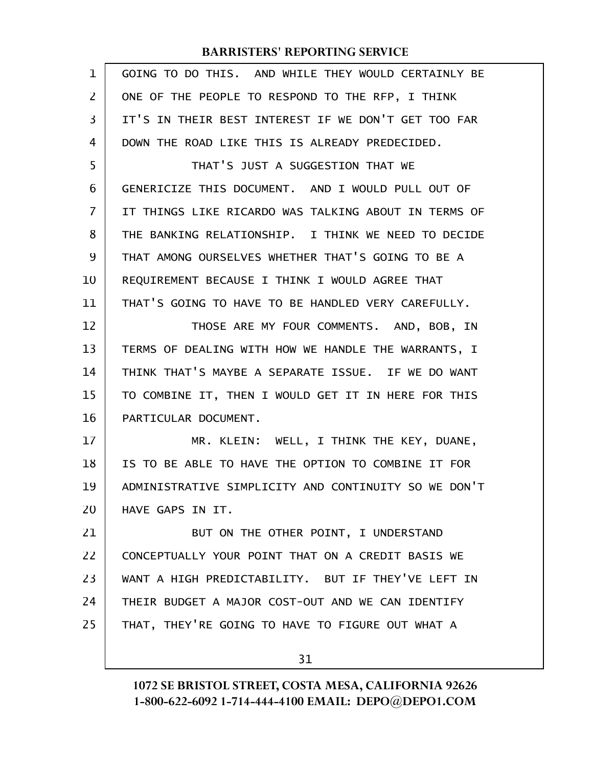GOING TO DO THIS. AND WHILE THEY WOULD CERTAINLY BE ONE OF THE PEOPLE TO RESPOND TO THE RFP, I THINK IT'S IN THEIR BEST INTEREST IF WE DON'T GET TOO FAR DOWN THE ROAD LIKE THIS IS ALREADY PREDECIDED.

THAT'S JUST A SUGGESTION THAT WE GENERICIZE THIS DOCUMENT. AND I WOULD PULL OUT OF IT THINGS LIKE RICARDO WAS TALKING ABOUT IN TERMS OF THE BANKING RELATIONSHIP. I THINK WE NEED TO DECIDE THAT AMONG OURSELVES WHETHER THAT'S GOING TO BE A REQUIREMENT BECAUSE I THINK I WOULD AGREE THAT THAT'S GOING TO HAVE TO BE HANDLED VERY CAREFULLY.

THOSE ARE MY FOUR COMMENTS. AND, BOB, IN TERMS OF DEALING WITH HOW WE HANDLE THE WARRANTS, I THINK THAT'S MAYBE A SEPARATE ISSUE. IF WE DO WANT TO COMBINE IT, THEN I WOULD GET IT IN HERE FOR THIS PARTICULAR DOCUMENT.

MR. KLEIN: WELL, I THINK THE KEY, DUANE, IS TO BE ABLE TO HAVE THE OPTION TO COMBINE IT FOR ADMINISTRATIVE SIMPLICITY AND CONTINUITY SO WE DON'T HAVE GAPS IN IT.

BUT ON THE OTHER POINT, I UNDERSTAND CONCEPTUALLY YOUR POINT THAT ON A CREDIT BASIS WE WANT A HIGH PREDICTABILITY. BUT IF THEY'VE LEFT IN THEIR BUDGET A MAJOR COST-OUT AND WE CAN IDENTIFY THAT, THEY'RE GOING TO HAVE TO FIGURE OUT WHAT A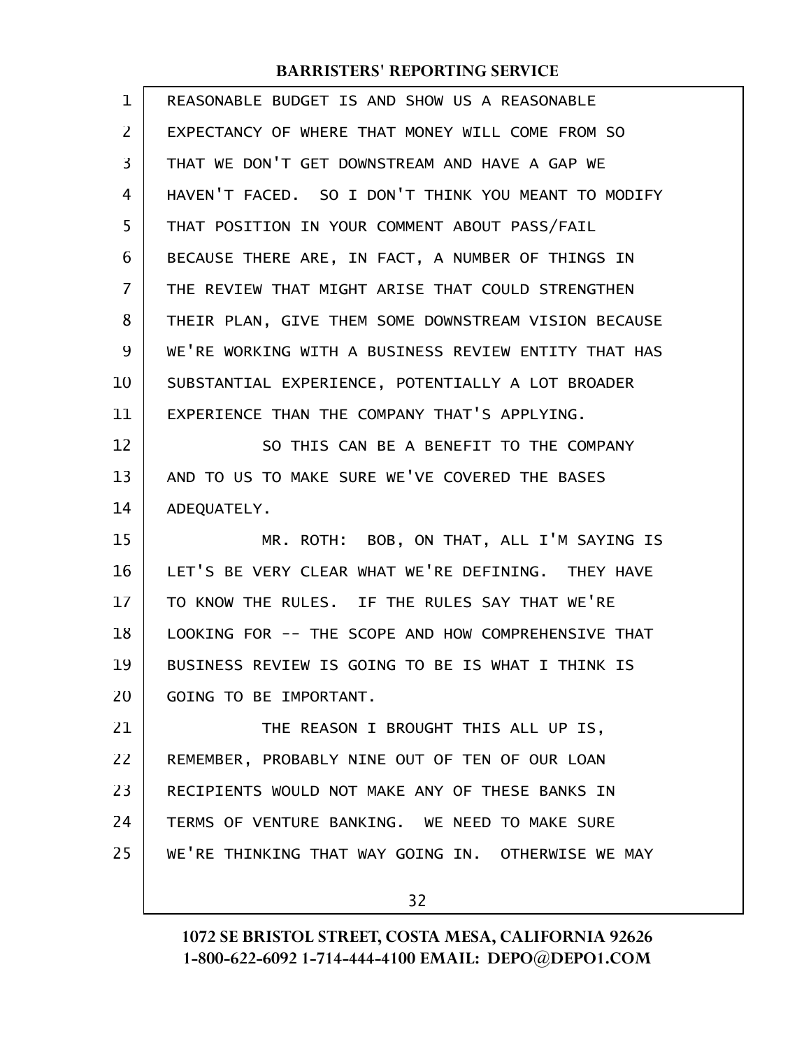REASONABLE BUDGET IS AND SHOW US A REASONABLE EXPECTANCY OF WHERE THAT MONEY WILL COME FROM SO THAT WE DON'T GET DOWNSTREAM AND HAVE A GAP WE HAVEN'T FACED. SO I DON'T THINK YOU MEANT TO MODIFY THAT POSITION IN YOUR COMMENT ABOUT PASS/FAIL BECAUSE THERE ARE, IN FACT, A NUMBER OF THINGS IN THE REVIEW THAT MIGHT ARISE THAT COULD STRENGTHEN THEIR PLAN, GIVE THEM SOME DOWNSTREAM VISION BECAUSE WE'RE WORKING WITH A BUSINESS REVIEW ENTITY THAT HAS SUBSTANTIAL EXPERIENCE, POTENTIALLY A LOT BROADER EXPERIENCE THAN THE COMPANY THAT'S APPLYING.

SO THIS CAN BE A BENEFIT TO THE COMPANY AND TO US TO MAKE SURE WE'VE COVERED THE BASES ADEQUATELY.

MR. ROTH: BOB, ON THAT, ALL I'M SAYING IS LET'S BE VERY CLEAR WHAT WE'RE DEFINING. THEY HAVE TO KNOW THE RULES. IF THE RULES SAY THAT WE'RE LOOKING FOR -- THE SCOPE AND HOW COMPREHENSIVE THAT BUSINESS REVIEW IS GOING TO BE IS WHAT I THINK IS GOING TO BE IMPORTANT.

THE REASON I BROUGHT THIS ALL UP IS, REMEMBER, PROBABLY NINE OUT OF TEN OF OUR LOAN RECIPIENTS WOULD NOT MAKE ANY OF THESE BANKS IN TERMS OF VENTURE BANKING. WE NEED TO MAKE SURE WE'RE THINKING THAT WAY GOING IN. OTHERWISE WE MAY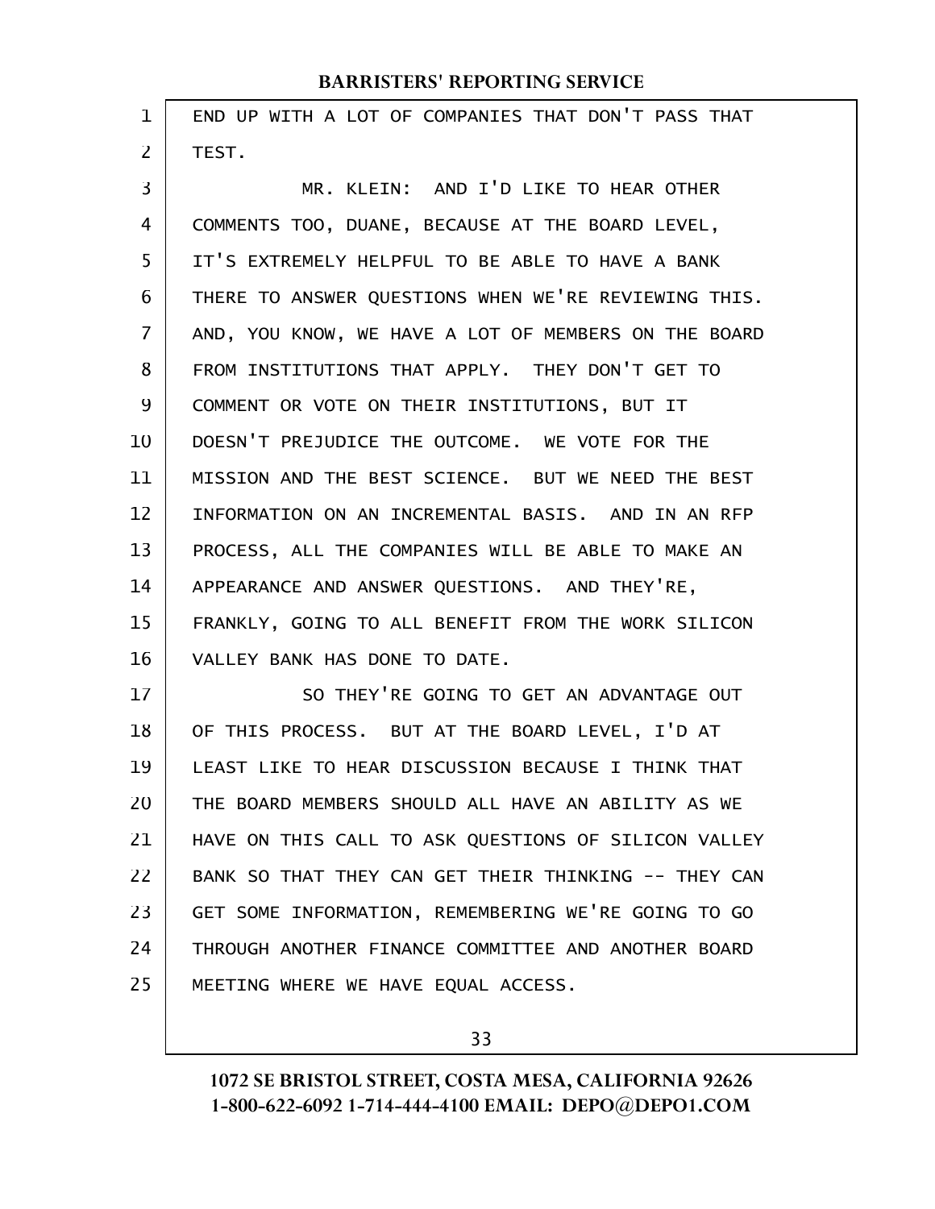END UP WITH A LOT OF COMPANIES THAT DON'T PASS THAT TEST.

MR. KLEIN: AND I'D LIKE TO HEAR OTHER COMMENTS TOO, DUANE, BECAUSE AT THE BOARD LEVEL, IT'S EXTREMELY HELPFUL TO BE ABLE TO HAVE A BANK THERE TO ANSWER QUESTIONS WHEN WE'RE REVIEWING THIS. AND, YOU KNOW, WE HAVE A LOT OF MEMBERS ON THE BOARD FROM INSTITUTIONS THAT APPLY. THEY DON'T GET TO COMMENT OR VOTE ON THEIR INSTITUTIONS, BUT IT DOESN'T PREJUDICE THE OUTCOME. WE VOTE FOR THE MISSION AND THE BEST SCIENCE. BUT WE NEED THE BEST INFORMATION ON AN INCREMENTAL BASIS. AND IN AN RFP PROCESS, ALL THE COMPANIES WILL BE ABLE TO MAKE AN APPEARANCE AND ANSWER QUESTIONS. AND THEY'RE, FRANKLY, GOING TO ALL BENEFIT FROM THE WORK SILICON VALLEY BANK HAS DONE TO DATE.

SO THEY'RE GOING TO GET AN ADVANTAGE OUT OF THIS PROCESS. BUT AT THE BOARD LEVEL, I'D AT LEAST LIKE TO HEAR DISCUSSION BECAUSE I THINK THAT THE BOARD MEMBERS SHOULD ALL HAVE AN ABILITY AS WE HAVE ON THIS CALL TO ASK QUESTIONS OF SILICON VALLEY BANK SO THAT THEY CAN GET THEIR THINKING -- THEY CAN GET SOME INFORMATION, REMEMBERING WE'RE GOING TO GO THROUGH ANOTHER FINANCE COMMITTEE AND ANOTHER BOARD MEETING WHERE WE HAVE EQUAL ACCESS.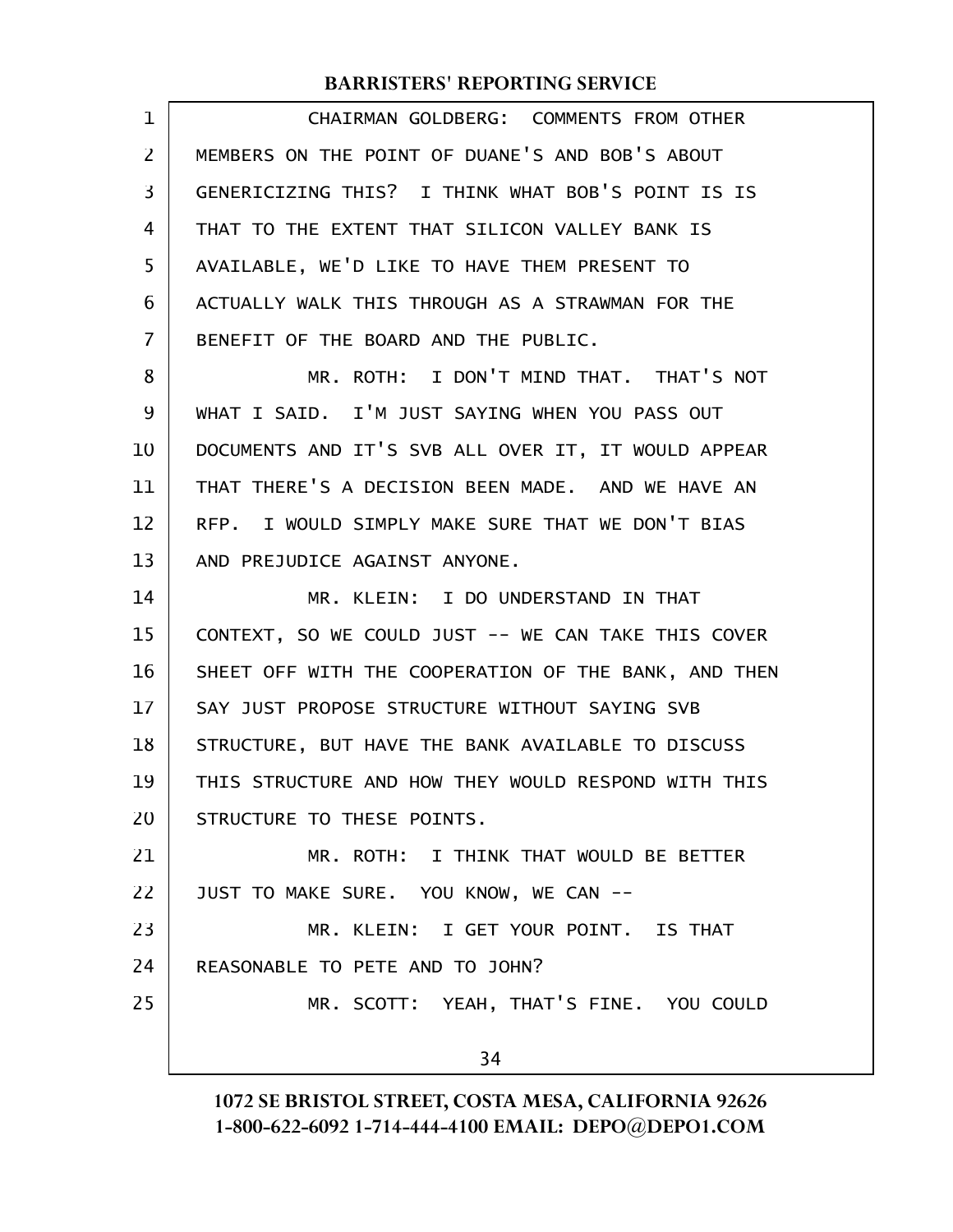CHAIRMAN GOLDBERG: COMMENTS FROM OTHER MEMBERS ON THE POINT OF DUANE'S AND BOB'S ABOUT GENERICIZING THIS? I THINK WHAT BOB'S POINT IS IS THAT TO THE EXTENT THAT SILICON VALLEY BANK IS AVAILABLE, WE'D LIKE TO HAVE THEM PRESENT TO ACTUALLY WALK THIS THROUGH AS A STRAWMAN FOR THE BENEFIT OF THE BOARD AND THE PUBLIC.

MR. ROTH: I DON'T MIND THAT. THAT'S NOT WHAT I SAID. I'M JUST SAYING WHEN YOU PASS OUT DOCUMENTS AND IT'S SVB ALL OVER IT, IT WOULD APPEAR THAT THERE'S A DECISION BEEN MADE. AND WE HAVE AN RFP. I WOULD SIMPLY MAKE SURE THAT WE DON'T BIAS AND PREJUDICE AGAINST ANYONE.

MR. KLEIN: I DO UNDERSTAND IN THAT CONTEXT, SO WE COULD JUST -- WE CAN TAKE THIS COVER SHEET OFF WITH THE COOPERATION OF THE BANK, AND THEN SAY JUST PROPOSE STRUCTURE WITHOUT SAYING SVB STRUCTURE, BUT HAVE THE BANK AVAILABLE TO DISCUSS THIS STRUCTURE AND HOW THEY WOULD RESPOND WITH THIS STRUCTURE TO THESE POINTS.

MR. ROTH: I THINK THAT WOULD BE BETTER JUST TO MAKE SURE. YOU KNOW, WE CAN --

MR. KLEIN: I GET YOUR POINT. IS THAT REASONABLE TO PETE AND TO JOHN?

MR. SCOTT: YEAH, THAT'S FINE. YOU COULD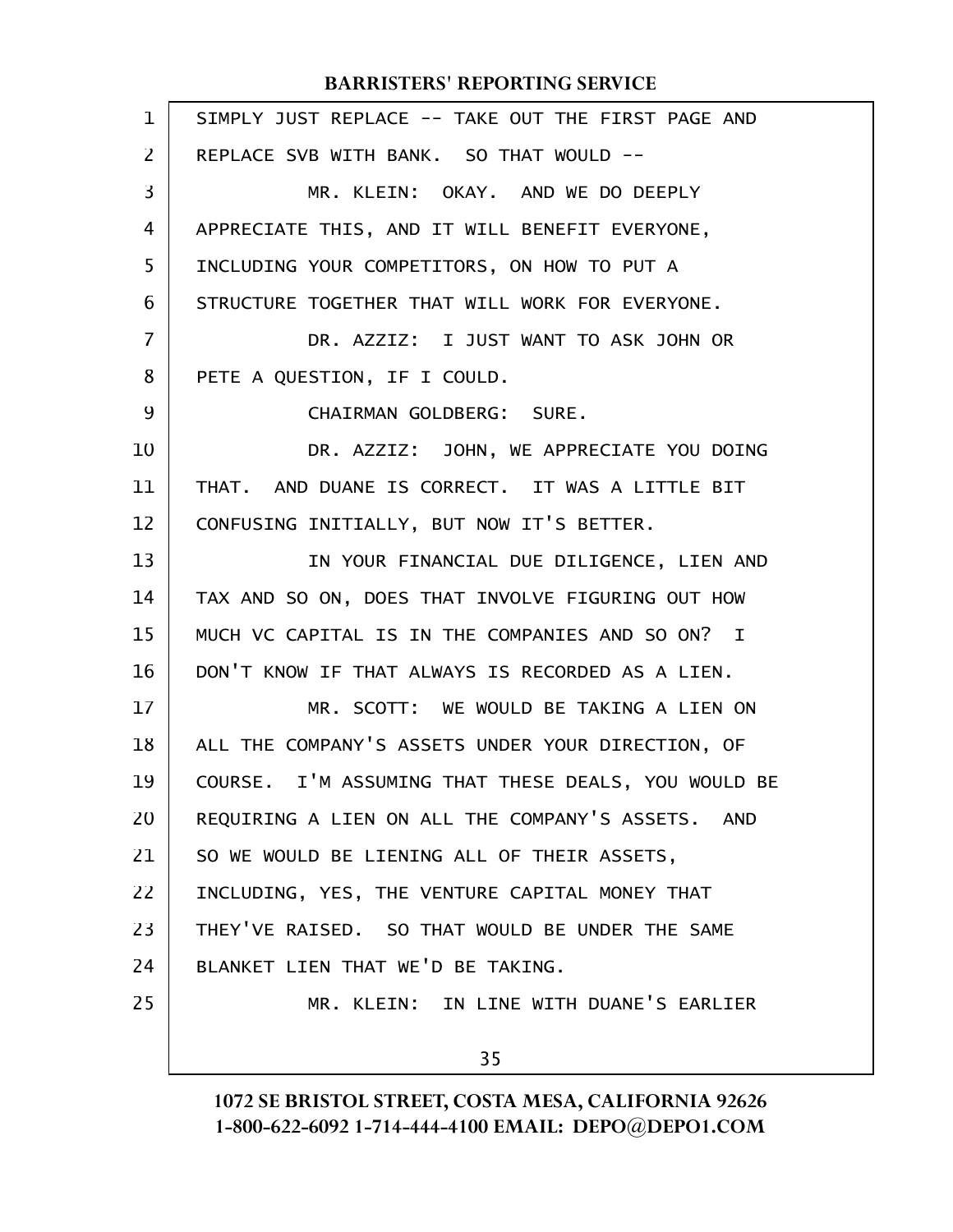SIMPLY JUST REPLACE -- TAKE OUT THE FIRST PAGE AND REPLACE SVB WITH BANK. SO THAT WOULD --

MR. KLEIN: OKAY. AND WE DO DEEPLY APPRECIATE THIS, AND IT WILL BENEFIT EVERYONE, INCLUDING YOUR COMPETITORS, ON HOW TO PUT A STRUCTURE TOGETHER THAT WILL WORK FOR EVERYONE.

DR. AZZIZ: I JUST WANT TO ASK JOHN OR PETE A QUESTION, IF I COULD.

CHAIRMAN GOLDBERG: SURE.

DR. AZZIZ: JOHN, WE APPRECIATE YOU DOING THAT. AND DUANE IS CORRECT. IT WAS A LITTLE BIT CONFUSING INITIALLY, BUT NOW IT'S BETTER.

IN YOUR FINANCIAL DUE DILIGENCE, LIEN AND TAX AND SO ON, DOES THAT INVOLVE FIGURING OUT HOW MUCH VC CAPITAL IS IN THE COMPANIES AND SO ON? I DON'T KNOW IF THAT ALWAYS IS RECORDED AS A LIEN.

MR. SCOTT: WE WOULD BE TAKING A LIEN ON ALL THE COMPANY'S ASSETS UNDER YOUR DIRECTION, OF COURSE. I'M ASSUMING THAT THESE DEALS, YOU WOULD BE REQUIRING A LIEN ON ALL THE COMPANY'S ASSETS. AND SO WE WOULD BE LIENING ALL OF THEIR ASSETS, INCLUDING, YES, THE VENTURE CAPITAL MONEY THAT THEY'VE RAISED. SO THAT WOULD BE UNDER THE SAME BLANKET LIEN THAT WE'D BE TAKING.

MR. KLEIN: IN LINE WITH DUANE'S EARLIER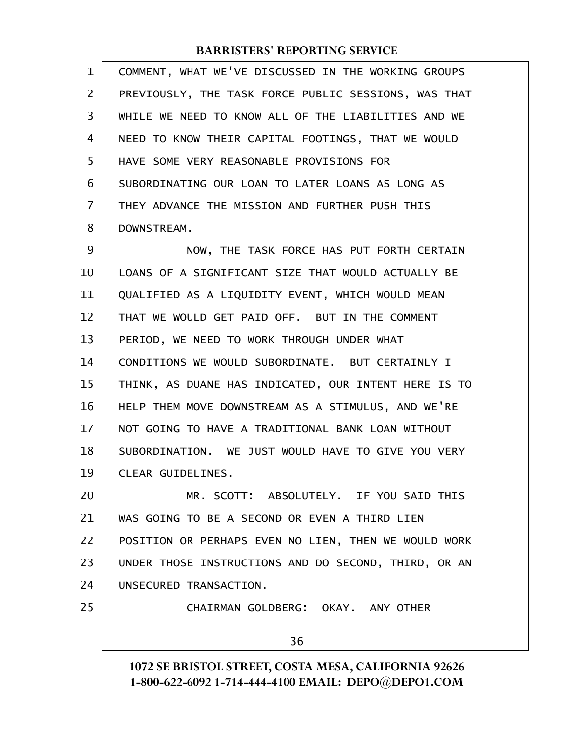COMMENT, WHAT WE'VE DISCUSSED IN THE WORKING GROUPS PREVIOUSLY, THE TASK FORCE PUBLIC SESSIONS, WAS THAT WHILE WE NEED TO KNOW ALL OF THE LIABILITIES AND WE NEED TO KNOW THEIR CAPITAL FOOTINGS, THAT WE WOULD HAVE SOME VERY REASONABLE PROVISIONS FOR SUBORDINATING OUR LOAN TO LATER LOANS AS LONG AS THEY ADVANCE THE MISSION AND FURTHER PUSH THIS DOWNSTREAM.

NOW, THE TASK FORCE HAS PUT FORTH CERTAIN LOANS OF A SIGNIFICANT SIZE THAT WOULD ACTUALLY BE QUALIFIED AS A LIQUIDITY EVENT, WHICH WOULD MEAN THAT WE WOULD GET PAID OFF. BUT IN THE COMMENT PERIOD, WE NEED TO WORK THROUGH UNDER WHAT CONDITIONS WE WOULD SUBORDINATE. BUT CERTAINLY I THINK, AS DUANE HAS INDICATED, OUR INTENT HERE IS TO HELP THEM MOVE DOWNSTREAM AS A STIMULUS, AND WE'RE NOT GOING TO HAVE A TRADITIONAL BANK LOAN WITHOUT SUBORDINATION. WE JUST WOULD HAVE TO GIVE YOU VERY CLEAR GUIDELINES.

MR. SCOTT: ABSOLUTELY. IF YOU SAID THIS WAS GOING TO BE A SECOND OR EVEN A THIRD LIEN POSITION OR PERHAPS EVEN NO LIEN, THEN WE WOULD WORK UNDER THOSE INSTRUCTIONS AND DO SECOND, THIRD, OR AN UNSECURED TRANSACTION.

CHAIRMAN GOLDBERG: OKAY. ANY OTHER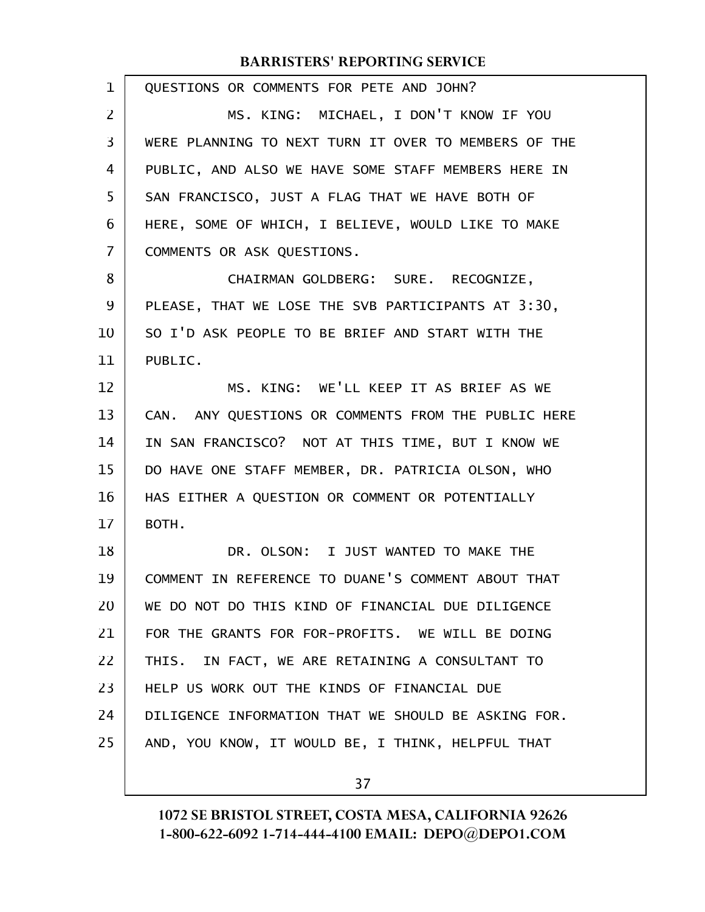QUESTIONS OR COMMENTS FOR PETE AND JOHN?

MS. KING: MICHAEL, I DON'T KNOW IF YOU WERE PLANNING TO NEXT TURN IT OVER TO MEMBERS OF THE PUBLIC, AND ALSO WE HAVE SOME STAFF MEMBERS HERE IN SAN FRANCISCO, JUST A FLAG THAT WE HAVE BOTH OF HERE, SOME OF WHICH, I BELIEVE, WOULD LIKE TO MAKE COMMENTS OR ASK QUESTIONS.

CHAIRMAN GOLDBERG: SURE. RECOGNIZE, PLEASE, THAT WE LOSE THE SVB PARTICIPANTS AT 3:30, SO I'D ASK PEOPLE TO BE BRIEF AND START WITH THE PUBLIC.

MS. KING: WE'LL KEEP IT AS BRIEF AS WE CAN. ANY QUESTIONS OR COMMENTS FROM THE PUBLIC HERE IN SAN FRANCISCO? NOT AT THIS TIME, BUT I KNOW WE DO HAVE ONE STAFF MEMBER, DR. PATRICIA OLSON, WHO HAS EITHER A QUESTION OR COMMENT OR POTENTIALLY BOTH.

DR. OLSON: I JUST WANTED TO MAKE THE COMMENT IN REFERENCE TO DUANE'S COMMENT ABOUT THAT WE DO NOT DO THIS KIND OF FINANCIAL DUE DILIGENCE FOR THE GRANTS FOR FOR-PROFITS. WE WILL BE DOING THIS. IN FACT, WE ARE RETAINING A CONSULTANT TO HELP US WORK OUT THE KINDS OF FINANCIAL DUE DILIGENCE INFORMATION THAT WE SHOULD BE ASKING FOR. AND, YOU KNOW, IT WOULD BE, I THINK, HELPFUL THAT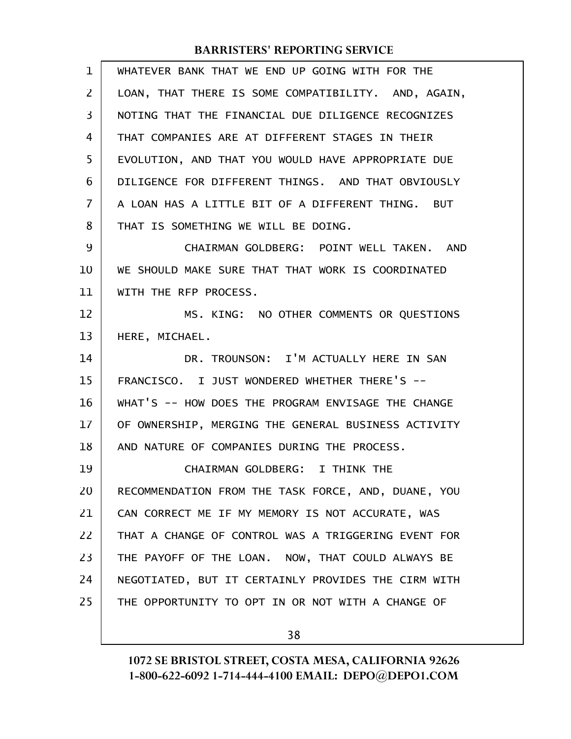WHATEVER BANK THAT WE END UP GOING WITH FOR THE LOAN, THAT THERE IS SOME COMPATIBILITY. AND, AGAIN, NOTING THAT THE FINANCIAL DUE DILIGENCE RECOGNIZES THAT COMPANIES ARE AT DIFFERENT STAGES IN THEIR EVOLUTION, AND THAT YOU WOULD HAVE APPROPRIATE DUE DILIGENCE FOR DIFFERENT THINGS. AND THAT OBVIOUSLY A LOAN HAS A LITTLE BIT OF A DIFFERENT THING. BUT THAT IS SOMETHING WE WILL BE DOING.

CHAIRMAN GOLDBERG: POINT WELL TAKEN. AND WE SHOULD MAKE SURE THAT THAT WORK IS COORDINATED WITH THE RFP PROCESS.

MS. KING: NO OTHER COMMENTS OR QUESTIONS HERE, MICHAEL.

DR. TROUNSON: I'M ACTUALLY HERE IN SAN FRANCISCO. I JUST WONDERED WHETHER THERE'S -- WHAT'S -- HOW DOES THE PROGRAM ENVISAGE THE CHANGE OF OWNERSHIP, MERGING THE GENERAL BUSINESS ACTIVITY AND NATURE OF COMPANIES DURING THE PROCESS.

CHAIRMAN GOLDBERG: I THINK THE RECOMMENDATION FROM THE TASK FORCE, AND, DUANE, YOU CAN CORRECT ME IF MY MEMORY IS NOT ACCURATE, WAS THAT A CHANGE OF CONTROL WAS A TRIGGERING EVENT FOR THE PAYOFF OF THE LOAN. NOW, THAT COULD ALWAYS BE NEGOTIATED, BUT IT CERTAINLY PROVIDES THE CIRM WITH THE OPPORTUNITY TO OPT IN OR NOT WITH A CHANGE OF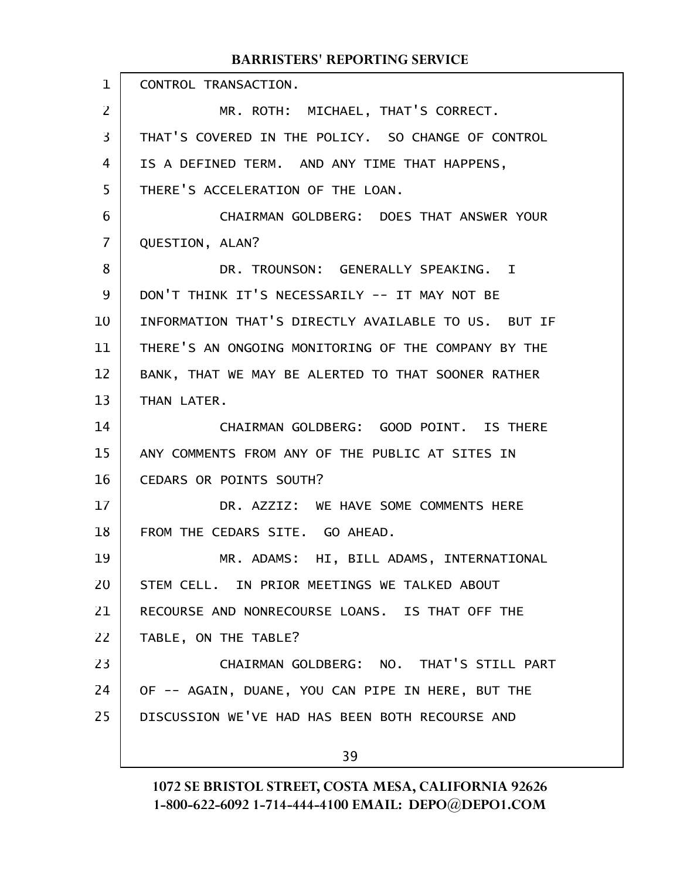CONTROL TRANSACTION.

MR. ROTH: MICHAEL, THAT'S CORRECT. THAT'S COVERED IN THE POLICY. SO CHANGE OF CONTROL IS A DEFINED TERM. AND ANY TIME THAT HAPPENS, THERE'S ACCELERATION OF THE LOAN.

CHAIRMAN GOLDBERG: DOES THAT ANSWER YOUR QUESTION, ALAN?

DR. TROUNSON: GENERALLY SPEAKING. I DON'T THINK IT'S NECESSARILY -- IT MAY NOT BE INFORMATION THAT'S DIRECTLY AVAILABLE TO US. BUT IF THERE'S AN ONGOING MONITORING OF THE COMPANY BY THE BANK, THAT WE MAY BE ALERTED TO THAT SOONER RATHER THAN LATER.

CHAIRMAN GOLDBERG: GOOD POINT. IS THERE ANY COMMENTS FROM ANY OF THE PUBLIC AT SITES IN CEDARS OR POINTS SOUTH?

DR. AZZIZ: WE HAVE SOME COMMENTS HERE FROM THE CEDARS SITE. GO AHEAD.

MR. ADAMS: HI, BILL ADAMS, INTERNATIONAL STEM CELL. IN PRIOR MEETINGS WE TALKED ABOUT RECOURSE AND NONRECOURSE LOANS. IS THAT OFF THE TABLE, ON THE TABLE?

CHAIRMAN GOLDBERG: NO. THAT'S STILL PART OF -- AGAIN, DUANE, YOU CAN PIPE IN HERE, BUT THE DISCUSSION WE'VE HAD HAS BEEN BOTH RECOURSE AND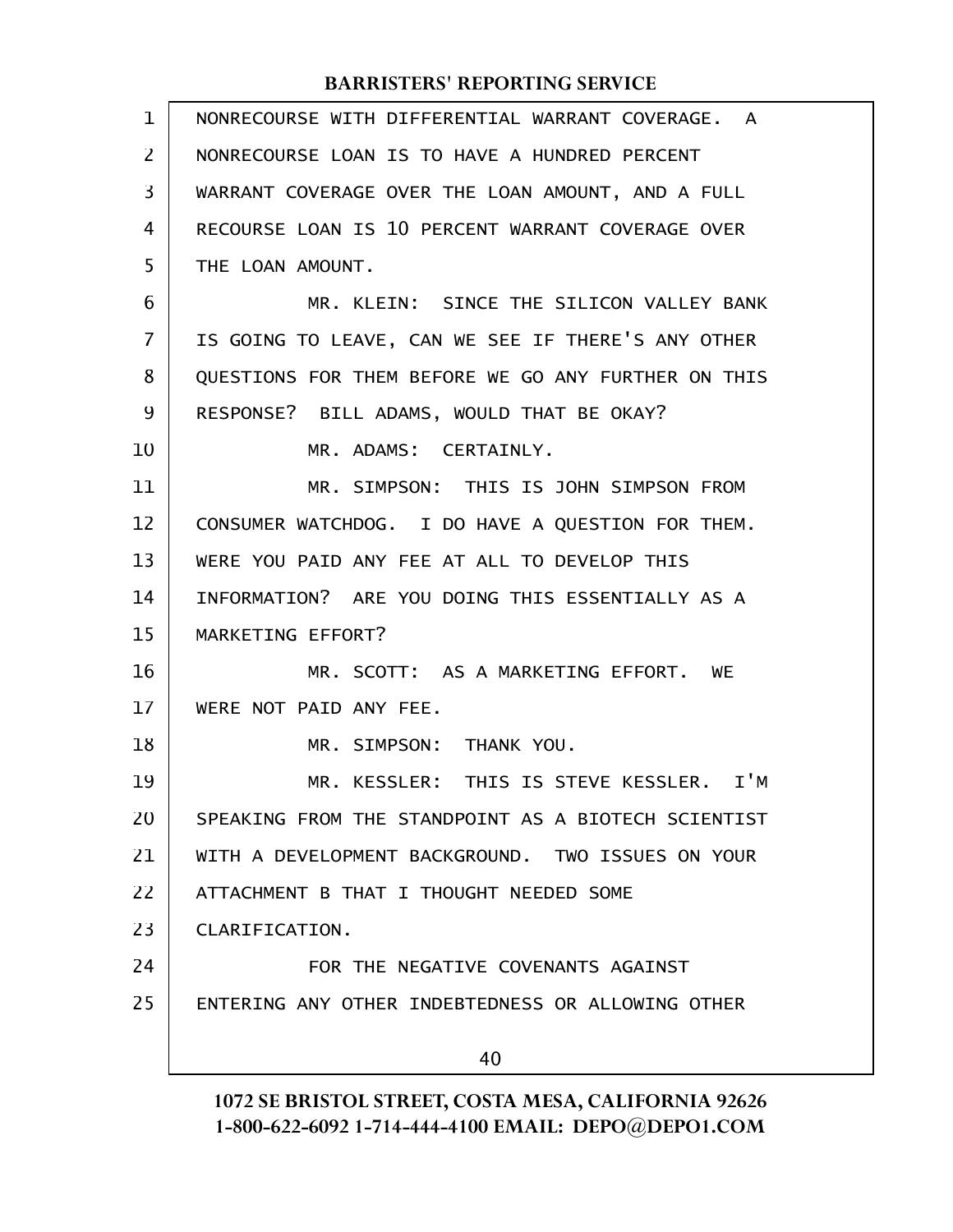NONRECOURSE WITH DIFFERENTIAL WARRANT COVERAGE. A NONRECOURSE LOAN IS TO HAVE A HUNDRED PERCENT WARRANT COVERAGE OVER THE LOAN AMOUNT, AND A FULL RECOURSE LOAN IS 10 PERCENT WARRANT COVERAGE OVER THE LOAN AMOUNT.

MR. KLEIN: SINCE THE SILICON VALLEY BANK IS GOING TO LEAVE, CAN WE SEE IF THERE'S ANY OTHER QUESTIONS FOR THEM BEFORE WE GO ANY FURTHER ON THIS RESPONSE? BILL ADAMS, WOULD THAT BE OKAY?

MR. ADAMS: CERTAINLY.

MR. SIMPSON: THIS IS JOHN SIMPSON FROM CONSUMER WATCHDOG. I DO HAVE A QUESTION FOR THEM. WERE YOU PAID ANY FEE AT ALL TO DEVELOP THIS INFORMATION? ARE YOU DOING THIS ESSENTIALLY AS A MARKETING EFFORT?

MR. SCOTT: AS A MARKETING EFFORT. WE WERE NOT PAID ANY FEE.

MR. SIMPSON: THANK YOU.

MR. KESSLER: THIS IS STEVE KESSLER. I'M SPEAKING FROM THE STANDPOINT AS A BIOTECH SCIENTIST WITH A DEVELOPMENT BACKGROUND. TWO ISSUES ON YOUR ATTACHMENT B THAT I THOUGHT NEEDED SOME CLARIFICATION.

FOR THE NEGATIVE COVENANTS AGAINST ENTERING ANY OTHER INDEBTEDNESS OR ALLOWING OTHER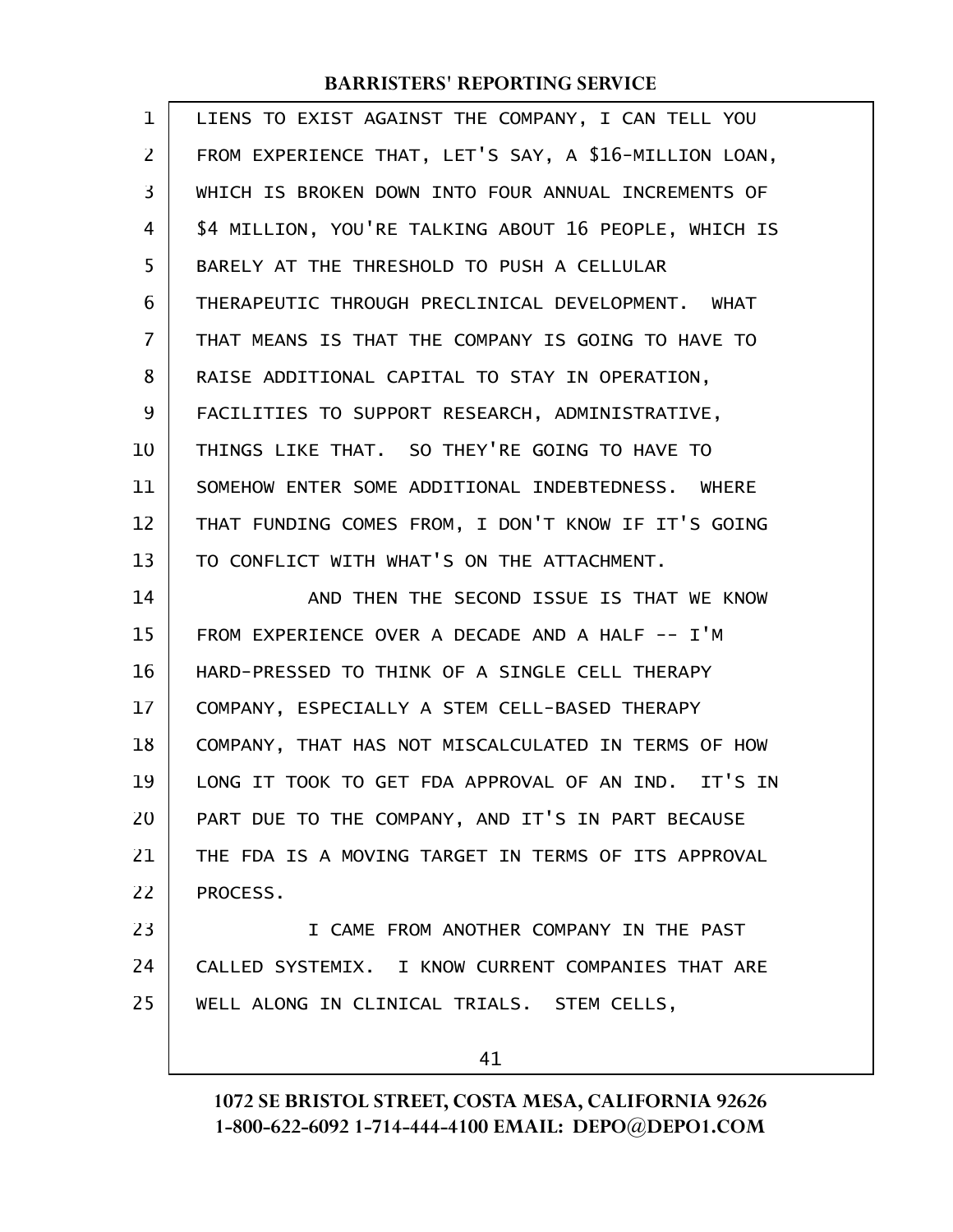LIENS TO EXIST AGAINST THE COMPANY, I CAN TELL YOU FROM EXPERIENCE THAT, LET'S SAY, A $16-MILLION LOAN, WHICH IS BROKEN DOWN INTO FOUR ANNUAL INCREMENTS OF $4 MILLION, YOU'RE TALKING ABOUT 16 PEOPLE, WHICH IS BARELY AT THE THRESHOLD TO PUSH A CELLULAR THERAPEUTIC THROUGH PRECLINICAL DEVELOPMENT. WHAT THAT MEANS IS THAT THE COMPANY IS GOING TO HAVE TO RAISE ADDITIONAL CAPITAL TO STAY IN OPERATION, FACILITIES TO SUPPORT RESEARCH, ADMINISTRATIVE, THINGS LIKE THAT. SO THEY'RE GOING TO HAVE TO SOMEHOW ENTER SOME ADDITIONAL INDEBTEDNESS. WHERE THAT FUNDING COMES FROM, I DON'T KNOW IF IT'S GOING TO CONFLICT WITH WHAT'S ON THE ATTACHMENT.

AND THEN THE SECOND ISSUE IS THAT WE KNOW FROM EXPERIENCE OVER A DECADE AND A HALF -- I'M HARD-PRESSED TO THINK OF A SINGLE CELL THERAPY COMPANY, ESPECIALLY A STEM CELL-BASED THERAPY COMPANY, THAT HAS NOT MISCALCULATED IN TERMS OF HOW LONG IT TOOK TO GET FDA APPROVAL OF AN IND. IT'S IN PART DUE TO THE COMPANY, AND IT'S IN PART BECAUSE THE FDA IS A MOVING TARGET IN TERMS OF ITS APPROVAL PROCESS.

I CAME FROM ANOTHER COMPANY IN THE PAST CALLED SYSTEMIX. I KNOW CURRENT COMPANIES THAT ARE WELL ALONG IN CLINICAL TRIALS. STEM CELLS,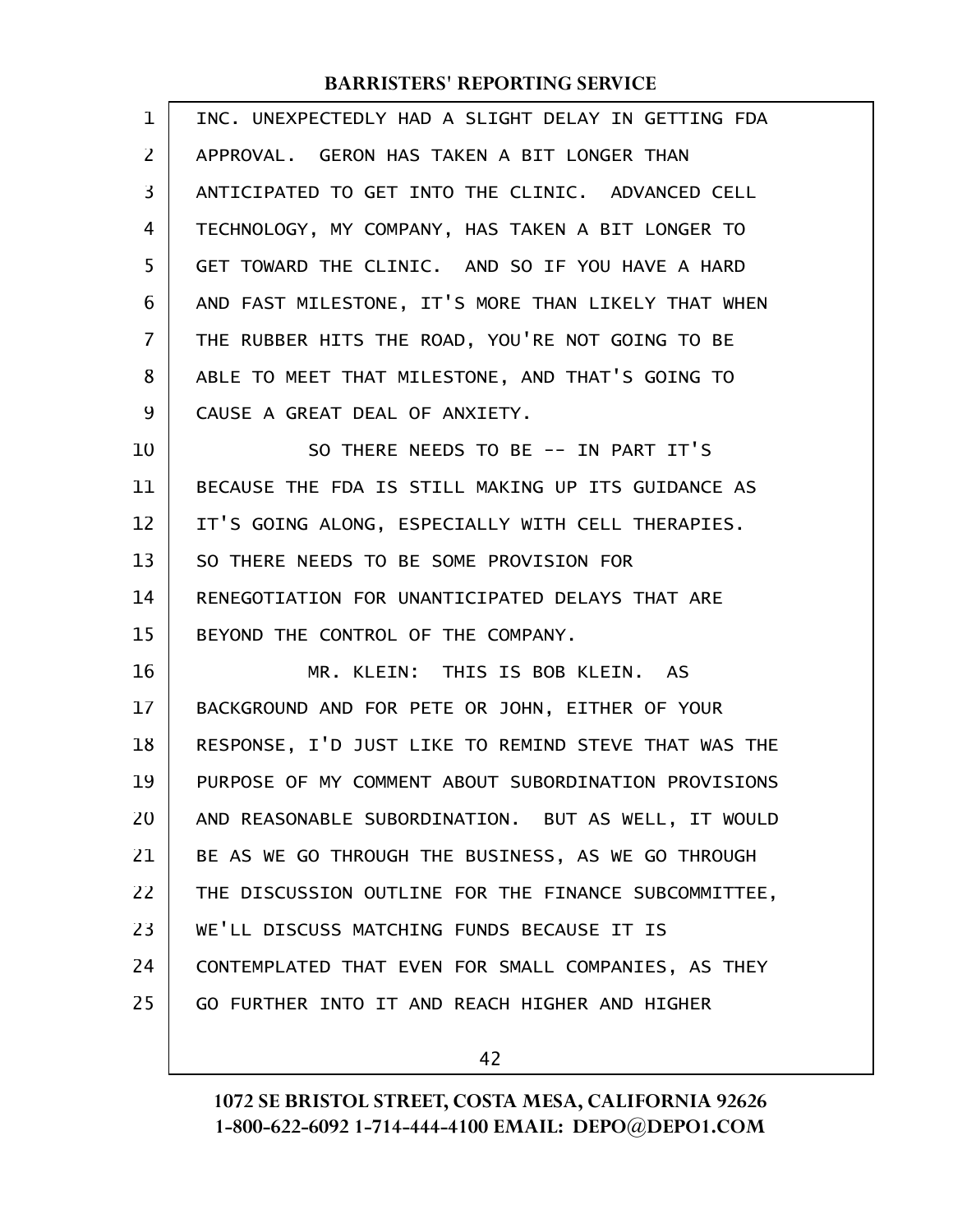INC. UNEXPECTEDLY HAD A SLIGHT DELAY IN GETTING FDA APPROVAL. GERON HAS TAKEN A BIT LONGER THAN ANTICIPATED TO GET INTO THE CLINIC. ADVANCED CELL TECHNOLOGY, MY COMPANY, HAS TAKEN A BIT LONGER TO GET TOWARD THE CLINIC. AND SO IF YOU HAVE A HARD AND FAST MILESTONE, IT'S MORE THAN LIKELY THAT WHEN THE RUBBER HITS THE ROAD, YOU'RE NOT GOING TO BE ABLE TO MEET THAT MILESTONE, AND THAT'S GOING TO CAUSE A GREAT DEAL OF ANXIETY.

SO THERE NEEDS TO BE -- IN PART IT'S BECAUSE THE FDA IS STILL MAKING UP ITS GUIDANCE AS IT'S GOING ALONG, ESPECIALLY WITH CELL THERAPIES. SO THERE NEEDS TO BE SOME PROVISION FOR RENEGOTIATION FOR UNANTICIPATED DELAYS THAT ARE BEYOND THE CONTROL OF THE COMPANY.

MR. KLEIN: THIS IS BOB KLEIN. AS BACKGROUND AND FOR PETE OR JOHN, EITHER OF YOUR RESPONSE, I'D JUST LIKE TO REMIND STEVE THAT WAS THE PURPOSE OF MY COMMENT ABOUT SUBORDINATION PROVISIONS AND REASONABLE SUBORDINATION. BUT AS WELL, IT WOULD BE AS WE GO THROUGH THE BUSINESS, AS WE GO THROUGH THE DISCUSSION OUTLINE FOR THE FINANCE SUBCOMMITTEE, WE'LL DISCUSS MATCHING FUNDS BECAUSE IT IS CONTEMPLATED THAT EVEN FOR SMALL COMPANIES, AS THEY GO FURTHER INTO IT AND REACH HIGHER AND HIGHER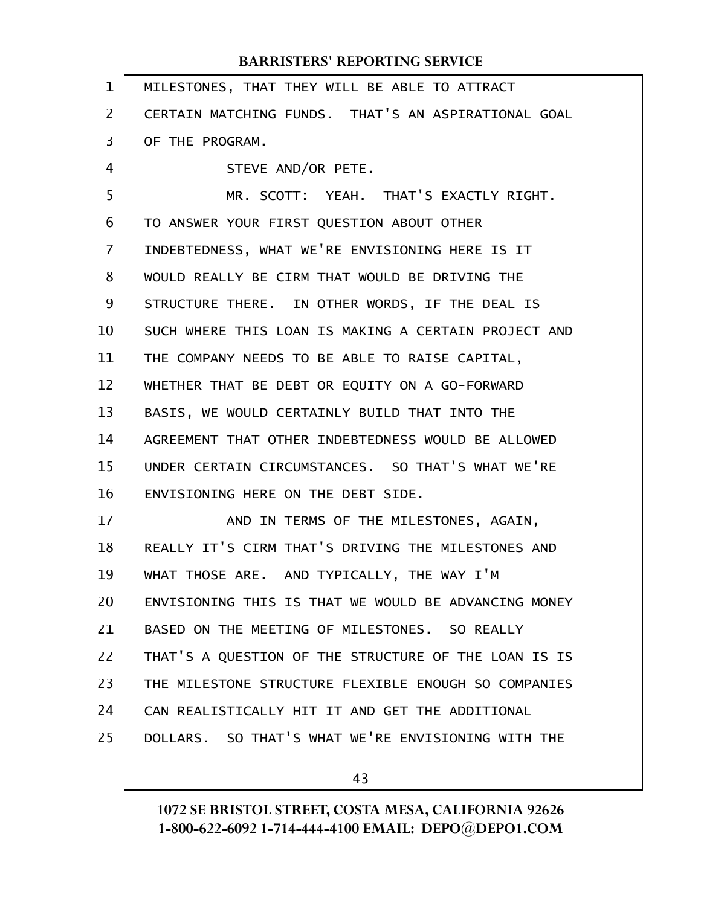MILESTONES, THAT THEY WILL BE ABLE TO ATTRACT CERTAIN MATCHING FUNDS. THAT'S AN ASPIRATIONAL GOAL OF THE PROGRAM.

STEVE AND/OR PETE.

MR. SCOTT: YEAH. THAT'S EXACTLY RIGHT. TO ANSWER YOUR FIRST QUESTION ABOUT OTHER INDEBTEDNESS, WHAT WE'RE ENVISIONING HERE IS IT WOULD REALLY BE CIRM THAT WOULD BE DRIVING THE STRUCTURE THERE. IN OTHER WORDS, IF THE DEAL IS SUCH WHERE THIS LOAN IS MAKING A CERTAIN PROJECT AND THE COMPANY NEEDS TO BE ABLE TO RAISE CAPITAL, WHETHER THAT BE DEBT OR EQUITY ON A GO-FORWARD BASIS, WE WOULD CERTAINLY BUILD THAT INTO THE AGREEMENT THAT OTHER INDEBTEDNESS WOULD BE ALLOWED UNDER CERTAIN CIRCUMSTANCES. SO THAT'S WHAT WE'RE ENVISIONING HERE ON THE DEBT SIDE.

AND IN TERMS OF THE MILESTONES, AGAIN, REALLY IT'S CIRM THAT'S DRIVING THE MILESTONES AND WHAT THOSE ARE. AND TYPICALLY, THE WAY I'M ENVISIONING THIS IS THAT WE WOULD BE ADVANCING MONEY BASED ON THE MEETING OF MILESTONES. SO REALLY THAT'S A QUESTION OF THE STRUCTURE OF THE LOAN IS IS THE MILESTONE STRUCTURE FLEXIBLE ENOUGH SO COMPANIES CAN REALISTICALLY HIT IT AND GET THE ADDITIONAL DOLLARS. SO THAT'S WHAT WE'RE ENVISIONING WITH THE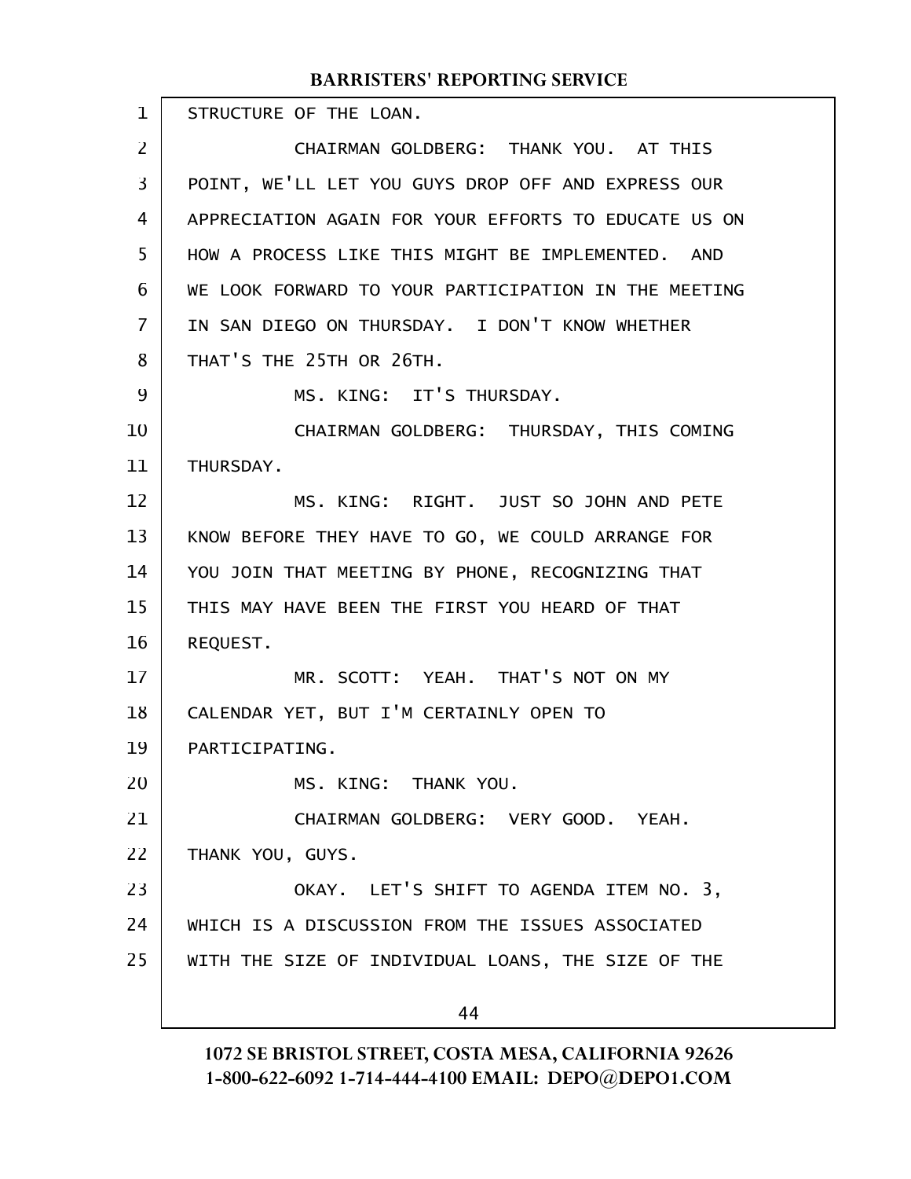STRUCTURE OF THE LOAN.

CHAIRMAN GOLDBERG: THANK YOU. AT THIS POINT, WE'LL LET YOU GUYS DROP OFF AND EXPRESS OUR APPRECIATION AGAIN FOR YOUR EFFORTS TO EDUCATE US ON HOW A PROCESS LIKE THIS MIGHT BE IMPLEMENTED. AND WE LOOK FORWARD TO YOUR PARTICIPATION IN THE MEETING IN SAN DIEGO ON THURSDAY. I DON'T KNOW WHETHER THAT'S THE 25TH OR 26TH.

MS. KING: IT'S THURSDAY.

CHAIRMAN GOLDBERG: THURSDAY, THIS COMING THURSDAY.

MS. KING: RIGHT. JUST SO JOHN AND PETE KNOW BEFORE THEY HAVE TO GO, WE COULD ARRANGE FOR YOU JOIN THAT MEETING BY PHONE, RECOGNIZING THAT THIS MAY HAVE BEEN THE FIRST YOU HEARD OF THAT REQUEST.

MR. SCOTT: YEAH. THAT'S NOT ON MY CALENDAR YET, BUT I'M CERTAINLY OPEN TO PARTICIPATING.

MS. KING: THANK YOU.

CHAIRMAN GOLDBERG: VERY GOOD. YEAH. THANK YOU, GUYS.

OKAY. LET'S SHIFT TO AGENDA ITEM NO. 3, WHICH IS A DISCUSSION FROM THE ISSUES ASSOCIATED WITH THE SIZE OF INDIVIDUAL LOANS, THE SIZE OF THE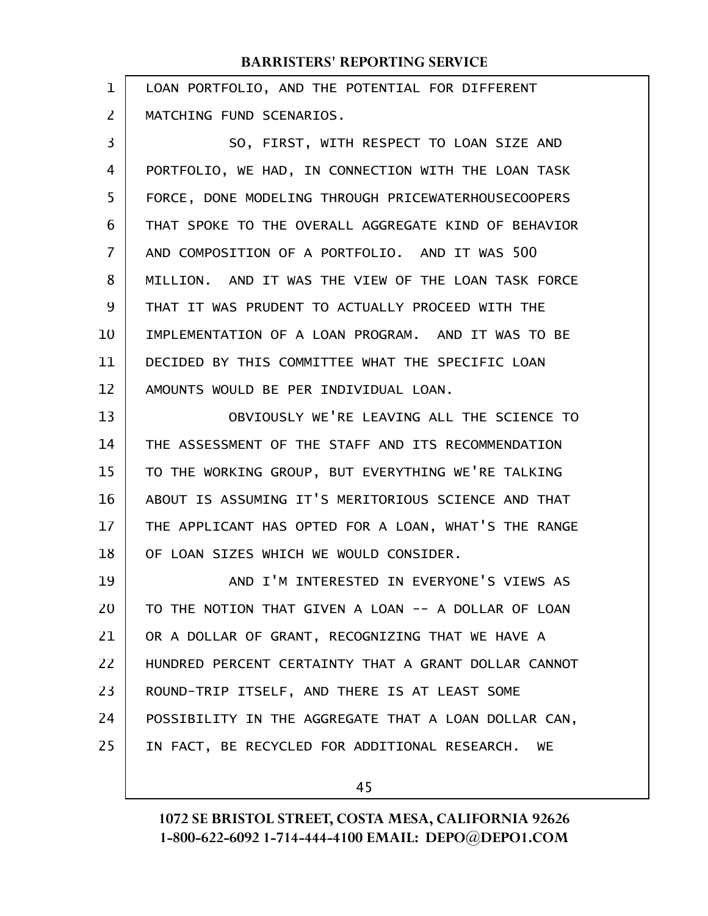LOAN PORTFOLIO, AND THE POTENTIAL FOR DIFFERENT MATCHING FUND SCENARIOS.

SO, FIRST, WITH RESPECT TO LOAN SIZE AND PORTFOLIO, WE HAD, IN CONNECTION WITH THE LOAN TASK FORCE, DONE MODELING THROUGH PRICEWATERHOUSECOOPERS THAT SPOKE TO THE OVERALL AGGREGATE KIND OF BEHAVIOR AND COMPOSITION OF A PORTFOLIO. AND IT WAS 500 MILLION. AND IT WAS THE VIEW OF THE LOAN TASK FORCE THAT IT WAS PRUDENT TO ACTUALLY PROCEED WITH THE IMPLEMENTATION OF A LOAN PROGRAM. AND IT WAS TO BE DECIDED BY THIS COMMITTEE WHAT THE SPECIFIC LOAN AMOUNTS WOULD BE PER INDIVIDUAL LOAN.

OBVIOUSLY WE'RE LEAVING ALL THE SCIENCE TO THE ASSESSMENT OF THE STAFF AND ITS RECOMMENDATION TO THE WORKING GROUP, BUT EVERYTHING WE'RE TALKING ABOUT IS ASSUMING IT'S MERITORIOUS SCIENCE AND THAT THE APPLICANT HAS OPTED FOR A LOAN, WHAT'S THE RANGE OF LOAN SIZES WHICH WE WOULD CONSIDER.

AND I'M INTERESTED IN EVERYONE'S VIEWS AS TO THE NOTION THAT GIVEN A LOAN -- A DOLLAR OF LOAN OR A DOLLAR OF GRANT, RECOGNIZING THAT WE HAVE A HUNDRED PERCENT CERTAINTY THAT A GRANT DOLLAR CANNOT ROUND-TRIP ITSELF, AND THERE IS AT LEAST SOME POSSIBILITY IN THE AGGREGATE THAT A LOAN DOLLAR CAN, IN FACT, BE RECYCLED FOR ADDITIONAL RESEARCH. WE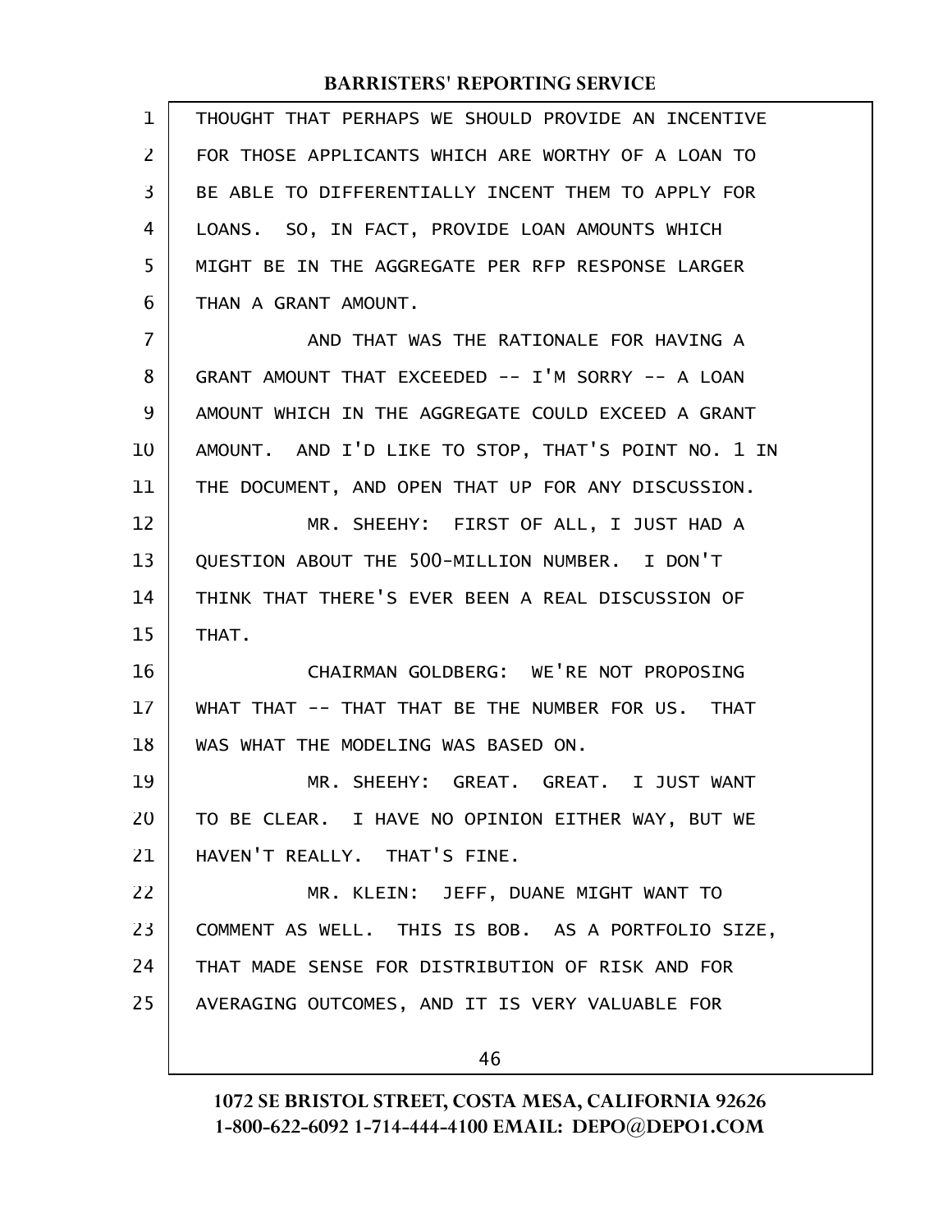THOUGHT THAT PERHAPS WE SHOULD PROVIDE AN INCENTIVE FOR THOSE APPLICANTS WHICH ARE WORTHY OF A LOAN TO BE ABLE TO DIFFERENTIALLY INCENT THEM TO APPLY FOR LOANS. SO, IN FACT, PROVIDE LOAN AMOUNTS WHICH MIGHT BE IN THE AGGREGATE PER RFP RESPONSE LARGER THAN A GRANT AMOUNT.

AND THAT WAS THE RATIONALE FOR HAVING A GRANT AMOUNT THAT EXCEEDED -- I'M SORRY -- A LOAN AMOUNT WHICH IN THE AGGREGATE COULD EXCEED A GRANT AMOUNT. AND I'D LIKE TO STOP, THAT'S POINT NO. 1 IN THE DOCUMENT, AND OPEN THAT UP FOR ANY DISCUSSION.

MR. SHEEHY: FIRST OF ALL, I JUST HAD A QUESTION ABOUT THE 500-MILLION NUMBER. I DON'T THINK THAT THERE'S EVER BEEN A REAL DISCUSSION OF THAT.

CHAIRMAN GOLDBERG: WE'RE NOT PROPOSING WHAT THAT -- THAT THAT BE THE NUMBER FOR US. THAT WAS WHAT THE MODELING WAS BASED ON.

MR. SHEEHY: GREAT. GREAT. I JUST WANT TO BE CLEAR. I HAVE NO OPINION EITHER WAY, BUT WE HAVEN'T REALLY. THAT'S FINE.

MR. KLEIN: JEFF, DUANE MIGHT WANT TO COMMENT AS WELL. THIS IS BOB. AS A PORTFOLIO SIZE, THAT MADE SENSE FOR DISTRIBUTION OF RISK AND FOR AVERAGING OUTCOMES, AND IT IS VERY VALUABLE FOR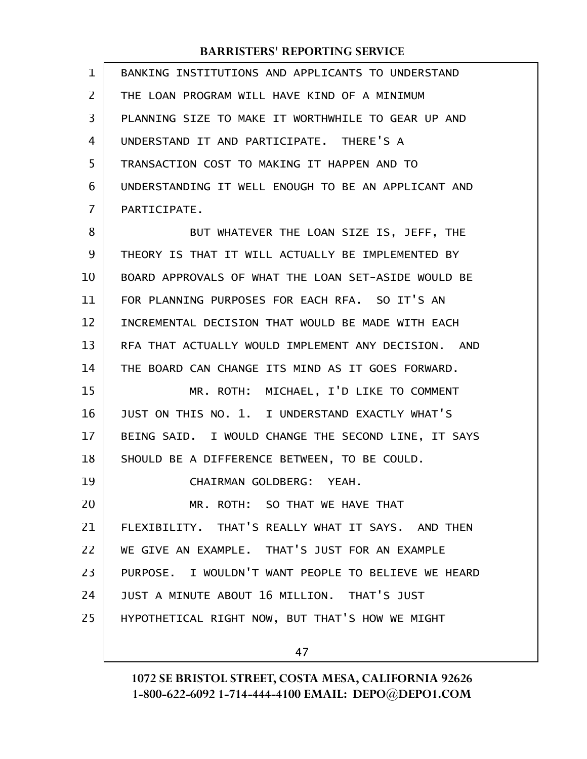BANKING INSTITUTIONS AND APPLICANTS TO UNDERSTAND THE LOAN PROGRAM WILL HAVE KIND OF A MINIMUM PLANNING SIZE TO MAKE IT WORTHWHILE TO GEAR UP AND UNDERSTAND IT AND PARTICIPATE. THERE'S A TRANSACTION COST TO MAKING IT HAPPEN AND TO UNDERSTANDING IT WELL ENOUGH TO BE AN APPLICANT AND PARTICIPATE.

BUT WHATEVER THE LOAN SIZE IS, JEFF, THE THEORY IS THAT IT WILL ACTUALLY BE IMPLEMENTED BY BOARD APPROVALS OF WHAT THE LOAN SET-ASIDE WOULD BE FOR PLANNING PURPOSES FOR EACH RFA. SO IT'S AN INCREMENTAL DECISION THAT WOULD BE MADE WITH EACH RFA THAT ACTUALLY WOULD IMPLEMENT ANY DECISION. AND THE BOARD CAN CHANGE ITS MIND AS IT GOES FORWARD.

MR. ROTH: MICHAEL, I'D LIKE TO COMMENT JUST ON THIS NO. 1. I UNDERSTAND EXACTLY WHAT'S BEING SAID. I WOULD CHANGE THE SECOND LINE, IT SAYS SHOULD BE A DIFFERENCE BETWEEN, TO BE COULD.

CHAIRMAN GOLDBERG: YEAH.

MR. ROTH: SO THAT WE HAVE THAT FLEXIBILITY. THAT'S REALLY WHAT IT SAYS. AND THEN WE GIVE AN EXAMPLE. THAT'S JUST FOR AN EXAMPLE PURPOSE. I WOULDN'T WANT PEOPLE TO BELIEVE WE HEARD JUST A MINUTE ABOUT 16 MILLION. THAT'S JUST HYPOTHETICAL RIGHT NOW, BUT THAT'S HOW WE MIGHT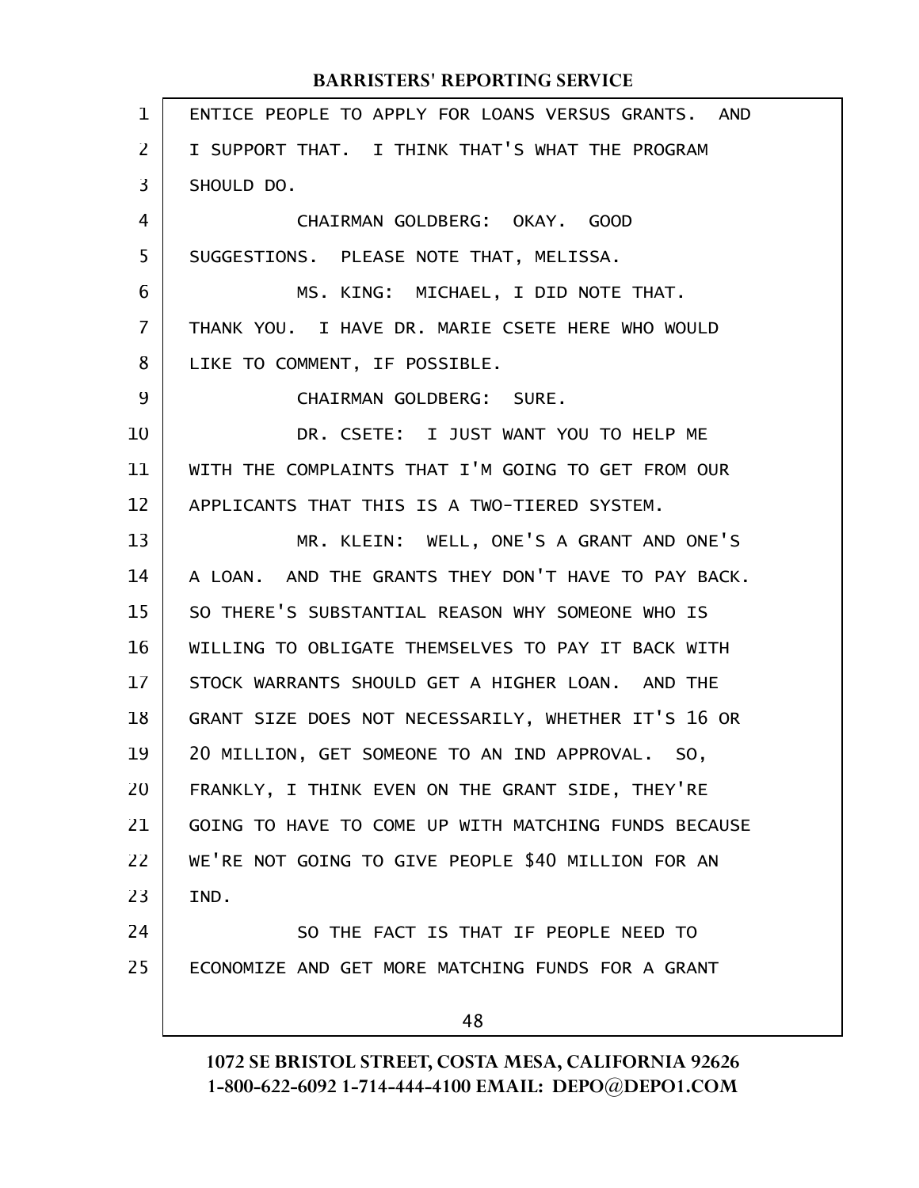ENTICE PEOPLE TO APPLY FOR LOANS VERSUS GRANTS. AND I SUPPORT THAT. I THINK THAT'S WHAT THE PROGRAM SHOULD DO.

CHAIRMAN GOLDBERG: OKAY. GOOD SUGGESTIONS. PLEASE NOTE THAT, MELISSA.

MS. KING: MICHAEL, I DID NOTE THAT. THANK YOU. I HAVE DR. MARIE CSETE HERE WHO WOULD LIKE TO COMMENT, IF POSSIBLE.

CHAIRMAN GOLDBERG: SURE.

DR. CSETE: I JUST WANT YOU TO HELP ME WITH THE COMPLAINTS THAT I'M GOING TO GET FROM OUR APPLICANTS THAT THIS IS A TWO-TIERED SYSTEM.

MR. KLEIN: WELL, ONE'S A GRANT AND ONE'S A LOAN. AND THE GRANTS THEY DON'T HAVE TO PAY BACK. SO THERE'S SUBSTANTIAL REASON WHY SOMEONE WHO IS WILLING TO OBLIGATE THEMSELVES TO PAY IT BACK WITH STOCK WARRANTS SHOULD GET A HIGHER LOAN. AND THE GRANT SIZE DOES NOT NECESSARILY, WHETHER IT'S 16 OR 20 MILLION, GET SOMEONE TO AN IND APPROVAL. SO, FRANKLY, I THINK EVEN ON THE GRANT SIDE, THEY'RE GOING TO HAVE TO COME UP WITH MATCHING FUNDS BECAUSE WE'RE NOT GOING TO GIVE PEOPLE $40 MILLION FOR AN IND.

SO THE FACT IS THAT IF PEOPLE NEED TO ECONOMIZE AND GET MORE MATCHING FUNDS FOR A GRANT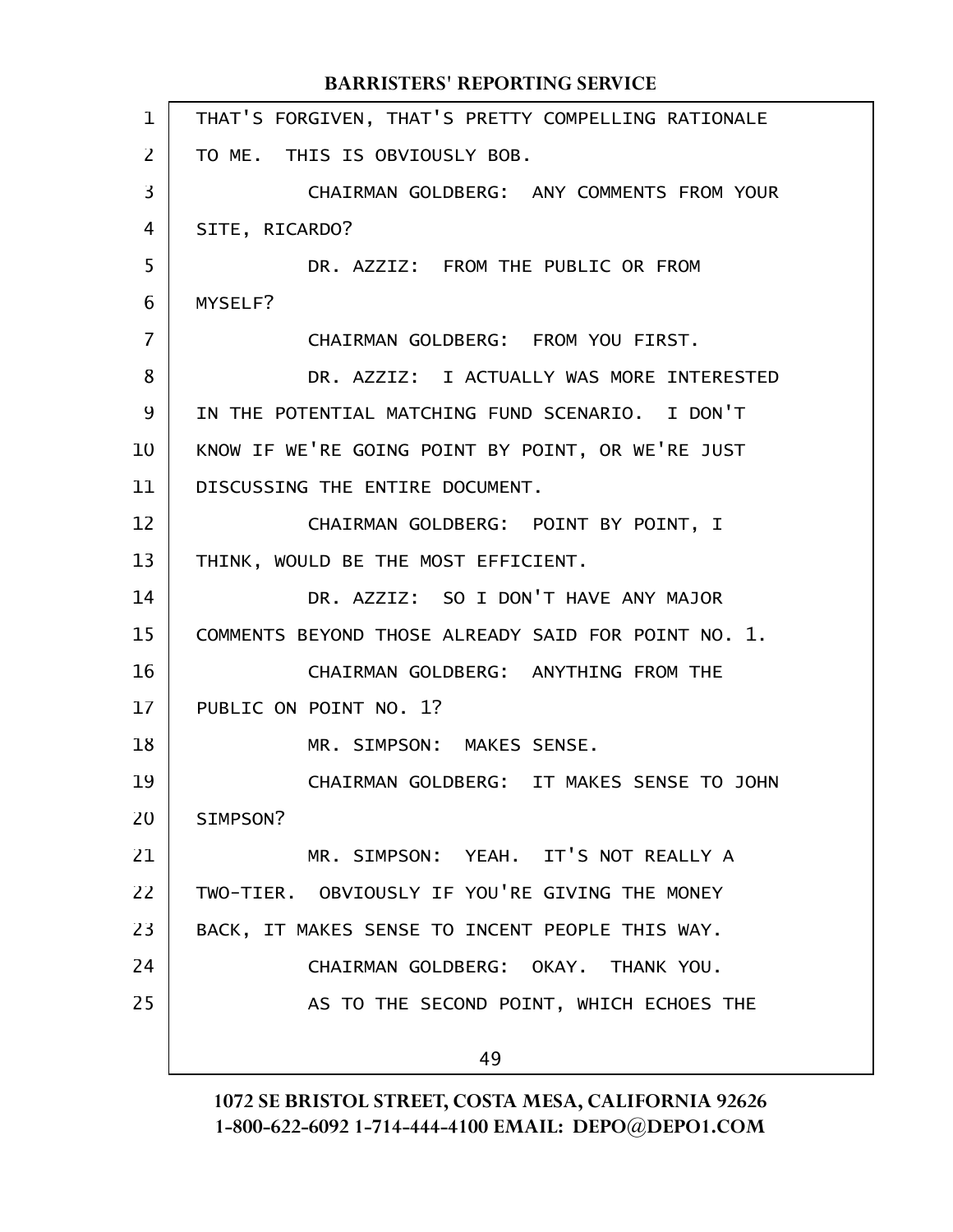THAT'S FORGIVEN, THAT'S PRETTY COMPELLING RATIONALE TO ME. THIS IS OBVIOUSLY BOB.

CHAIRMAN GOLDBERG: ANY COMMENTS FROM YOUR SITE, RICARDO?

DR. AZZIZ: FROM THE PUBLIC OR FROM MYSELF?

CHAIRMAN GOLDBERG: FROM YOU FIRST.

DR. AZZIZ: I ACTUALLY WAS MORE INTERESTED IN THE POTENTIAL MATCHING FUND SCENARIO. I DON'T KNOW IF WE'RE GOING POINT BY POINT, OR WE'RE JUST DISCUSSING THE ENTIRE DOCUMENT.

CHAIRMAN GOLDBERG: POINT BY POINT, I THINK, WOULD BE THE MOST EFFICIENT.

DR. AZZIZ: SO I DON'T HAVE ANY MAJOR COMMENTS BEYOND THOSE ALREADY SAID FOR POINT NO. 1.

CHAIRMAN GOLDBERG: ANYTHING FROM THE PUBLIC ON POINT NO. 1?

MR. SIMPSON: MAKES SENSE.

CHAIRMAN GOLDBERG: IT MAKES SENSE TO JOHN SIMPSON?

MR. SIMPSON: YEAH. IT'S NOT REALLY A TWO-TIER. OBVIOUSLY IF YOU'RE GIVING THE MONEY BACK, IT MAKES SENSE TO INCENT PEOPLE THIS WAY.

CHAIRMAN GOLDBERG: OKAY. THANK YOU.

AS TO THE SECOND POINT, WHICH ECHOES THE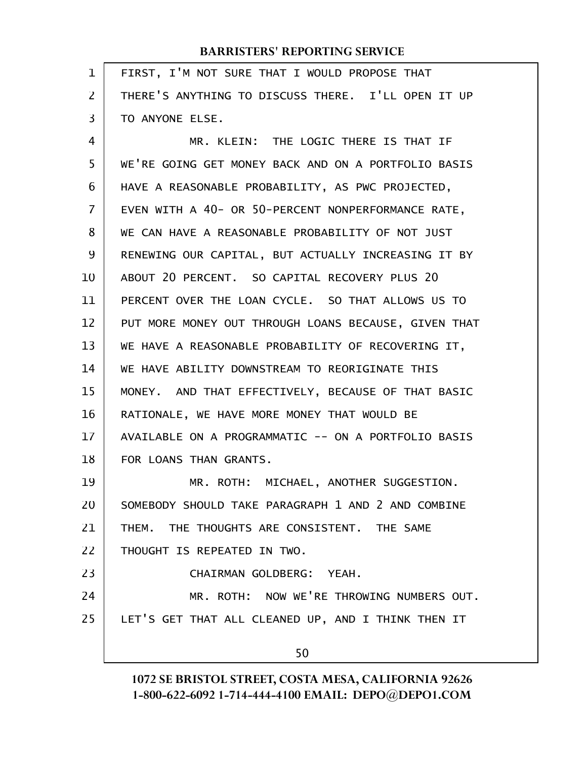FIRST, I'M NOT SURE THAT I WOULD PROPOSE THAT THERE'S ANYTHING TO DISCUSS THERE. I'LL OPEN IT UP TO ANYONE ELSE.

MR. KLEIN: THE LOGIC THERE IS THAT IF WE'RE GOING GET MONEY BACK AND ON A PORTFOLIO BASIS HAVE A REASONABLE PROBABILITY, AS PWC PROJECTED, EVEN WITH A 40- OR 50-PERCENT NONPERFORMANCE RATE, WE CAN HAVE A REASONABLE PROBABILITY OF NOT JUST RENEWING OUR CAPITAL, BUT ACTUALLY INCREASING IT BY ABOUT 20 PERCENT. SO CAPITAL RECOVERY PLUS 20 PERCENT OVER THE LOAN CYCLE. SO THAT ALLOWS US TO PUT MORE MONEY OUT THROUGH LOANS BECAUSE, GIVEN THAT WE HAVE A REASONABLE PROBABILITY OF RECOVERING IT, WE HAVE ABILITY DOWNSTREAM TO REORIGINATE THIS MONEY. AND THAT EFFECTIVELY, BECAUSE OF THAT BASIC RATIONALE, WE HAVE MORE MONEY THAT WOULD BE AVAILABLE ON A PROGRAMMATIC -- ON A PORTFOLIO BASIS FOR LOANS THAN GRANTS.

MR. ROTH: MICHAEL, ANOTHER SUGGESTION. SOMEBODY SHOULD TAKE PARAGRAPH 1 AND 2 AND COMBINE THEM. THE THOUGHTS ARE CONSISTENT. THE SAME THOUGHT IS REPEATED IN TWO.

CHAIRMAN GOLDBERG: YEAH.

MR. ROTH: NOW WE'RE THROWING NUMBERS OUT. LET'S GET THAT ALL CLEANED UP, AND I THINK THEN IT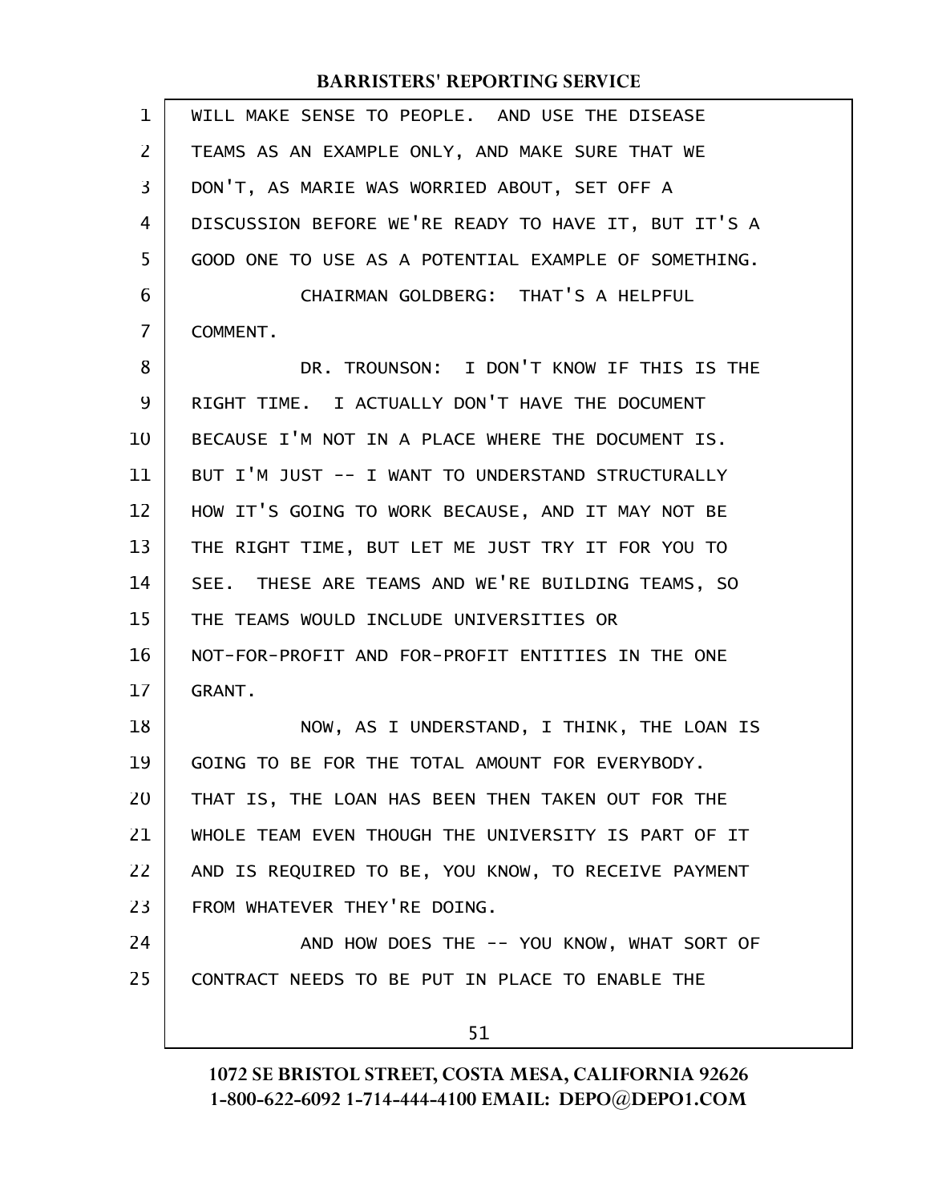WILL MAKE SENSE TO PEOPLE. AND USE THE DISEASE TEAMS AS AN EXAMPLE ONLY, AND MAKE SURE THAT WE DON'T, AS MARIE WAS WORRIED ABOUT, SET OFF A DISCUSSION BEFORE WE'RE READY TO HAVE IT, BUT IT'S A GOOD ONE TO USE AS A POTENTIAL EXAMPLE OF SOMETHING.

CHAIRMAN GOLDBERG: THAT'S A HELPFUL COMMENT.

DR. TROUNSON: I DON'T KNOW IF THIS IS THE RIGHT TIME. I ACTUALLY DON'T HAVE THE DOCUMENT BECAUSE I'M NOT IN A PLACE WHERE THE DOCUMENT IS. BUT I'M JUST -- I WANT TO UNDERSTAND STRUCTURALLY HOW IT'S GOING TO WORK BECAUSE, AND IT MAY NOT BE THE RIGHT TIME, BUT LET ME JUST TRY IT FOR YOU TO SEE. THESE ARE TEAMS AND WE'RE BUILDING TEAMS, SO THE TEAMS WOULD INCLUDE UNIVERSITIES OR NOT-FOR-PROFIT AND FOR-PROFIT ENTITIES IN THE ONE GRANT.

NOW, AS I UNDERSTAND, I THINK, THE LOAN IS GOING TO BE FOR THE TOTAL AMOUNT FOR EVERYBODY. THAT IS, THE LOAN HAS BEEN THEN TAKEN OUT FOR THE WHOLE TEAM EVEN THOUGH THE UNIVERSITY IS PART OF IT AND IS REQUIRED TO BE, YOU KNOW, TO RECEIVE PAYMENT FROM WHATEVER THEY'RE DOING.

AND HOW DOES THE -- YOU KNOW, WHAT SORT OF CONTRACT NEEDS TO BE PUT IN PLACE TO ENABLE THE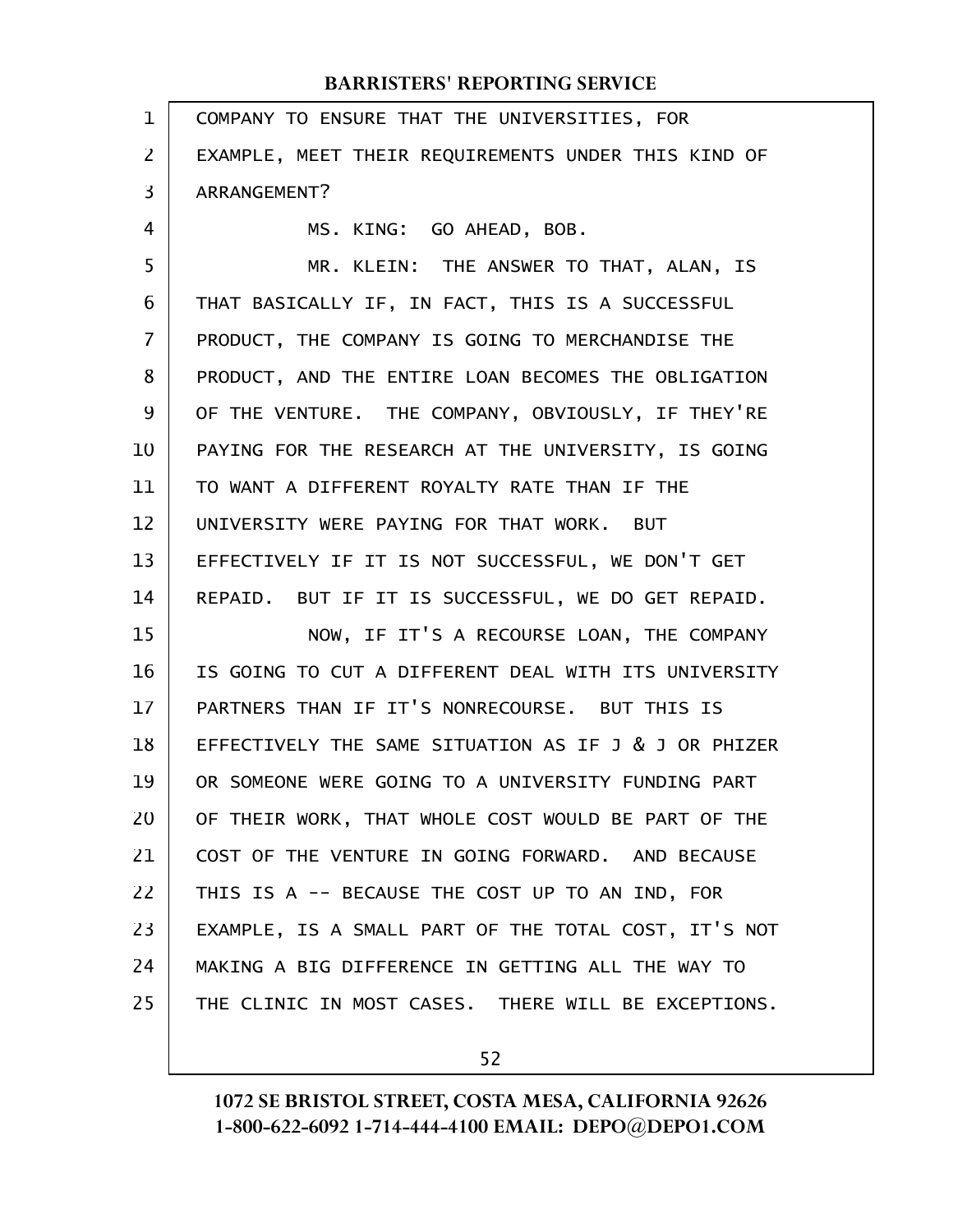COMPANY TO ENSURE THAT THE UNIVERSITIES, FOR EXAMPLE, MEET THEIR REQUIREMENTS UNDER THIS KIND OF ARRANGEMENT?

MS. KING: GO AHEAD, BOB.

MR. KLEIN: THE ANSWER TO THAT, ALAN, IS THAT BASICALLY IF, IN FACT, THIS IS A SUCCESSFUL PRODUCT, THE COMPANY IS GOING TO MERCHANDISE THE PRODUCT, AND THE ENTIRE LOAN BECOMES THE OBLIGATION OF THE VENTURE. THE COMPANY, OBVIOUSLY, IF THEY'RE PAYING FOR THE RESEARCH AT THE UNIVERSITY, IS GOING TO WANT A DIFFERENT ROYALTY RATE THAN IF THE UNIVERSITY WERE PAYING FOR THAT WORK. BUT EFFECTIVELY IF IT IS NOT SUCCESSFUL, WE DON'T GET REPAID. BUT IF IT IS SUCCESSFUL, WE DO GET REPAID.

NOW, IF IT'S A RECOURSE LOAN, THE COMPANY IS GOING TO CUT A DIFFERENT DEAL WITH ITS UNIVERSITY PARTNERS THAN IF IT'S NONRECOURSE. BUT THIS IS EFFECTIVELY THE SAME SITUATION AS IF J & J OR PHIZER OR SOMEONE WERE GOING TO A UNIVERSITY FUNDING PART OF THEIR WORK, THAT WHOLE COST WOULD BE PART OF THE COST OF THE VENTURE IN GOING FORWARD. AND BECAUSE THIS IS A -- BECAUSE THE COST UP TO AN IND, FOR EXAMPLE, IS A SMALL PART OF THE TOTAL COST, IT'S NOT MAKING A BIG DIFFERENCE IN GETTING ALL THE WAY TO THE CLINIC IN MOST CASES. THERE WILL BE EXCEPTIONS.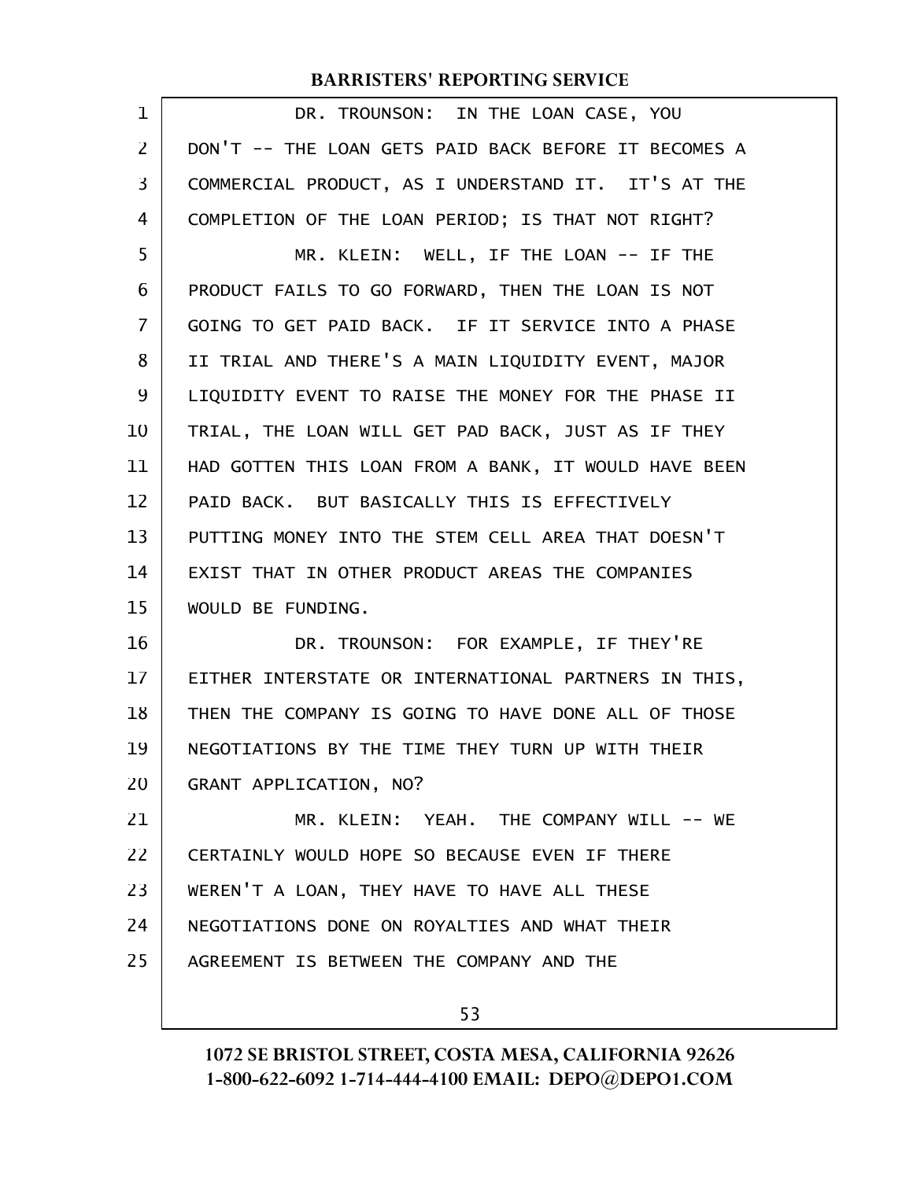DR. TROUNSON: IN THE LOAN CASE, YOU DON'T -- THE LOAN GETS PAID BACK BEFORE IT BECOMES A COMMERCIAL PRODUCT, AS I UNDERSTAND IT. IT'S AT THE COMPLETION OF THE LOAN PERIOD; IS THAT NOT RIGHT?

MR. KLEIN: WELL, IF THE LOAN -- IF THE PRODUCT FAILS TO GO FORWARD, THEN THE LOAN IS NOT GOING TO GET PAID BACK. IF IT SERVICE INTO A PHASE II TRIAL AND THERE'S A MAIN LIQUIDITY EVENT, MAJOR LIQUIDITY EVENT TO RAISE THE MONEY FOR THE PHASE II TRIAL, THE LOAN WILL GET PAD BACK, JUST AS IF THEY HAD GOTTEN THIS LOAN FROM A BANK, IT WOULD HAVE BEEN PAID BACK. BUT BASICALLY THIS IS EFFECTIVELY PUTTING MONEY INTO THE STEM CELL AREA THAT DOESN'T EXIST THAT IN OTHER PRODUCT AREAS THE COMPANIES WOULD BE FUNDING.

DR. TROUNSON: FOR EXAMPLE, IF THEY'RE EITHER INTERSTATE OR INTERNATIONAL PARTNERS IN THIS, THEN THE COMPANY IS GOING TO HAVE DONE ALL OF THOSE NEGOTIATIONS BY THE TIME THEY TURN UP WITH THEIR GRANT APPLICATION, NO?

MR. KLEIN: YEAH. THE COMPANY WILL -- WE CERTAINLY WOULD HOPE SO BECAUSE EVEN IF THERE WEREN'T A LOAN, THEY HAVE TO HAVE ALL THESE NEGOTIATIONS DONE ON ROYALTIES AND WHAT THEIR AGREEMENT IS BETWEEN THE COMPANY AND THE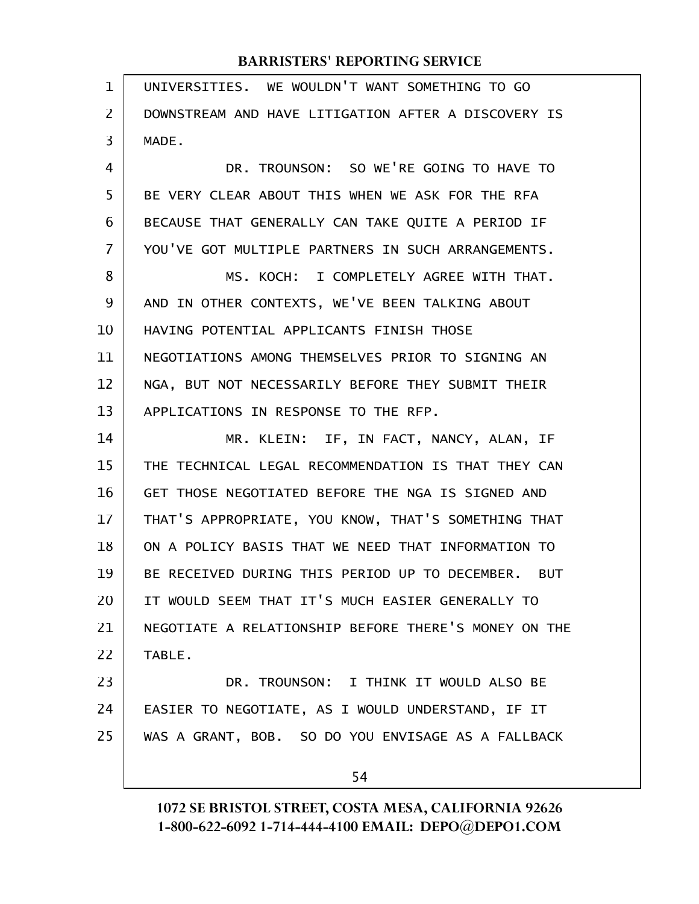UNIVERSITIES. WE WOULDN'T WANT SOMETHING TO GO DOWNSTREAM AND HAVE LITIGATION AFTER A DISCOVERY IS MADE.

DR. TROUNSON: SO WE'RE GOING TO HAVE TO BE VERY CLEAR ABOUT THIS WHEN WE ASK FOR THE RFA BECAUSE THAT GENERALLY CAN TAKE QUITE A PERIOD IF YOU'VE GOT MULTIPLE PARTNERS IN SUCH ARRANGEMENTS.

MS. KOCH: I COMPLETELY AGREE WITH THAT. AND IN OTHER CONTEXTS, WE'VE BEEN TALKING ABOUT HAVING POTENTIAL APPLICANTS FINISH THOSE NEGOTIATIONS AMONG THEMSELVES PRIOR TO SIGNING AN NGA, BUT NOT NECESSARILY BEFORE THEY SUBMIT THEIR APPLICATIONS IN RESPONSE TO THE RFP.

MR. KLEIN: IF, IN FACT, NANCY, ALAN, IF THE TECHNICAL LEGAL RECOMMENDATION IS THAT THEY CAN GET THOSE NEGOTIATED BEFORE THE NGA IS SIGNED AND THAT'S APPROPRIATE, YOU KNOW, THAT'S SOMETHING THAT ON A POLICY BASIS THAT WE NEED THAT INFORMATION TO BE RECEIVED DURING THIS PERIOD UP TO DECEMBER. BUT IT WOULD SEEM THAT IT'S MUCH EASIER GENERALLY TO NEGOTIATE A RELATIONSHIP BEFORE THERE'S MONEY ON THE TABLE.

DR. TROUNSON: I THINK IT WOULD ALSO BE EASIER TO NEGOTIATE, AS I WOULD UNDERSTAND, IF IT WAS A GRANT, BOB. SO DO YOU ENVISAGE AS A FALLBACK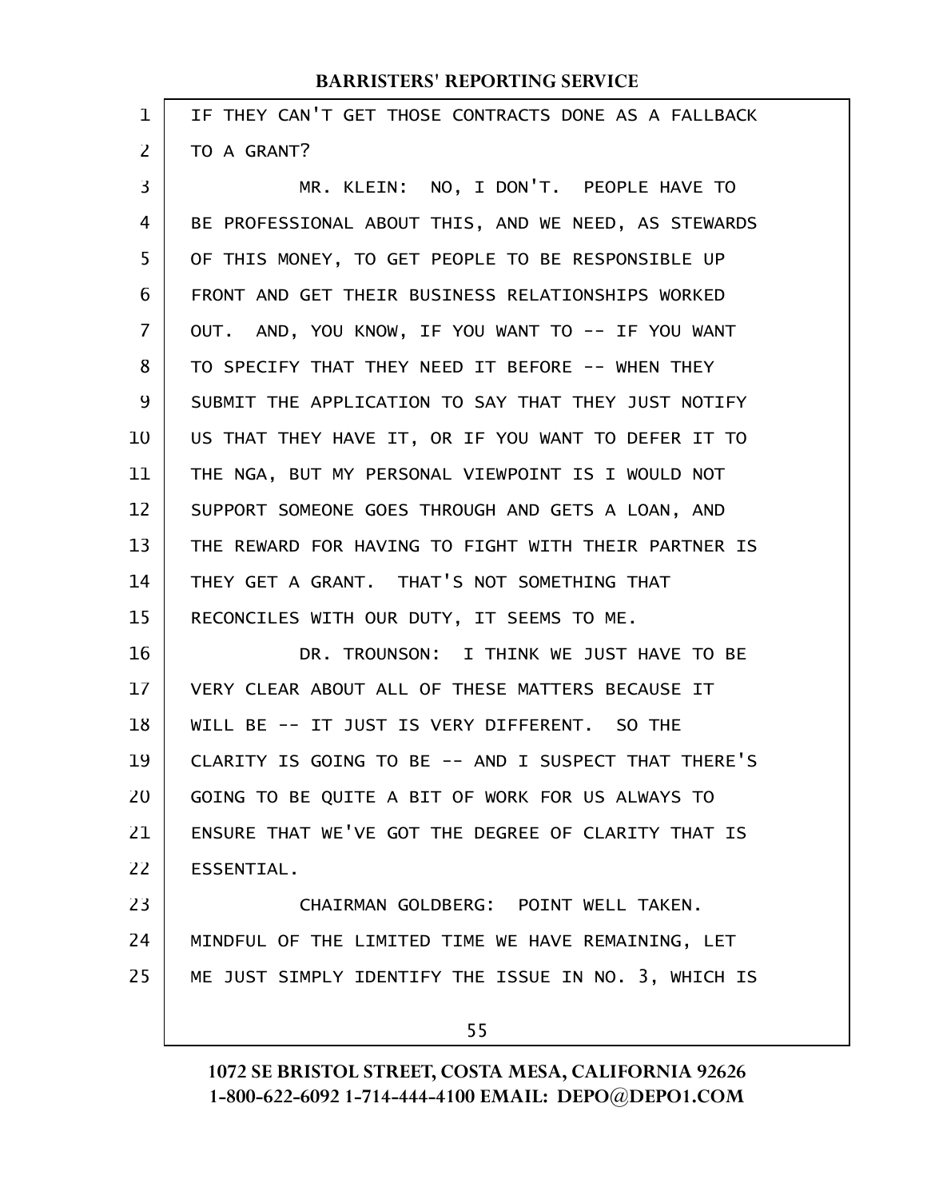IF THEY CAN'T GET THOSE CONTRACTS DONE AS A FALLBACK TO A GRANT?

MR. KLEIN: NO, I DON'T. PEOPLE HAVE TO BE PROFESSIONAL ABOUT THIS, AND WE NEED, AS STEWARDS OF THIS MONEY, TO GET PEOPLE TO BE RESPONSIBLE UP FRONT AND GET THEIR BUSINESS RELATIONSHIPS WORKED OUT. AND, YOU KNOW, IF YOU WANT TO -- IF YOU WANT TO SPECIFY THAT THEY NEED IT BEFORE -- WHEN THEY SUBMIT THE APPLICATION TO SAY THAT THEY JUST NOTIFY US THAT THEY HAVE IT, OR IF YOU WANT TO DEFER IT TO THE NGA, BUT MY PERSONAL VIEWPOINT IS I WOULD NOT SUPPORT SOMEONE GOES THROUGH AND GETS A LOAN, AND THE REWARD FOR HAVING TO FIGHT WITH THEIR PARTNER IS THEY GET A GRANT. THAT'S NOT SOMETHING THAT RECONCILES WITH OUR DUTY, IT SEEMS TO ME.

DR. TROUNSON: I THINK WE JUST HAVE TO BE VERY CLEAR ABOUT ALL OF THESE MATTERS BECAUSE IT WILL BE -- IT JUST IS VERY DIFFERENT. SO THE CLARITY IS GOING TO BE -- AND I SUSPECT THAT THERE'S GOING TO BE QUITE A BIT OF WORK FOR US ALWAYS TO ENSURE THAT WE'VE GOT THE DEGREE OF CLARITY THAT IS ESSENTIAL.

CHAIRMAN GOLDBERG: POINT WELL TAKEN. MINDFUL OF THE LIMITED TIME WE HAVE REMAINING, LET ME JUST SIMPLY IDENTIFY THE ISSUE IN NO. 3, WHICH IS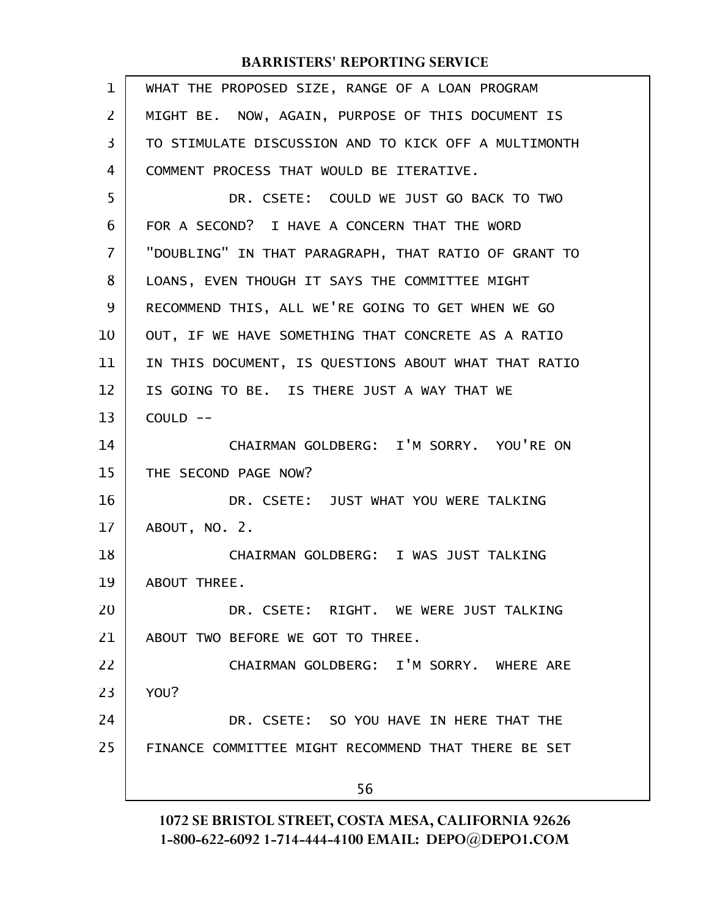WHAT THE PROPOSED SIZE, RANGE OF A LOAN PROGRAM MIGHT BE. NOW, AGAIN, PURPOSE OF THIS DOCUMENT IS TO STIMULATE DISCUSSION AND TO KICK OFF A MULTIMONTH COMMENT PROCESS THAT WOULD BE ITERATIVE.

DR. CSETE: COULD WE JUST GO BACK TO TWO FOR A SECOND? I HAVE A CONCERN THAT THE WORD "DOUBLING" IN THAT PARAGRAPH, THAT RATIO OF GRANT TO LOANS, EVEN THOUGH IT SAYS THE COMMITTEE MIGHT RECOMMEND THIS, ALL WE'RE GOING TO GET WHEN WE GO OUT, IF WE HAVE SOMETHING THAT CONCRETE AS A RATIO IN THIS DOCUMENT, IS QUESTIONS ABOUT WHAT THAT RATIO IS GOING TO BE. IS THERE JUST A WAY THAT WE COULD --

CHAIRMAN GOLDBERG: I'M SORRY. YOU'RE ON THE SECOND PAGE NOW?

DR. CSETE: JUST WHAT YOU WERE TALKING ABOUT, NO. 2.

CHAIRMAN GOLDBERG: I WAS JUST TALKING ABOUT THREE.

DR. CSETE: RIGHT. WE WERE JUST TALKING ABOUT TWO BEFORE WE GOT TO THREE.

CHAIRMAN GOLDBERG: I'M SORRY. WHERE ARE YOU?

DR. CSETE: SO YOU HAVE IN HERE THAT THE FINANCE COMMITTEE MIGHT RECOMMEND THAT THERE BE SET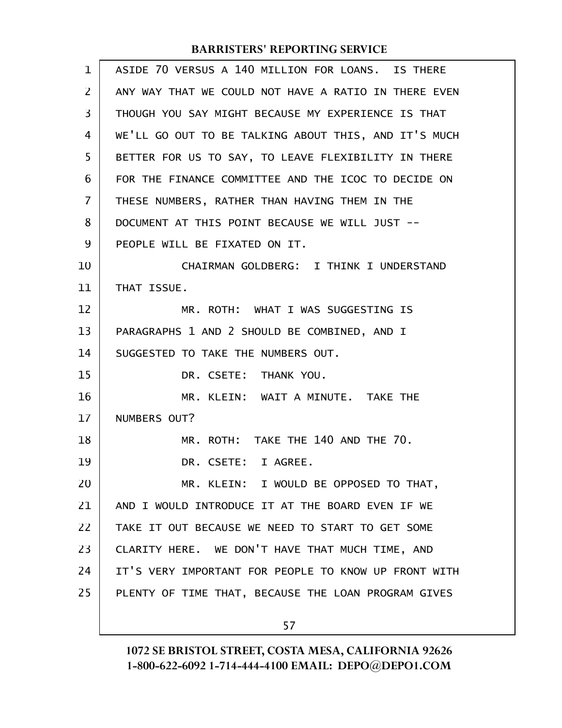ASIDE 70 VERSUS A 140 MILLION FOR LOANS. IS THERE ANY WAY THAT WE COULD NOT HAVE A RATIO IN THERE EVEN THOUGH YOU SAY MIGHT BECAUSE MY EXPERIENCE IS THAT WE'LL GO OUT TO BE TALKING ABOUT THIS, AND IT'S MUCH BETTER FOR US TO SAY, TO LEAVE FLEXIBILITY IN THERE FOR THE FINANCE COMMITTEE AND THE ICOC TO DECIDE ON THESE NUMBERS, RATHER THAN HAVING THEM IN THE DOCUMENT AT THIS POINT BECAUSE WE WILL JUST -- PEOPLE WILL BE FIXATED ON IT.

CHAIRMAN GOLDBERG: I THINK I UNDERSTAND THAT ISSUE.

MR. ROTH: WHAT I WAS SUGGESTING IS PARAGRAPHS 1 AND 2 SHOULD BE COMBINED, AND I SUGGESTED TO TAKE THE NUMBERS OUT.

DR. CSETE: THANK YOU.

MR. KLEIN: WAIT A MINUTE. TAKE THE NUMBERS OUT?

MR. ROTH: TAKE THE 140 AND THE 70.

DR. CSETE: I AGREE.

MR. KLEIN: I WOULD BE OPPOSED TO THAT, AND I WOULD INTRODUCE IT AT THE BOARD EVEN IF WE TAKE IT OUT BECAUSE WE NEED TO START TO GET SOME CLARITY HERE. WE DON'T HAVE THAT MUCH TIME, AND IT'S VERY IMPORTANT FOR PEOPLE TO KNOW UP FRONT WITH PLENTY OF TIME THAT, BECAUSE THE LOAN PROGRAM GIVES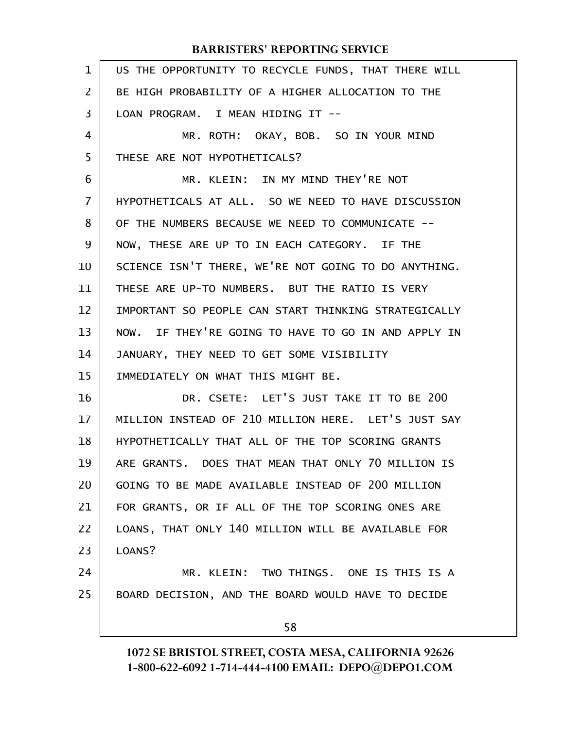US THE OPPORTUNITY TO RECYCLE FUNDS, THAT THERE WILL BE HIGH PROBABILITY OF A HIGHER ALLOCATION TO THE LOAN PROGRAM. I MEAN HIDING IT --

MR. ROTH: OKAY, BOB. SO IN YOUR MIND THESE ARE NOT HYPOTHETICALS?

MR. KLEIN: IN MY MIND THEY'RE NOT HYPOTHETICALS AT ALL. SO WE NEED TO HAVE DISCUSSION OF THE NUMBERS BECAUSE WE NEED TO COMMUNICATE -- NOW, THESE ARE UP TO IN EACH CATEGORY. IF THE SCIENCE ISN'T THERE, WE'RE NOT GOING TO DO ANYTHING. THESE ARE UP-TO NUMBERS. BUT THE RATIO IS VERY IMPORTANT SO PEOPLE CAN START THINKING STRATEGICALLY NOW. IF THEY'RE GOING TO HAVE TO GO IN AND APPLY IN JANUARY, THEY NEED TO GET SOME VISIBILITY IMMEDIATELY ON WHAT THIS MIGHT BE.

DR. CSETE: LET'S JUST TAKE IT TO BE 200 MILLION INSTEAD OF 210 MILLION HERE. LET'S JUST SAY HYPOTHETICALLY THAT ALL OF THE TOP SCORING GRANTS ARE GRANTS. DOES THAT MEAN THAT ONLY 70 MILLION IS GOING TO BE MADE AVAILABLE INSTEAD OF 200 MILLION FOR GRANTS, OR IF ALL OF THE TOP SCORING ONES ARE LOANS, THAT ONLY 140 MILLION WILL BE AVAILABLE FOR LOANS?

MR. KLEIN: TWO THINGS. ONE IS THIS IS A BOARD DECISION, AND THE BOARD WOULD HAVE TO DECIDE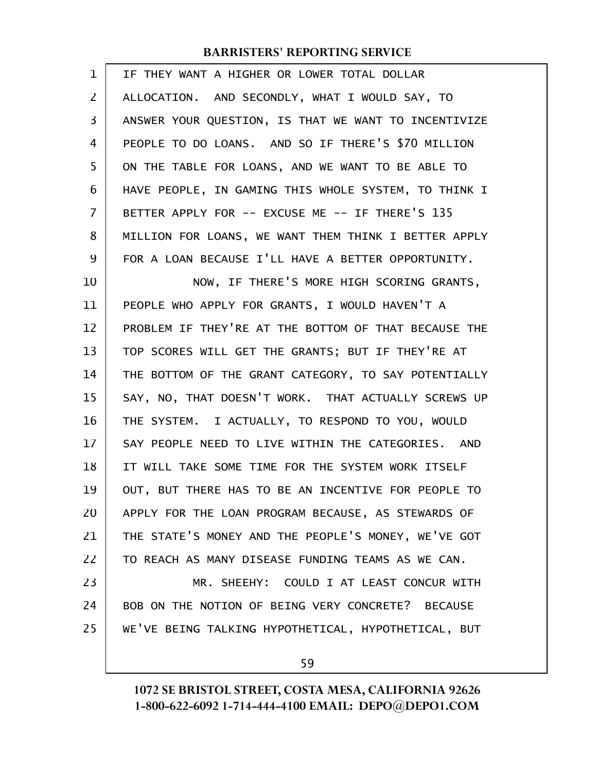IF THEY WANT A HIGHER OR LOWER TOTAL DOLLAR ALLOCATION. AND SECONDLY, WHAT I WOULD SAY, TO ANSWER YOUR QUESTION, IS THAT WE WANT TO INCENTIVIZE PEOPLE TO DO LOANS. AND SO IF THERE'S $70 MILLION ON THE TABLE FOR LOANS, AND WE WANT TO BE ABLE TO HAVE PEOPLE, IN GAMING THIS WHOLE SYSTEM, TO THINK I BETTER APPLY FOR -- EXCUSE ME -- IF THERE'S 135 MILLION FOR LOANS, WE WANT THEM THINK I BETTER APPLY FOR A LOAN BECAUSE I'LL HAVE A BETTER OPPORTUNITY.

NOW, IF THERE'S MORE HIGH SCORING GRANTS, PEOPLE WHO APPLY FOR GRANTS, I WOULD HAVEN'T A PROBLEM IF THEY'RE AT THE BOTTOM OF THAT BECAUSE THE TOP SCORES WILL GET THE GRANTS; BUT IF THEY'RE AT THE BOTTOM OF THE GRANT CATEGORY, TO SAY POTENTIALLY SAY, NO, THAT DOESN'T WORK. THAT ACTUALLY SCREWS UP THE SYSTEM. I ACTUALLY, TO RESPOND TO YOU, WOULD SAY PEOPLE NEED TO LIVE WITHIN THE CATEGORIES. AND IT WILL TAKE SOME TIME FOR THE SYSTEM WORK ITSELF OUT, BUT THERE HAS TO BE AN INCENTIVE FOR PEOPLE TO APPLY FOR THE LOAN PROGRAM BECAUSE, AS STEWARDS OF THE STATE'S MONEY AND THE PEOPLE'S MONEY, WE'VE GOT TO REACH AS MANY DISEASE FUNDING TEAMS AS WE CAN.

MR. SHEEHY: COULD I AT LEAST CONCUR WITH BOB ON THE NOTION OF BEING VERY CONCRETE? BECAUSE WE'VE BEING TALKING HYPOTHETICAL, HYPOTHETICAL, BUT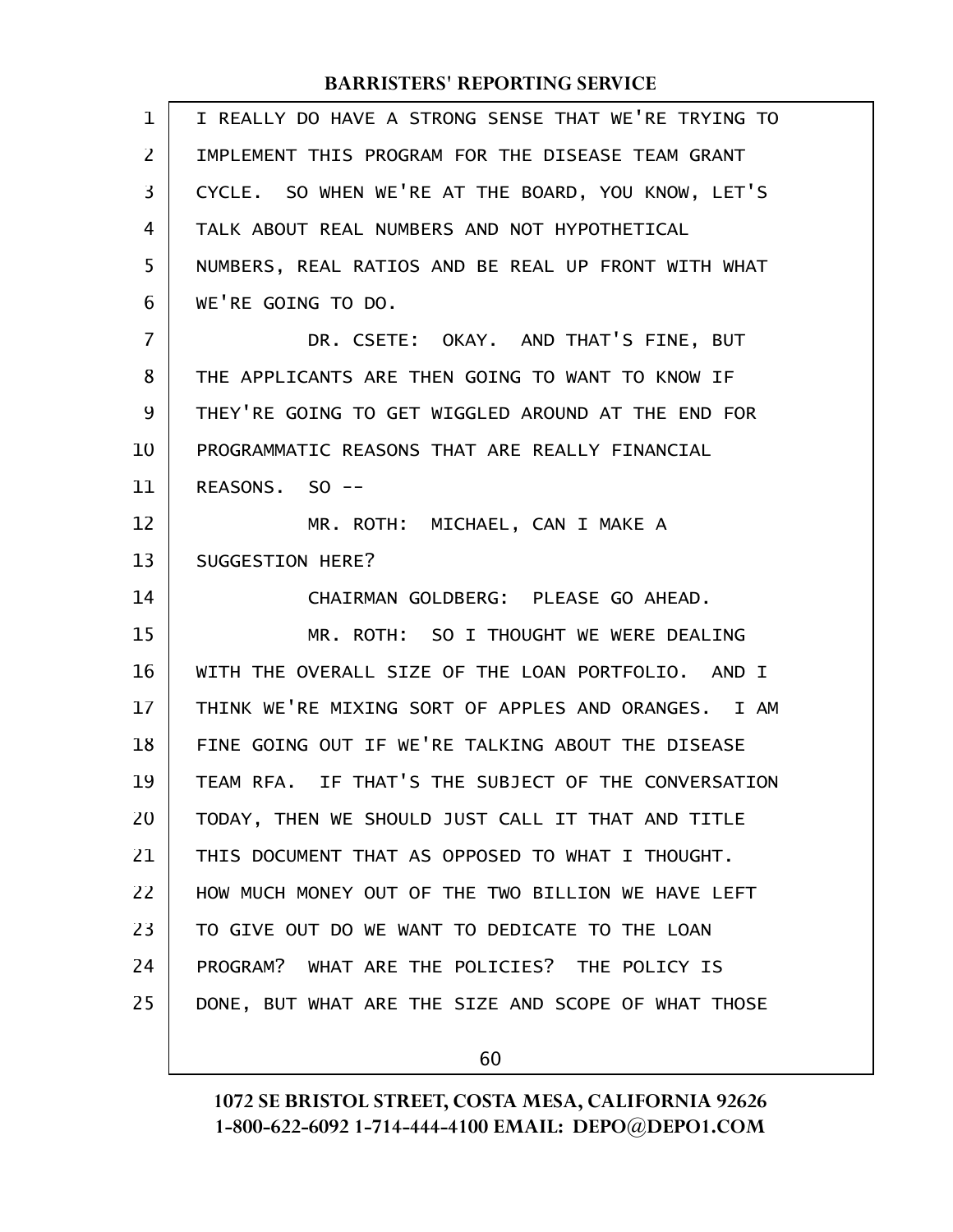I REALLY DO HAVE A STRONG SENSE THAT WE'RE TRYING TO IMPLEMENT THIS PROGRAM FOR THE DISEASE TEAM GRANT CYCLE. SO WHEN WE'RE AT THE BOARD, YOU KNOW, LET'S TALK ABOUT REAL NUMBERS AND NOT HYPOTHETICAL NUMBERS, REAL RATIOS AND BE REAL UP FRONT WITH WHAT WE'RE GOING TO DO.

DR. CSETE: OKAY. AND THAT'S FINE, BUT THE APPLICANTS ARE THEN GOING TO WANT TO KNOW IF THEY'RE GOING TO GET WIGGLED AROUND AT THE END FOR PROGRAMMATIC REASONS THAT ARE REALLY FINANCIAL REASONS. SO --

MR. ROTH: MICHAEL, CAN I MAKE A SUGGESTION HERE?

CHAIRMAN GOLDBERG: PLEASE GO AHEAD.

MR. ROTH: SO I THOUGHT WE WERE DEALING WITH THE OVERALL SIZE OF THE LOAN PORTFOLIO. AND I THINK WE'RE MIXING SORT OF APPLES AND ORANGES. I AM FINE GOING OUT IF WE'RE TALKING ABOUT THE DISEASE TEAM RFA. IF THAT'S THE SUBJECT OF THE CONVERSATION TODAY, THEN WE SHOULD JUST CALL IT THAT AND TITLE THIS DOCUMENT THAT AS OPPOSED TO WHAT I THOUGHT. HOW MUCH MONEY OUT OF THE TWO BILLION WE HAVE LEFT TO GIVE OUT DO WE WANT TO DEDICATE TO THE LOAN PROGRAM? WHAT ARE THE POLICIES? THE POLICY IS DONE, BUT WHAT ARE THE SIZE AND SCOPE OF WHAT THOSE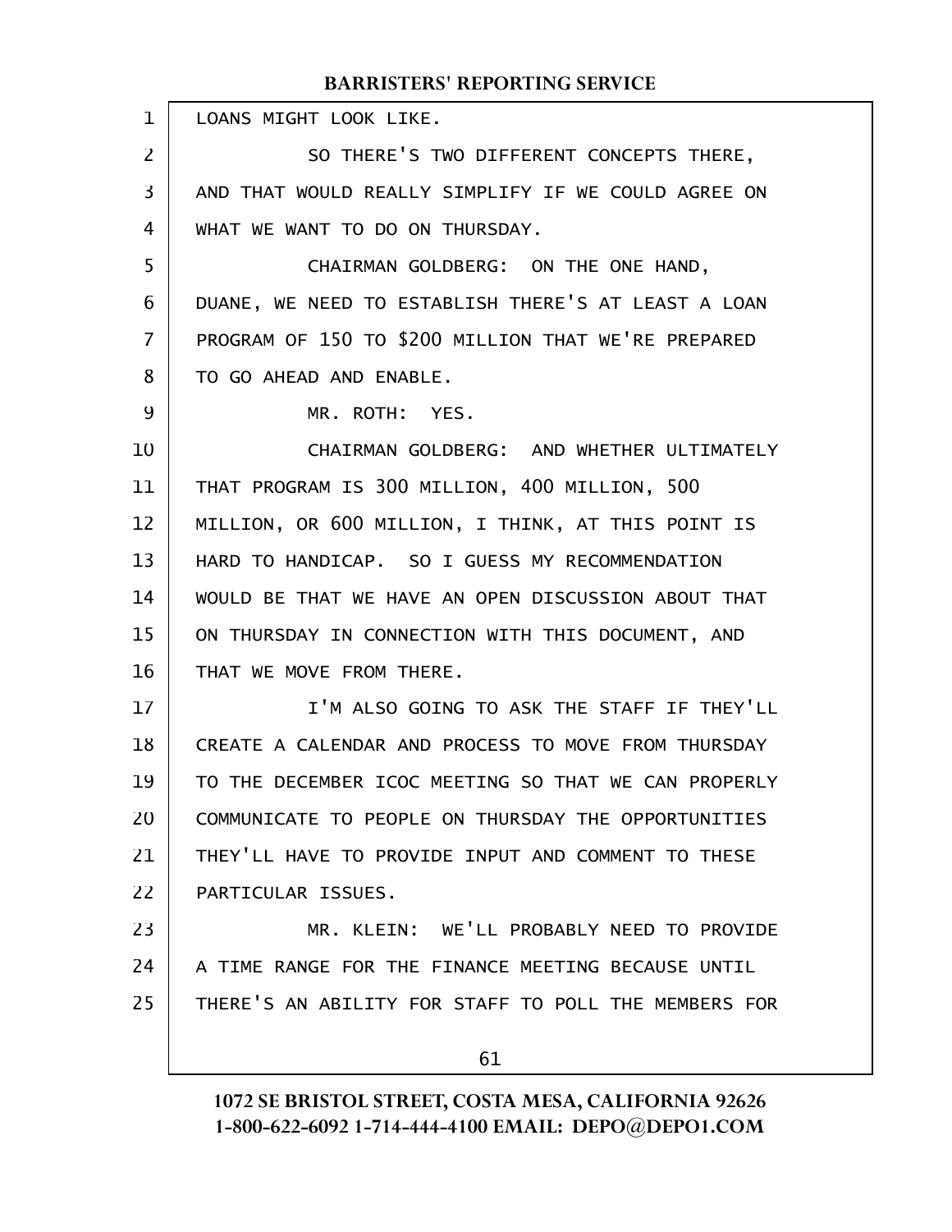LOANS MIGHT LOOK LIKE.

SO THERE'S TWO DIFFERENT CONCEPTS THERE, AND THAT WOULD REALLY SIMPLIFY IF WE COULD AGREE ON WHAT WE WANT TO DO ON THURSDAY.

CHAIRMAN GOLDBERG: ON THE ONE HAND, DUANE, WE NEED TO ESTABLISH THERE'S AT LEAST A LOAN PROGRAM OF 150 TO $200 MILLION THAT WE'RE PREPARED TO GO AHEAD AND ENABLE.

MR. ROTH: YES.

CHAIRMAN GOLDBERG: AND WHETHER ULTIMATELY THAT PROGRAM IS 300 MILLION, 400 MILLION, 500 MILLION, OR 600 MILLION, I THINK, AT THIS POINT IS HARD TO HANDICAP. SO I GUESS MY RECOMMENDATION WOULD BE THAT WE HAVE AN OPEN DISCUSSION ABOUT THAT ON THURSDAY IN CONNECTION WITH THIS DOCUMENT, AND THAT WE MOVE FROM THERE.

I'M ALSO GOING TO ASK THE STAFF IF THEY'LL CREATE A CALENDAR AND PROCESS TO MOVE FROM THURSDAY TO THE DECEMBER ICOC MEETING SO THAT WE CAN PROPERLY COMMUNICATE TO PEOPLE ON THURSDAY THE OPPORTUNITIES THEY'LL HAVE TO PROVIDE INPUT AND COMMENT TO THESE PARTICULAR ISSUES.

MR. KLEIN: WE'LL PROBABLY NEED TO PROVIDE A TIME RANGE FOR THE FINANCE MEETING BECAUSE UNTIL THERE'S AN ABILITY FOR STAFF TO POLL THE MEMBERS FOR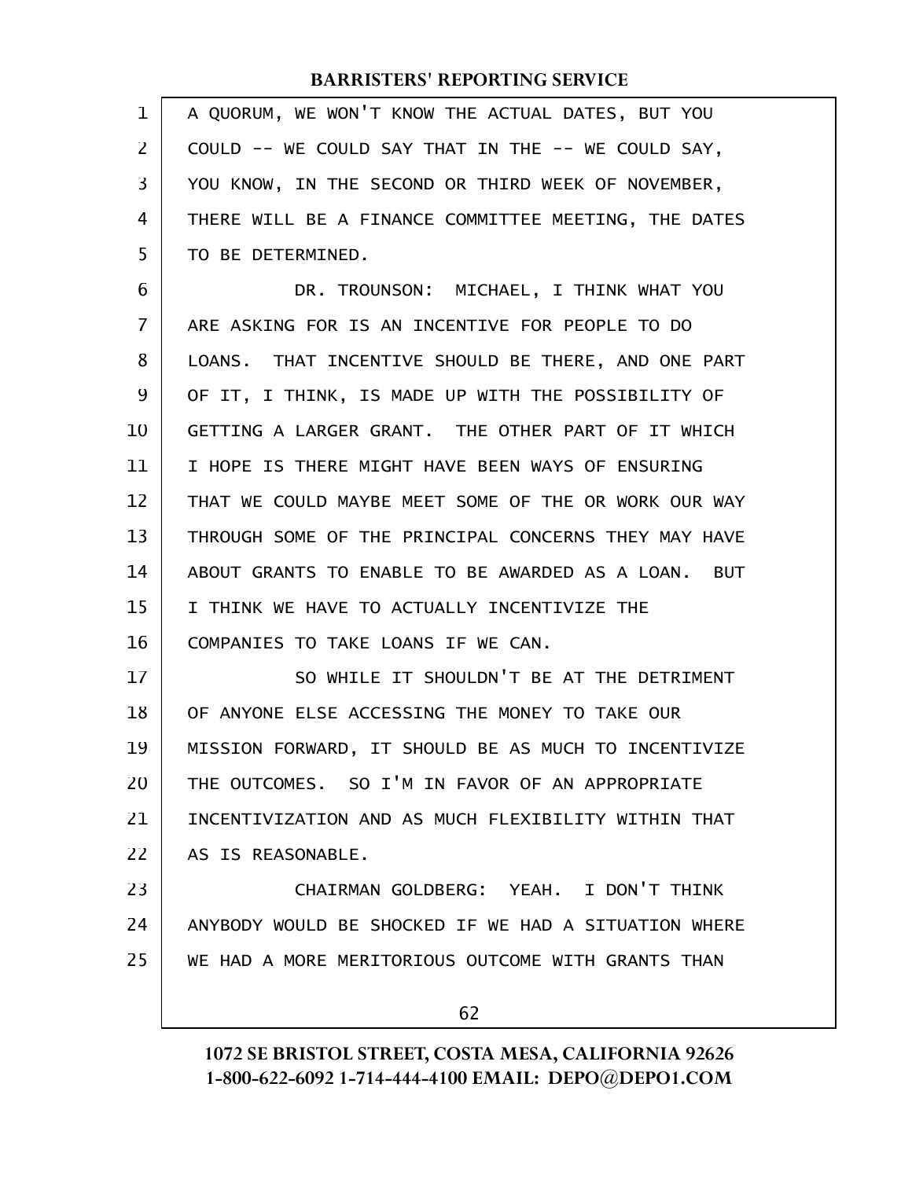A QUORUM, WE WON'T KNOW THE ACTUAL DATES, BUT YOU COULD -- WE COULD SAY THAT IN THE -- WE COULD SAY, YOU KNOW, IN THE SECOND OR THIRD WEEK OF NOVEMBER, THERE WILL BE A FINANCE COMMITTEE MEETING, THE DATES TO BE DETERMINED.

DR. TROUNSON: MICHAEL, I THINK WHAT YOU ARE ASKING FOR IS AN INCENTIVE FOR PEOPLE TO DO LOANS. THAT INCENTIVE SHOULD BE THERE, AND ONE PART OF IT, I THINK, IS MADE UP WITH THE POSSIBILITY OF GETTING A LARGER GRANT. THE OTHER PART OF IT WHICH I HOPE IS THERE MIGHT HAVE BEEN WAYS OF ENSURING THAT WE COULD MAYBE MEET SOME OF THE OR WORK OUR WAY THROUGH SOME OF THE PRINCIPAL CONCERNS THEY MAY HAVE ABOUT GRANTS TO ENABLE TO BE AWARDED AS A LOAN. BUT I THINK WE HAVE TO ACTUALLY INCENTIVIZE THE COMPANIES TO TAKE LOANS IF WE CAN.

SO WHILE IT SHOULDN'T BE AT THE DETRIMENT OF ANYONE ELSE ACCESSING THE MONEY TO TAKE OUR MISSION FORWARD, IT SHOULD BE AS MUCH TO INCENTIVIZE THE OUTCOMES. SO I'M IN FAVOR OF AN APPROPRIATE INCENTIVIZATION AND AS MUCH FLEXIBILITY WITHIN THAT AS IS REASONABLE.

CHAIRMAN GOLDBERG: YEAH. I DON'T THINK ANYBODY WOULD BE SHOCKED IF WE HAD A SITUATION WHERE WE HAD A MORE MERITORIOUS OUTCOME WITH GRANTS THAN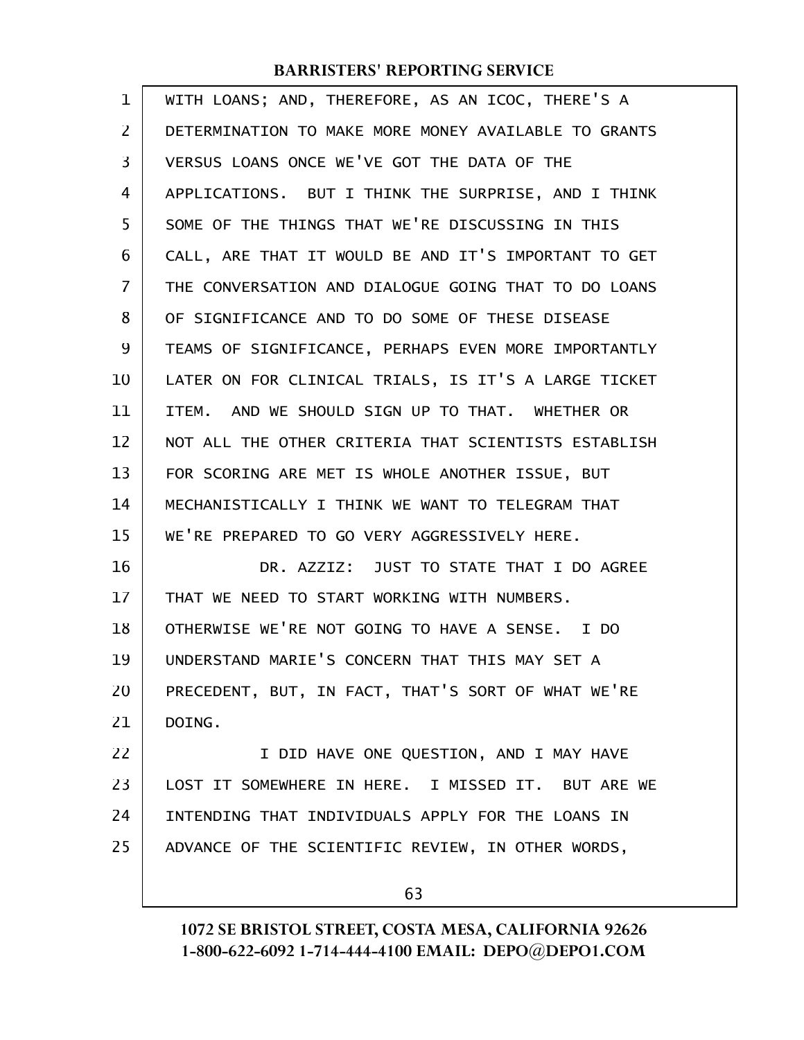WITH LOANS; AND, THEREFORE, AS AN ICOC, THERE'S A DETERMINATION TO MAKE MORE MONEY AVAILABLE TO GRANTS VERSUS LOANS ONCE WE'VE GOT THE DATA OF THE APPLICATIONS. BUT I THINK THE SURPRISE, AND I THINK SOME OF THE THINGS THAT WE'RE DISCUSSING IN THIS CALL, ARE THAT IT WOULD BE AND IT'S IMPORTANT TO GET THE CONVERSATION AND DIALOGUE GOING THAT TO DO LOANS OF SIGNIFICANCE AND TO DO SOME OF THESE DISEASE TEAMS OF SIGNIFICANCE, PERHAPS EVEN MORE IMPORTANTLY LATER ON FOR CLINICAL TRIALS, IS IT'S A LARGE TICKET ITEM. AND WE SHOULD SIGN UP TO THAT. WHETHER OR NOT ALL THE OTHER CRITERIA THAT SCIENTISTS ESTABLISH FOR SCORING ARE MET IS WHOLE ANOTHER ISSUE, BUT MECHANISTICALLY I THINK WE WANT TO TELEGRAM THAT WE'RE PREPARED TO GO VERY AGGRESSIVELY HERE.

DR. AZZIZ: JUST TO STATE THAT I DO AGREE THAT WE NEED TO START WORKING WITH NUMBERS. OTHERWISE WE'RE NOT GOING TO HAVE A SENSE. I DO UNDERSTAND MARIE'S CONCERN THAT THIS MAY SET A PRECEDENT, BUT, IN FACT, THAT'S SORT OF WHAT WE'RE DOING.

I DID HAVE ONE QUESTION, AND I MAY HAVE LOST IT SOMEWHERE IN HERE. I MISSED IT. BUT ARE WE INTENDING THAT INDIVIDUALS APPLY FOR THE LOANS IN ADVANCE OF THE SCIENTIFIC REVIEW, IN OTHER WORDS,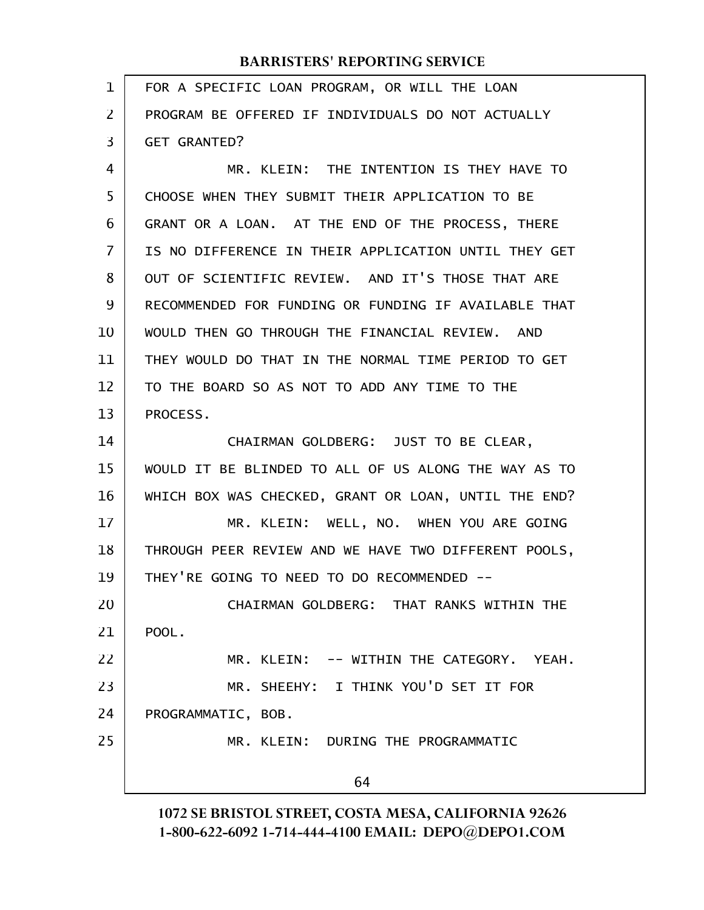FOR A SPECIFIC LOAN PROGRAM, OR WILL THE LOAN PROGRAM BE OFFERED IF INDIVIDUALS DO NOT ACTUALLY GET GRANTED?

MR. KLEIN: THE INTENTION IS THEY HAVE TO CHOOSE WHEN THEY SUBMIT THEIR APPLICATION TO BE GRANT OR A LOAN. AT THE END OF THE PROCESS, THERE IS NO DIFFERENCE IN THEIR APPLICATION UNTIL THEY GET OUT OF SCIENTIFIC REVIEW. AND IT'S THOSE THAT ARE RECOMMENDED FOR FUNDING OR FUNDING IF AVAILABLE THAT WOULD THEN GO THROUGH THE FINANCIAL REVIEW. AND THEY WOULD DO THAT IN THE NORMAL TIME PERIOD TO GET TO THE BOARD SO AS NOT TO ADD ANY TIME TO THE PROCESS.

CHAIRMAN GOLDBERG: JUST TO BE CLEAR, WOULD IT BE BLINDED TO ALL OF US ALONG THE WAY AS TO WHICH BOX WAS CHECKED, GRANT OR LOAN, UNTIL THE END?

MR. KLEIN: WELL, NO. WHEN YOU ARE GOING THROUGH PEER REVIEW AND WE HAVE TWO DIFFERENT POOLS, THEY'RE GOING TO NEED TO DO RECOMMENDED --

CHAIRMAN GOLDBERG: THAT RANKS WITHIN THE POOL.

MR. KLEIN: -- WITHIN THE CATEGORY. YEAH.

MR. SHEEHY: I THINK YOU'D SET IT FOR PROGRAMMATIC, BOB.

MR. KLEIN: DURING THE PROGRAMMATIC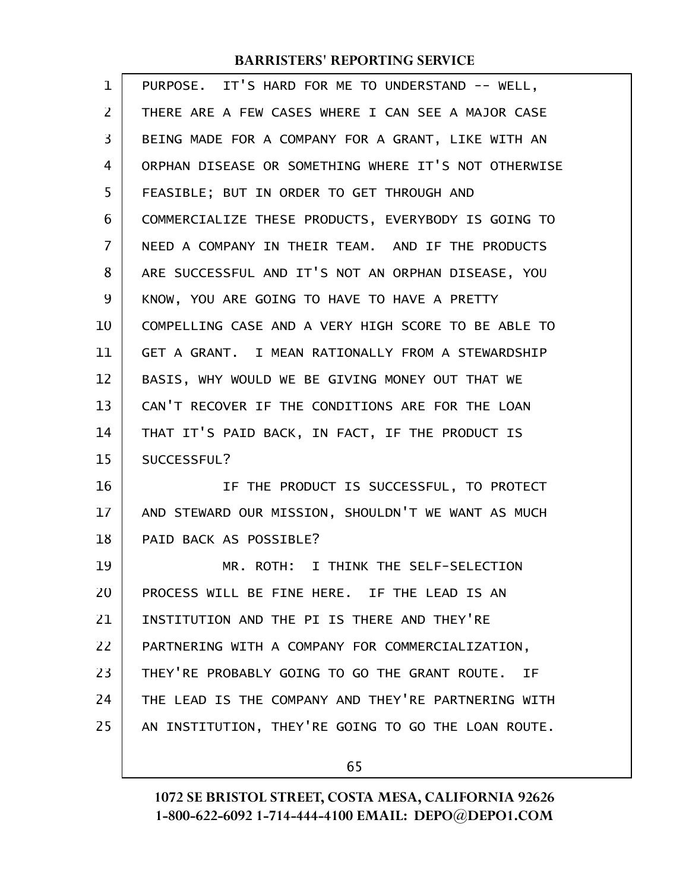PURPOSE. IT'S HARD FOR ME TO UNDERSTAND -- WELL, THERE ARE A FEW CASES WHERE I CAN SEE A MAJOR CASE BEING MADE FOR A COMPANY FOR A GRANT, LIKE WITH AN ORPHAN DISEASE OR SOMETHING WHERE IT'S NOT OTHERWISE FEASIBLE; BUT IN ORDER TO GET THROUGH AND COMMERCIALIZE THESE PRODUCTS, EVERYBODY IS GOING TO NEED A COMPANY IN THEIR TEAM. AND IF THE PRODUCTS ARE SUCCESSFUL AND IT'S NOT AN ORPHAN DISEASE, YOU KNOW, YOU ARE GOING TO HAVE TO HAVE A PRETTY COMPELLING CASE AND A VERY HIGH SCORE TO BE ABLE TO GET A GRANT. I MEAN RATIONALLY FROM A STEWARDSHIP BASIS, WHY WOULD WE BE GIVING MONEY OUT THAT WE CAN'T RECOVER IF THE CONDITIONS ARE FOR THE LOAN THAT IT'S PAID BACK, IN FACT, IF THE PRODUCT IS SUCCESSFUL?

IF THE PRODUCT IS SUCCESSFUL, TO PROTECT AND STEWARD OUR MISSION, SHOULDN'T WE WANT AS MUCH PAID BACK AS POSSIBLE?

MR. ROTH: I THINK THE SELF-SELECTION PROCESS WILL BE FINE HERE. IF THE LEAD IS AN INSTITUTION AND THE PI IS THERE AND THEY'RE PARTNERING WITH A COMPANY FOR COMMERCIALIZATION, THEY'RE PROBABLY GOING TO GO THE GRANT ROUTE. IF THE LEAD IS THE COMPANY AND THEY'RE PARTNERING WITH AN INSTITUTION, THEY'RE GOING TO GO THE LOAN ROUTE.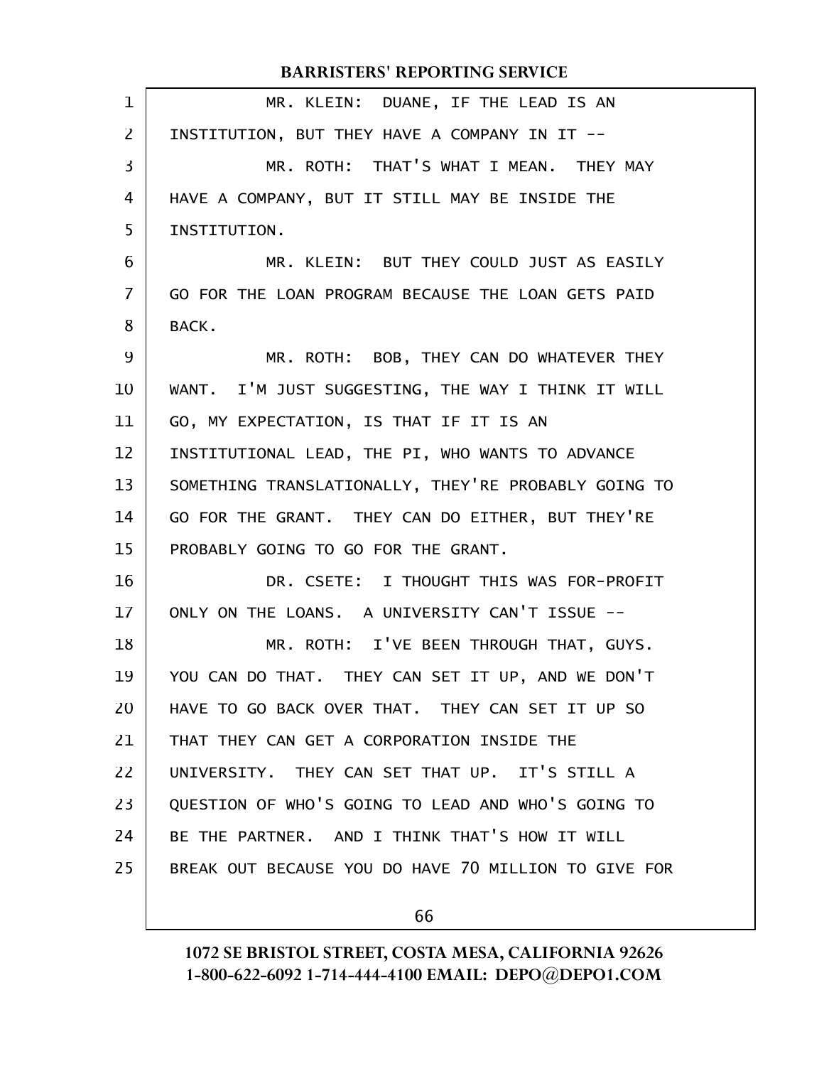MR. KLEIN: DUANE, IF THE LEAD IS AN INSTITUTION, BUT THEY HAVE A COMPANY IN IT --

MR. ROTH: THAT'S WHAT I MEAN. THEY MAY HAVE A COMPANY, BUT IT STILL MAY BE INSIDE THE INSTITUTION.

MR. KLEIN: BUT THEY COULD JUST AS EASILY GO FOR THE LOAN PROGRAM BECAUSE THE LOAN GETS PAID BACK.

MR. ROTH: BOB, THEY CAN DO WHATEVER THEY WANT. I'M JUST SUGGESTING, THE WAY I THINK IT WILL GO, MY EXPECTATION, IS THAT IF IT IS AN INSTITUTIONAL LEAD, THE PI, WHO WANTS TO ADVANCE SOMETHING TRANSLATIONALLY, THEY'RE PROBABLY GOING TO GO FOR THE GRANT. THEY CAN DO EITHER, BUT THEY'RE PROBABLY GOING TO GO FOR THE GRANT.

DR. CSETE: I THOUGHT THIS WAS FOR-PROFIT ONLY ON THE LOANS. A UNIVERSITY CAN'T ISSUE --

MR. ROTH: I'VE BEEN THROUGH THAT, GUYS. YOU CAN DO THAT. THEY CAN SET IT UP, AND WE DON'T HAVE TO GO BACK OVER THAT. THEY CAN SET IT UP SO THAT THEY CAN GET A CORPORATION INSIDE THE UNIVERSITY. THEY CAN SET THAT UP. IT'S STILL A QUESTION OF WHO'S GOING TO LEAD AND WHO'S GOING TO BE THE PARTNER. AND I THINK THAT'S HOW IT WILL BREAK OUT BECAUSE YOU DO HAVE 70 MILLION TO GIVE FOR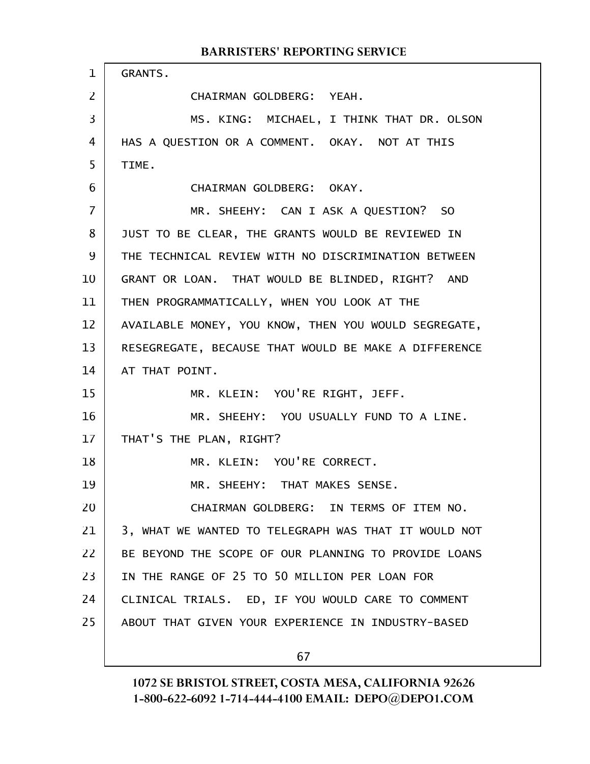GRANTS.

CHAIRMAN GOLDBERG: YEAH.

MS. KING: MICHAEL, I THINK THAT DR. OLSON HAS A QUESTION OR A COMMENT. OKAY. NOT AT THIS TIME.

CHAIRMAN GOLDBERG: OKAY.

MR. SHEEHY: CAN I ASK A QUESTION? SO JUST TO BE CLEAR, THE GRANTS WOULD BE REVIEWED IN THE TECHNICAL REVIEW WITH NO DISCRIMINATION BETWEEN GRANT OR LOAN. THAT WOULD BE BLINDED, RIGHT? AND THEN PROGRAMMATICALLY, WHEN YOU LOOK AT THE AVAILABLE MONEY, YOU KNOW, THEN YOU WOULD SEGREGATE, RESEGREGATE, BECAUSE THAT WOULD BE MAKE A DIFFERENCE AT THAT POINT.

MR. KLEIN: YOU'RE RIGHT, JEFF.

MR. SHEEHY: YOU USUALLY FUND TO A LINE. THAT'S THE PLAN, RIGHT?

MR. KLEIN: YOU'RE CORRECT.

MR. SHEEHY: THAT MAKES SENSE.

CHAIRMAN GOLDBERG: IN TERMS OF ITEM NO. 3, WHAT WE WANTED TO TELEGRAPH WAS THAT IT WOULD NOT BE BEYOND THE SCOPE OF OUR PLANNING TO PROVIDE LOANS IN THE RANGE OF 25 TO 50 MILLION PER LOAN FOR CLINICAL TRIALS. ED, IF YOU WOULD CARE TO COMMENT ABOUT THAT GIVEN YOUR EXPERIENCE IN INDUSTRY-BASED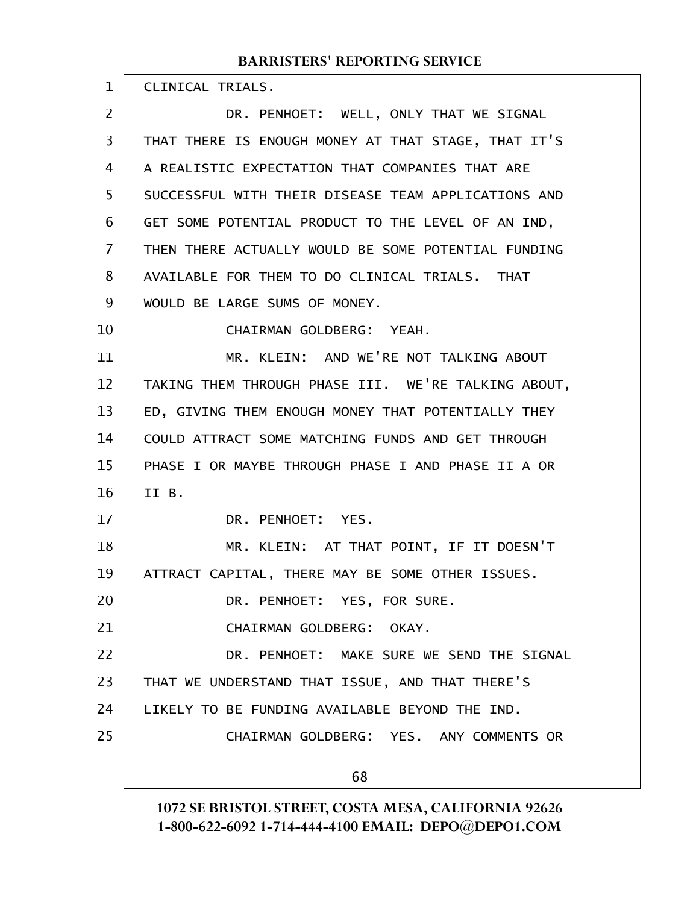CLINICAL TRIALS.

DR. PENHOET: WELL, ONLY THAT WE SIGNAL THAT THERE IS ENOUGH MONEY AT THAT STAGE, THAT IT'S A REALISTIC EXPECTATION THAT COMPANIES THAT ARE SUCCESSFUL WITH THEIR DISEASE TEAM APPLICATIONS AND GET SOME POTENTIAL PRODUCT TO THE LEVEL OF AN IND, THEN THERE ACTUALLY WOULD BE SOME POTENTIAL FUNDING AVAILABLE FOR THEM TO DO CLINICAL TRIALS. THAT WOULD BE LARGE SUMS OF MONEY.

CHAIRMAN GOLDBERG: YEAH.

MR. KLEIN: AND WE'RE NOT TALKING ABOUT TAKING THEM THROUGH PHASE III. WE'RE TALKING ABOUT, ED, GIVING THEM ENOUGH MONEY THAT POTENTIALLY THEY COULD ATTRACT SOME MATCHING FUNDS AND GET THROUGH PHASE I OR MAYBE THROUGH PHASE I AND PHASE II A OR II B.

DR. PENHOET: YES.

MR. KLEIN: AT THAT POINT, IF IT DOESN'T ATTRACT CAPITAL, THERE MAY BE SOME OTHER ISSUES.

DR. PENHOET: YES, FOR SURE.

CHAIRMAN GOLDBERG: OKAY.

DR. PENHOET: MAKE SURE WE SEND THE SIGNAL THAT WE UNDERSTAND THAT ISSUE, AND THAT THERE'S LIKELY TO BE FUNDING AVAILABLE BEYOND THE IND.

CHAIRMAN GOLDBERG: YES. ANY COMMENTS OR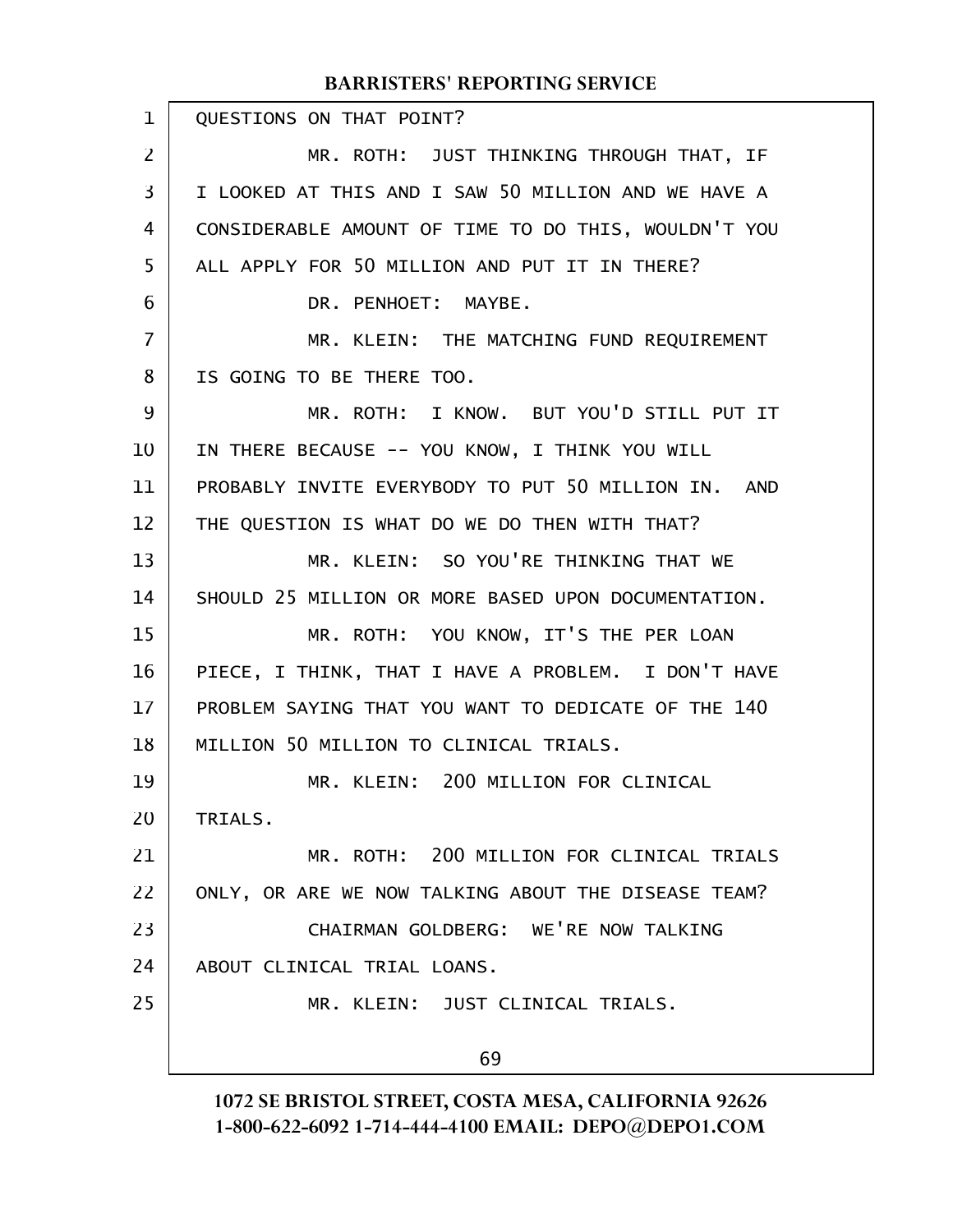QUESTIONS ON THAT POINT?

MR. ROTH: JUST THINKING THROUGH THAT, IF I LOOKED AT THIS AND I SAW 50 MILLION AND WE HAVE A CONSIDERABLE AMOUNT OF TIME TO DO THIS, WOULDN'T YOU ALL APPLY FOR 50 MILLION AND PUT IT IN THERE?

DR. PENHOET: MAYBE.

MR. KLEIN: THE MATCHING FUND REQUIREMENT IS GOING TO BE THERE TOO.

MR. ROTH: I KNOW. BUT YOU'D STILL PUT IT IN THERE BECAUSE -- YOU KNOW, I THINK YOU WILL PROBABLY INVITE EVERYBODY TO PUT 50 MILLION IN. AND THE QUESTION IS WHAT DO WE DO THEN WITH THAT?

MR. KLEIN: SO YOU'RE THINKING THAT WE SHOULD 25 MILLION OR MORE BASED UPON DOCUMENTATION.

MR. ROTH: YOU KNOW, IT'S THE PER LOAN PIECE, I THINK, THAT I HAVE A PROBLEM. I DON'T HAVE PROBLEM SAYING THAT YOU WANT TO DEDICATE OF THE 140 MILLION 50 MILLION TO CLINICAL TRIALS.

MR. KLEIN: 200 MILLION FOR CLINICAL TRIALS.

MR. ROTH: 200 MILLION FOR CLINICAL TRIALS ONLY, OR ARE WE NOW TALKING ABOUT THE DISEASE TEAM?

CHAIRMAN GOLDBERG: WE'RE NOW TALKING ABOUT CLINICAL TRIAL LOANS.

MR. KLEIN: JUST CLINICAL TRIALS.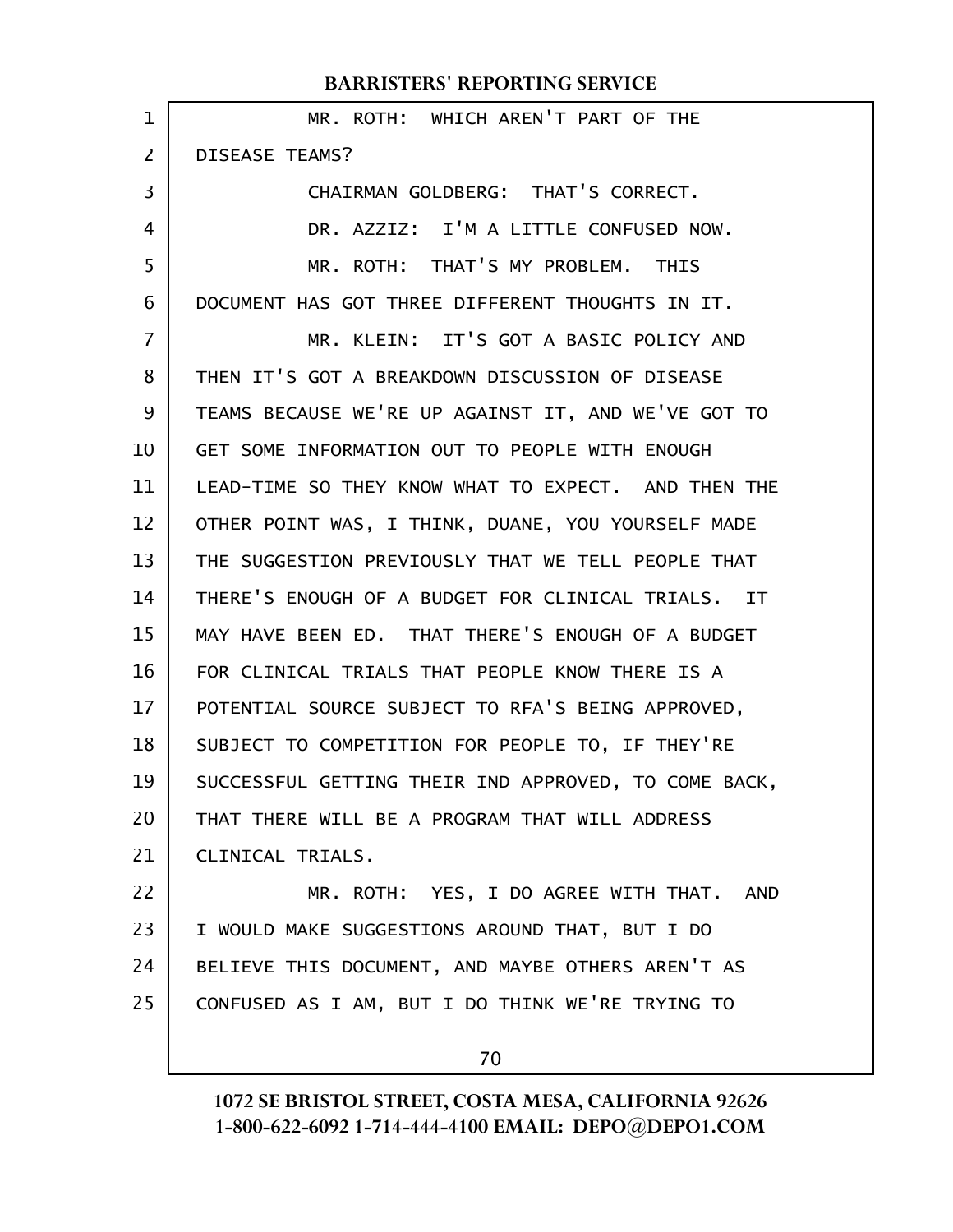MR. ROTH: WHICH AREN'T PART OF THE DISEASE TEAMS?

CHAIRMAN GOLDBERG: THAT'S CORRECT.

DR. AZZIZ: I'M A LITTLE CONFUSED NOW.

MR. ROTH: THAT'S MY PROBLEM. THIS DOCUMENT HAS GOT THREE DIFFERENT THOUGHTS IN IT.

MR. KLEIN: IT'S GOT A BASIC POLICY AND THEN IT'S GOT A BREAKDOWN DISCUSSION OF DISEASE TEAMS BECAUSE WE'RE UP AGAINST IT, AND WE'VE GOT TO GET SOME INFORMATION OUT TO PEOPLE WITH ENOUGH LEAD-TIME SO THEY KNOW WHAT TO EXPECT. AND THEN THE OTHER POINT WAS, I THINK, DUANE, YOU YOURSELF MADE THE SUGGESTION PREVIOUSLY THAT WE TELL PEOPLE THAT THERE'S ENOUGH OF A BUDGET FOR CLINICAL TRIALS. IT MAY HAVE BEEN ED. THAT THERE'S ENOUGH OF A BUDGET FOR CLINICAL TRIALS THAT PEOPLE KNOW THERE IS A POTENTIAL SOURCE SUBJECT TO RFA'S BEING APPROVED, SUBJECT TO COMPETITION FOR PEOPLE TO, IF THEY'RE SUCCESSFUL GETTING THEIR IND APPROVED, TO COME BACK, THAT THERE WILL BE A PROGRAM THAT WILL ADDRESS CLINICAL TRIALS.

MR. ROTH: YES, I DO AGREE WITH THAT. AND I WOULD MAKE SUGGESTIONS AROUND THAT, BUT I DO BELIEVE THIS DOCUMENT, AND MAYBE OTHERS AREN'T AS CONFUSED AS I AM, BUT I DO THINK WE'RE TRYING TO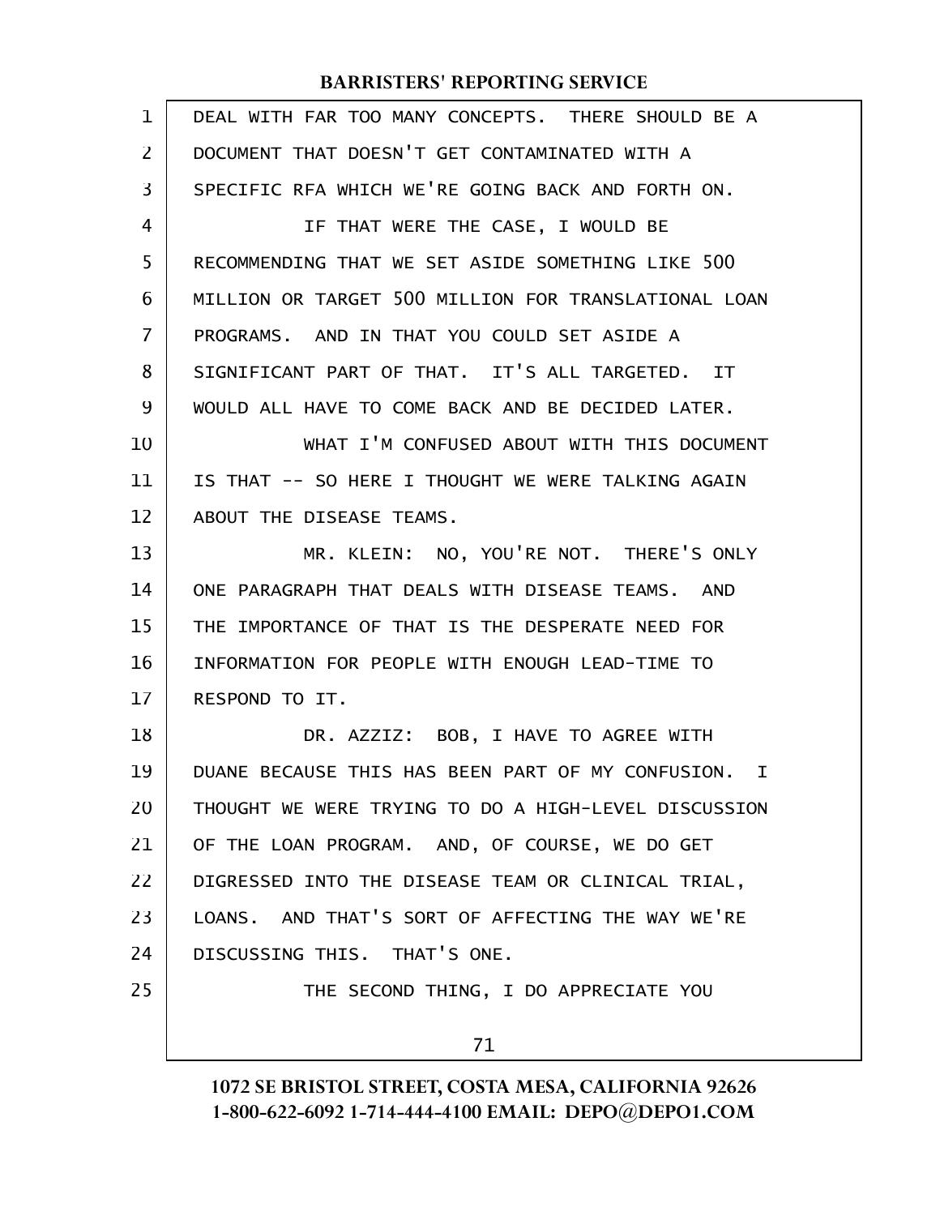DEAL WITH FAR TOO MANY CONCEPTS. THERE SHOULD BE A DOCUMENT THAT DOESN'T GET CONTAMINATED WITH A SPECIFIC RFA WHICH WE'RE GOING BACK AND FORTH ON.

IF THAT WERE THE CASE, I WOULD BE RECOMMENDING THAT WE SET ASIDE SOMETHING LIKE 500 MILLION OR TARGET 500 MILLION FOR TRANSLATIONAL LOAN PROGRAMS. AND IN THAT YOU COULD SET ASIDE A SIGNIFICANT PART OF THAT. IT'S ALL TARGETED. IT WOULD ALL HAVE TO COME BACK AND BE DECIDED LATER.

WHAT I'M CONFUSED ABOUT WITH THIS DOCUMENT IS THAT -- SO HERE I THOUGHT WE WERE TALKING AGAIN ABOUT THE DISEASE TEAMS.

MR. KLEIN: NO, YOU'RE NOT. THERE'S ONLY ONE PARAGRAPH THAT DEALS WITH DISEASE TEAMS. AND THE IMPORTANCE OF THAT IS THE DESPERATE NEED FOR INFORMATION FOR PEOPLE WITH ENOUGH LEAD-TIME TO RESPOND TO IT.

DR. AZZIZ: BOB, I HAVE TO AGREE WITH DUANE BECAUSE THIS HAS BEEN PART OF MY CONFUSION. I THOUGHT WE WERE TRYING TO DO A HIGH-LEVEL DISCUSSION OF THE LOAN PROGRAM. AND, OF COURSE, WE DO GET DIGRESSED INTO THE DISEASE TEAM OR CLINICAL TRIAL, LOANS. AND THAT'S SORT OF AFFECTING THE WAY WE'RE DISCUSSING THIS. THAT'S ONE.

THE SECOND THING, I DO APPRECIATE YOU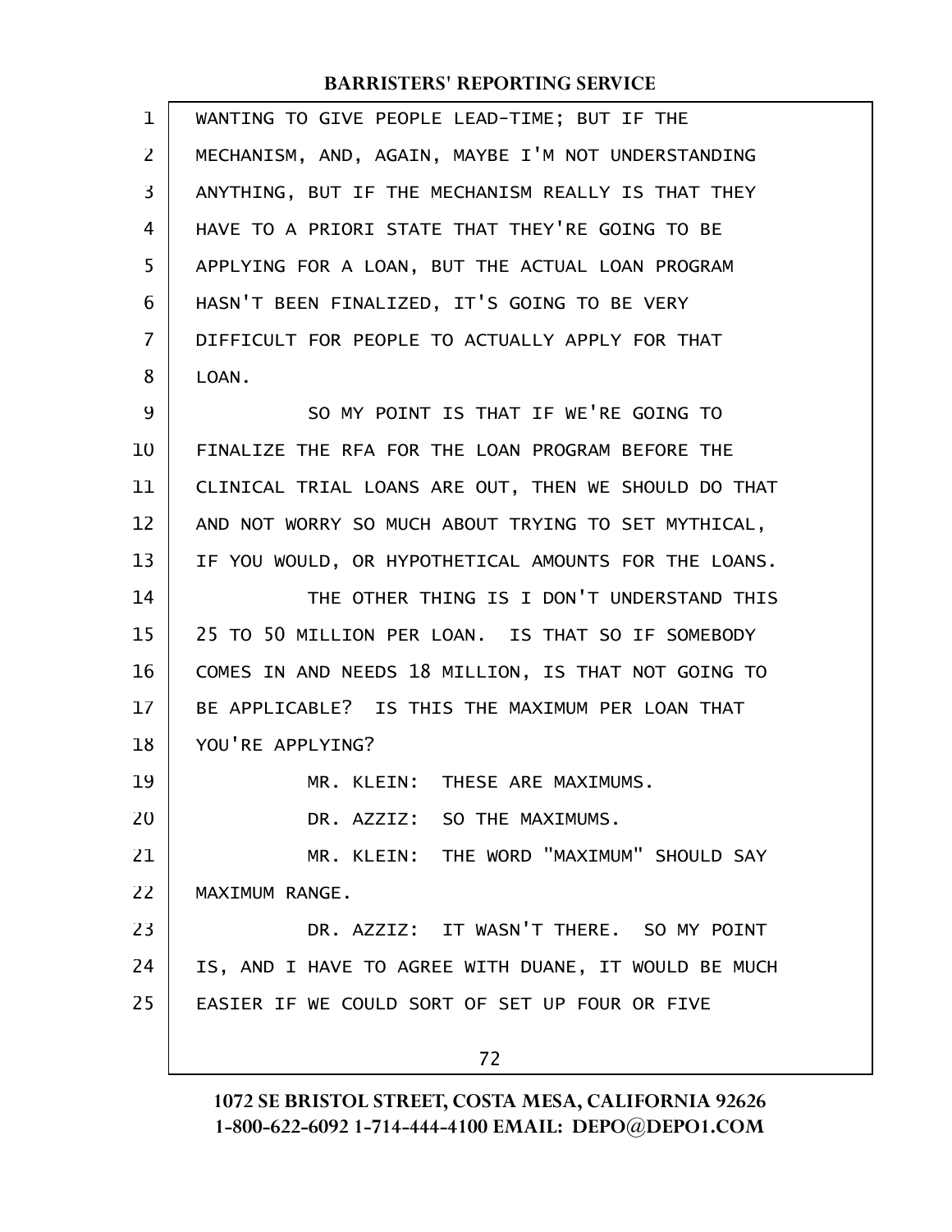WANTING TO GIVE PEOPLE LEAD-TIME; BUT IF THE MECHANISM, AND, AGAIN, MAYBE I'M NOT UNDERSTANDING ANYTHING, BUT IF THE MECHANISM REALLY IS THAT THEY HAVE TO A PRIORI STATE THAT THEY'RE GOING TO BE APPLYING FOR A LOAN, BUT THE ACTUAL LOAN PROGRAM HASN'T BEEN FINALIZED, IT'S GOING TO BE VERY DIFFICULT FOR PEOPLE TO ACTUALLY APPLY FOR THAT LOAN.

SO MY POINT IS THAT IF WE'RE GOING TO FINALIZE THE RFA FOR THE LOAN PROGRAM BEFORE THE CLINICAL TRIAL LOANS ARE OUT, THEN WE SHOULD DO THAT AND NOT WORRY SO MUCH ABOUT TRYING TO SET MYTHICAL, IF YOU WOULD, OR HYPOTHETICAL AMOUNTS FOR THE LOANS.

THE OTHER THING IS I DON'T UNDERSTAND THIS 25 TO 50 MILLION PER LOAN. IS THAT SO IF SOMEBODY COMES IN AND NEEDS 18 MILLION, IS THAT NOT GOING TO BE APPLICABLE? IS THIS THE MAXIMUM PER LOAN THAT YOU'RE APPLYING?

MR. KLEIN: THESE ARE MAXIMUMS.

DR. AZZIZ: SO THE MAXIMUMS.

MR. KLEIN: THE WORD "MAXIMUM" SHOULD SAY MAXIMUM RANGE.

DR. AZZIZ: IT WASN'T THERE. SO MY POINT IS, AND I HAVE TO AGREE WITH DUANE, IT WOULD BE MUCH EASIER IF WE COULD SORT OF SET UP FOUR OR FIVE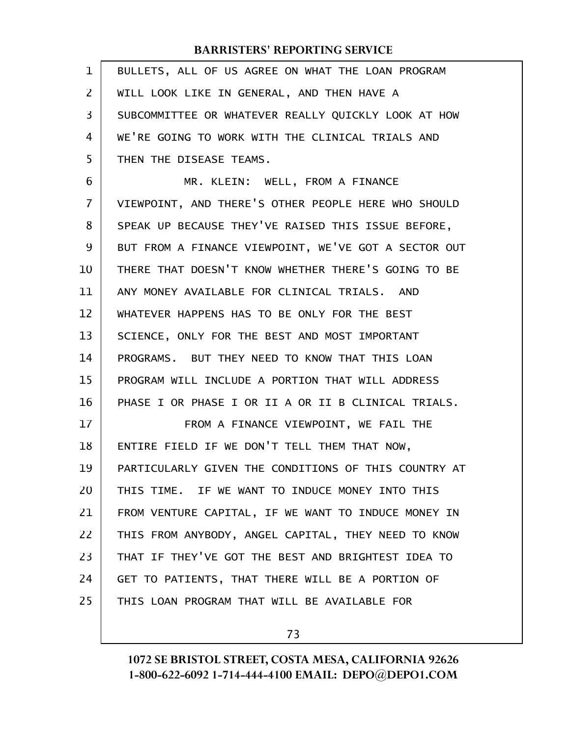BULLETS, ALL OF US AGREE ON WHAT THE LOAN PROGRAM WILL LOOK LIKE IN GENERAL, AND THEN HAVE A SUBCOMMITTEE OR WHATEVER REALLY QUICKLY LOOK AT HOW WE'RE GOING TO WORK WITH THE CLINICAL TRIALS AND THEN THE DISEASE TEAMS.

MR. KLEIN: WELL, FROM A FINANCE VIEWPOINT, AND THERE'S OTHER PEOPLE HERE WHO SHOULD SPEAK UP BECAUSE THEY'VE RAISED THIS ISSUE BEFORE, BUT FROM A FINANCE VIEWPOINT, WE'VE GOT A SECTOR OUT THERE THAT DOESN'T KNOW WHETHER THERE'S GOING TO BE ANY MONEY AVAILABLE FOR CLINICAL TRIALS. AND WHATEVER HAPPENS HAS TO BE ONLY FOR THE BEST SCIENCE, ONLY FOR THE BEST AND MOST IMPORTANT PROGRAMS. BUT THEY NEED TO KNOW THAT THIS LOAN PROGRAM WILL INCLUDE A PORTION THAT WILL ADDRESS PHASE I OR PHASE I OR II A OR II B CLINICAL TRIALS.

FROM A FINANCE VIEWPOINT, WE FAIL THE ENTIRE FIELD IF WE DON'T TELL THEM THAT NOW, PARTICULARLY GIVEN THE CONDITIONS OF THIS COUNTRY AT THIS TIME. IF WE WANT TO INDUCE MONEY INTO THIS FROM VENTURE CAPITAL, IF WE WANT TO INDUCE MONEY IN THIS FROM ANYBODY, ANGEL CAPITAL, THEY NEED TO KNOW THAT IF THEY'VE GOT THE BEST AND BRIGHTEST IDEA TO GET TO PATIENTS, THAT THERE WILL BE A PORTION OF THIS LOAN PROGRAM THAT WILL BE AVAILABLE FOR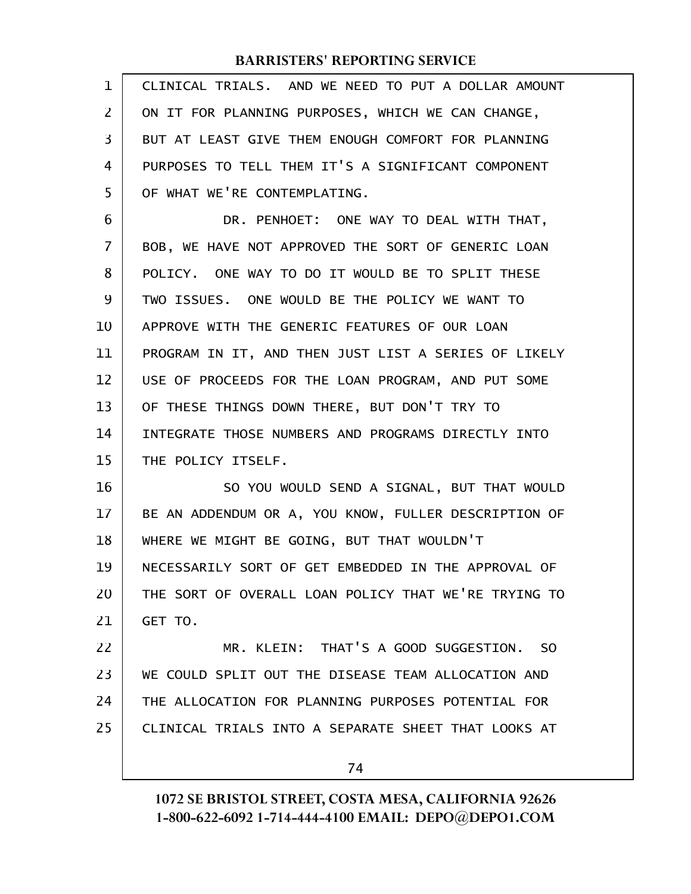CLINICAL TRIALS. AND WE NEED TO PUT A DOLLAR AMOUNT ON IT FOR PLANNING PURPOSES, WHICH WE CAN CHANGE, BUT AT LEAST GIVE THEM ENOUGH COMFORT FOR PLANNING PURPOSES TO TELL THEM IT'S A SIGNIFICANT COMPONENT OF WHAT WE'RE CONTEMPLATING.

DR. PENHOET: ONE WAY TO DEAL WITH THAT, BOB, WE HAVE NOT APPROVED THE SORT OF GENERIC LOAN POLICY. ONE WAY TO DO IT WOULD BE TO SPLIT THESE TWO ISSUES. ONE WOULD BE THE POLICY WE WANT TO APPROVE WITH THE GENERIC FEATURES OF OUR LOAN PROGRAM IN IT, AND THEN JUST LIST A SERIES OF LIKELY USE OF PROCEEDS FOR THE LOAN PROGRAM, AND PUT SOME OF THESE THINGS DOWN THERE, BUT DON'T TRY TO INTEGRATE THOSE NUMBERS AND PROGRAMS DIRECTLY INTO THE POLICY ITSELF.

SO YOU WOULD SEND A SIGNAL, BUT THAT WOULD BE AN ADDENDUM OR A, YOU KNOW, FULLER DESCRIPTION OF WHERE WE MIGHT BE GOING, BUT THAT WOULDN'T NECESSARILY SORT OF GET EMBEDDED IN THE APPROVAL OF THE SORT OF OVERALL LOAN POLICY THAT WE'RE TRYING TO GET TO.

MR. KLEIN: THAT'S A GOOD SUGGESTION. SO WE COULD SPLIT OUT THE DISEASE TEAM ALLOCATION AND THE ALLOCATION FOR PLANNING PURPOSES POTENTIAL FOR CLINICAL TRIALS INTO A SEPARATE SHEET THAT LOOKS AT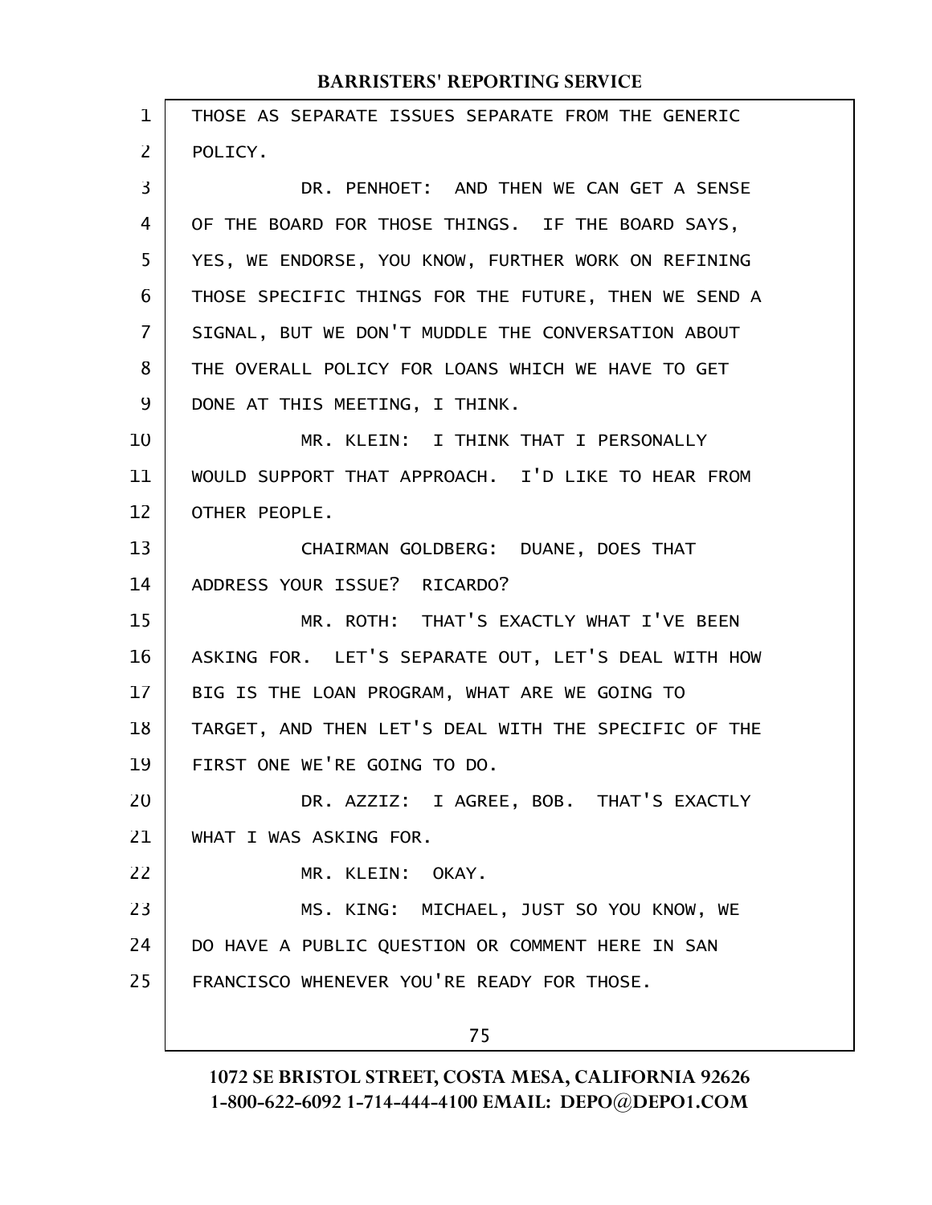THOSE AS SEPARATE ISSUES SEPARATE FROM THE GENERIC POLICY.

DR. PENHOET: AND THEN WE CAN GET A SENSE OF THE BOARD FOR THOSE THINGS. IF THE BOARD SAYS, YES, WE ENDORSE, YOU KNOW, FURTHER WORK ON REFINING THOSE SPECIFIC THINGS FOR THE FUTURE, THEN WE SEND A SIGNAL, BUT WE DON'T MUDDLE THE CONVERSATION ABOUT THE OVERALL POLICY FOR LOANS WHICH WE HAVE TO GET DONE AT THIS MEETING, I THINK.

MR. KLEIN: I THINK THAT I PERSONALLY WOULD SUPPORT THAT APPROACH. I'D LIKE TO HEAR FROM OTHER PEOPLE.

CHAIRMAN GOLDBERG: DUANE, DOES THAT ADDRESS YOUR ISSUE? RICARDO?

MR. ROTH: THAT'S EXACTLY WHAT I'VE BEEN ASKING FOR. LET'S SEPARATE OUT, LET'S DEAL WITH HOW BIG IS THE LOAN PROGRAM, WHAT ARE WE GOING TO TARGET, AND THEN LET'S DEAL WITH THE SPECIFIC OF THE FIRST ONE WE'RE GOING TO DO.

DR. AZZIZ: I AGREE, BOB. THAT'S EXACTLY WHAT I WAS ASKING FOR.

MR. KLEIN: OKAY.

MS. KING: MICHAEL, JUST SO YOU KNOW, WE DO HAVE A PUBLIC QUESTION OR COMMENT HERE IN SAN FRANCISCO WHENEVER YOU'RE READY FOR THOSE.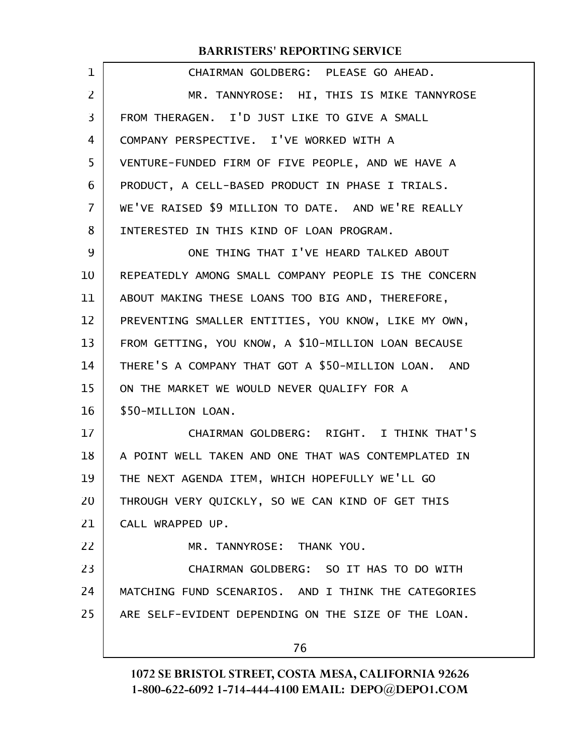CHAIRMAN GOLDBERG: PLEASE GO AHEAD.

MR. TANNYROSE: HI, THIS IS MIKE TANNYROSE FROM THERAGEN. I'D JUST LIKE TO GIVE A SMALL COMPANY PERSPECTIVE. I'VE WORKED WITH A VENTURE-FUNDED FIRM OF FIVE PEOPLE, AND WE HAVE A PRODUCT, A CELL-BASED PRODUCT IN PHASE I TRIALS. WE'VE RAISED $9 MILLION TO DATE. AND WE'RE REALLY INTERESTED IN THIS KIND OF LOAN PROGRAM.

ONE THING THAT I'VE HEARD TALKED ABOUT REPEATEDLY AMONG SMALL COMPANY PEOPLE IS THE CONCERN ABOUT MAKING THESE LOANS TOO BIG AND, THEREFORE, PREVENTING SMALLER ENTITIES, YOU KNOW, LIKE MY OWN, FROM GETTING, YOU KNOW, A $10-MILLION LOAN BECAUSE THERE'S A COMPANY THAT GOT A $50-MILLION LOAN. AND ON THE MARKET WE WOULD NEVER QUALIFY FOR A $50-MILLION LOAN.

CHAIRMAN GOLDBERG: RIGHT. I THINK THAT'S A POINT WELL TAKEN AND ONE THAT WAS CONTEMPLATED IN THE NEXT AGENDA ITEM, WHICH HOPEFULLY WE'LL GO THROUGH VERY QUICKLY, SO WE CAN KIND OF GET THIS CALL WRAPPED UP.

MR. TANNYROSE: THANK YOU.

CHAIRMAN GOLDBERG: SO IT HAS TO DO WITH MATCHING FUND SCENARIOS. AND I THINK THE CATEGORIES ARE SELF-EVIDENT DEPENDING ON THE SIZE OF THE LOAN.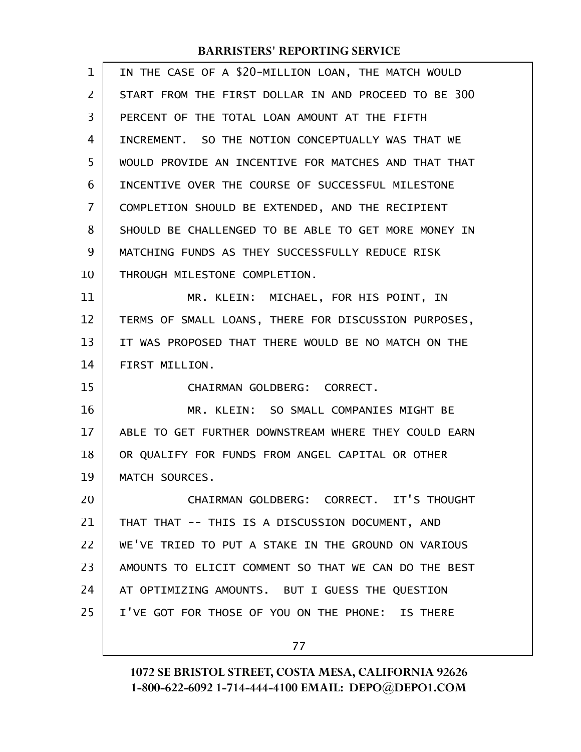IN THE CASE OF A $20-MILLION LOAN, THE MATCH WOULD START FROM THE FIRST DOLLAR IN AND PROCEED TO BE 300 PERCENT OF THE TOTAL LOAN AMOUNT AT THE FIFTH INCREMENT. SO THE NOTION CONCEPTUALLY WAS THAT WE WOULD PROVIDE AN INCENTIVE FOR MATCHES AND THAT THAT INCENTIVE OVER THE COURSE OF SUCCESSFUL MILESTONE COMPLETION SHOULD BE EXTENDED, AND THE RECIPIENT SHOULD BE CHALLENGED TO BE ABLE TO GET MORE MONEY IN MATCHING FUNDS AS THEY SUCCESSFULLY REDUCE RISK THROUGH MILESTONE COMPLETION.

MR. KLEIN: MICHAEL, FOR HIS POINT, IN TERMS OF SMALL LOANS, THERE FOR DISCUSSION PURPOSES, IT WAS PROPOSED THAT THERE WOULD BE NO MATCH ON THE FIRST MILLION.

CHAIRMAN GOLDBERG: CORRECT.

MR. KLEIN: SO SMALL COMPANIES MIGHT BE ABLE TO GET FURTHER DOWNSTREAM WHERE THEY COULD EARN OR QUALIFY FOR FUNDS FROM ANGEL CAPITAL OR OTHER MATCH SOURCES.

CHAIRMAN GOLDBERG: CORRECT. IT'S THOUGHT THAT THAT -- THIS IS A DISCUSSION DOCUMENT, AND WE'VE TRIED TO PUT A STAKE IN THE GROUND ON VARIOUS AMOUNTS TO ELICIT COMMENT SO THAT WE CAN DO THE BEST AT OPTIMIZING AMOUNTS. BUT I GUESS THE QUESTION I'VE GOT FOR THOSE OF YOU ON THE PHONE: IS THERE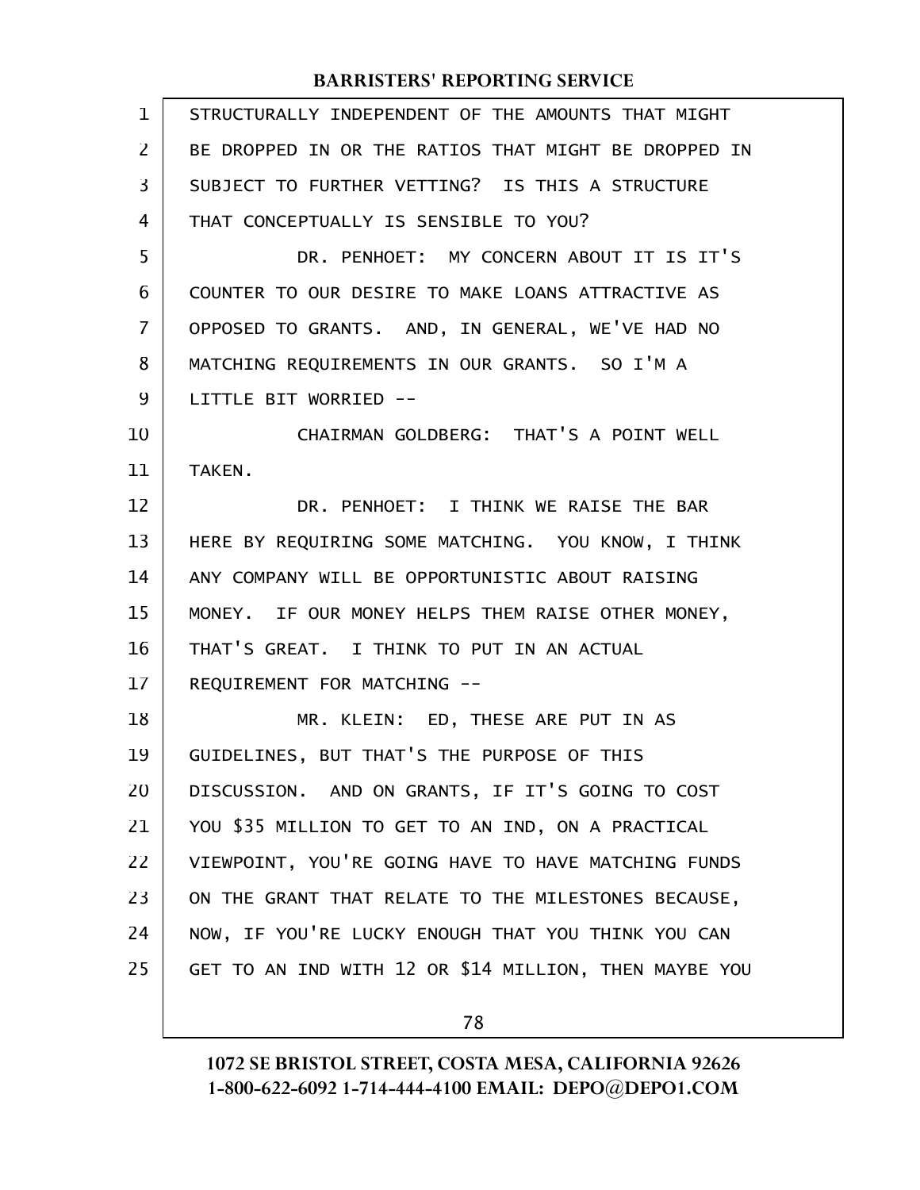STRUCTURALLY INDEPENDENT OF THE AMOUNTS THAT MIGHT BE DROPPED IN OR THE RATIOS THAT MIGHT BE DROPPED IN SUBJECT TO FURTHER VETTING? IS THIS A STRUCTURE THAT CONCEPTUALLY IS SENSIBLE TO YOU?

DR. PENHOET: MY CONCERN ABOUT IT IS IT'S COUNTER TO OUR DESIRE TO MAKE LOANS ATTRACTIVE AS OPPOSED TO GRANTS. AND, IN GENERAL, WE'VE HAD NO MATCHING REQUIREMENTS IN OUR GRANTS. SO I'M A LITTLE BIT WORRIED --

CHAIRMAN GOLDBERG: THAT'S A POINT WELL TAKEN.

DR. PENHOET: I THINK WE RAISE THE BAR HERE BY REQUIRING SOME MATCHING. YOU KNOW, I THINK ANY COMPANY WILL BE OPPORTUNISTIC ABOUT RAISING MONEY. IF OUR MONEY HELPS THEM RAISE OTHER MONEY, THAT'S GREAT. I THINK TO PUT IN AN ACTUAL REQUIREMENT FOR MATCHING --

MR. KLEIN: ED, THESE ARE PUT IN AS GUIDELINES, BUT THAT'S THE PURPOSE OF THIS DISCUSSION. AND ON GRANTS, IF IT'S GOING TO COST YOU $35 MILLION TO GET TO AN IND, ON A PRACTICAL VIEWPOINT, YOU'RE GOING HAVE TO HAVE MATCHING FUNDS ON THE GRANT THAT RELATE TO THE MILESTONES BECAUSE, NOW, IF YOU'RE LUCKY ENOUGH THAT YOU THINK YOU CAN GET TO AN IND WITH 12 OR $14 MILLION, THEN MAYBE YOU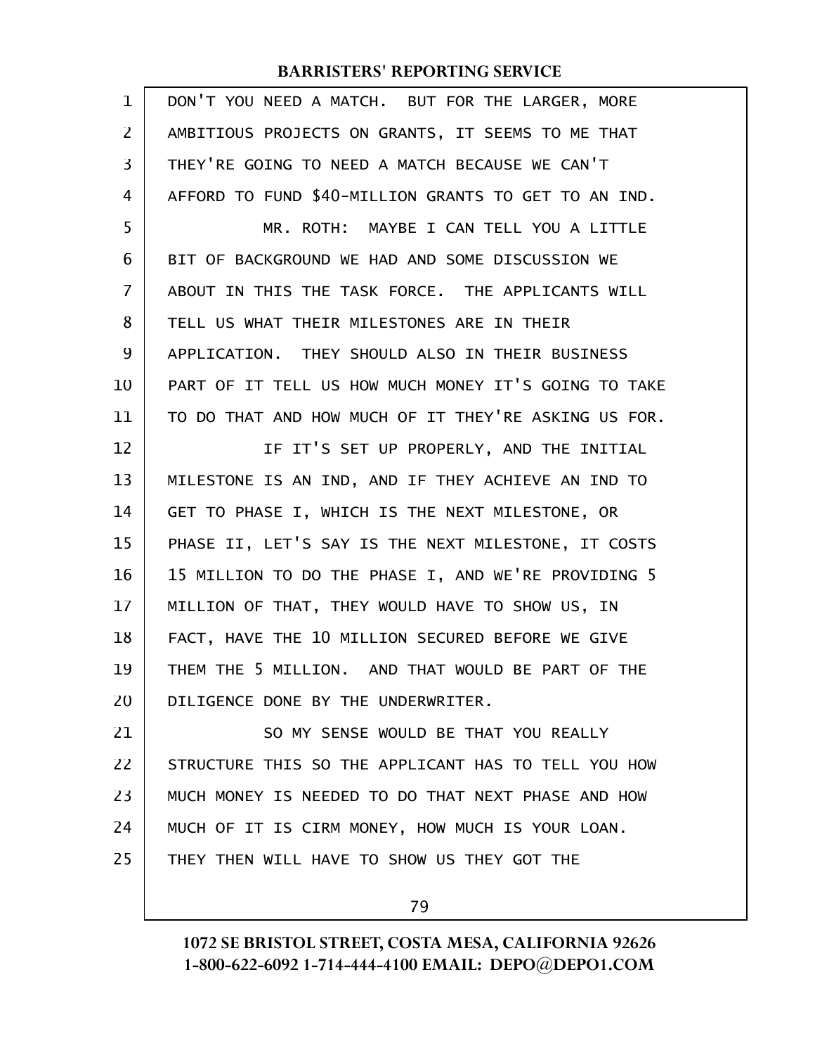DON'T YOU NEED A MATCH. BUT FOR THE LARGER, MORE AMBITIOUS PROJECTS ON GRANTS, IT SEEMS TO ME THAT THEY'RE GOING TO NEED A MATCH BECAUSE WE CAN'T AFFORD TO FUND $40-MILLION GRANTS TO GET TO AN IND.

MR. ROTH: MAYBE I CAN TELL YOU A LITTLE BIT OF BACKGROUND WE HAD AND SOME DISCUSSION WE ABOUT IN THIS THE TASK FORCE. THE APPLICANTS WILL TELL US WHAT THEIR MILESTONES ARE IN THEIR APPLICATION. THEY SHOULD ALSO IN THEIR BUSINESS PART OF IT TELL US HOW MUCH MONEY IT'S GOING TO TAKE TO DO THAT AND HOW MUCH OF IT THEY'RE ASKING US FOR.

IF IT'S SET UP PROPERLY, AND THE INITIAL MILESTONE IS AN IND, AND IF THEY ACHIEVE AN IND TO GET TO PHASE I, WHICH IS THE NEXT MILESTONE, OR PHASE II, LET'S SAY IS THE NEXT MILESTONE, IT COSTS 15 MILLION TO DO THE PHASE I, AND WE'RE PROVIDING 5 MILLION OF THAT, THEY WOULD HAVE TO SHOW US, IN FACT, HAVE THE 10 MILLION SECURED BEFORE WE GIVE THEM THE 5 MILLION. AND THAT WOULD BE PART OF THE DILIGENCE DONE BY THE UNDERWRITER.

SO MY SENSE WOULD BE THAT YOU REALLY STRUCTURE THIS SO THE APPLICANT HAS TO TELL YOU HOW MUCH MONEY IS NEEDED TO DO THAT NEXT PHASE AND HOW MUCH OF IT IS CIRM MONEY, HOW MUCH IS YOUR LOAN. THEY THEN WILL HAVE TO SHOW US THEY GOT THE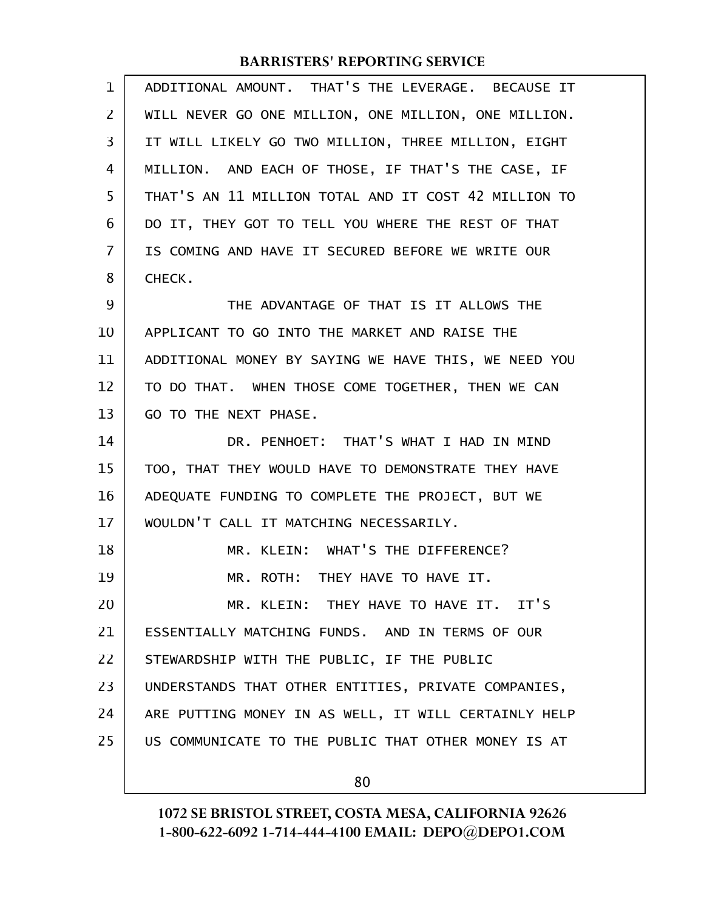ADDITIONAL AMOUNT. THAT'S THE LEVERAGE. BECAUSE IT WILL NEVER GO ONE MILLION, ONE MILLION, ONE MILLION. IT WILL LIKELY GO TWO MILLION, THREE MILLION, EIGHT MILLION. AND EACH OF THOSE, IF THAT'S THE CASE, IF THAT'S AN 11 MILLION TOTAL AND IT COST 42 MILLION TO DO IT, THEY GOT TO TELL YOU WHERE THE REST OF THAT IS COMING AND HAVE IT SECURED BEFORE WE WRITE OUR CHECK.

THE ADVANTAGE OF THAT IS IT ALLOWS THE APPLICANT TO GO INTO THE MARKET AND RAISE THE ADDITIONAL MONEY BY SAYING WE HAVE THIS, WE NEED YOU TO DO THAT. WHEN THOSE COME TOGETHER, THEN WE CAN GO TO THE NEXT PHASE.

DR. PENHOET: THAT'S WHAT I HAD IN MIND TOO, THAT THEY WOULD HAVE TO DEMONSTRATE THEY HAVE ADEQUATE FUNDING TO COMPLETE THE PROJECT, BUT WE WOULDN'T CALL IT MATCHING NECESSARILY.

MR. KLEIN: WHAT'S THE DIFFERENCE?

MR. ROTH: THEY HAVE TO HAVE IT.

MR. KLEIN: THEY HAVE TO HAVE IT. IT'S ESSENTIALLY MATCHING FUNDS. AND IN TERMS OF OUR STEWARDSHIP WITH THE PUBLIC, IF THE PUBLIC UNDERSTANDS THAT OTHER ENTITIES, PRIVATE COMPANIES, ARE PUTTING MONEY IN AS WELL, IT WILL CERTAINLY HELP US COMMUNICATE TO THE PUBLIC THAT OTHER MONEY IS AT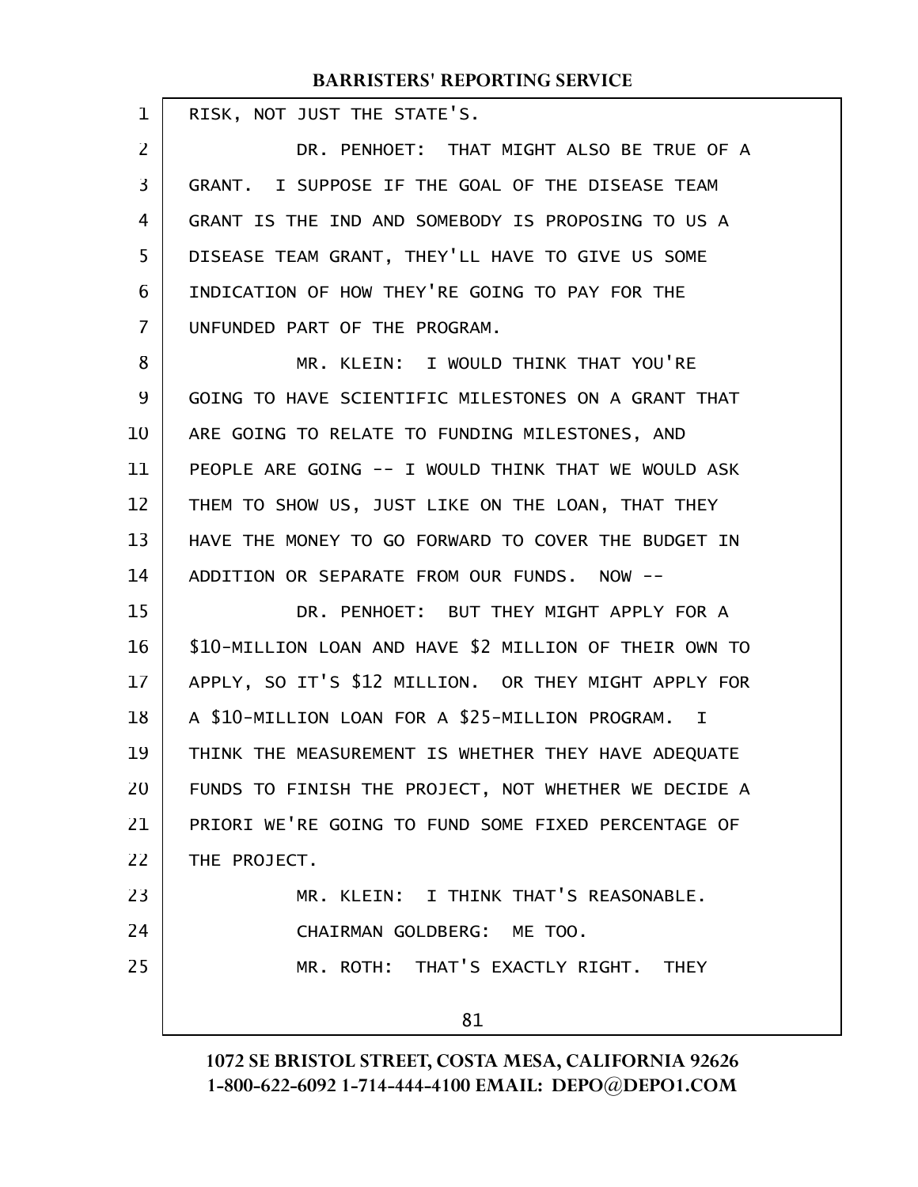RISK, NOT JUST THE STATE'S.

DR. PENHOET: THAT MIGHT ALSO BE TRUE OF A GRANT. I SUPPOSE IF THE GOAL OF THE DISEASE TEAM GRANT IS THE IND AND SOMEBODY IS PROPOSING TO US A DISEASE TEAM GRANT, THEY'LL HAVE TO GIVE US SOME INDICATION OF HOW THEY'RE GOING TO PAY FOR THE UNFUNDED PART OF THE PROGRAM.

MR. KLEIN: I WOULD THINK THAT YOU'RE GOING TO HAVE SCIENTIFIC MILESTONES ON A GRANT THAT ARE GOING TO RELATE TO FUNDING MILESTONES, AND PEOPLE ARE GOING -- I WOULD THINK THAT WE WOULD ASK THEM TO SHOW US, JUST LIKE ON THE LOAN, THAT THEY HAVE THE MONEY TO GO FORWARD TO COVER THE BUDGET IN ADDITION OR SEPARATE FROM OUR FUNDS. NOW --

DR. PENHOET: BUT THEY MIGHT APPLY FOR A $10-MILLION LOAN AND HAVE $2 MILLION OF THEIR OWN TO APPLY, SO IT'S $12 MILLION. OR THEY MIGHT APPLY FOR A $10-MILLION LOAN FOR A $25-MILLION PROGRAM. I THINK THE MEASUREMENT IS WHETHER THEY HAVE ADEQUATE FUNDS TO FINISH THE PROJECT, NOT WHETHER WE DECIDE A PRIORI WE'RE GOING TO FUND SOME FIXED PERCENTAGE OF THE PROJECT.

MR. KLEIN: I THINK THAT'S REASONABLE.

CHAIRMAN GOLDBERG: ME TOO.

MR. ROTH: THAT'S EXACTLY RIGHT. THEY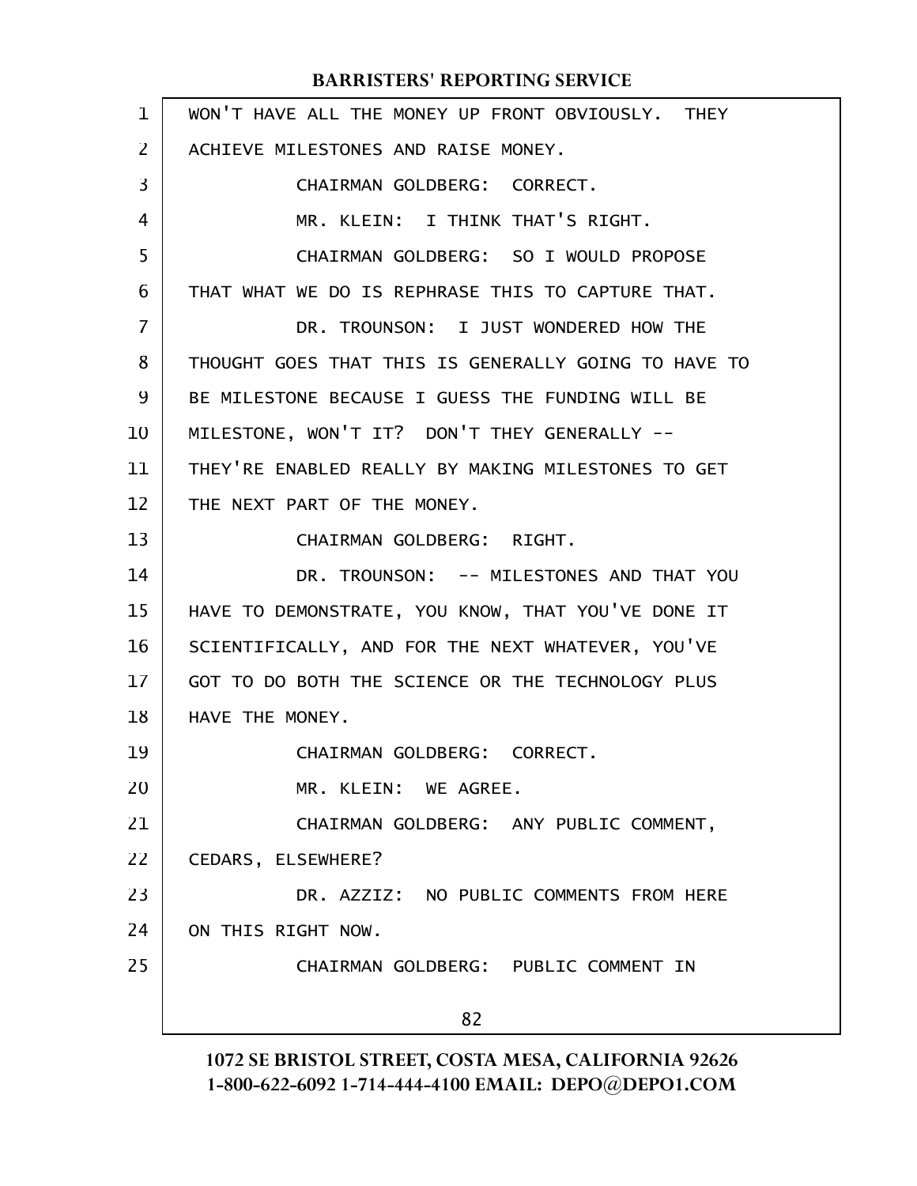WON'T HAVE ALL THE MONEY UP FRONT OBVIOUSLY. THEY ACHIEVE MILESTONES AND RAISE MONEY.

CHAIRMAN GOLDBERG: CORRECT.

MR. KLEIN: I THINK THAT'S RIGHT.

CHAIRMAN GOLDBERG: SO I WOULD PROPOSE THAT WHAT WE DO IS REPHRASE THIS TO CAPTURE THAT.

DR. TROUNSON: I JUST WONDERED HOW THE THOUGHT GOES THAT THIS IS GENERALLY GOING TO HAVE TO BE MILESTONE BECAUSE I GUESS THE FUNDING WILL BE MILESTONE, WON'T IT? DON'T THEY GENERALLY -- THEY'RE ENABLED REALLY BY MAKING MILESTONES TO GET THE NEXT PART OF THE MONEY.

CHAIRMAN GOLDBERG: RIGHT.

DR. TROUNSON: -- MILESTONES AND THAT YOU HAVE TO DEMONSTRATE, YOU KNOW, THAT YOU'VE DONE IT SCIENTIFICALLY, AND FOR THE NEXT WHATEVER, YOU'VE GOT TO DO BOTH THE SCIENCE OR THE TECHNOLOGY PLUS HAVE THE MONEY.

CHAIRMAN GOLDBERG: CORRECT.

MR. KLEIN: WE AGREE.

CHAIRMAN GOLDBERG: ANY PUBLIC COMMENT, CEDARS, ELSEWHERE?

DR. AZZIZ: NO PUBLIC COMMENTS FROM HERE ON THIS RIGHT NOW.

CHAIRMAN GOLDBERG: PUBLIC COMMENT IN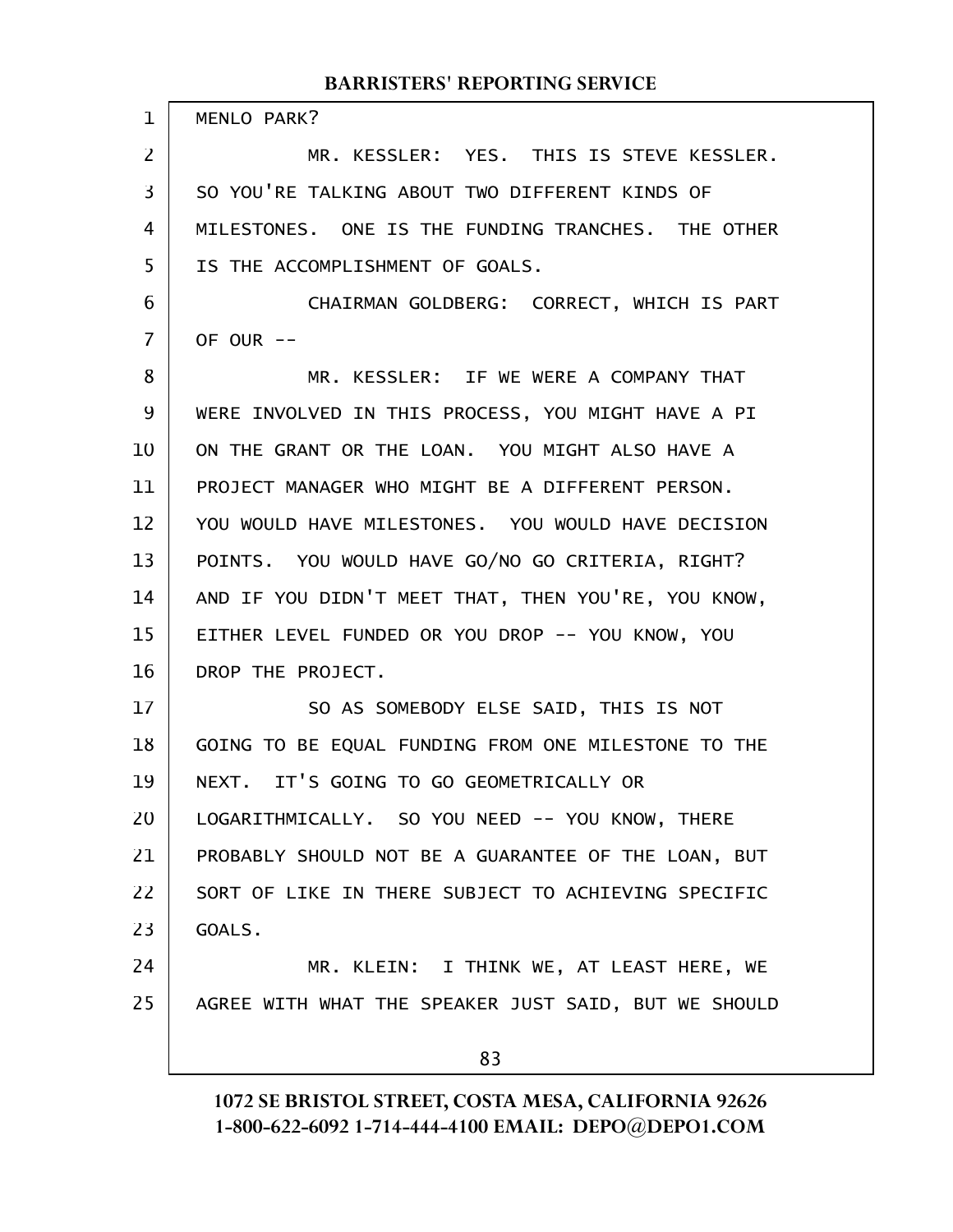MENLO PARK?

MR. KESSLER: YES. THIS IS STEVE KESSLER. SO YOU'RE TALKING ABOUT TWO DIFFERENT KINDS OF MILESTONES. ONE IS THE FUNDING TRANCHES. THE OTHER IS THE ACCOMPLISHMENT OF GOALS.

CHAIRMAN GOLDBERG: CORRECT, WHICH IS PART OF OUR --

MR. KESSLER: IF WE WERE A COMPANY THAT WERE INVOLVED IN THIS PROCESS, YOU MIGHT HAVE A PI ON THE GRANT OR THE LOAN. YOU MIGHT ALSO HAVE A PROJECT MANAGER WHO MIGHT BE A DIFFERENT PERSON. YOU WOULD HAVE MILESTONES. YOU WOULD HAVE DECISION POINTS. YOU WOULD HAVE GO/NO GO CRITERIA, RIGHT? AND IF YOU DIDN'T MEET THAT, THEN YOU'RE, YOU KNOW, EITHER LEVEL FUNDED OR YOU DROP -- YOU KNOW, YOU DROP THE PROJECT.

SO AS SOMEBODY ELSE SAID, THIS IS NOT GOING TO BE EQUAL FUNDING FROM ONE MILESTONE TO THE NEXT. IT'S GOING TO GO GEOMETRICALLY OR LOGARITHMICALLY. SO YOU NEED -- YOU KNOW, THERE PROBABLY SHOULD NOT BE A GUARANTEE OF THE LOAN, BUT SORT OF LIKE IN THERE SUBJECT TO ACHIEVING SPECIFIC GOALS.

MR. KLEIN: I THINK WE, AT LEAST HERE, WE AGREE WITH WHAT THE SPEAKER JUST SAID, BUT WE SHOULD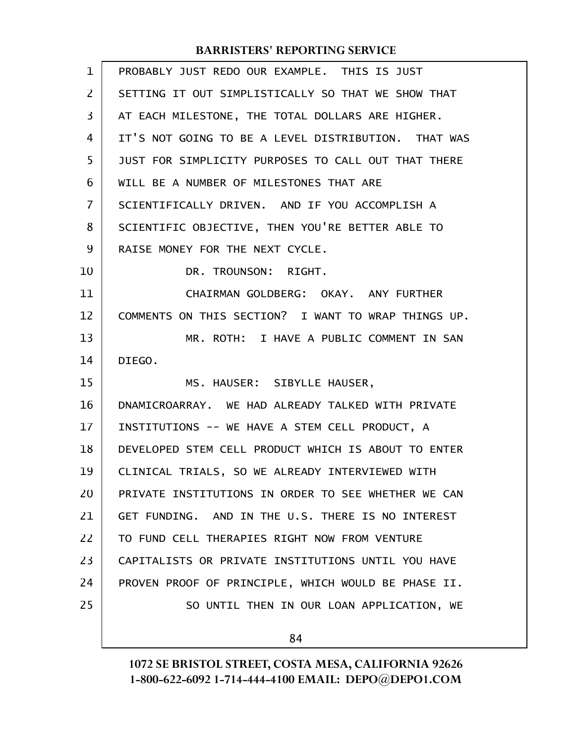PROBABLY JUST REDO OUR EXAMPLE. THIS IS JUST SETTING IT OUT SIMPLISTICALLY SO THAT WE SHOW THAT AT EACH MILESTONE, THE TOTAL DOLLARS ARE HIGHER. IT'S NOT GOING TO BE A LEVEL DISTRIBUTION. THAT WAS JUST FOR SIMPLICITY PURPOSES TO CALL OUT THAT THERE WILL BE A NUMBER OF MILESTONES THAT ARE SCIENTIFICALLY DRIVEN. AND IF YOU ACCOMPLISH A SCIENTIFIC OBJECTIVE, THEN YOU'RE BETTER ABLE TO RAISE MONEY FOR THE NEXT CYCLE.

DR. TROUNSON: RIGHT.

CHAIRMAN GOLDBERG: OKAY. ANY FURTHER COMMENTS ON THIS SECTION? I WANT TO WRAP THINGS UP.

MR. ROTH: I HAVE A PUBLIC COMMENT IN SAN DIEGO.

MS. HAUSER: SIBYLLE HAUSER, DNAMICROARRAY. WE HAD ALREADY TALKED WITH PRIVATE INSTITUTIONS -- WE HAVE A STEM CELL PRODUCT, A DEVELOPED STEM CELL PRODUCT WHICH IS ABOUT TO ENTER CLINICAL TRIALS, SO WE ALREADY INTERVIEWED WITH PRIVATE INSTITUTIONS IN ORDER TO SEE WHETHER WE CAN GET FUNDING. AND IN THE U.S. THERE IS NO INTEREST TO FUND CELL THERAPIES RIGHT NOW FROM VENTURE CAPITALISTS OR PRIVATE INSTITUTIONS UNTIL YOU HAVE PROVEN PROOF OF PRINCIPLE, WHICH WOULD BE PHASE II.

SO UNTIL THEN IN OUR LOAN APPLICATION, WE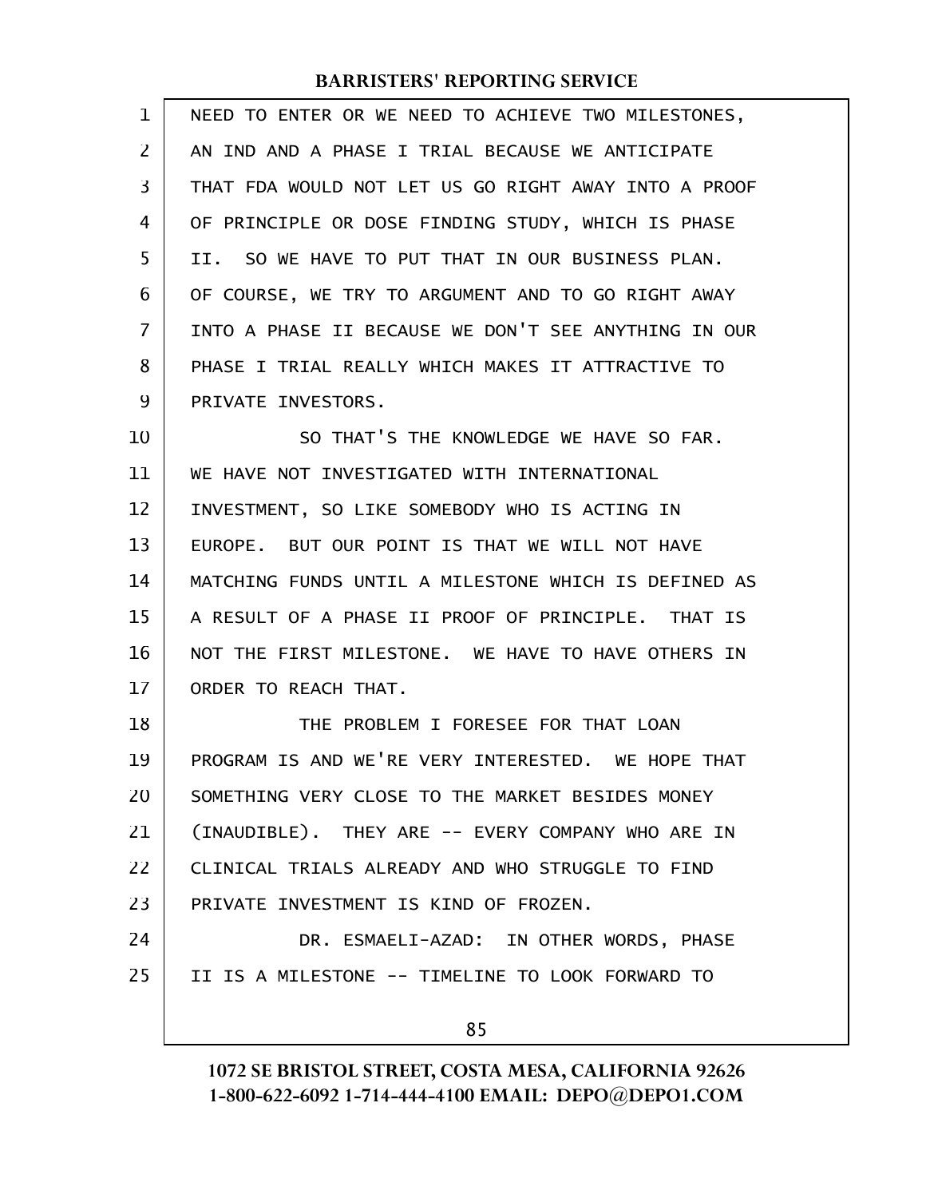NEED TO ENTER OR WE NEED TO ACHIEVE TWO MILESTONES, AN IND AND A PHASE I TRIAL BECAUSE WE ANTICIPATE THAT FDA WOULD NOT LET US GO RIGHT AWAY INTO A PROOF OF PRINCIPLE OR DOSE FINDING STUDY, WHICH IS PHASE II. SO WE HAVE TO PUT THAT IN OUR BUSINESS PLAN. OF COURSE, WE TRY TO ARGUMENT AND TO GO RIGHT AWAY INTO A PHASE II BECAUSE WE DON'T SEE ANYTHING IN OUR PHASE I TRIAL REALLY WHICH MAKES IT ATTRACTIVE TO PRIVATE INVESTORS.

SO THAT'S THE KNOWLEDGE WE HAVE SO FAR. WE HAVE NOT INVESTIGATED WITH INTERNATIONAL INVESTMENT, SO LIKE SOMEBODY WHO IS ACTING IN EUROPE. BUT OUR POINT IS THAT WE WILL NOT HAVE MATCHING FUNDS UNTIL A MILESTONE WHICH IS DEFINED AS A RESULT OF A PHASE II PROOF OF PRINCIPLE. THAT IS NOT THE FIRST MILESTONE. WE HAVE TO HAVE OTHERS IN ORDER TO REACH THAT.

THE PROBLEM I FORESEE FOR THAT LOAN PROGRAM IS AND WE'RE VERY INTERESTED. WE HOPE THAT SOMETHING VERY CLOSE TO THE MARKET BESIDES MONEY (INAUDIBLE). THEY ARE -- EVERY COMPANY WHO ARE IN CLINICAL TRIALS ALREADY AND WHO STRUGGLE TO FIND PRIVATE INVESTMENT IS KIND OF FROZEN.

DR. ESMAELI-AZAD: IN OTHER WORDS, PHASE II IS A MILESTONE -- TIMELINE TO LOOK FORWARD TO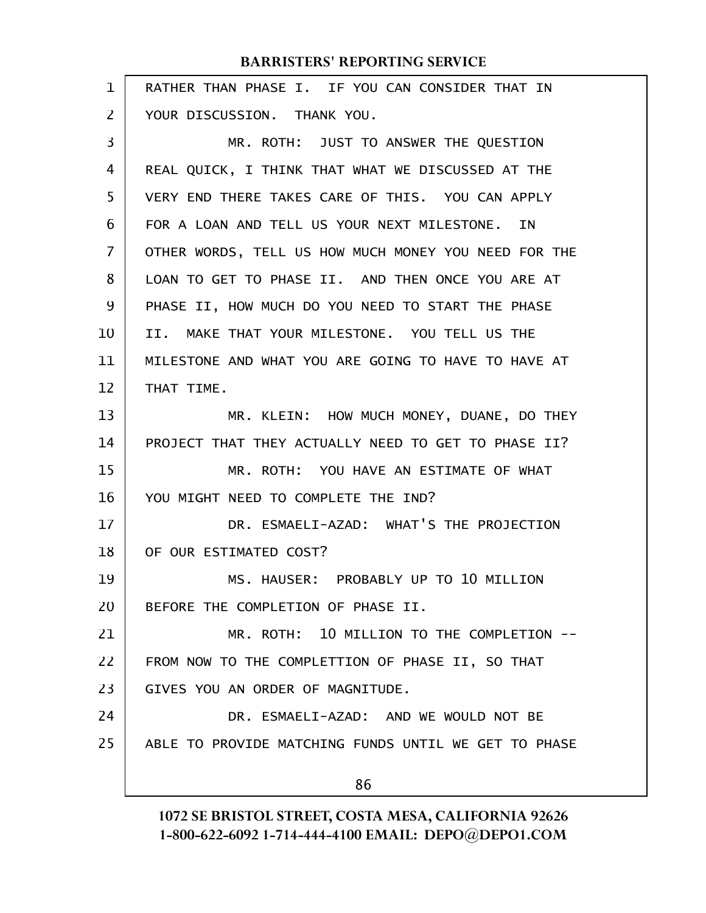RATHER THAN PHASE I. IF YOU CAN CONSIDER THAT IN YOUR DISCUSSION. THANK YOU.

MR. ROTH: JUST TO ANSWER THE QUESTION REAL QUICK, I THINK THAT WHAT WE DISCUSSED AT THE VERY END THERE TAKES CARE OF THIS. YOU CAN APPLY FOR A LOAN AND TELL US YOUR NEXT MILESTONE. IN OTHER WORDS, TELL US HOW MUCH MONEY YOU NEED FOR THE LOAN TO GET TO PHASE II. AND THEN ONCE YOU ARE AT PHASE II, HOW MUCH DO YOU NEED TO START THE PHASE II. MAKE THAT YOUR MILESTONE. YOU TELL US THE MILESTONE AND WHAT YOU ARE GOING TO HAVE TO HAVE AT THAT TIME.

MR. KLEIN: HOW MUCH MONEY, DUANE, DO THEY PROJECT THAT THEY ACTUALLY NEED TO GET TO PHASE II?

MR. ROTH: YOU HAVE AN ESTIMATE OF WHAT YOU MIGHT NEED TO COMPLETE THE IND?

DR. ESMAELI-AZAD: WHAT'S THE PROJECTION OF OUR ESTIMATED COST?

MS. HAUSER: PROBABLY UP TO 10 MILLION BEFORE THE COMPLETION OF PHASE II.

MR. ROTH: 10 MILLION TO THE COMPLETION -- FROM NOW TO THE COMPLETTION OF PHASE II, SO THAT GIVES YOU AN ORDER OF MAGNITUDE.

DR. ESMAELI-AZAD: AND WE WOULD NOT BE ABLE TO PROVIDE MATCHING FUNDS UNTIL WE GET TO PHASE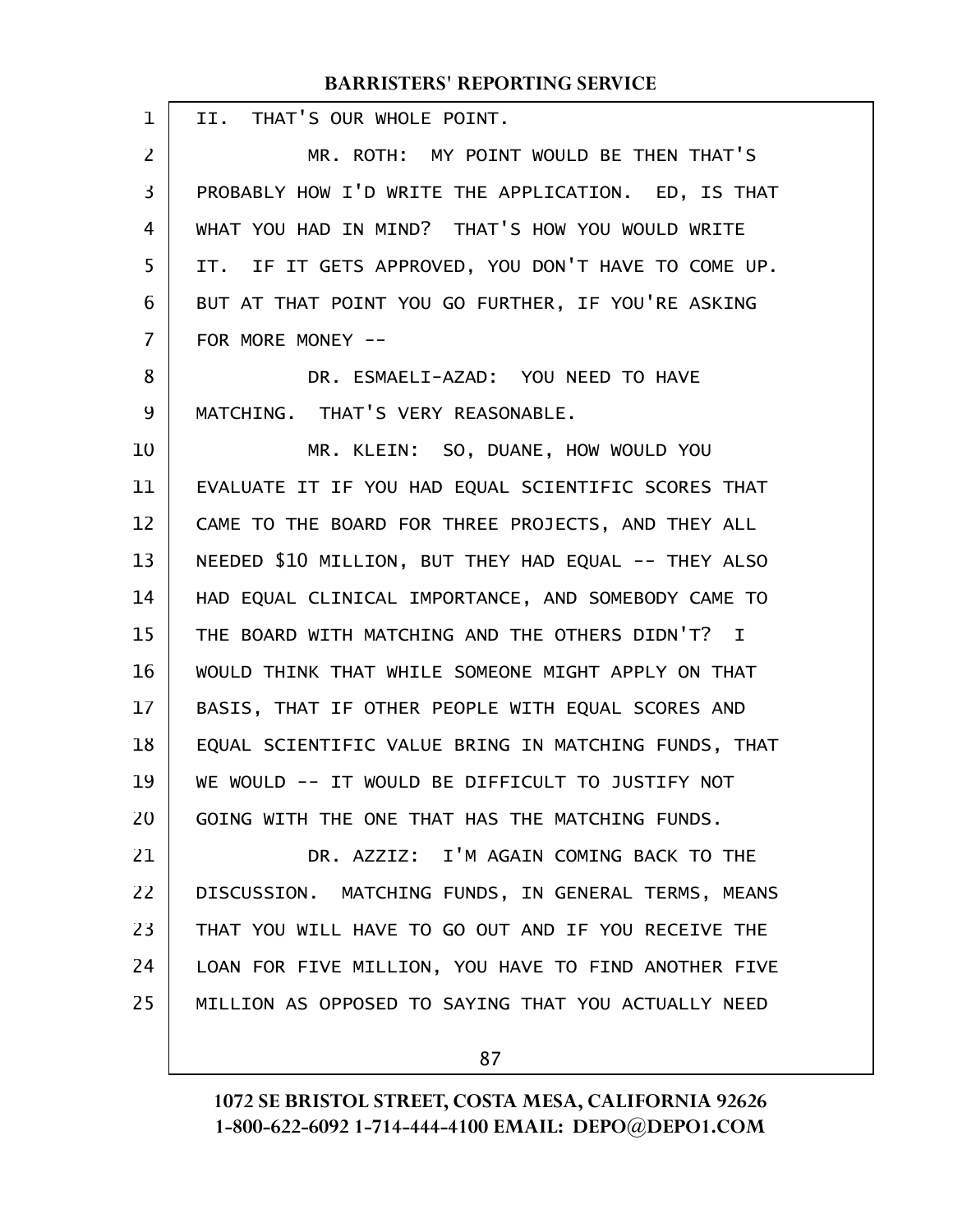II. THAT'S OUR WHOLE POINT.

MR. ROTH: MY POINT WOULD BE THEN THAT'S PROBABLY HOW I'D WRITE THE APPLICATION. ED, IS THAT WHAT YOU HAD IN MIND? THAT'S HOW YOU WOULD WRITE IT. IF IT GETS APPROVED, YOU DON'T HAVE TO COME UP. BUT AT THAT POINT YOU GO FURTHER, IF YOU'RE ASKING FOR MORE MONEY --

DR. ESMAELI-AZAD: YOU NEED TO HAVE MATCHING. THAT'S VERY REASONABLE.

MR. KLEIN: SO, DUANE, HOW WOULD YOU EVALUATE IT IF YOU HAD EQUAL SCIENTIFIC SCORES THAT CAME TO THE BOARD FOR THREE PROJECTS, AND THEY ALL NEEDED $10 MILLION, BUT THEY HAD EQUAL -- THEY ALSO HAD EQUAL CLINICAL IMPORTANCE, AND SOMEBODY CAME TO THE BOARD WITH MATCHING AND THE OTHERS DIDN'T? I WOULD THINK THAT WHILE SOMEONE MIGHT APPLY ON THAT BASIS, THAT IF OTHER PEOPLE WITH EQUAL SCORES AND EQUAL SCIENTIFIC VALUE BRING IN MATCHING FUNDS, THAT WE WOULD -- IT WOULD BE DIFFICULT TO JUSTIFY NOT GOING WITH THE ONE THAT HAS THE MATCHING FUNDS.

DR. AZZIZ: I'M AGAIN COMING BACK TO THE DISCUSSION. MATCHING FUNDS, IN GENERAL TERMS, MEANS THAT YOU WILL HAVE TO GO OUT AND IF YOU RECEIVE THE LOAN FOR FIVE MILLION, YOU HAVE TO FIND ANOTHER FIVE MILLION AS OPPOSED TO SAYING THAT YOU ACTUALLY NEED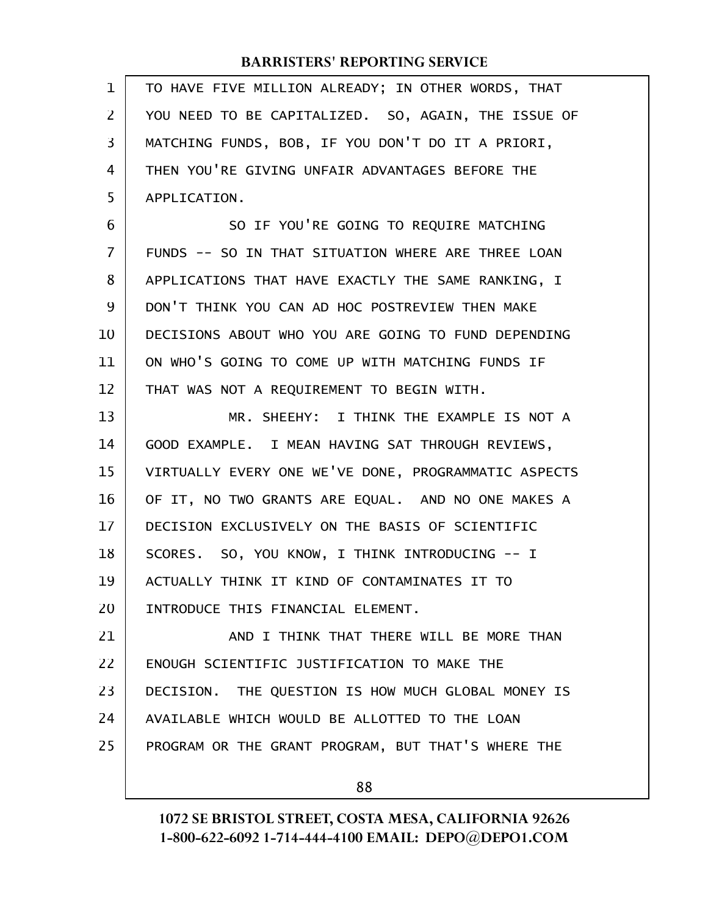TO HAVE FIVE MILLION ALREADY; IN OTHER WORDS, THAT YOU NEED TO BE CAPITALIZED. SO, AGAIN, THE ISSUE OF MATCHING FUNDS, BOB, IF YOU DON'T DO IT A PRIORI, THEN YOU'RE GIVING UNFAIR ADVANTAGES BEFORE THE APPLICATION.

SO IF YOU'RE GOING TO REQUIRE MATCHING FUNDS -- SO IN THAT SITUATION WHERE ARE THREE LOAN APPLICATIONS THAT HAVE EXACTLY THE SAME RANKING, I DON'T THINK YOU CAN AD HOC POSTREVIEW THEN MAKE DECISIONS ABOUT WHO YOU ARE GOING TO FUND DEPENDING ON WHO'S GOING TO COME UP WITH MATCHING FUNDS IF THAT WAS NOT A REQUIREMENT TO BEGIN WITH.

MR. SHEEHY: I THINK THE EXAMPLE IS NOT A GOOD EXAMPLE. I MEAN HAVING SAT THROUGH REVIEWS, VIRTUALLY EVERY ONE WE'VE DONE, PROGRAMMATIC ASPECTS OF IT, NO TWO GRANTS ARE EQUAL. AND NO ONE MAKES A DECISION EXCLUSIVELY ON THE BASIS OF SCIENTIFIC SCORES. SO, YOU KNOW, I THINK INTRODUCING -- I ACTUALLY THINK IT KIND OF CONTAMINATES IT TO INTRODUCE THIS FINANCIAL ELEMENT.

AND I THINK THAT THERE WILL BE MORE THAN ENOUGH SCIENTIFIC JUSTIFICATION TO MAKE THE DECISION. THE QUESTION IS HOW MUCH GLOBAL MONEY IS AVAILABLE WHICH WOULD BE ALLOTTED TO THE LOAN PROGRAM OR THE GRANT PROGRAM, BUT THAT'S WHERE THE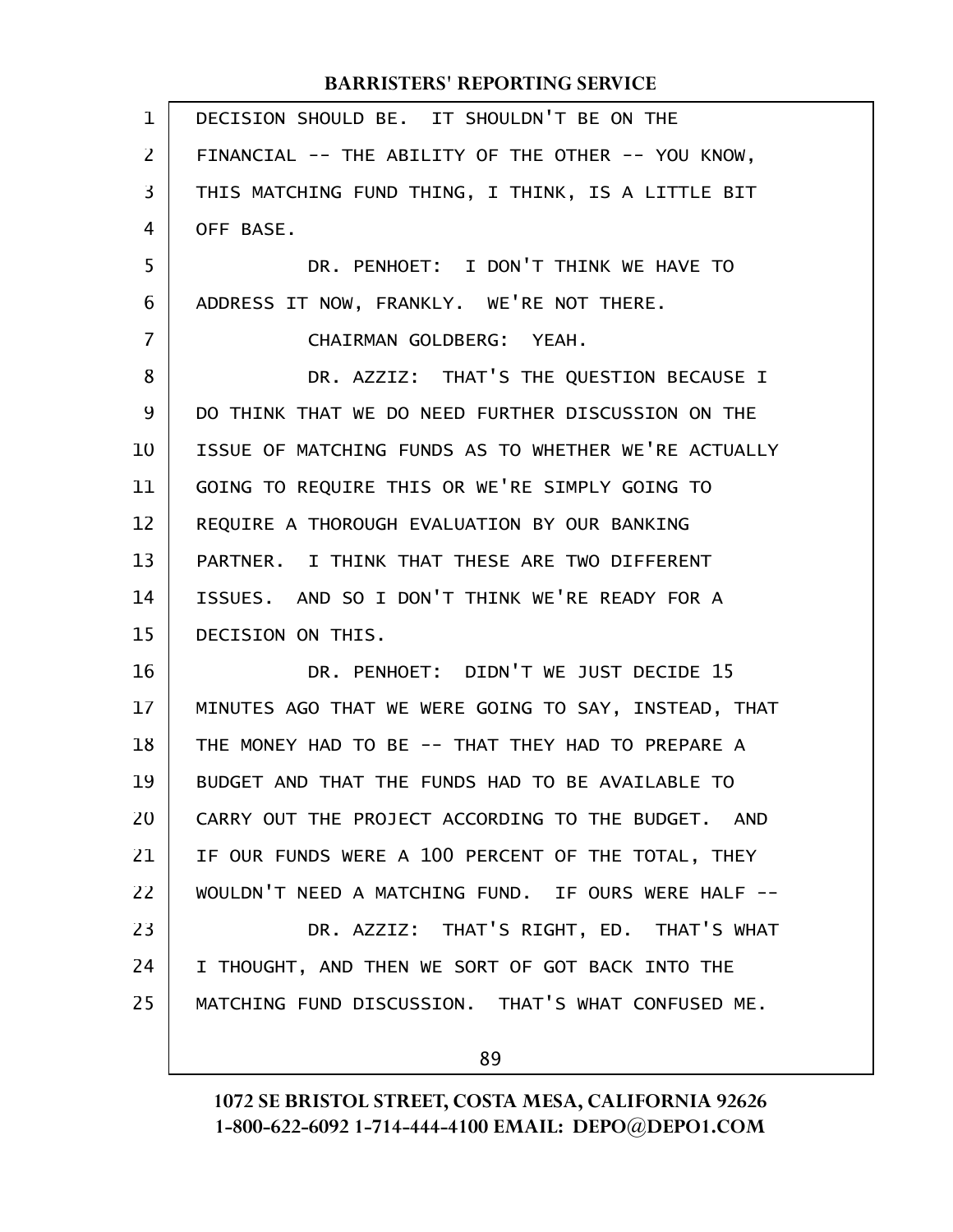DECISION SHOULD BE. IT SHOULDN'T BE ON THE FINANCIAL -- THE ABILITY OF THE OTHER -- YOU KNOW, THIS MATCHING FUND THING, I THINK, IS A LITTLE BIT OFF BASE.

DR. PENHOET: I DON'T THINK WE HAVE TO ADDRESS IT NOW, FRANKLY. WE'RE NOT THERE.

CHAIRMAN GOLDBERG: YEAH.

DR. AZZIZ: THAT'S THE QUESTION BECAUSE I DO THINK THAT WE DO NEED FURTHER DISCUSSION ON THE ISSUE OF MATCHING FUNDS AS TO WHETHER WE'RE ACTUALLY GOING TO REQUIRE THIS OR WE'RE SIMPLY GOING TO REQUIRE A THOROUGH EVALUATION BY OUR BANKING PARTNER. I THINK THAT THESE ARE TWO DIFFERENT ISSUES. AND SO I DON'T THINK WE'RE READY FOR A DECISION ON THIS.

DR. PENHOET: DIDN'T WE JUST DECIDE 15 MINUTES AGO THAT WE WERE GOING TO SAY, INSTEAD, THAT THE MONEY HAD TO BE -- THAT THEY HAD TO PREPARE A BUDGET AND THAT THE FUNDS HAD TO BE AVAILABLE TO CARRY OUT THE PROJECT ACCORDING TO THE BUDGET. AND IF OUR FUNDS WERE A 100 PERCENT OF THE TOTAL, THEY WOULDN'T NEED A MATCHING FUND. IF OURS WERE HALF --

DR. AZZIZ: THAT'S RIGHT, ED. THAT'S WHAT I THOUGHT, AND THEN WE SORT OF GOT BACK INTO THE MATCHING FUND DISCUSSION. THAT'S WHAT CONFUSED ME.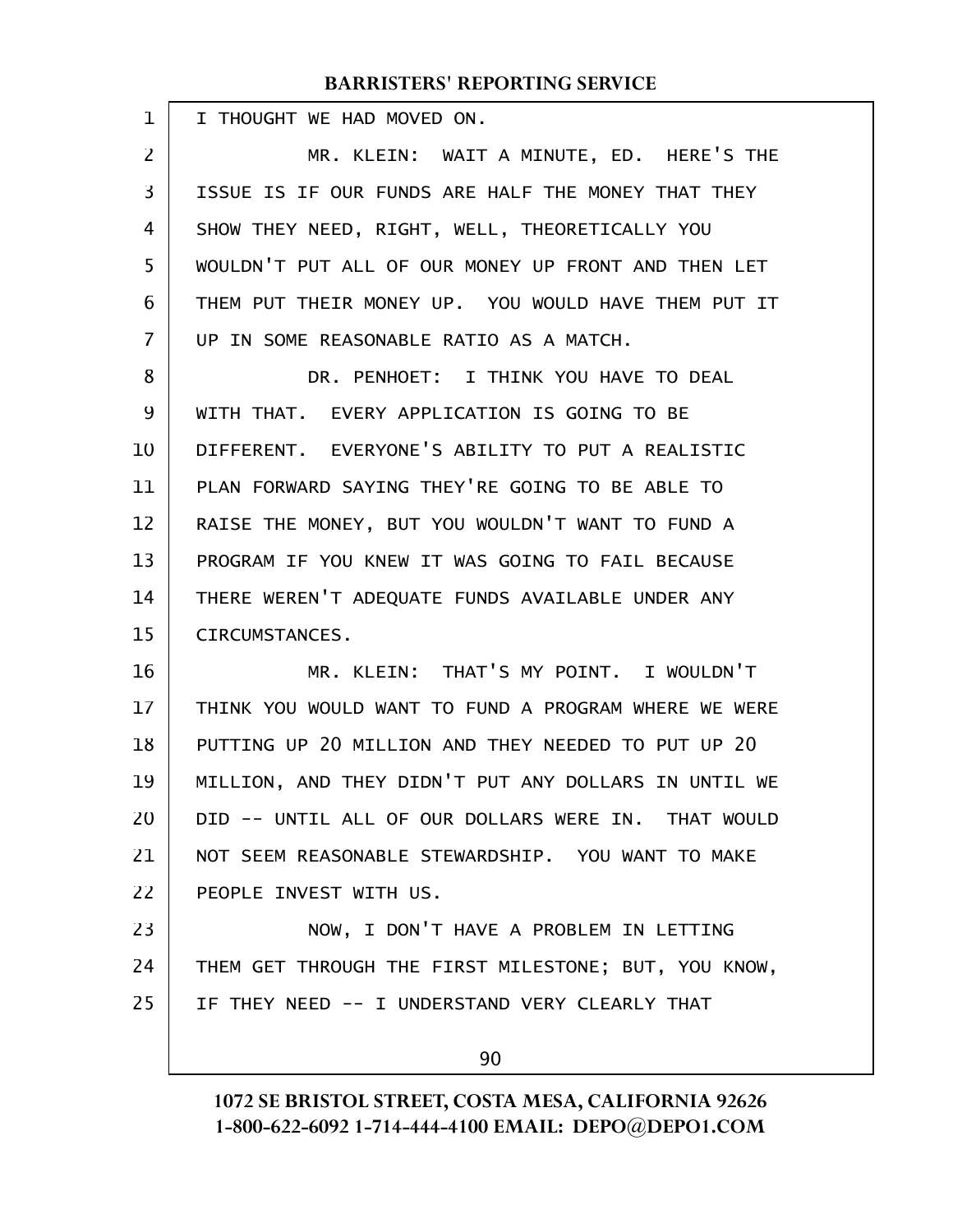I THOUGHT WE HAD MOVED ON.

MR. KLEIN: WAIT A MINUTE, ED. HERE'S THE ISSUE IS IF OUR FUNDS ARE HALF THE MONEY THAT THEY SHOW THEY NEED, RIGHT, WELL, THEORETICALLY YOU WOULDN'T PUT ALL OF OUR MONEY UP FRONT AND THEN LET THEM PUT THEIR MONEY UP. YOU WOULD HAVE THEM PUT IT UP IN SOME REASONABLE RATIO AS A MATCH.

DR. PENHOET: I THINK YOU HAVE TO DEAL WITH THAT. EVERY APPLICATION IS GOING TO BE DIFFERENT. EVERYONE'S ABILITY TO PUT A REALISTIC PLAN FORWARD SAYING THEY'RE GOING TO BE ABLE TO RAISE THE MONEY, BUT YOU WOULDN'T WANT TO FUND A PROGRAM IF YOU KNEW IT WAS GOING TO FAIL BECAUSE THERE WEREN'T ADEQUATE FUNDS AVAILABLE UNDER ANY CIRCUMSTANCES.

MR. KLEIN: THAT'S MY POINT. I WOULDN'T THINK YOU WOULD WANT TO FUND A PROGRAM WHERE WE WERE PUTTING UP 20 MILLION AND THEY NEEDED TO PUT UP 20 MILLION, AND THEY DIDN'T PUT ANY DOLLARS IN UNTIL WE DID -- UNTIL ALL OF OUR DOLLARS WERE IN. THAT WOULD NOT SEEM REASONABLE STEWARDSHIP. YOU WANT TO MAKE PEOPLE INVEST WITH US.

NOW, I DON'T HAVE A PROBLEM IN LETTING THEM GET THROUGH THE FIRST MILESTONE; BUT, YOU KNOW, IF THEY NEED -- I UNDERSTAND VERY CLEARLY THAT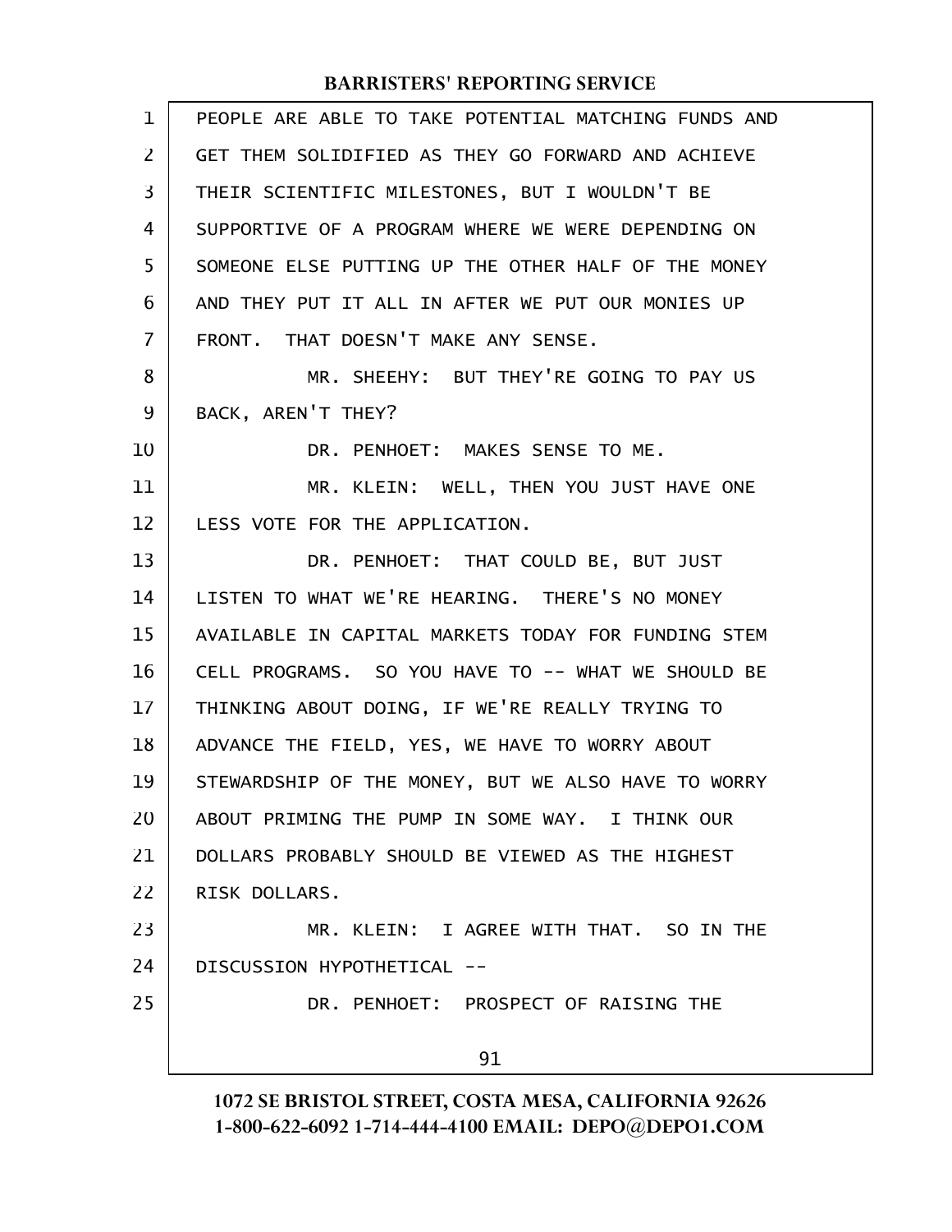PEOPLE ARE ABLE TO TAKE POTENTIAL MATCHING FUNDS AND GET THEM SOLIDIFIED AS THEY GO FORWARD AND ACHIEVE THEIR SCIENTIFIC MILESTONES, BUT I WOULDN'T BE SUPPORTIVE OF A PROGRAM WHERE WE WERE DEPENDING ON SOMEONE ELSE PUTTING UP THE OTHER HALF OF THE MONEY AND THEY PUT IT ALL IN AFTER WE PUT OUR MONIES UP FRONT. THAT DOESN'T MAKE ANY SENSE.

MR. SHEEHY: BUT THEY'RE GOING TO PAY US BACK, AREN'T THEY?

DR. PENHOET: MAKES SENSE TO ME.

MR. KLEIN: WELL, THEN YOU JUST HAVE ONE LESS VOTE FOR THE APPLICATION.

DR. PENHOET: THAT COULD BE, BUT JUST LISTEN TO WHAT WE'RE HEARING. THERE'S NO MONEY AVAILABLE IN CAPITAL MARKETS TODAY FOR FUNDING STEM CELL PROGRAMS. SO YOU HAVE TO -- WHAT WE SHOULD BE THINKING ABOUT DOING, IF WE'RE REALLY TRYING TO ADVANCE THE FIELD, YES, WE HAVE TO WORRY ABOUT STEWARDSHIP OF THE MONEY, BUT WE ALSO HAVE TO WORRY ABOUT PRIMING THE PUMP IN SOME WAY. I THINK OUR DOLLARS PROBABLY SHOULD BE VIEWED AS THE HIGHEST RISK DOLLARS.

MR. KLEIN: I AGREE WITH THAT. SO IN THE DISCUSSION HYPOTHETICAL --

DR. PENHOET: PROSPECT OF RAISING THE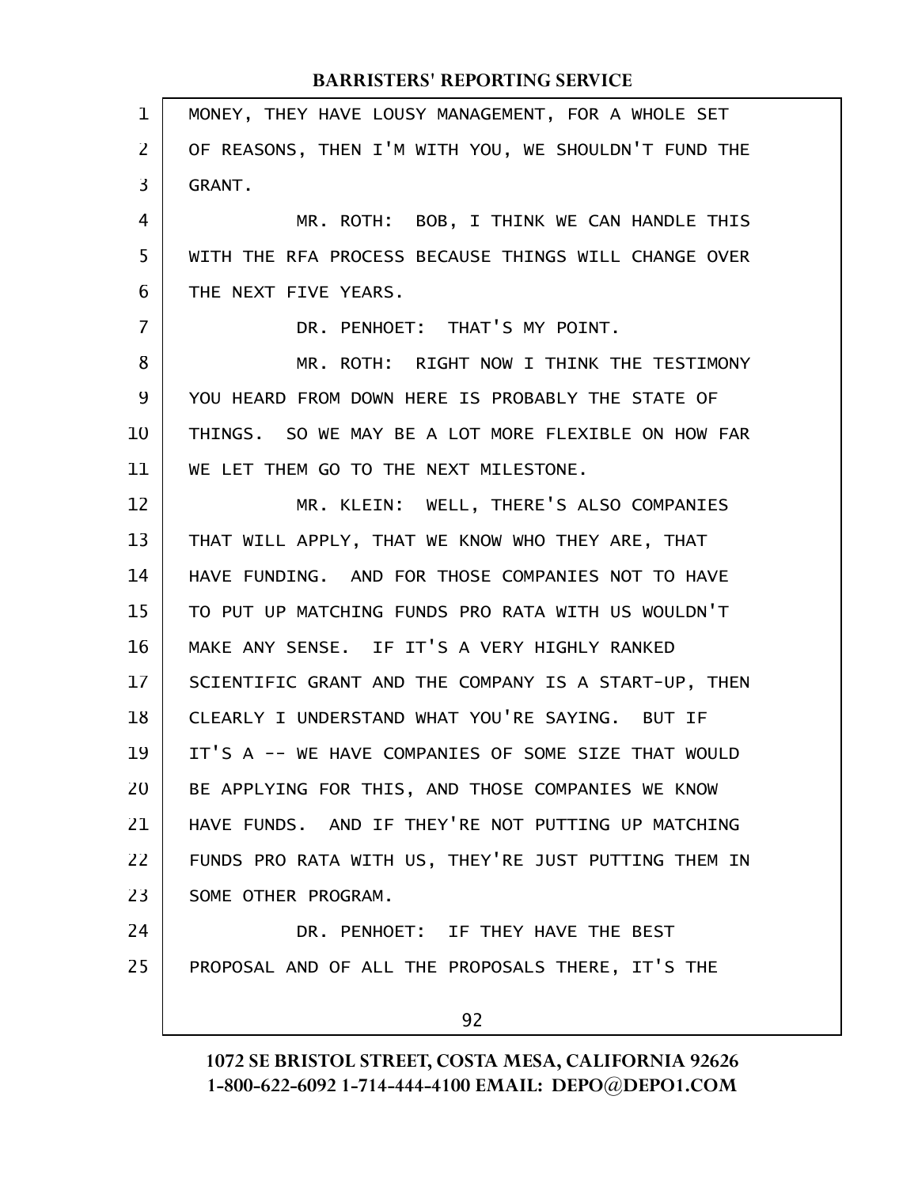MONEY, THEY HAVE LOUSY MANAGEMENT, FOR A WHOLE SET OF REASONS, THEN I'M WITH YOU, WE SHOULDN'T FUND THE GRANT.

MR. ROTH: BOB, I THINK WE CAN HANDLE THIS WITH THE RFA PROCESS BECAUSE THINGS WILL CHANGE OVER THE NEXT FIVE YEARS.

DR. PENHOET: THAT'S MY POINT.

MR. ROTH: RIGHT NOW I THINK THE TESTIMONY YOU HEARD FROM DOWN HERE IS PROBABLY THE STATE OF THINGS. SO WE MAY BE A LOT MORE FLEXIBLE ON HOW FAR WE LET THEM GO TO THE NEXT MILESTONE.

MR. KLEIN: WELL, THERE'S ALSO COMPANIES THAT WILL APPLY, THAT WE KNOW WHO THEY ARE, THAT HAVE FUNDING. AND FOR THOSE COMPANIES NOT TO HAVE TO PUT UP MATCHING FUNDS PRO RATA WITH US WOULDN'T MAKE ANY SENSE. IF IT'S A VERY HIGHLY RANKED SCIENTIFIC GRANT AND THE COMPANY IS A START-UP, THEN CLEARLY I UNDERSTAND WHAT YOU'RE SAYING. BUT IF IT'S A -- WE HAVE COMPANIES OF SOME SIZE THAT WOULD BE APPLYING FOR THIS, AND THOSE COMPANIES WE KNOW HAVE FUNDS. AND IF THEY'RE NOT PUTTING UP MATCHING FUNDS PRO RATA WITH US, THEY'RE JUST PUTTING THEM IN SOME OTHER PROGRAM.

DR. PENHOET: IF THEY HAVE THE BEST PROPOSAL AND OF ALL THE PROPOSALS THERE, IT'S THE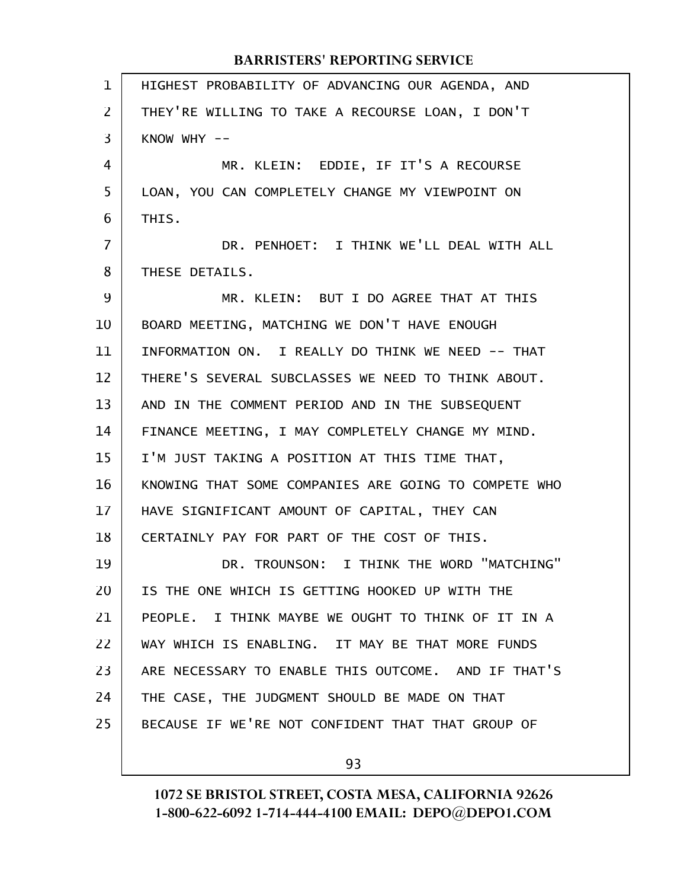HIGHEST PROBABILITY OF ADVANCING OUR AGENDA, AND THEY'RE WILLING TO TAKE A RECOURSE LOAN, I DON'T KNOW WHY --

MR. KLEIN: EDDIE, IF IT'S A RECOURSE LOAN, YOU CAN COMPLETELY CHANGE MY VIEWPOINT ON THIS.

DR. PENHOET: I THINK WE'LL DEAL WITH ALL THESE DETAILS.

MR. KLEIN: BUT I DO AGREE THAT AT THIS BOARD MEETING, MATCHING WE DON'T HAVE ENOUGH INFORMATION ON. I REALLY DO THINK WE NEED -- THAT THERE'S SEVERAL SUBCLASSES WE NEED TO THINK ABOUT. AND IN THE COMMENT PERIOD AND IN THE SUBSEQUENT FINANCE MEETING, I MAY COMPLETELY CHANGE MY MIND. I'M JUST TAKING A POSITION AT THIS TIME THAT, KNOWING THAT SOME COMPANIES ARE GOING TO COMPETE WHO HAVE SIGNIFICANT AMOUNT OF CAPITAL, THEY CAN CERTAINLY PAY FOR PART OF THE COST OF THIS.

DR. TROUNSON: I THINK THE WORD "MATCHING" IS THE ONE WHICH IS GETTING HOOKED UP WITH THE PEOPLE. I THINK MAYBE WE OUGHT TO THINK OF IT IN A WAY WHICH IS ENABLING. IT MAY BE THAT MORE FUNDS ARE NECESSARY TO ENABLE THIS OUTCOME. AND IF THAT'S THE CASE, THE JUDGMENT SHOULD BE MADE ON THAT BECAUSE IF WE'RE NOT CONFIDENT THAT THAT GROUP OF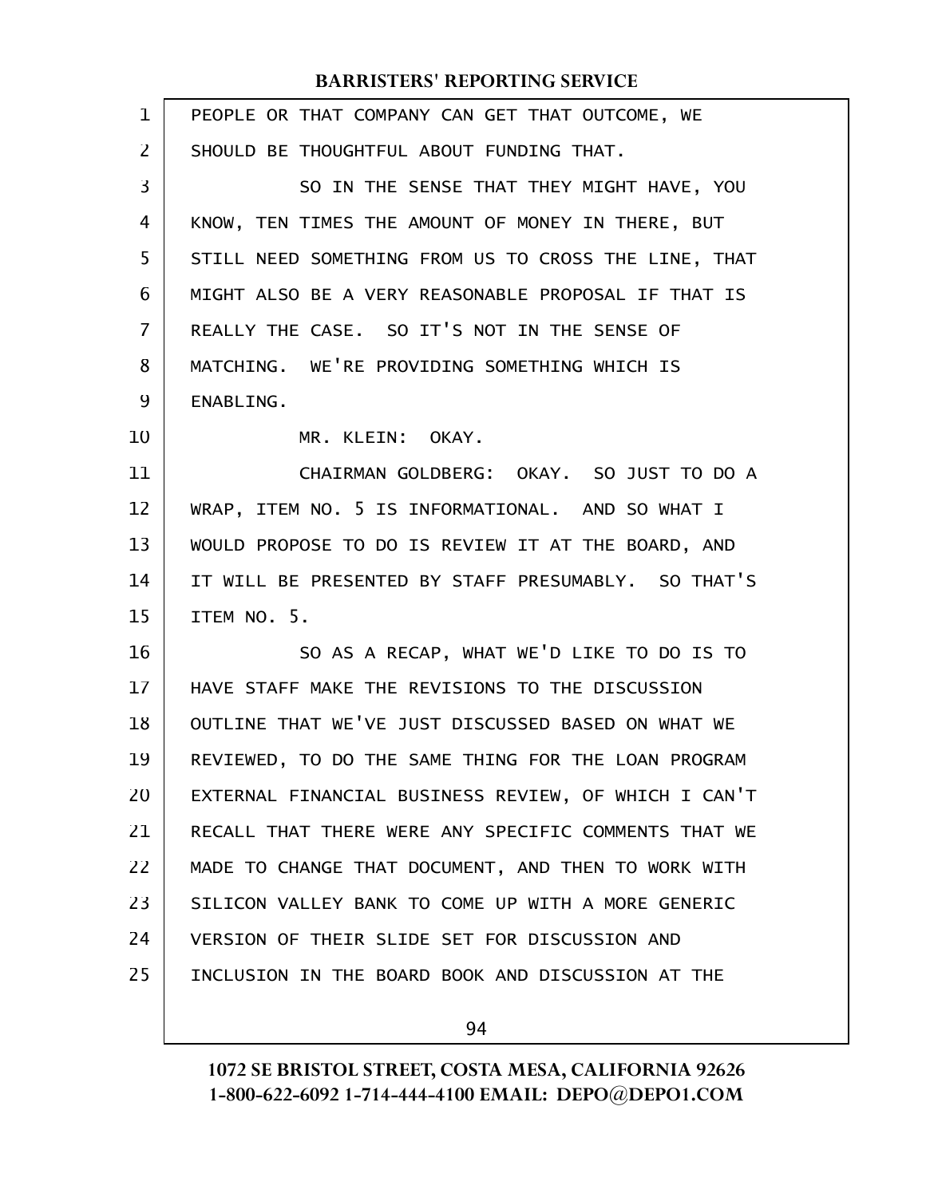PEOPLE OR THAT COMPANY CAN GET THAT OUTCOME, WE SHOULD BE THOUGHTFUL ABOUT FUNDING THAT.

SO IN THE SENSE THAT THEY MIGHT HAVE, YOU KNOW, TEN TIMES THE AMOUNT OF MONEY IN THERE, BUT STILL NEED SOMETHING FROM US TO CROSS THE LINE, THAT MIGHT ALSO BE A VERY REASONABLE PROPOSAL IF THAT IS REALLY THE CASE. SO IT'S NOT IN THE SENSE OF MATCHING. WE'RE PROVIDING SOMETHING WHICH IS ENABLING.

MR. KLEIN: OKAY.

CHAIRMAN GOLDBERG: OKAY. SO JUST TO DO A WRAP, ITEM NO. 5 IS INFORMATIONAL. AND SO WHAT I WOULD PROPOSE TO DO IS REVIEW IT AT THE BOARD, AND IT WILL BE PRESENTED BY STAFF PRESUMABLY. SO THAT'S ITEM NO. 5.

SO AS A RECAP, WHAT WE'D LIKE TO DO IS TO HAVE STAFF MAKE THE REVISIONS TO THE DISCUSSION OUTLINE THAT WE'VE JUST DISCUSSED BASED ON WHAT WE REVIEWED, TO DO THE SAME THING FOR THE LOAN PROGRAM EXTERNAL FINANCIAL BUSINESS REVIEW, OF WHICH I CAN'T RECALL THAT THERE WERE ANY SPECIFIC COMMENTS THAT WE MADE TO CHANGE THAT DOCUMENT, AND THEN TO WORK WITH SILICON VALLEY BANK TO COME UP WITH A MORE GENERIC VERSION OF THEIR SLIDE SET FOR DISCUSSION AND INCLUSION IN THE BOARD BOOK AND DISCUSSION AT THE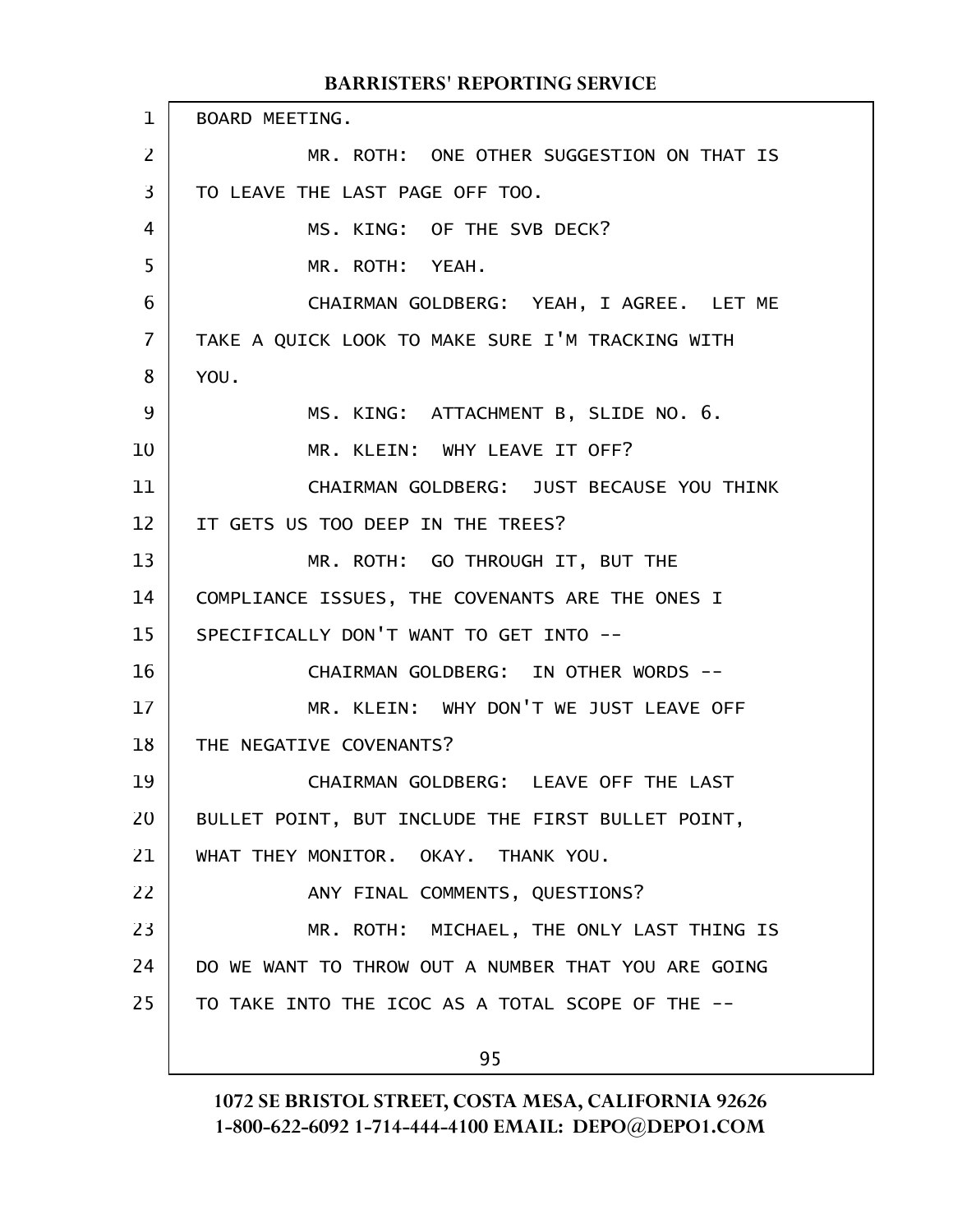BOARD MEETING.

MR. ROTH: ONE OTHER SUGGESTION ON THAT IS TO LEAVE THE LAST PAGE OFF TOO.

MS. KING: OF THE SVB DECK?

MR. ROTH: YEAH.

CHAIRMAN GOLDBERG: YEAH, I AGREE. LET ME TAKE A QUICK LOOK TO MAKE SURE I'M TRACKING WITH YOU.

MS. KING: ATTACHMENT B, SLIDE NO. 6.

MR. KLEIN: WHY LEAVE IT OFF?

CHAIRMAN GOLDBERG: JUST BECAUSE YOU THINK IT GETS US TOO DEEP IN THE TREES?

MR. ROTH: GO THROUGH IT, BUT THE COMPLIANCE ISSUES, THE COVENANTS ARE THE ONES I SPECIFICALLY DON'T WANT TO GET INTO --

CHAIRMAN GOLDBERG: IN OTHER WORDS --

MR. KLEIN: WHY DON'T WE JUST LEAVE OFF THE NEGATIVE COVENANTS?

CHAIRMAN GOLDBERG: LEAVE OFF THE LAST BULLET POINT, BUT INCLUDE THE FIRST BULLET POINT, WHAT THEY MONITOR. OKAY. THANK YOU.

ANY FINAL COMMENTS, QUESTIONS?

MR. ROTH: MICHAEL, THE ONLY LAST THING IS DO WE WANT TO THROW OUT A NUMBER THAT YOU ARE GOING TO TAKE INTO THE ICOC AS A TOTAL SCOPE OF THE --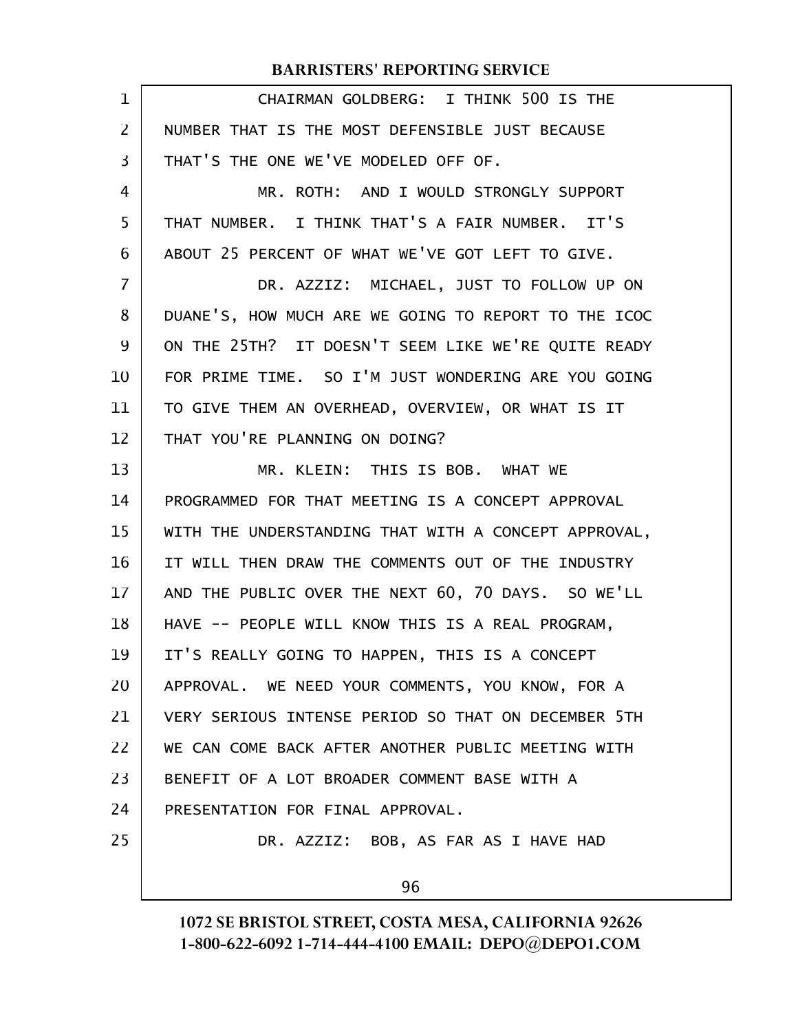CHAIRMAN GOLDBERG: I THINK 500 IS THE NUMBER THAT IS THE MOST DEFENSIBLE JUST BECAUSE THAT'S THE ONE WE'VE MODELED OFF OF.

MR. ROTH: AND I WOULD STRONGLY SUPPORT THAT NUMBER. I THINK THAT'S A FAIR NUMBER. IT'S ABOUT 25 PERCENT OF WHAT WE'VE GOT LEFT TO GIVE.

DR. AZZIZ: MICHAEL, JUST TO FOLLOW UP ON DUANE'S, HOW MUCH ARE WE GOING TO REPORT TO THE ICOC ON THE 25TH? IT DOESN'T SEEM LIKE WE'RE QUITE READY FOR PRIME TIME. SO I'M JUST WONDERING ARE YOU GOING TO GIVE THEM AN OVERHEAD, OVERVIEW, OR WHAT IS IT THAT YOU'RE PLANNING ON DOING?

MR. KLEIN: THIS IS BOB. WHAT WE PROGRAMMED FOR THAT MEETING IS A CONCEPT APPROVAL WITH THE UNDERSTANDING THAT WITH A CONCEPT APPROVAL, IT WILL THEN DRAW THE COMMENTS OUT OF THE INDUSTRY AND THE PUBLIC OVER THE NEXT 60, 70 DAYS. SO WE'LL HAVE -- PEOPLE WILL KNOW THIS IS A REAL PROGRAM, IT'S REALLY GOING TO HAPPEN, THIS IS A CONCEPT APPROVAL. WE NEED YOUR COMMENTS, YOU KNOW, FOR A VERY SERIOUS INTENSE PERIOD SO THAT ON DECEMBER 5TH WE CAN COME BACK AFTER ANOTHER PUBLIC MEETING WITH BENEFIT OF A LOT BROADER COMMENT BASE WITH A PRESENTATION FOR FINAL APPROVAL.

DR. AZZIZ: BOB, AS FAR AS I HAVE HAD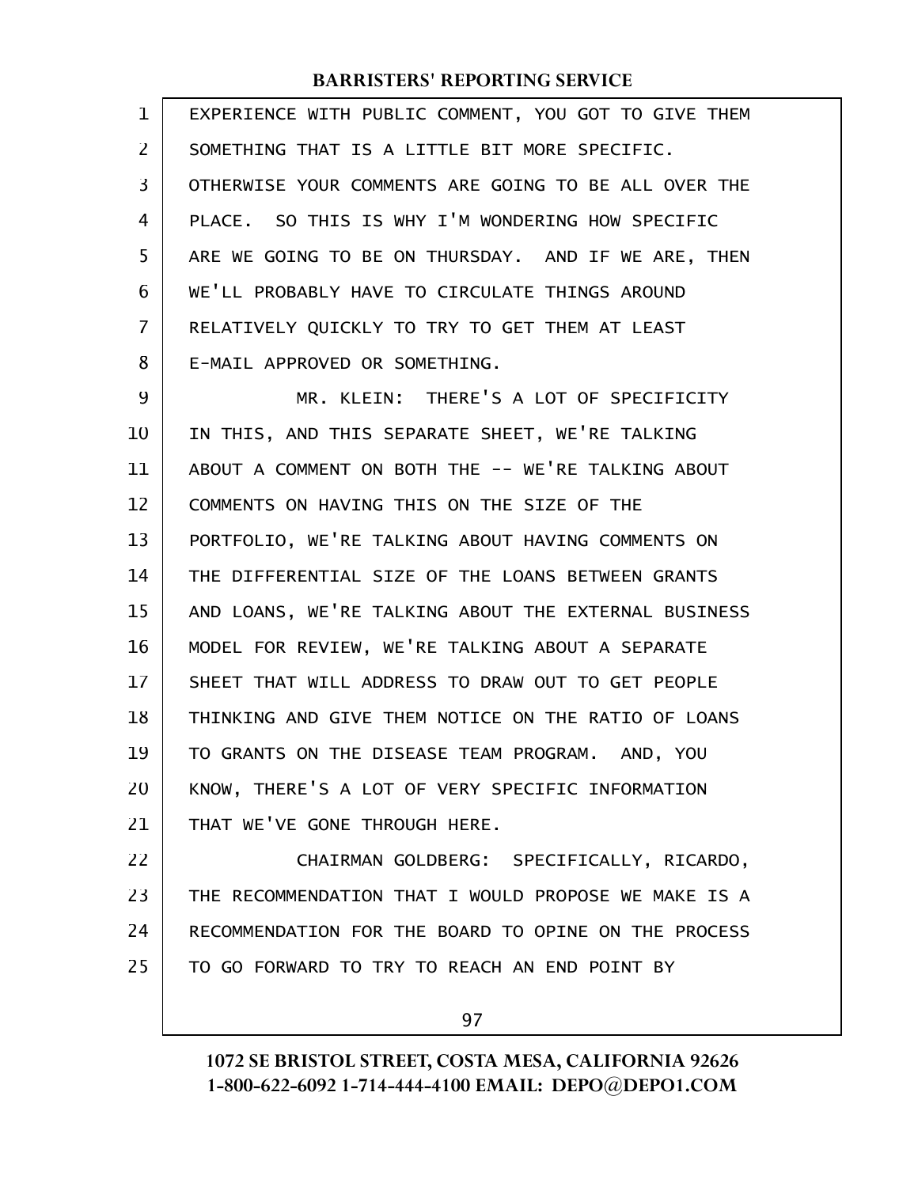EXPERIENCE WITH PUBLIC COMMENT, YOU GOT TO GIVE THEM SOMETHING THAT IS A LITTLE BIT MORE SPECIFIC. OTHERWISE YOUR COMMENTS ARE GOING TO BE ALL OVER THE PLACE. SO THIS IS WHY I'M WONDERING HOW SPECIFIC ARE WE GOING TO BE ON THURSDAY. AND IF WE ARE, THEN WE'LL PROBABLY HAVE TO CIRCULATE THINGS AROUND RELATIVELY QUICKLY TO TRY TO GET THEM AT LEAST E-MAIL APPROVED OR SOMETHING.

MR. KLEIN: THERE'S A LOT OF SPECIFICITY IN THIS, AND THIS SEPARATE SHEET, WE'RE TALKING ABOUT A COMMENT ON BOTH THE -- WE'RE TALKING ABOUT COMMENTS ON HAVING THIS ON THE SIZE OF THE PORTFOLIO, WE'RE TALKING ABOUT HAVING COMMENTS ON THE DIFFERENTIAL SIZE OF THE LOANS BETWEEN GRANTS AND LOANS, WE'RE TALKING ABOUT THE EXTERNAL BUSINESS MODEL FOR REVIEW, WE'RE TALKING ABOUT A SEPARATE SHEET THAT WILL ADDRESS TO DRAW OUT TO GET PEOPLE THINKING AND GIVE THEM NOTICE ON THE RATIO OF LOANS TO GRANTS ON THE DISEASE TEAM PROGRAM. AND, YOU KNOW, THERE'S A LOT OF VERY SPECIFIC INFORMATION THAT WE'VE GONE THROUGH HERE.

CHAIRMAN GOLDBERG: SPECIFICALLY, RICARDO, THE RECOMMENDATION THAT I WOULD PROPOSE WE MAKE IS A RECOMMENDATION FOR THE BOARD TO OPINE ON THE PROCESS TO GO FORWARD TO TRY TO REACH AN END POINT BY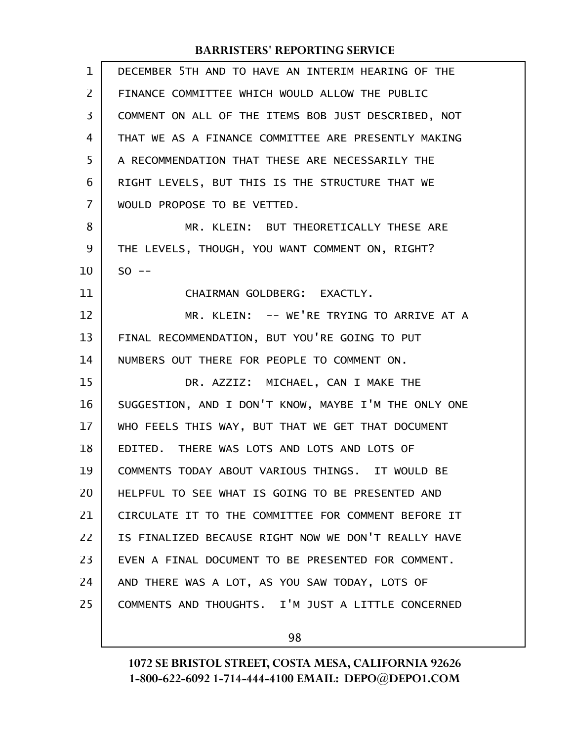DECEMBER 5TH AND TO HAVE AN INTERIM HEARING OF THE FINANCE COMMITTEE WHICH WOULD ALLOW THE PUBLIC COMMENT ON ALL OF THE ITEMS BOB JUST DESCRIBED, NOT THAT WE AS A FINANCE COMMITTEE ARE PRESENTLY MAKING A RECOMMENDATION THAT THESE ARE NECESSARILY THE RIGHT LEVELS, BUT THIS IS THE STRUCTURE THAT WE WOULD PROPOSE TO BE VETTED.

MR. KLEIN: BUT THEORETICALLY THESE ARE THE LEVELS, THOUGH, YOU WANT COMMENT ON, RIGHT? SO --

CHAIRMAN GOLDBERG: EXACTLY.

MR. KLEIN: -- WE'RE TRYING TO ARRIVE AT A FINAL RECOMMENDATION, BUT YOU'RE GOING TO PUT NUMBERS OUT THERE FOR PEOPLE TO COMMENT ON.

DR. AZZIZ: MICHAEL, CAN I MAKE THE SUGGESTION, AND I DON'T KNOW, MAYBE I'M THE ONLY ONE WHO FEELS THIS WAY, BUT THAT WE GET THAT DOCUMENT EDITED. THERE WAS LOTS AND LOTS AND LOTS OF COMMENTS TODAY ABOUT VARIOUS THINGS. IT WOULD BE HELPFUL TO SEE WHAT IS GOING TO BE PRESENTED AND CIRCULATE IT TO THE COMMITTEE FOR COMMENT BEFORE IT IS FINALIZED BECAUSE RIGHT NOW WE DON'T REALLY HAVE EVEN A FINAL DOCUMENT TO BE PRESENTED FOR COMMENT. AND THERE WAS A LOT, AS YOU SAW TODAY, LOTS OF COMMENTS AND THOUGHTS. I'M JUST A LITTLE CONCERNED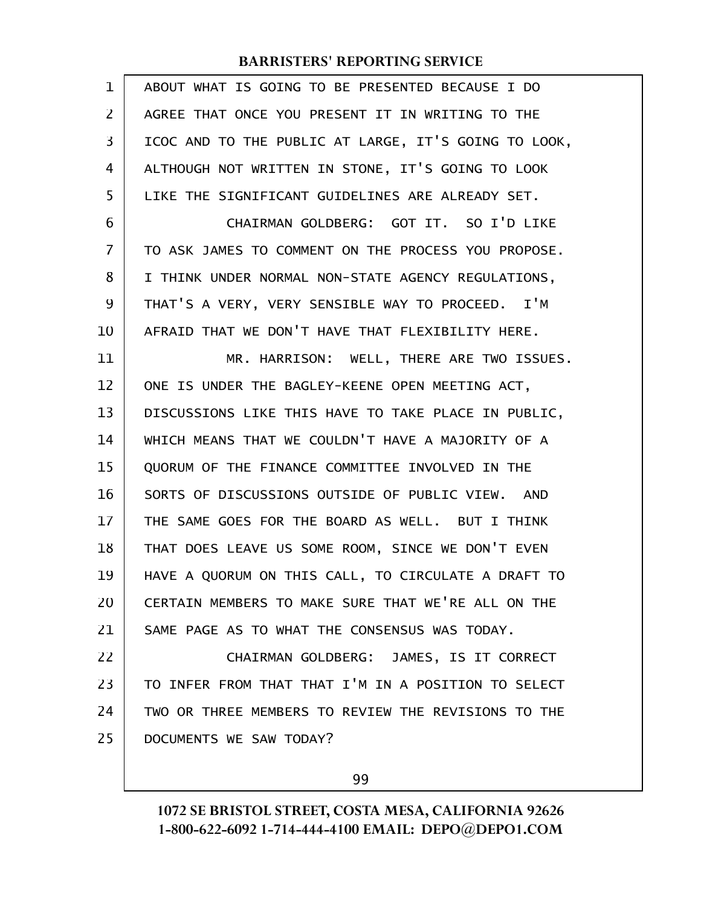ABOUT WHAT IS GOING TO BE PRESENTED BECAUSE I DO AGREE THAT ONCE YOU PRESENT IT IN WRITING TO THE ICOC AND TO THE PUBLIC AT LARGE, IT'S GOING TO LOOK, ALTHOUGH NOT WRITTEN IN STONE, IT'S GOING TO LOOK LIKE THE SIGNIFICANT GUIDELINES ARE ALREADY SET.

CHAIRMAN GOLDBERG: GOT IT. SO I'D LIKE TO ASK JAMES TO COMMENT ON THE PROCESS YOU PROPOSE. I THINK UNDER NORMAL NON-STATE AGENCY REGULATIONS, THAT'S A VERY, VERY SENSIBLE WAY TO PROCEED. I'M AFRAID THAT WE DON'T HAVE THAT FLEXIBILITY HERE.

MR. HARRISON: WELL, THERE ARE TWO ISSUES. ONE IS UNDER THE BAGLEY-KEENE OPEN MEETING ACT, DISCUSSIONS LIKE THIS HAVE TO TAKE PLACE IN PUBLIC, WHICH MEANS THAT WE COULDN'T HAVE A MAJORITY OF A QUORUM OF THE FINANCE COMMITTEE INVOLVED IN THE SORTS OF DISCUSSIONS OUTSIDE OF PUBLIC VIEW. AND THE SAME GOES FOR THE BOARD AS WELL. BUT I THINK THAT DOES LEAVE US SOME ROOM, SINCE WE DON'T EVEN HAVE A QUORUM ON THIS CALL, TO CIRCULATE A DRAFT TO CERTAIN MEMBERS TO MAKE SURE THAT WE'RE ALL ON THE SAME PAGE AS TO WHAT THE CONSENSUS WAS TODAY.

CHAIRMAN GOLDBERG: JAMES, IS IT CORRECT TO INFER FROM THAT THAT I'M IN A POSITION TO SELECT TWO OR THREE MEMBERS TO REVIEW THE REVISIONS TO THE DOCUMENTS WE SAW TODAY?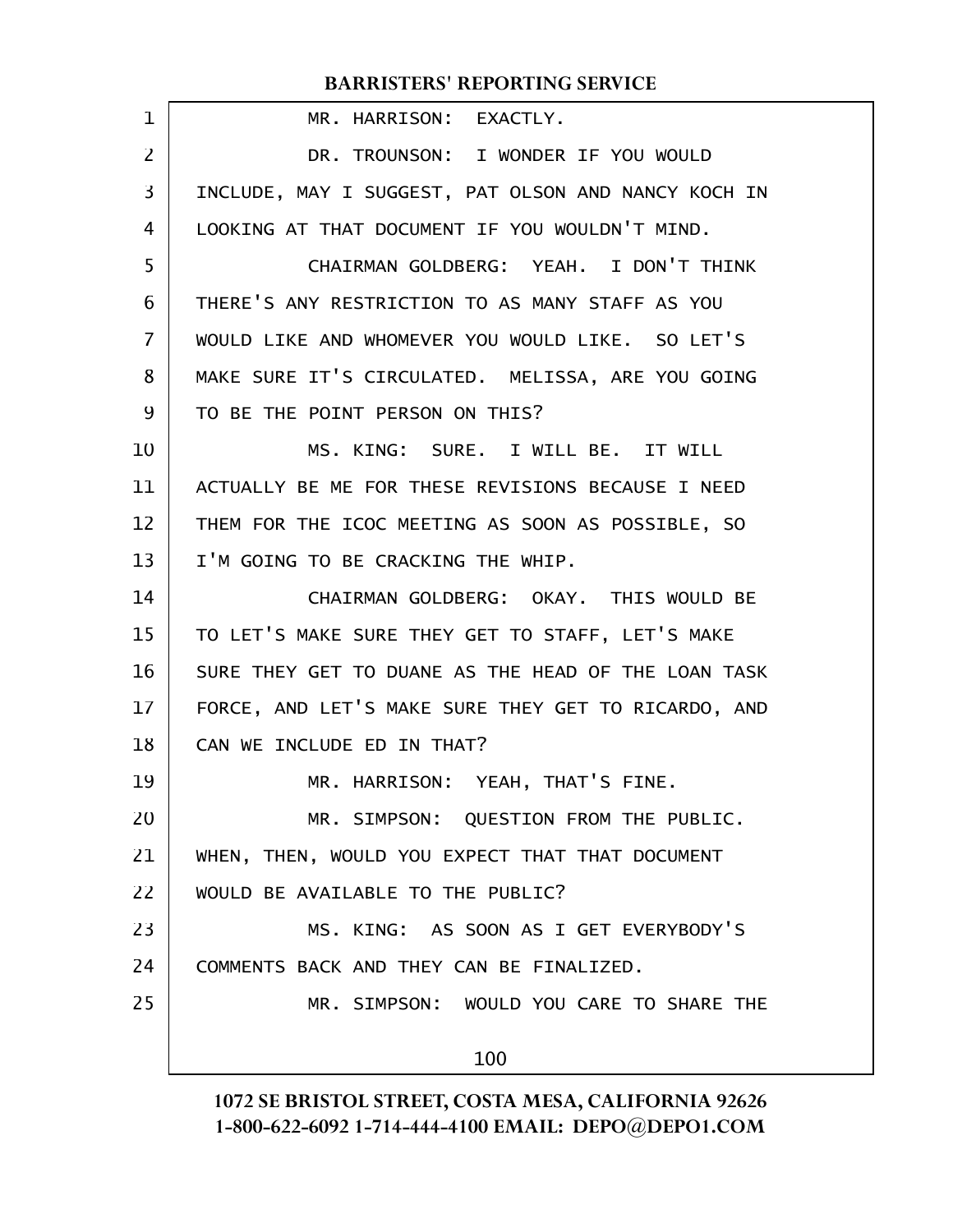MR. HARRISON: EXACTLY.

DR. TROUNSON: I WONDER IF YOU WOULD INCLUDE, MAY I SUGGEST, PAT OLSON AND NANCY KOCH IN LOOKING AT THAT DOCUMENT IF YOU WOULDN'T MIND.

CHAIRMAN GOLDBERG: YEAH. I DON'T THINK THERE'S ANY RESTRICTION TO AS MANY STAFF AS YOU WOULD LIKE AND WHOMEVER YOU WOULD LIKE. SO LET'S MAKE SURE IT'S CIRCULATED. MELISSA, ARE YOU GOING TO BE THE POINT PERSON ON THIS?

MS. KING: SURE. I WILL BE. IT WILL ACTUALLY BE ME FOR THESE REVISIONS BECAUSE I NEED THEM FOR THE ICOC MEETING AS SOON AS POSSIBLE, SO I'M GOING TO BE CRACKING THE WHIP.

CHAIRMAN GOLDBERG: OKAY. THIS WOULD BE TO LET'S MAKE SURE THEY GET TO STAFF, LET'S MAKE SURE THEY GET TO DUANE AS THE HEAD OF THE LOAN TASK FORCE, AND LET'S MAKE SURE THEY GET TO RICARDO, AND CAN WE INCLUDE ED IN THAT?

MR. HARRISON: YEAH, THAT'S FINE.

MR. SIMPSON: QUESTION FROM THE PUBLIC. WHEN, THEN, WOULD YOU EXPECT THAT THAT DOCUMENT WOULD BE AVAILABLE TO THE PUBLIC?

MS. KING: AS SOON AS I GET EVERYBODY'S COMMENTS BACK AND THEY CAN BE FINALIZED.

MR. SIMPSON: WOULD YOU CARE TO SHARE THE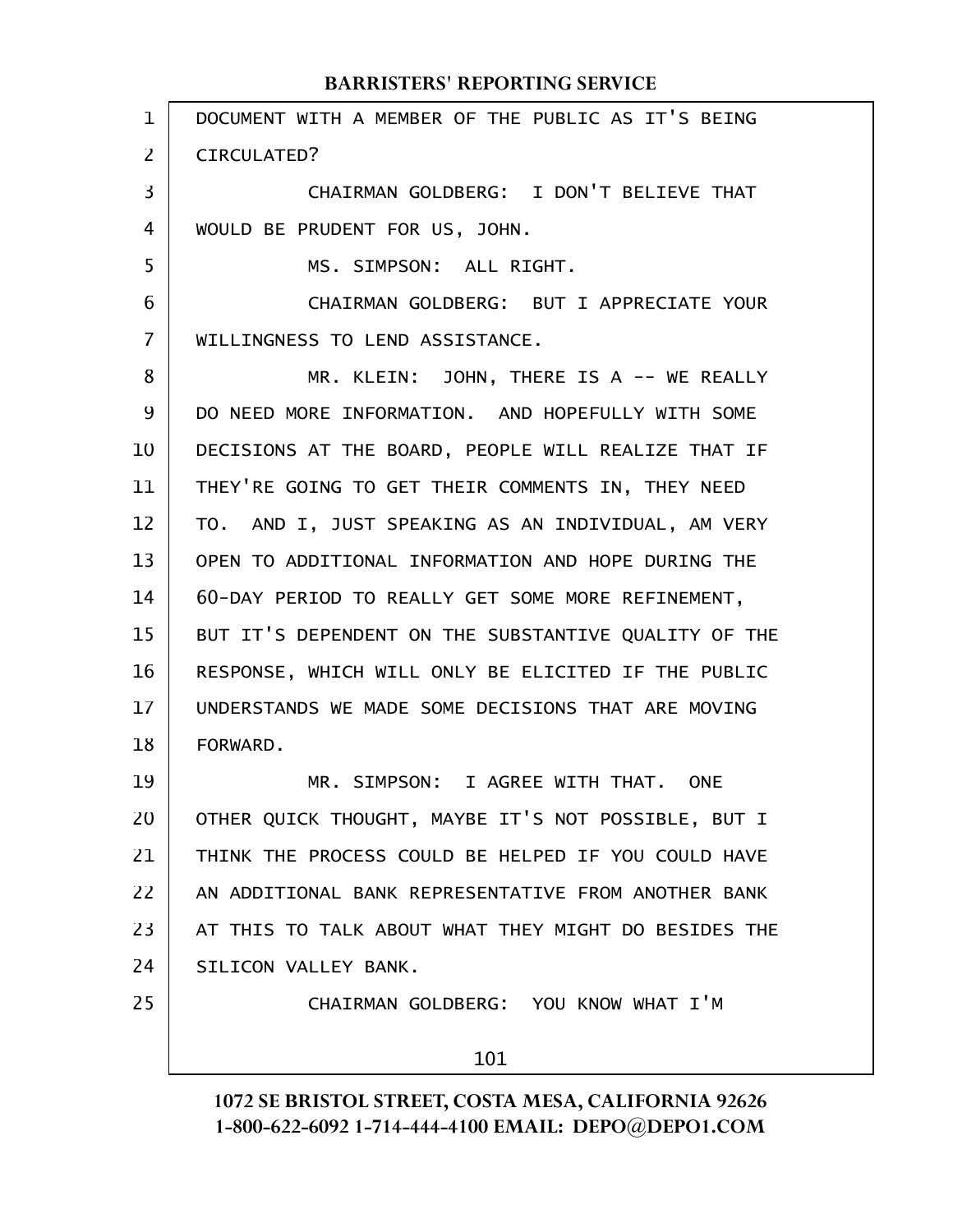DOCUMENT WITH A MEMBER OF THE PUBLIC AS IT'S BEING CIRCULATED?

CHAIRMAN GOLDBERG: I DON'T BELIEVE THAT WOULD BE PRUDENT FOR US, JOHN.

MS. SIMPSON: ALL RIGHT.

CHAIRMAN GOLDBERG: BUT I APPRECIATE YOUR WILLINGNESS TO LEND ASSISTANCE.

MR. KLEIN: JOHN, THERE IS A -- WE REALLY DO NEED MORE INFORMATION. AND HOPEFULLY WITH SOME DECISIONS AT THE BOARD, PEOPLE WILL REALIZE THAT IF THEY'RE GOING TO GET THEIR COMMENTS IN, THEY NEED TO. AND I, JUST SPEAKING AS AN INDIVIDUAL, AM VERY OPEN TO ADDITIONAL INFORMATION AND HOPE DURING THE 60-DAY PERIOD TO REALLY GET SOME MORE REFINEMENT, BUT IT'S DEPENDENT ON THE SUBSTANTIVE QUALITY OF THE RESPONSE, WHICH WILL ONLY BE ELICITED IF THE PUBLIC UNDERSTANDS WE MADE SOME DECISIONS THAT ARE MOVING FORWARD.

MR. SIMPSON: I AGREE WITH THAT. ONE OTHER QUICK THOUGHT, MAYBE IT'S NOT POSSIBLE, BUT I THINK THE PROCESS COULD BE HELPED IF YOU COULD HAVE AN ADDITIONAL BANK REPRESENTATIVE FROM ANOTHER BANK AT THIS TO TALK ABOUT WHAT THEY MIGHT DO BESIDES THE SILICON VALLEY BANK.

CHAIRMAN GOLDBERG: YOU KNOW WHAT I'M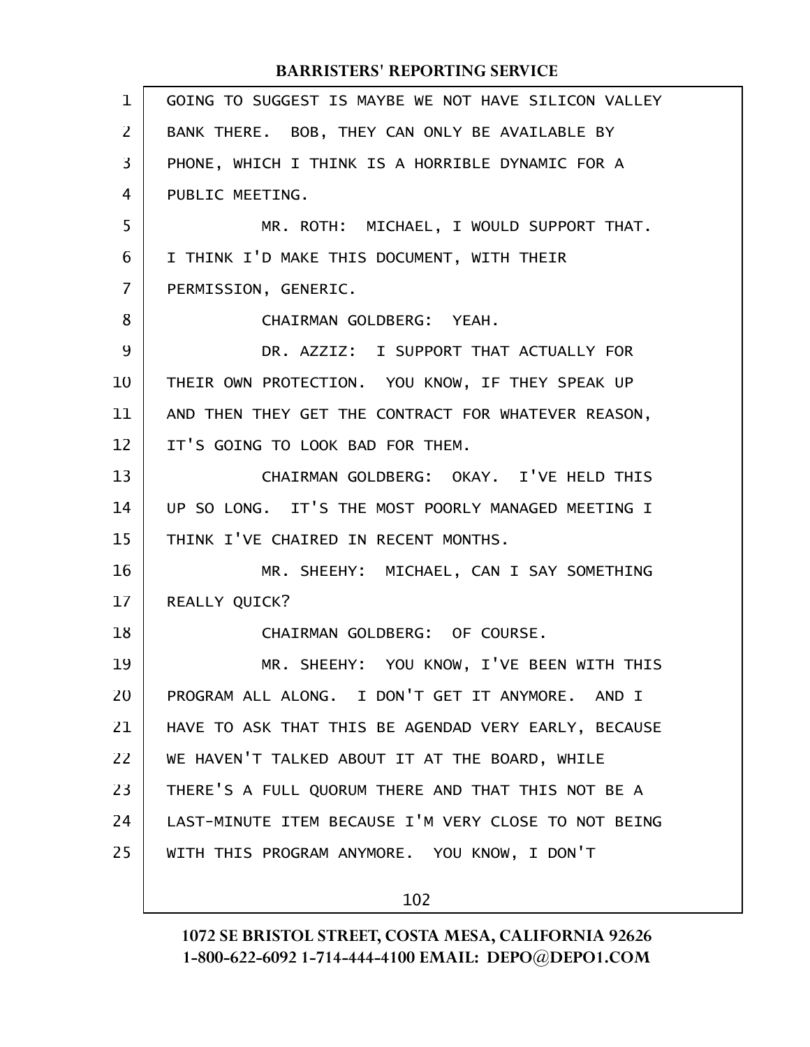GOING TO SUGGEST IS MAYBE WE NOT HAVE SILICON VALLEY BANK THERE. BOB, THEY CAN ONLY BE AVAILABLE BY PHONE, WHICH I THINK IS A HORRIBLE DYNAMIC FOR A PUBLIC MEETING.

MR. ROTH: MICHAEL, I WOULD SUPPORT THAT. I THINK I'D MAKE THIS DOCUMENT, WITH THEIR PERMISSION, GENERIC.

CHAIRMAN GOLDBERG: YEAH.

DR. AZZIZ: I SUPPORT THAT ACTUALLY FOR THEIR OWN PROTECTION. YOU KNOW, IF THEY SPEAK UP AND THEN THEY GET THE CONTRACT FOR WHATEVER REASON, IT'S GOING TO LOOK BAD FOR THEM.

CHAIRMAN GOLDBERG: OKAY. I'VE HELD THIS UP SO LONG. IT'S THE MOST POORLY MANAGED MEETING I THINK I'VE CHAIRED IN RECENT MONTHS.

MR. SHEEHY: MICHAEL, CAN I SAY SOMETHING REALLY QUICK?

CHAIRMAN GOLDBERG: OF COURSE.

MR. SHEEHY: YOU KNOW, I'VE BEEN WITH THIS PROGRAM ALL ALONG. I DON'T GET IT ANYMORE. AND I HAVE TO ASK THAT THIS BE AGENDAD VERY EARLY, BECAUSE WE HAVEN'T TALKED ABOUT IT AT THE BOARD, WHILE THERE'S A FULL QUORUM THERE AND THAT THIS NOT BE A LAST-MINUTE ITEM BECAUSE I'M VERY CLOSE TO NOT BEING WITH THIS PROGRAM ANYMORE. YOU KNOW, I DON'T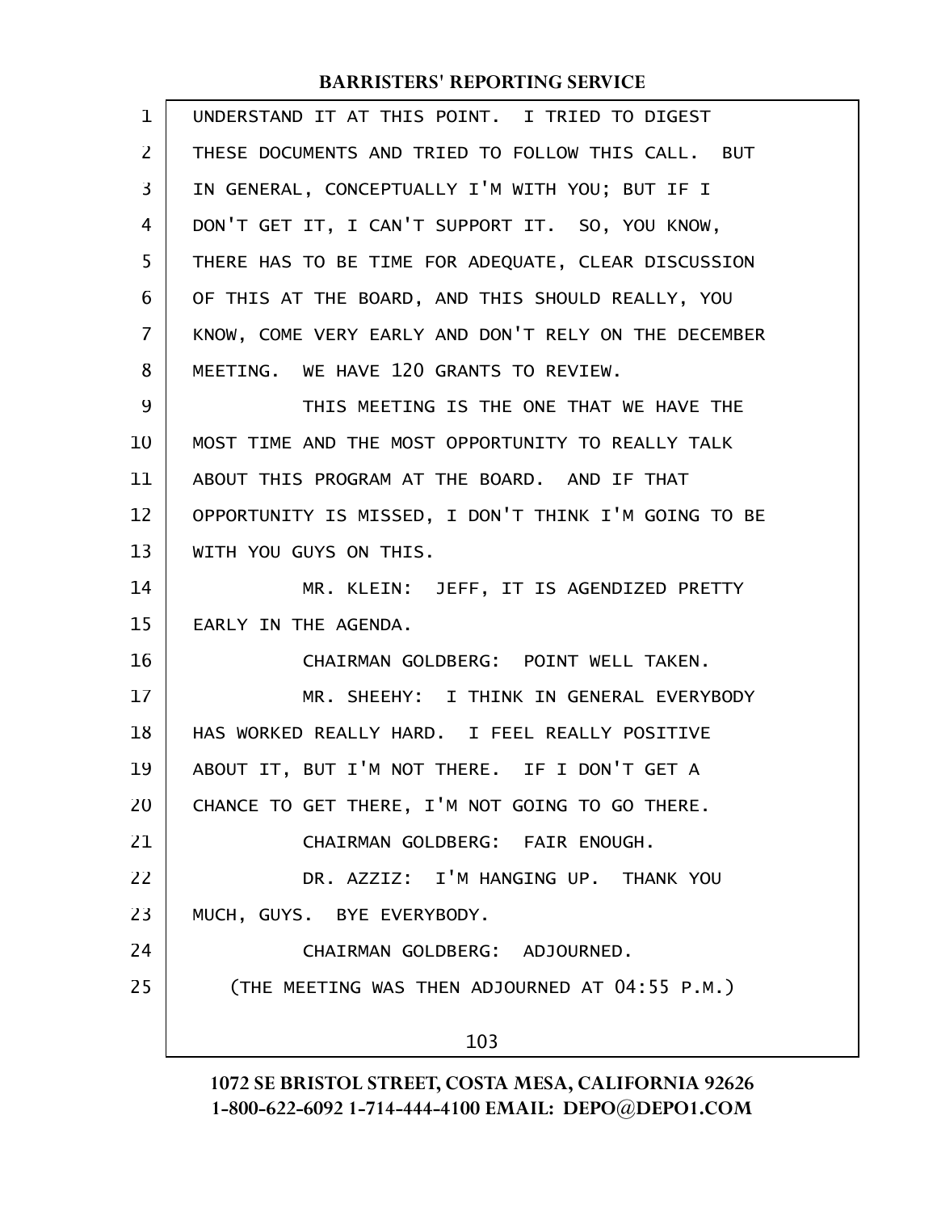UNDERSTAND IT AT THIS POINT. I TRIED TO DIGEST THESE DOCUMENTS AND TRIED TO FOLLOW THIS CALL. BUT IN GENERAL, CONCEPTUALLY I'M WITH YOU; BUT IF I DON'T GET IT, I CAN'T SUPPORT IT. SO, YOU KNOW, THERE HAS TO BE TIME FOR ADEQUATE, CLEAR DISCUSSION OF THIS AT THE BOARD, AND THIS SHOULD REALLY, YOU KNOW, COME VERY EARLY AND DON'T RELY ON THE DECEMBER MEETING. WE HAVE 120 GRANTS TO REVIEW.

THIS MEETING IS THE ONE THAT WE HAVE THE MOST TIME AND THE MOST OPPORTUNITY TO REALLY TALK ABOUT THIS PROGRAM AT THE BOARD. AND IF THAT OPPORTUNITY IS MISSED, I DON'T THINK I'M GOING TO BE WITH YOU GUYS ON THIS.

MR. KLEIN: JEFF, IT IS AGENDIZED PRETTY EARLY IN THE AGENDA.

CHAIRMAN GOLDBERG: POINT WELL TAKEN.

MR. SHEEHY: I THINK IN GENERAL EVERYBODY HAS WORKED REALLY HARD. I FEEL REALLY POSITIVE ABOUT IT, BUT I'M NOT THERE. IF I DON'T GET A CHANCE TO GET THERE, I'M NOT GOING TO GO THERE.

CHAIRMAN GOLDBERG: FAIR ENOUGH.

DR. AZZIZ: I'M HANGING UP. THANK YOU MUCH, GUYS. BYE EVERYBODY.

CHAIRMAN GOLDBERG: ADJOURNED.

(THE MEETING WAS THEN ADJOURNED AT 04:55 P.M.)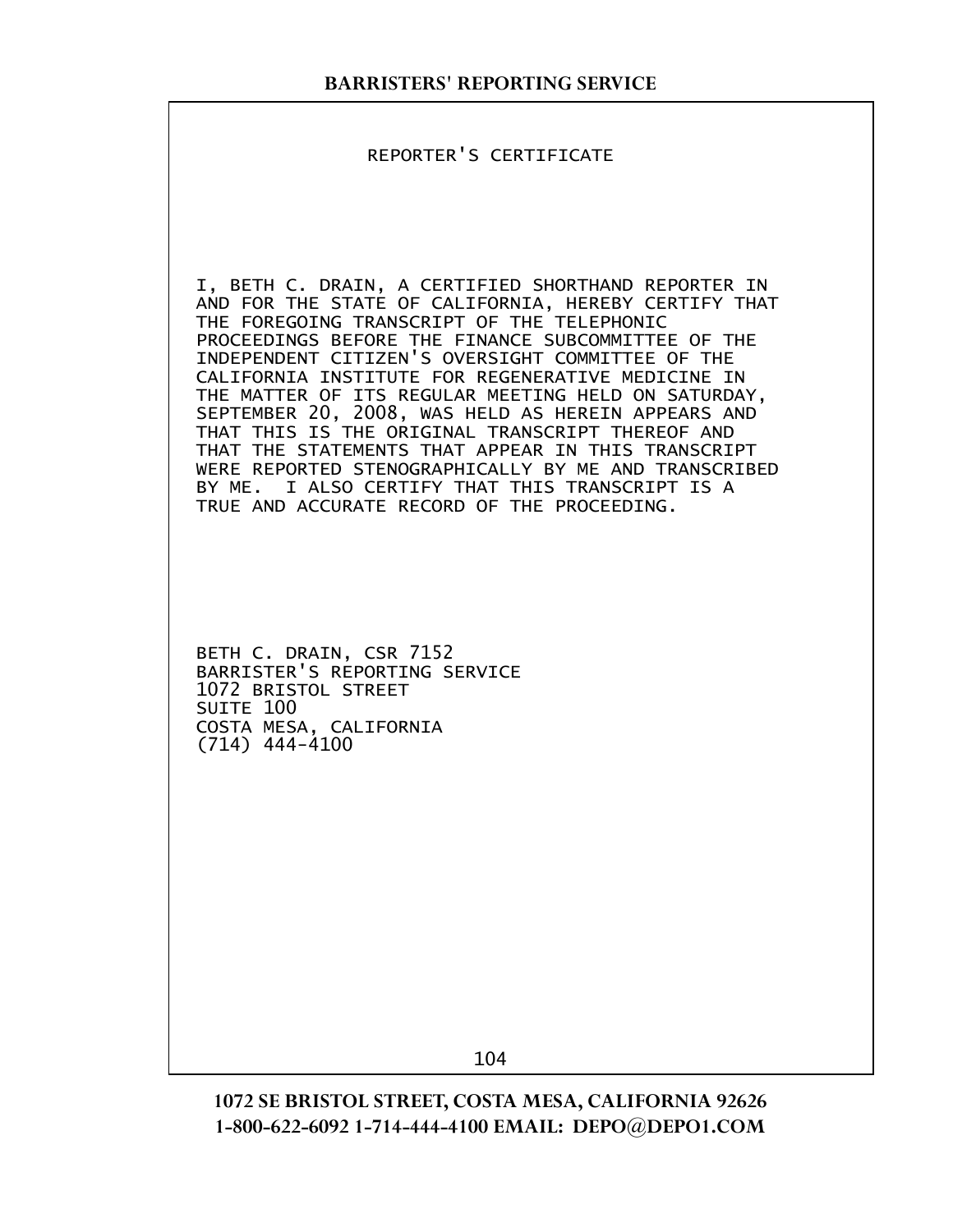# REPORTER'S CERTIFICATE

I, BETH C. DRAIN, A CERTIFIED SHORTHAND REPORTER IN AND FOR THE STATE OF CALIFORNIA, HEREBY CERTIFY THAT THE FOREGOING TRANSCRIPT OF THE TELEPHONIC PROCEEDINGS BEFORE THE FINANCE SUBCOMMITTEE OF THE INDEPENDENT CITIZEN'S OVERSIGHT COMMITTEE OF THE CALIFORNIA INSTITUTE FOR REGENERATIVE MEDICINE IN THE MATTER OF ITS REGULAR MEETING HELD ON SATURDAY, SEPTEMBER 20, 2008, WAS HELD AS HEREIN APPEARS AND THAT THIS IS THE ORIGINAL TRANSCRIPT THEREOF AND THAT THE STATEMENTS THAT APPEAR IN THIS TRANSCRIPT WERE REPORTED STENOGRAPHICALLY BY ME AND TRANSCRIBED BY ME. I ALSO CERTIFY THAT THIS TRANSCRIPT IS A TRUE AND ACCURATE RECORD OF THE PROCEEDING.

BETH C. DRAIN, CSR 7152
BARRISTER'S REPORTING SERVICE
1072 BRISTOL STREET
SUITE 100
COSTA MESA, CALIFORNIA
(714) 444-4100